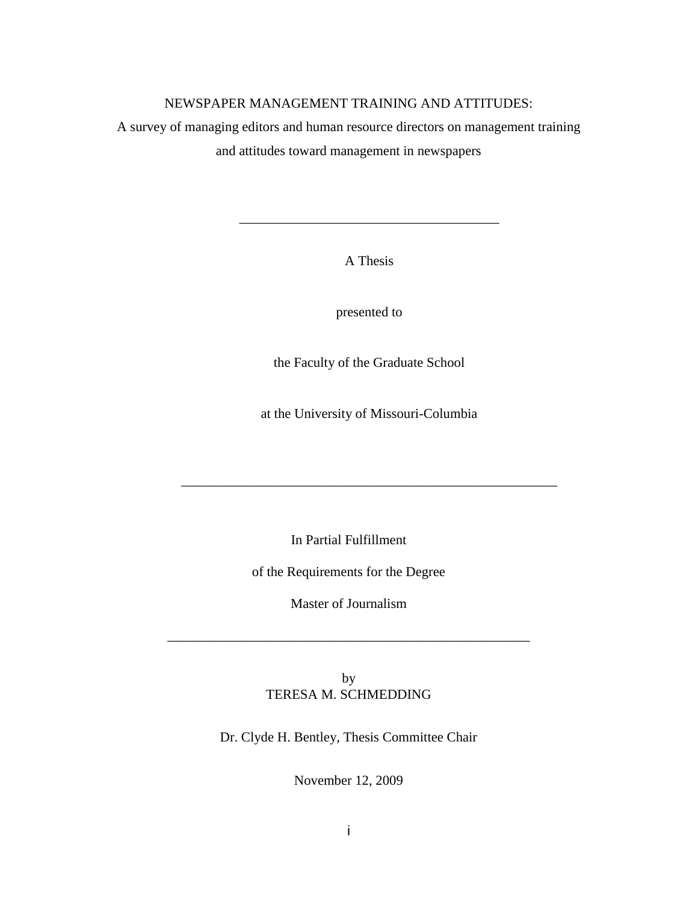# NEWSPAPER MANAGEMENT TRAINING AND ATTITUDES:

A survey of managing editors and human resource directors on management training and attitudes toward management in newspapers

---

A Thesis

presented to

the Faculty of the Graduate School

at the University of Missouri-Columbia

---

In Partial Fulfillment

of the Requirements for the Degree

Master of Journalism

---

by

TERESA M. SCHMEDDING

Dr. Clyde H. Bentley, Thesis Committee Chair

November 12, 2009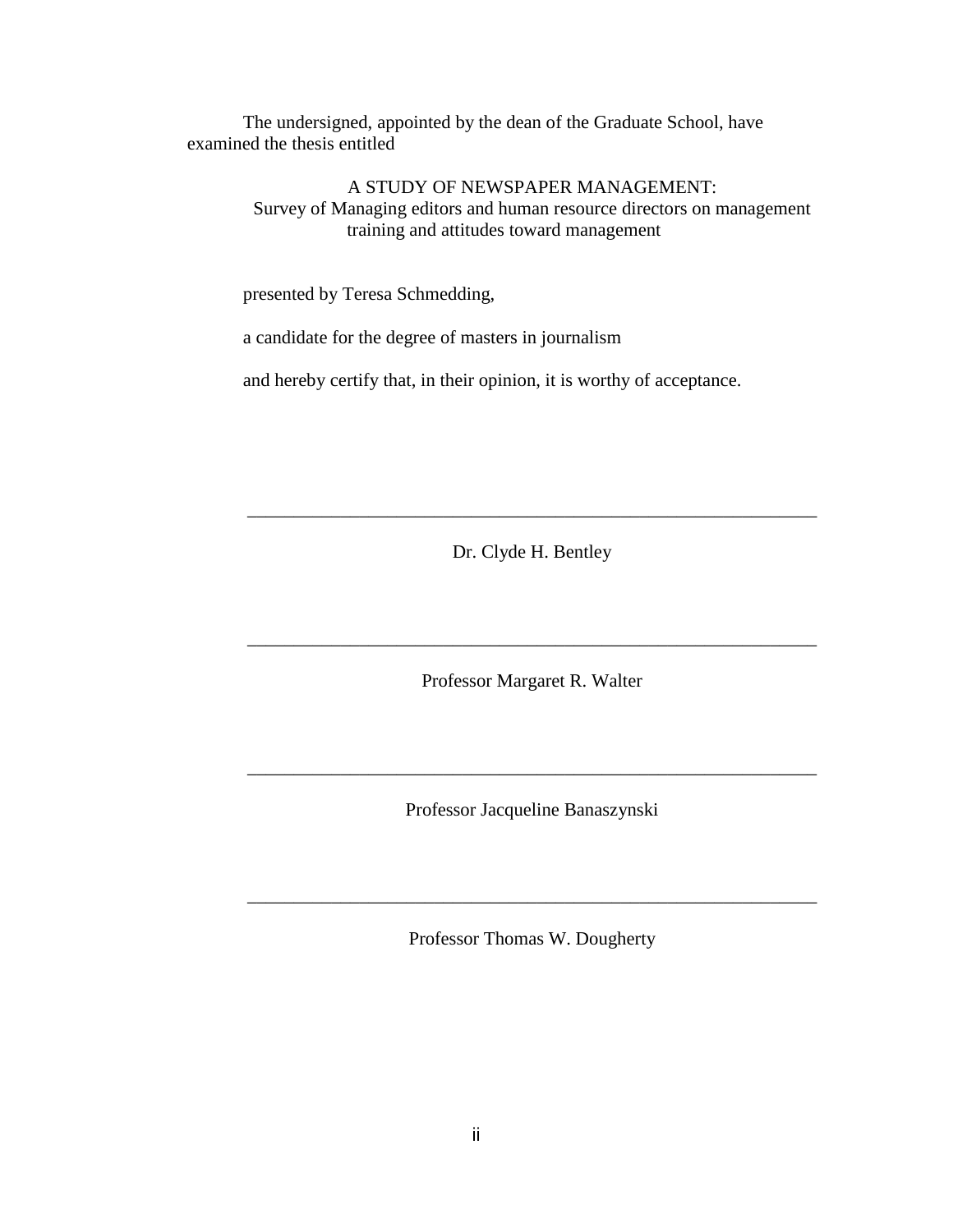The undersigned, appointed by the dean of the Graduate School, have examined the thesis entitled

A STUDY OF NEWSPAPER MANAGEMENT:
Survey of Managing editors and human resource directors on management training and attitudes toward management

presented by Teresa Schmedding,

a candidate for the degree of masters in journalism

and hereby certify that, in their opinion, it is worthy of acceptance.

\_\_\_\_\_\_\_\_\_\_\_\_\_\_\_\_\_\_\_\_\_\_\_\_\_\_\_\_\_\_\_\_\_\_\_\_\_\_\_\_\_\_\_\_\_\_\_\_\_\_\_\_\_\_\_\_\_\_\_\_\_\_

Dr. Clyde H. Bentley

\_\_\_\_\_\_\_\_\_\_\_\_\_\_\_\_\_\_\_\_\_\_\_\_\_\_\_\_\_\_\_\_\_\_\_\_\_\_\_\_\_\_\_\_\_\_\_\_\_\_\_\_\_\_\_\_\_\_\_\_\_\_

Professor Margaret R. Walter

\_\_\_\_\_\_\_\_\_\_\_\_\_\_\_\_\_\_\_\_\_\_\_\_\_\_\_\_\_\_\_\_\_\_\_\_\_\_\_\_\_\_\_\_\_\_\_\_\_\_\_\_\_\_\_\_\_\_\_\_\_\_

Professor Jacqueline Banaszynski

\_\_\_\_\_\_\_\_\_\_\_\_\_\_\_\_\_\_\_\_\_\_\_\_\_\_\_\_\_\_\_\_\_\_\_\_\_\_\_\_\_\_\_\_\_\_\_\_\_\_\_\_\_\_\_\_\_\_\_\_\_\_

Professor Thomas W. Dougherty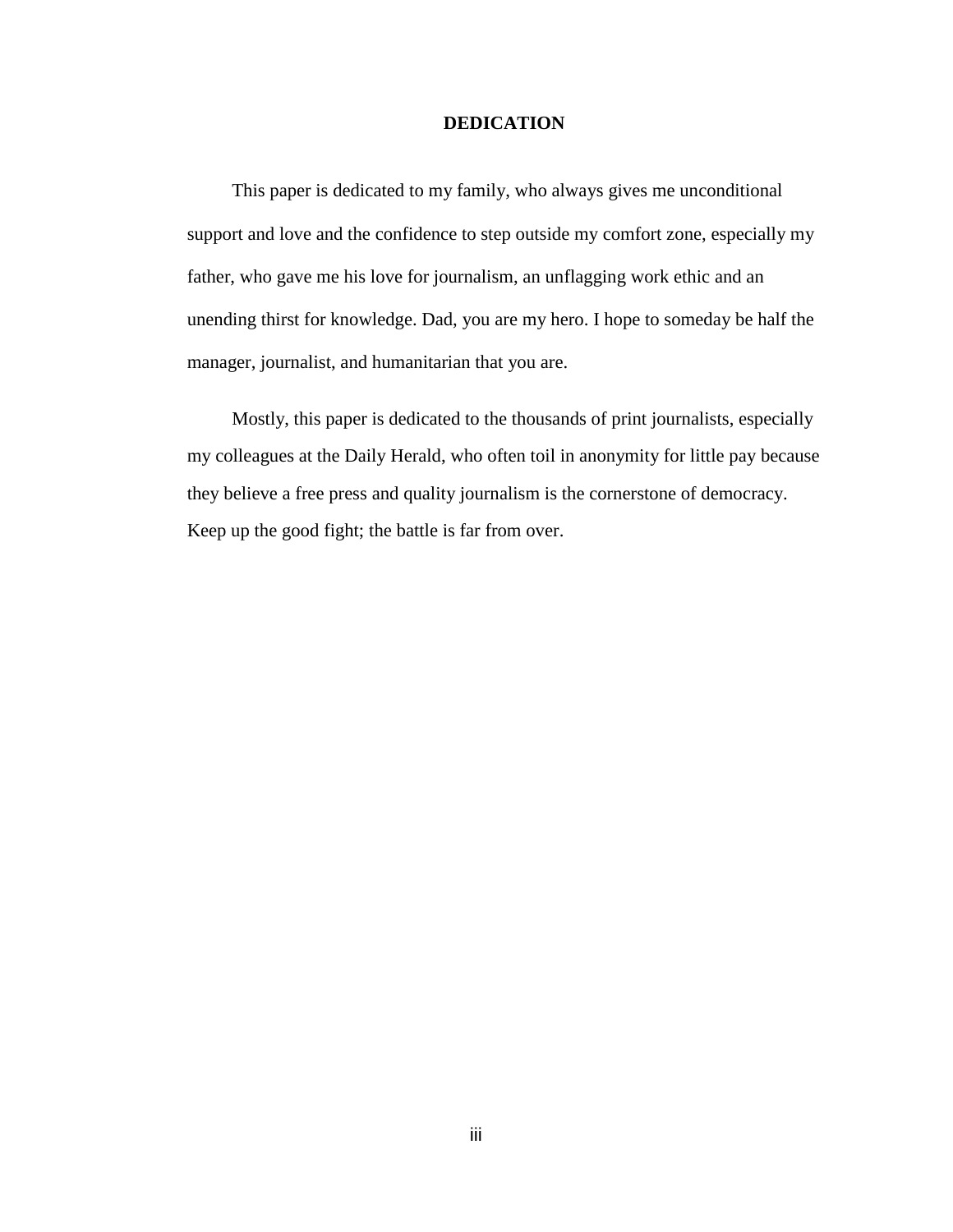# DEDICATION

This paper is dedicated to my family, who always gives me unconditional support and love and the confidence to step outside my comfort zone, especially my father, who gave me his love for journalism, an unflagging work ethic and an unending thirst for knowledge. Dad, you are my hero. I hope to someday be half the manager, journalist, and humanitarian that you are.

Mostly, this paper is dedicated to the thousands of print journalists, especially my colleagues at the Daily Herald, who often toil in anonymity for little pay because they believe a free press and quality journalism is the cornerstone of democracy. Keep up the good fight; the battle is far from over.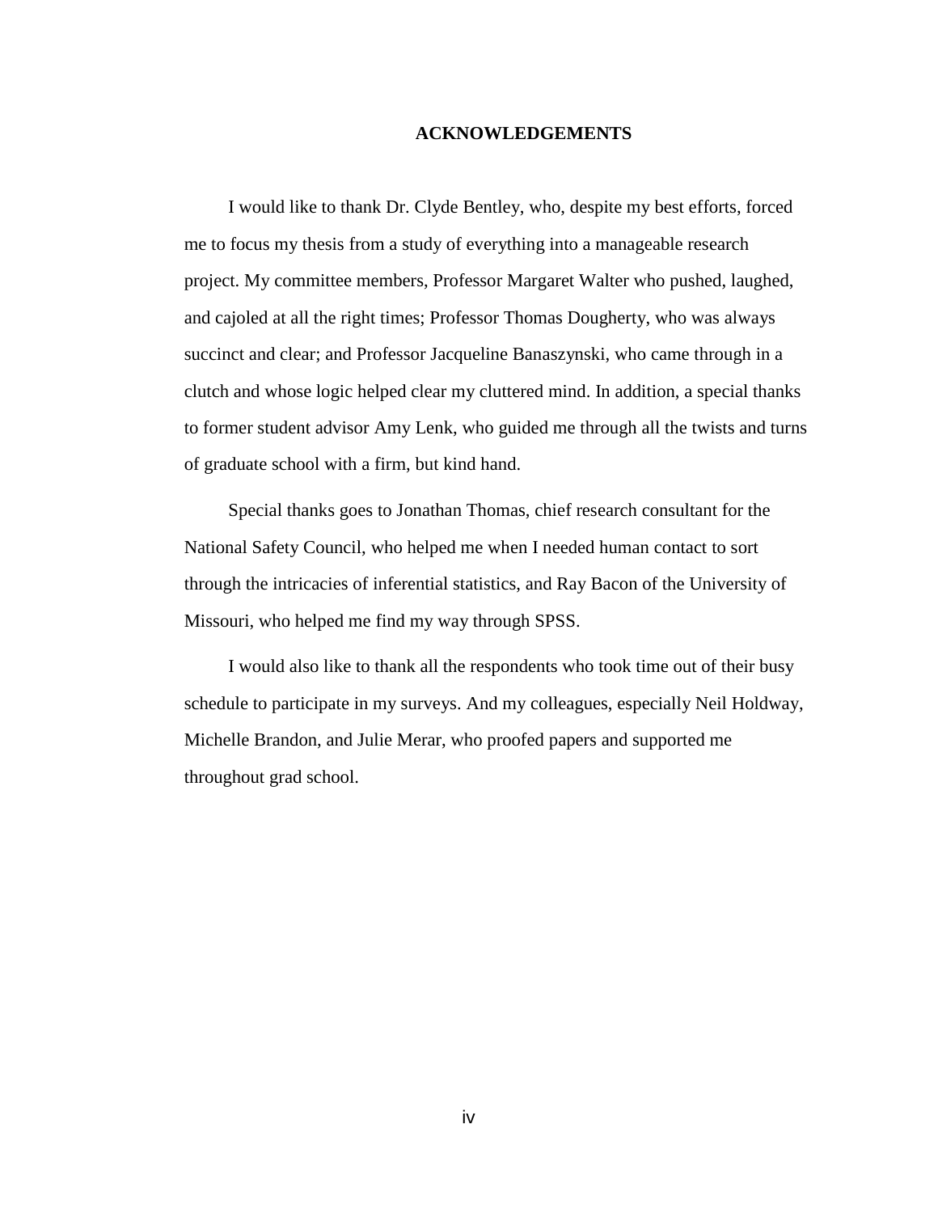# ACKNOWLEDGEMENTS

I would like to thank Dr. Clyde Bentley, who, despite my best efforts, forced me to focus my thesis from a study of everything into a manageable research project. My committee members, Professor Margaret Walter who pushed, laughed, and cajoled at all the right times; Professor Thomas Dougherty, who was always succinct and clear; and Professor Jacqueline Banaszynski, who came through in a clutch and whose logic helped clear my cluttered mind. In addition, a special thanks to former student advisor Amy Lenk, who guided me through all the twists and turns of graduate school with a firm, but kind hand.

Special thanks goes to Jonathan Thomas, chief research consultant for the National Safety Council, who helped me when I needed human contact to sort through the intricacies of inferential statistics, and Ray Bacon of the University of Missouri, who helped me find my way through SPSS.

I would also like to thank all the respondents who took time out of their busy schedule to participate in my surveys. And my colleagues, especially Neil Holdway, Michelle Brandon, and Julie Merar, who proofed papers and supported me throughout grad school.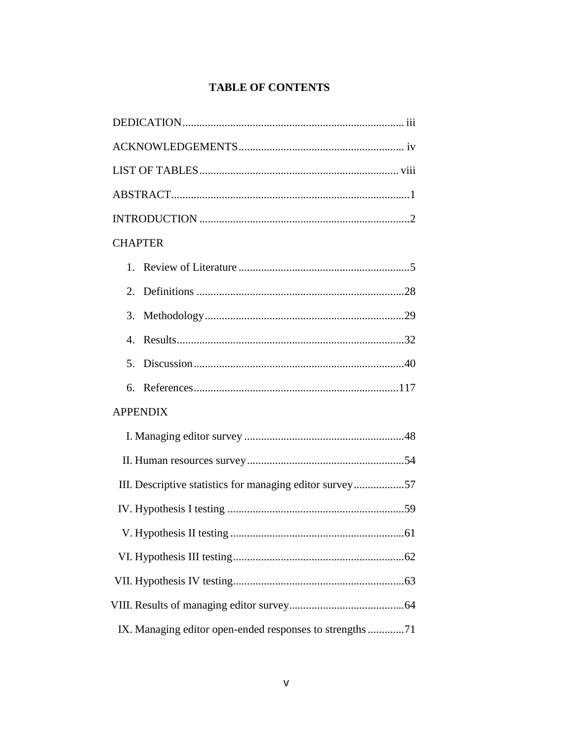# TABLE OF CONTENTS

DEDICATION ........................................................................ iii

ACKNOWLEDGEMENTS ........................................................ iv

LIST OF TABLES ................................................................. viii

ABSTRACT ............................................................................. 1

INTRODUCTION ................................................................... 2

CHAPTER

1. Review of Literature ........................................................ 5
2. Definitions ..................................................................... 28
3. Methodology .................................................................. 29
4. Results ........................................................................... 32
5. Discussion ...................................................................... 40
6. References ..................................................................... 117

APPENDIX

I. Managing editor survey ...................................................... 48

II. Human resources survey .................................................... 54

III. Descriptive statistics for managing editor survey .................. 57

IV. Hypothesis I testing .......................................................... 59

V. Hypothesis II testing ......................................................... 61

VI. Hypothesis III testing ....................................................... 62

VII. Hypothesis IV testing ...................................................... 63

VIII. Results of managing editor survey .................................... 64

IX. Managing editor open-ended responses to strengths ............. 71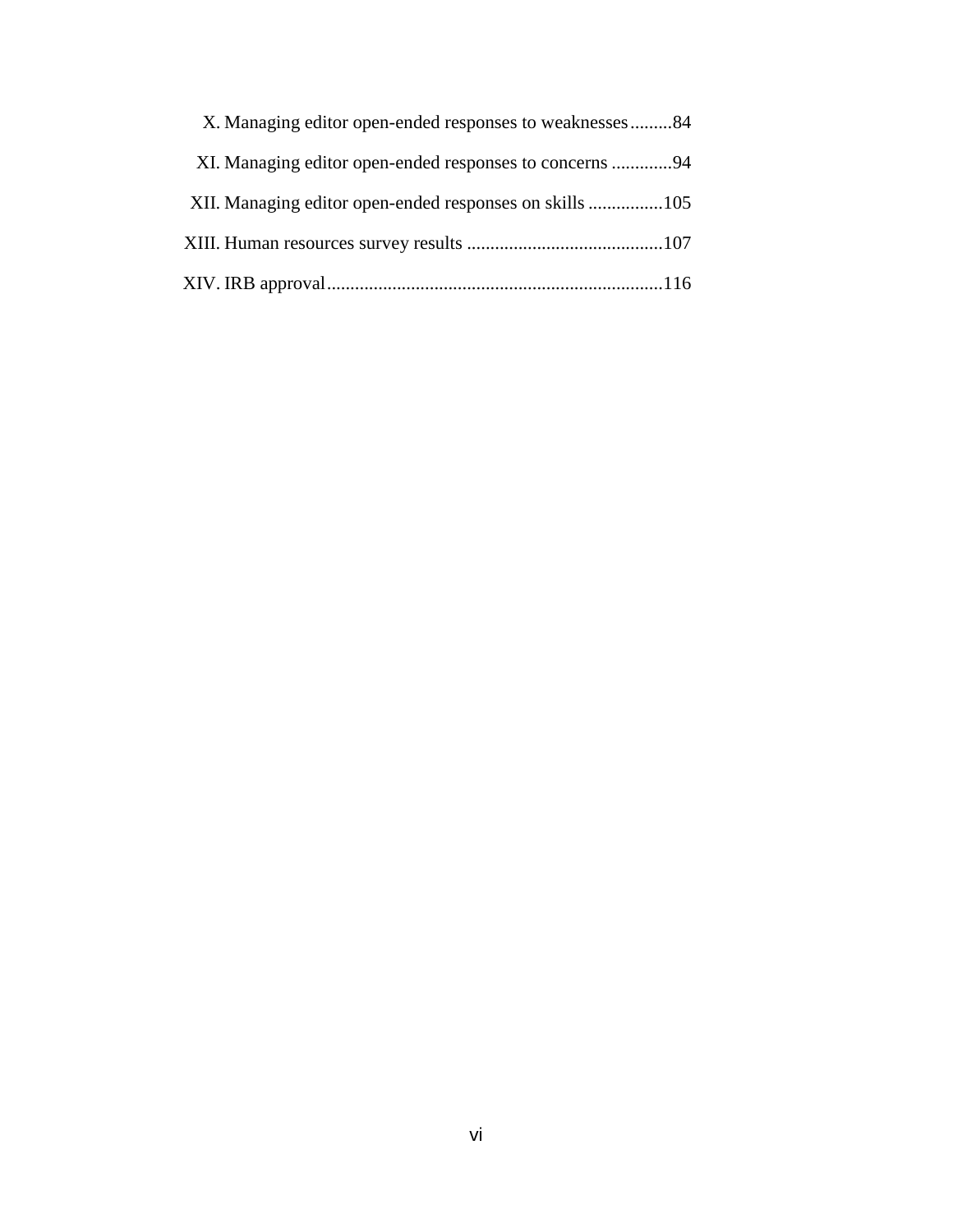X. Managing editor open-ended responses to weaknesses.........84

XI. Managing editor open-ended responses to concerns .............94

XII. Managing editor open-ended responses on skills ................105

XIII. Human resources survey results ..........................................107

XIV. IRB approval........................................................................116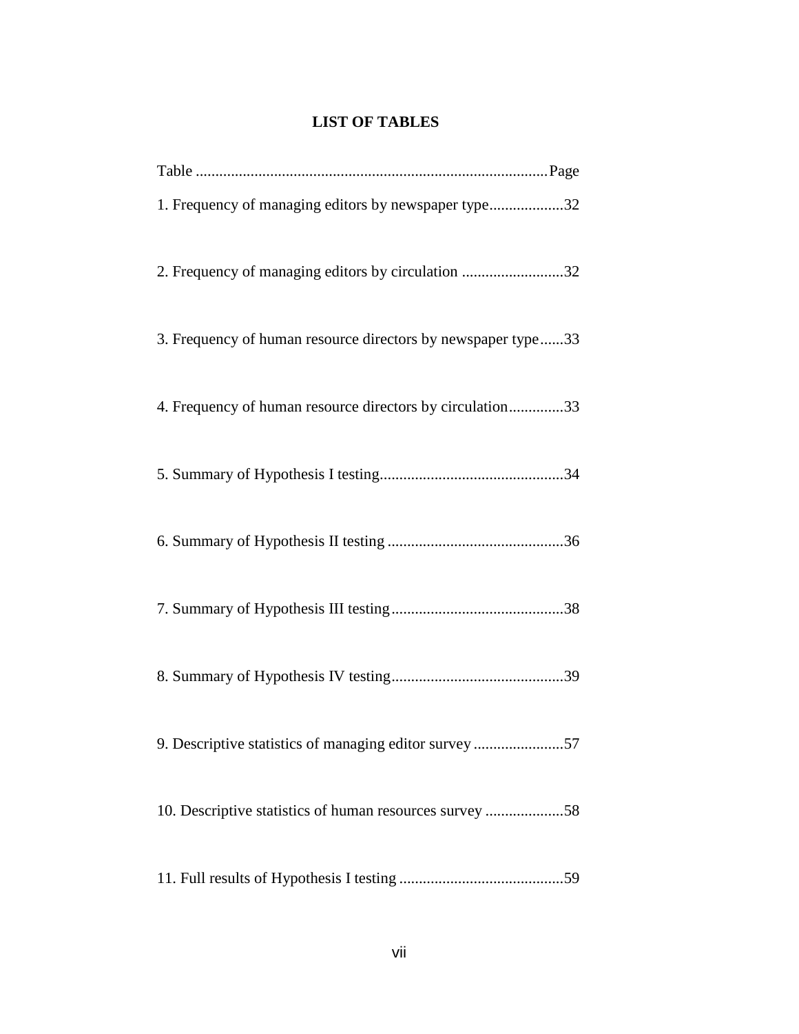## LIST OF TABLES

Table ........................................................................................Page

1. Frequency of managing editors by newspaper type...................32

2. Frequency of managing editors by circulation ..........................32

3. Frequency of human resource directors by newspaper type......33

4. Frequency of human resource directors by circulation..............33

5. Summary of Hypothesis I testing...............................................34

6. Summary of Hypothesis II testing .............................................36

7. Summary of Hypothesis III testing............................................38

8. Summary of Hypothesis IV testing............................................39

9. Descriptive statistics of managing editor survey .......................57

10. Descriptive statistics of human resources survey ....................58

11. Full results of Hypothesis I testing ..........................................59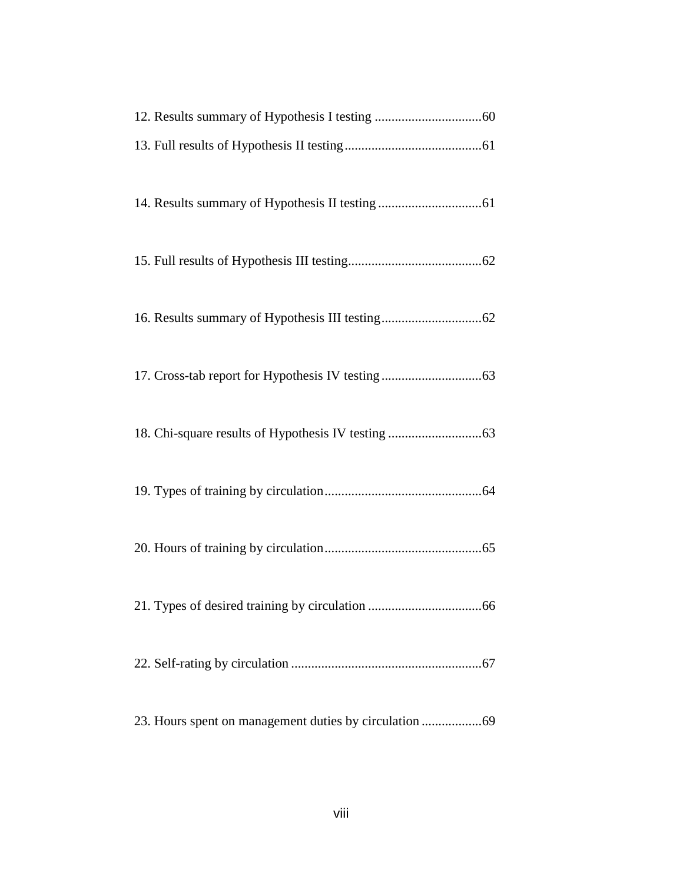12. Results summary of Hypothesis I testing ................................60

13. Full results of Hypothesis II testing.........................................61

14. Results summary of Hypothesis II testing ...............................61

15. Full results of Hypothesis III testing........................................62

16. Results summary of Hypothesis III testing..............................62

17. Cross-tab report for Hypothesis IV testing ..............................63

18. Chi-square results of Hypothesis IV testing ............................63

19. Types of training by circulation...............................................64

20. Hours of training by circulation...............................................65

21. Types of desired training by circulation ..................................66

22. Self-rating by circulation .........................................................67

23. Hours spent on management duties by circulation ..................69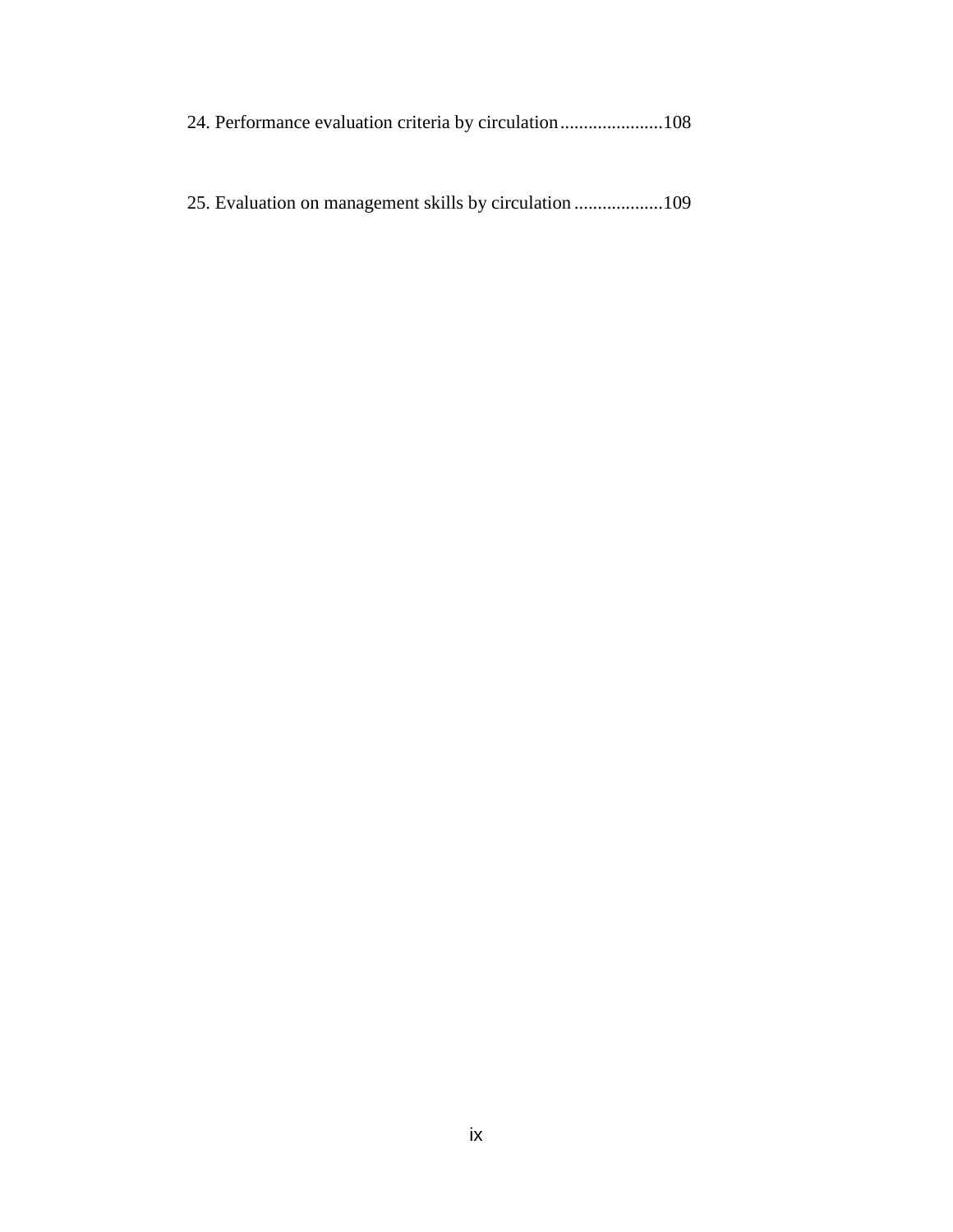24. Performance evaluation criteria by circulation......................108

25. Evaluation on management skills by circulation...................109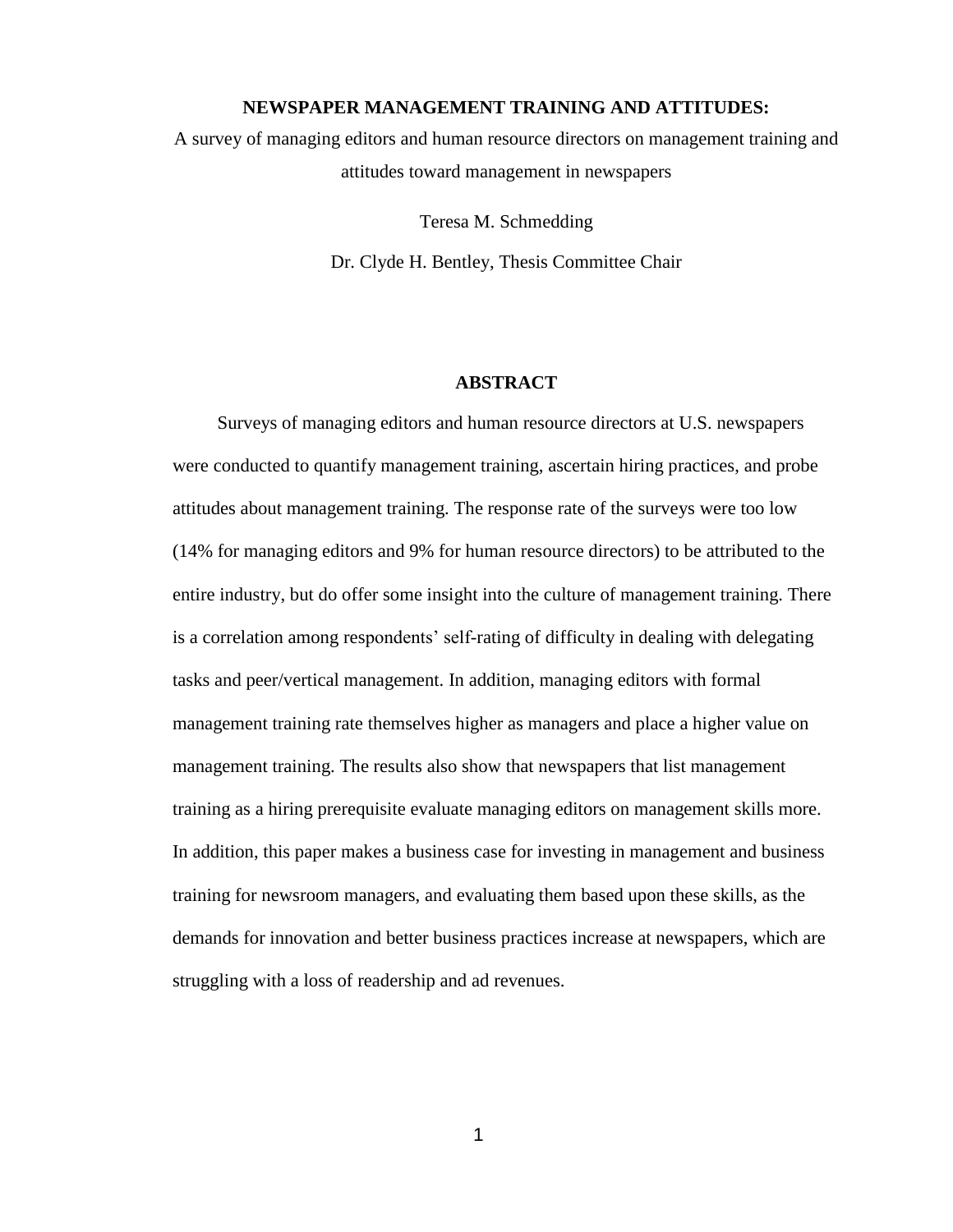**NEWSPAPER MANAGEMENT TRAINING AND ATTITUDES:**

A survey of managing editors and human resource directors on management training and attitudes toward management in newspapers

Teresa M. Schmedding

Dr. Clyde H. Bentley, Thesis Committee Chair

## ABSTRACT

Surveys of managing editors and human resource directors at U.S. newspapers were conducted to quantify management training, ascertain hiring practices, and probe attitudes about management training. The response rate of the surveys were too low (14% for managing editors and 9% for human resource directors) to be attributed to the entire industry, but do offer some insight into the culture of management training. There is a correlation among respondents' self-rating of difficulty in dealing with delegating tasks and peer/vertical management. In addition, managing editors with formal management training rate themselves higher as managers and place a higher value on management training. The results also show that newspapers that list management training as a hiring prerequisite evaluate managing editors on management skills more. In addition, this paper makes a business case for investing in management and business training for newsroom managers, and evaluating them based upon these skills, as the demands for innovation and better business practices increase at newspapers, which are struggling with a loss of readership and ad revenues.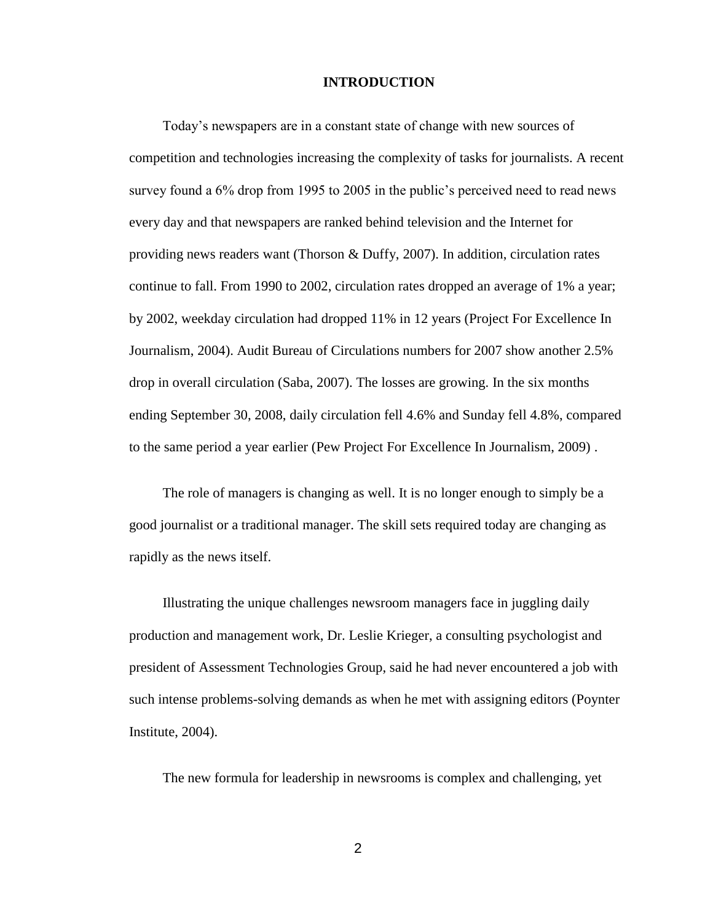# INTRODUCTION

Today's newspapers are in a constant state of change with new sources of competition and technologies increasing the complexity of tasks for journalists. A recent survey found a 6% drop from 1995 to 2005 in the public's perceived need to read news every day and that newspapers are ranked behind television and the Internet for providing news readers want (Thorson & Duffy, 2007). In addition, circulation rates continue to fall. From 1990 to 2002, circulation rates dropped an average of 1% a year; by 2002, weekday circulation had dropped 11% in 12 years (Project For Excellence In Journalism, 2004). Audit Bureau of Circulations numbers for 2007 show another 2.5% drop in overall circulation (Saba, 2007). The losses are growing. In the six months ending September 30, 2008, daily circulation fell 4.6% and Sunday fell 4.8%, compared to the same period a year earlier (Pew Project For Excellence In Journalism, 2009) .

The role of managers is changing as well. It is no longer enough to simply be a good journalist or a traditional manager. The skill sets required today are changing as rapidly as the news itself.

Illustrating the unique challenges newsroom managers face in juggling daily production and management work, Dr. Leslie Krieger, a consulting psychologist and president of Assessment Technologies Group, said he had never encountered a job with such intense problems-solving demands as when he met with assigning editors (Poynter Institute, 2004).

The new formula for leadership in newsrooms is complex and challenging, yet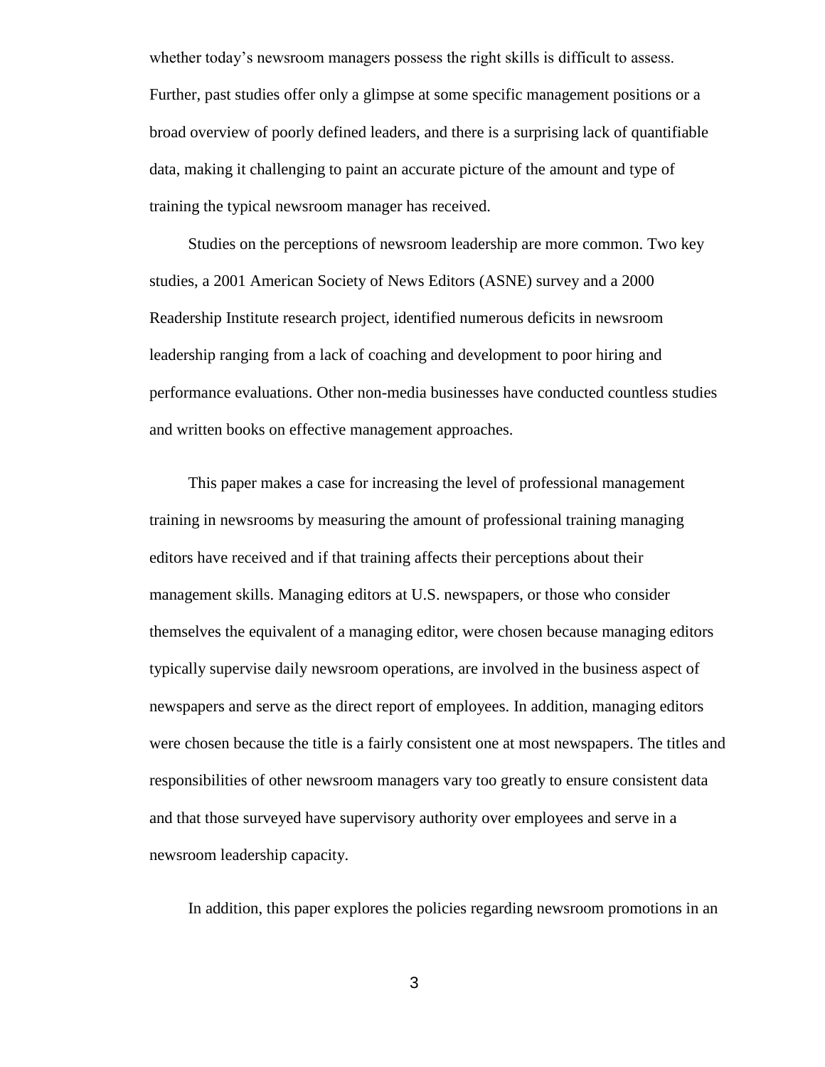whether today's newsroom managers possess the right skills is difficult to assess. Further, past studies offer only a glimpse at some specific management positions or a broad overview of poorly defined leaders, and there is a surprising lack of quantifiable data, making it challenging to paint an accurate picture of the amount and type of training the typical newsroom manager has received.

Studies on the perceptions of newsroom leadership are more common. Two key studies, a 2001 American Society of News Editors (ASNE) survey and a 2000 Readership Institute research project, identified numerous deficits in newsroom leadership ranging from a lack of coaching and development to poor hiring and performance evaluations. Other non-media businesses have conducted countless studies and written books on effective management approaches.

This paper makes a case for increasing the level of professional management training in newsrooms by measuring the amount of professional training managing editors have received and if that training affects their perceptions about their management skills. Managing editors at U.S. newspapers, or those who consider themselves the equivalent of a managing editor, were chosen because managing editors typically supervise daily newsroom operations, are involved in the business aspect of newspapers and serve as the direct report of employees. In addition, managing editors were chosen because the title is a fairly consistent one at most newspapers. The titles and responsibilities of other newsroom managers vary too greatly to ensure consistent data and that those surveyed have supervisory authority over employees and serve in a newsroom leadership capacity.

In addition, this paper explores the policies regarding newsroom promotions in an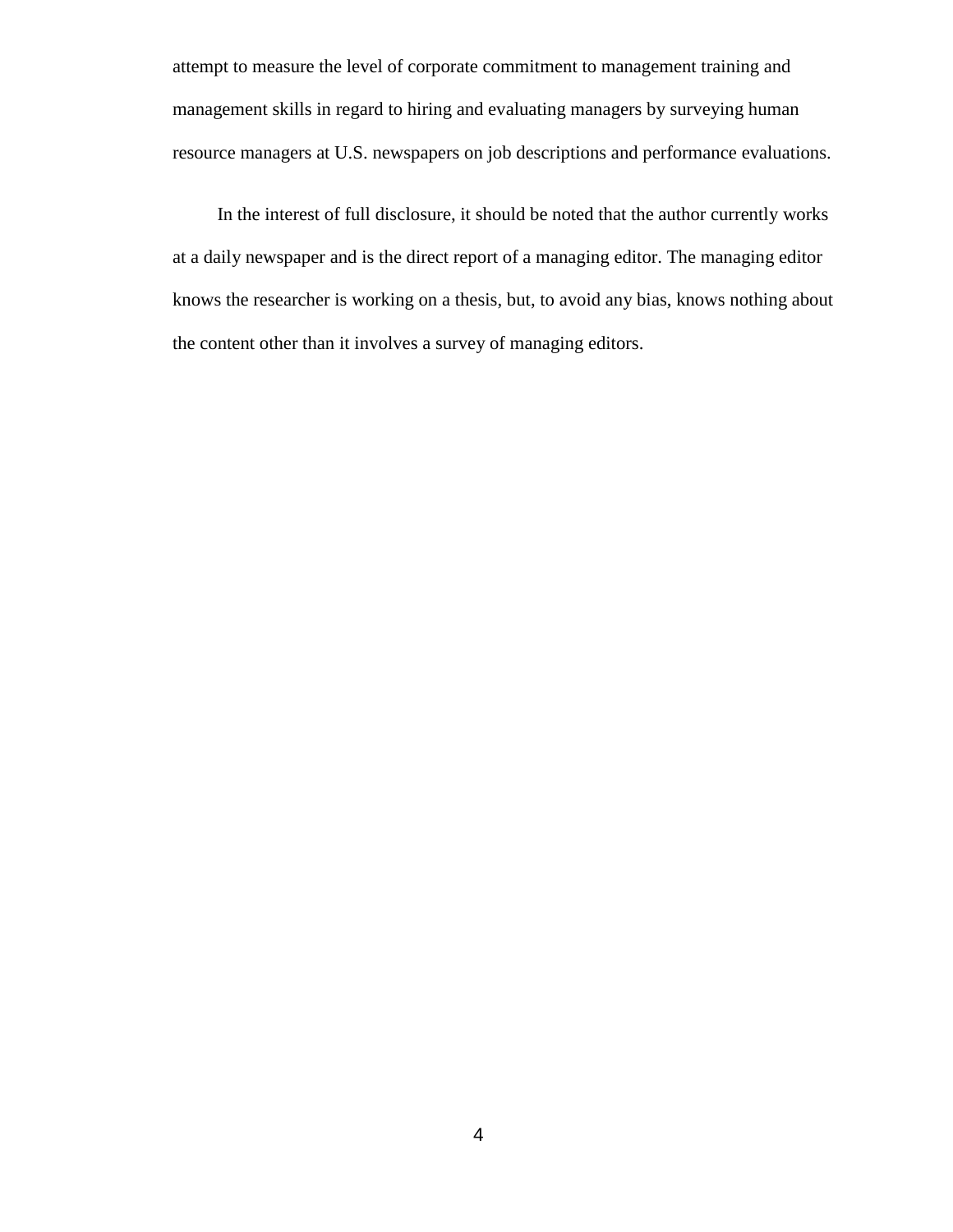attempt to measure the level of corporate commitment to management training and management skills in regard to hiring and evaluating managers by surveying human resource managers at U.S. newspapers on job descriptions and performance evaluations.

In the interest of full disclosure, it should be noted that the author currently works at a daily newspaper and is the direct report of a managing editor. The managing editor knows the researcher is working on a thesis, but, to avoid any bias, knows nothing about the content other than it involves a survey of managing editors.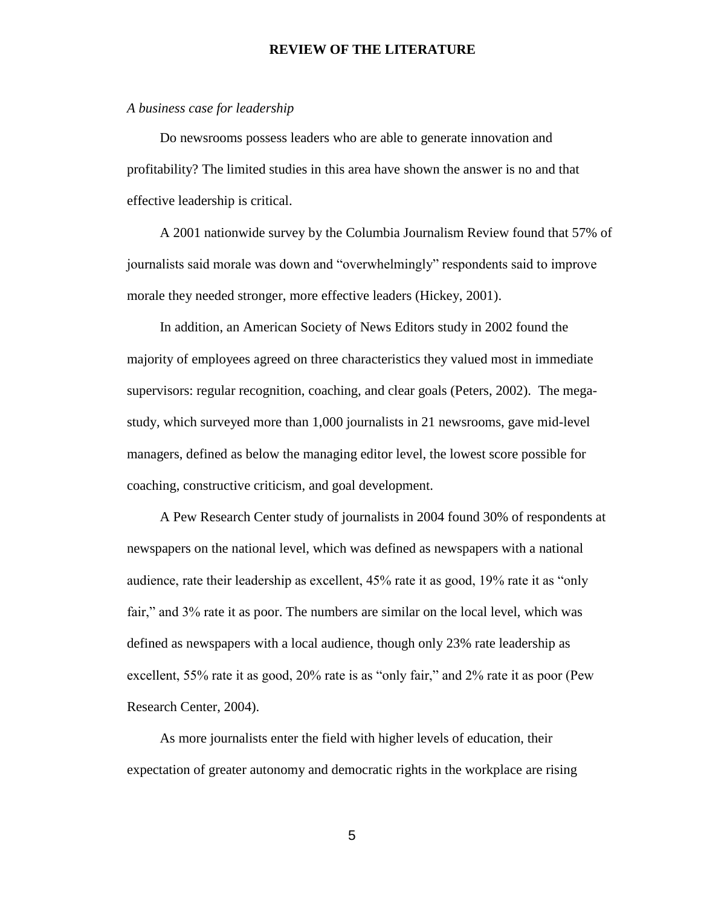# REVIEW OF THE LITERATURE

*A business case for leadership*

Do newsrooms possess leaders who are able to generate innovation and profitability? The limited studies in this area have shown the answer is no and that effective leadership is critical.

A 2001 nationwide survey by the Columbia Journalism Review found that 57% of journalists said morale was down and "overwhelmingly" respondents said to improve morale they needed stronger, more effective leaders (Hickey, 2001).

In addition, an American Society of News Editors study in 2002 found the majority of employees agreed on three characteristics they valued most in immediate supervisors: regular recognition, coaching, and clear goals (Peters, 2002). The mega-study, which surveyed more than 1,000 journalists in 21 newsrooms, gave mid-level managers, defined as below the managing editor level, the lowest score possible for coaching, constructive criticism, and goal development.

A Pew Research Center study of journalists in 2004 found 30% of respondents at newspapers on the national level, which was defined as newspapers with a national audience, rate their leadership as excellent, 45% rate it as good, 19% rate it as "only fair," and 3% rate it as poor. The numbers are similar on the local level, which was defined as newspapers with a local audience, though only 23% rate leadership as excellent, 55% rate it as good, 20% rate is as "only fair," and 2% rate it as poor (Pew Research Center, 2004).

As more journalists enter the field with higher levels of education, their expectation of greater autonomy and democratic rights in the workplace are rising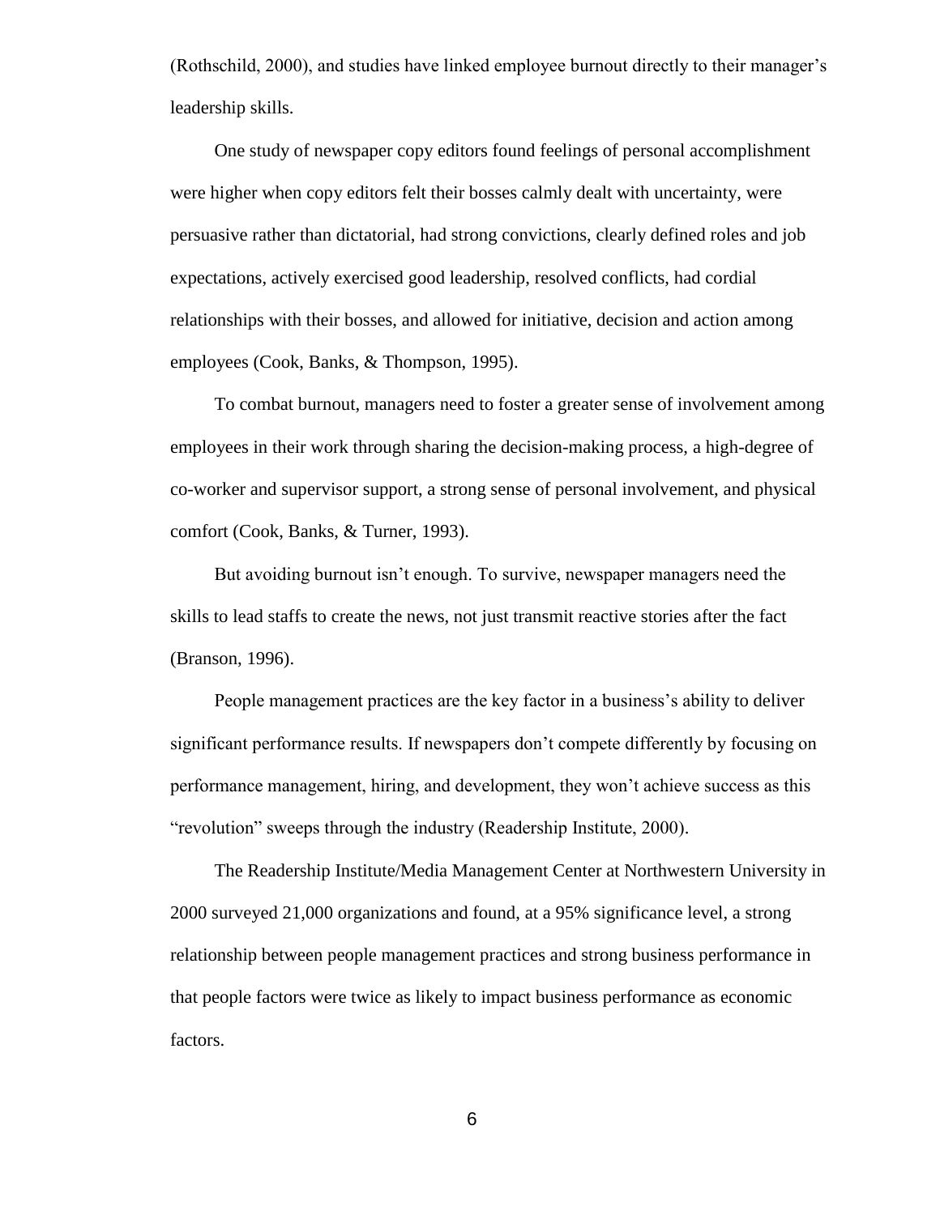(Rothschild, 2000), and studies have linked employee burnout directly to their manager's leadership skills.

One study of newspaper copy editors found feelings of personal accomplishment were higher when copy editors felt their bosses calmly dealt with uncertainty, were persuasive rather than dictatorial, had strong convictions, clearly defined roles and job expectations, actively exercised good leadership, resolved conflicts, had cordial relationships with their bosses, and allowed for initiative, decision and action among employees (Cook, Banks, & Thompson, 1995).

To combat burnout, managers need to foster a greater sense of involvement among employees in their work through sharing the decision-making process, a high-degree of co-worker and supervisor support, a strong sense of personal involvement, and physical comfort (Cook, Banks, & Turner, 1993).

But avoiding burnout isn't enough. To survive, newspaper managers need the skills to lead staffs to create the news, not just transmit reactive stories after the fact (Branson, 1996).

People management practices are the key factor in a business's ability to deliver significant performance results. If newspapers don't compete differently by focusing on performance management, hiring, and development, they won't achieve success as this "revolution" sweeps through the industry (Readership Institute, 2000).

The Readership Institute/Media Management Center at Northwestern University in 2000 surveyed 21,000 organizations and found, at a 95% significance level, a strong relationship between people management practices and strong business performance in that people factors were twice as likely to impact business performance as economic factors.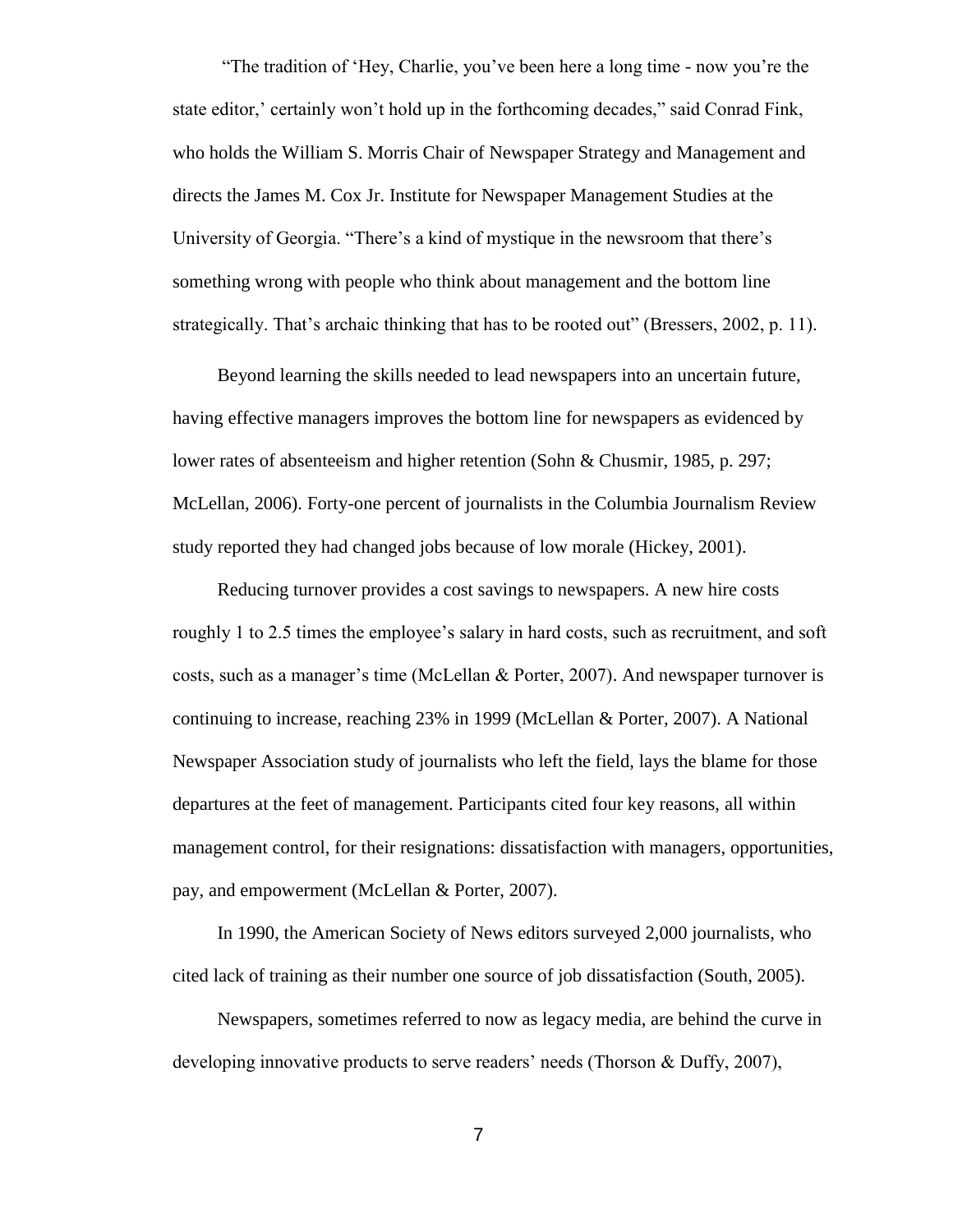"The tradition of 'Hey, Charlie, you've been here a long time - now you're the state editor,' certainly won't hold up in the forthcoming decades," said Conrad Fink, who holds the William S. Morris Chair of Newspaper Strategy and Management and directs the James M. Cox Jr. Institute for Newspaper Management Studies at the University of Georgia. "There's a kind of mystique in the newsroom that there's something wrong with people who think about management and the bottom line strategically. That's archaic thinking that has to be rooted out" (Bressers, 2002, p. 11).

Beyond learning the skills needed to lead newspapers into an uncertain future, having effective managers improves the bottom line for newspapers as evidenced by lower rates of absenteeism and higher retention (Sohn & Chusmir, 1985, p. 297; McLellan, 2006). Forty-one percent of journalists in the Columbia Journalism Review study reported they had changed jobs because of low morale (Hickey, 2001).

Reducing turnover provides a cost savings to newspapers. A new hire costs roughly 1 to 2.5 times the employee's salary in hard costs, such as recruitment, and soft costs, such as a manager's time (McLellan & Porter, 2007). And newspaper turnover is continuing to increase, reaching 23% in 1999 (McLellan & Porter, 2007). A National Newspaper Association study of journalists who left the field, lays the blame for those departures at the feet of management. Participants cited four key reasons, all within management control, for their resignations: dissatisfaction with managers, opportunities, pay, and empowerment (McLellan & Porter, 2007).

In 1990, the American Society of News editors surveyed 2,000 journalists, who cited lack of training as their number one source of job dissatisfaction (South, 2005).

Newspapers, sometimes referred to now as legacy media, are behind the curve in developing innovative products to serve readers' needs (Thorson & Duffy, 2007),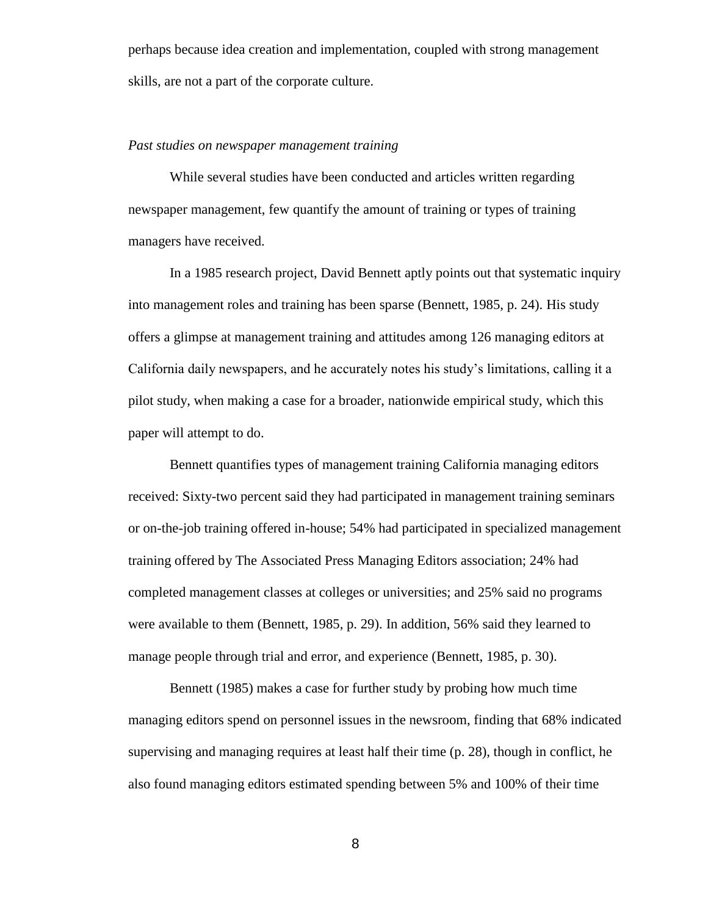perhaps because idea creation and implementation, coupled with strong management skills, are not a part of the corporate culture.

*Past studies on newspaper management training*

While several studies have been conducted and articles written regarding newspaper management, few quantify the amount of training or types of training managers have received.

In a 1985 research project, David Bennett aptly points out that systematic inquiry into management roles and training has been sparse (Bennett, 1985, p. 24). His study offers a glimpse at management training and attitudes among 126 managing editors at California daily newspapers, and he accurately notes his study's limitations, calling it a pilot study, when making a case for a broader, nationwide empirical study, which this paper will attempt to do.

Bennett quantifies types of management training California managing editors received: Sixty-two percent said they had participated in management training seminars or on-the-job training offered in-house; 54% had participated in specialized management training offered by The Associated Press Managing Editors association; 24% had completed management classes at colleges or universities; and 25% said no programs were available to them (Bennett, 1985, p. 29). In addition, 56% said they learned to manage people through trial and error, and experience (Bennett, 1985, p. 30).

Bennett (1985) makes a case for further study by probing how much time managing editors spend on personnel issues in the newsroom, finding that 68% indicated supervising and managing requires at least half their time (p. 28), though in conflict, he also found managing editors estimated spending between 5% and 100% of their time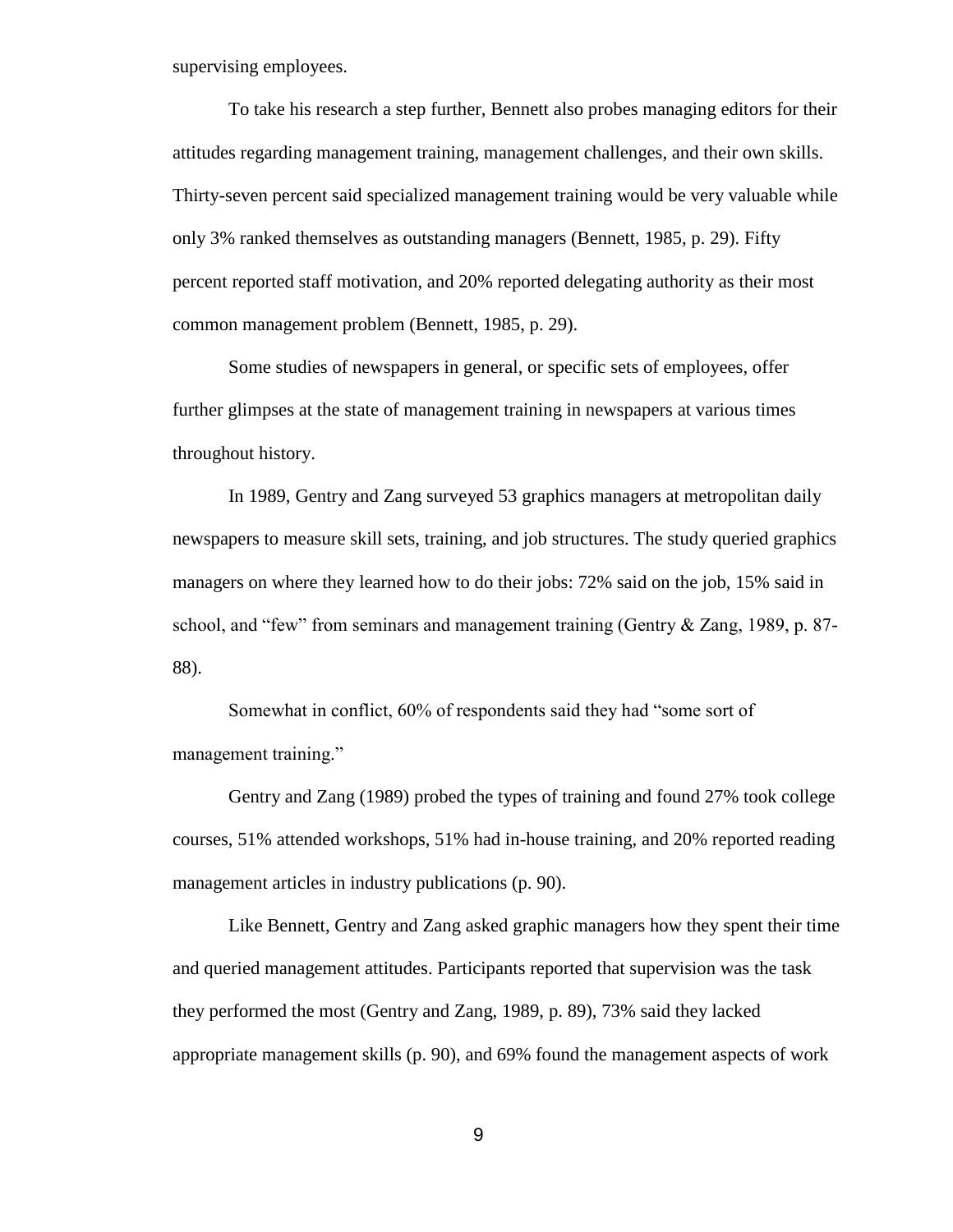supervising employees.

To take his research a step further, Bennett also probes managing editors for their attitudes regarding management training, management challenges, and their own skills. Thirty-seven percent said specialized management training would be very valuable while only 3% ranked themselves as outstanding managers (Bennett, 1985, p. 29). Fifty percent reported staff motivation, and 20% reported delegating authority as their most common management problem (Bennett, 1985, p. 29).

Some studies of newspapers in general, or specific sets of employees, offer further glimpses at the state of management training in newspapers at various times throughout history.

In 1989, Gentry and Zang surveyed 53 graphics managers at metropolitan daily newspapers to measure skill sets, training, and job structures. The study queried graphics managers on where they learned how to do their jobs: 72% said on the job, 15% said in school, and "few" from seminars and management training (Gentry & Zang, 1989, p. 87-88).

Somewhat in conflict, 60% of respondents said they had "some sort of management training."

Gentry and Zang (1989) probed the types of training and found 27% took college courses, 51% attended workshops, 51% had in-house training, and 20% reported reading management articles in industry publications (p. 90).

Like Bennett, Gentry and Zang asked graphic managers how they spent their time and queried management attitudes. Participants reported that supervision was the task they performed the most (Gentry and Zang, 1989, p. 89), 73% said they lacked appropriate management skills (p. 90), and 69% found the management aspects of work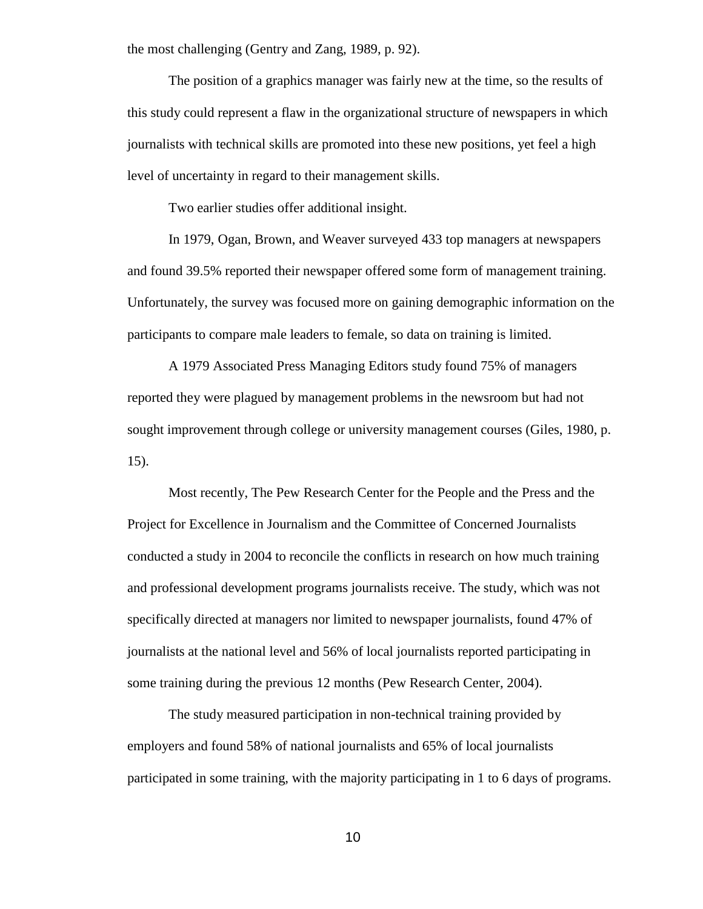the most challenging (Gentry and Zang, 1989, p. 92).

The position of a graphics manager was fairly new at the time, so the results of this study could represent a flaw in the organizational structure of newspapers in which journalists with technical skills are promoted into these new positions, yet feel a high level of uncertainty in regard to their management skills.

Two earlier studies offer additional insight.

In 1979, Ogan, Brown, and Weaver surveyed 433 top managers at newspapers and found 39.5% reported their newspaper offered some form of management training. Unfortunately, the survey was focused more on gaining demographic information on the participants to compare male leaders to female, so data on training is limited.

A 1979 Associated Press Managing Editors study found 75% of managers reported they were plagued by management problems in the newsroom but had not sought improvement through college or university management courses (Giles, 1980, p. 15).

Most recently, The Pew Research Center for the People and the Press and the Project for Excellence in Journalism and the Committee of Concerned Journalists conducted a study in 2004 to reconcile the conflicts in research on how much training and professional development programs journalists receive. The study, which was not specifically directed at managers nor limited to newspaper journalists, found 47% of journalists at the national level and 56% of local journalists reported participating in some training during the previous 12 months (Pew Research Center, 2004).

The study measured participation in non-technical training provided by employers and found 58% of national journalists and 65% of local journalists participated in some training, with the majority participating in 1 to 6 days of programs.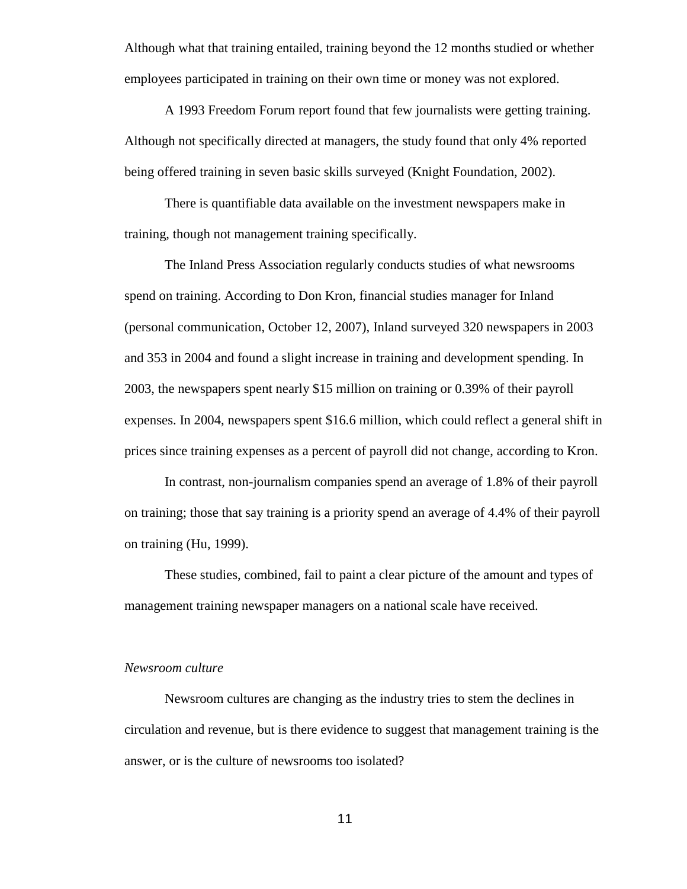Although what that training entailed, training beyond the 12 months studied or whether employees participated in training on their own time or money was not explored.

A 1993 Freedom Forum report found that few journalists were getting training. Although not specifically directed at managers, the study found that only 4% reported being offered training in seven basic skills surveyed (Knight Foundation, 2002).

There is quantifiable data available on the investment newspapers make in training, though not management training specifically.

The Inland Press Association regularly conducts studies of what newsrooms spend on training. According to Don Kron, financial studies manager for Inland (personal communication, October 12, 2007), Inland surveyed 320 newspapers in 2003 and 353 in 2004 and found a slight increase in training and development spending. In 2003, the newspapers spent nearly $15 million on training or 0.39% of their payroll expenses. In 2004, newspapers spent $16.6 million, which could reflect a general shift in prices since training expenses as a percent of payroll did not change, according to Kron.

In contrast, non-journalism companies spend an average of 1.8% of their payroll on training; those that say training is a priority spend an average of 4.4% of their payroll on training (Hu, 1999).

These studies, combined, fail to paint a clear picture of the amount and types of management training newspaper managers on a national scale have received.

*Newsroom culture*

Newsroom cultures are changing as the industry tries to stem the declines in circulation and revenue, but is there evidence to suggest that management training is the answer, or is the culture of newsrooms too isolated?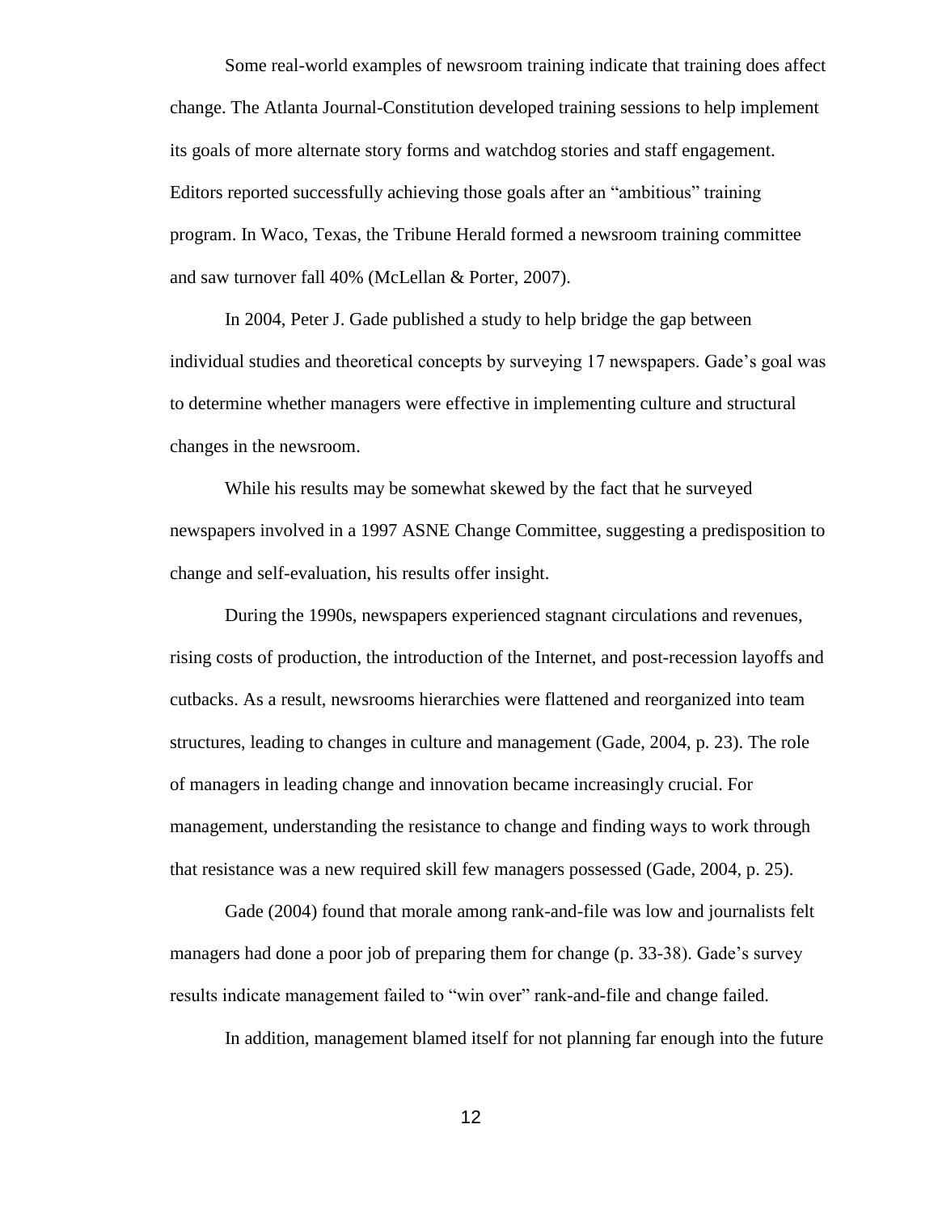Some real-world examples of newsroom training indicate that training does affect change. The Atlanta Journal-Constitution developed training sessions to help implement its goals of more alternate story forms and watchdog stories and staff engagement. Editors reported successfully achieving those goals after an "ambitious" training program. In Waco, Texas, the Tribune Herald formed a newsroom training committee and saw turnover fall 40% (McLellan & Porter, 2007).

In 2004, Peter J. Gade published a study to help bridge the gap between individual studies and theoretical concepts by surveying 17 newspapers. Gade's goal was to determine whether managers were effective in implementing culture and structural changes in the newsroom.

While his results may be somewhat skewed by the fact that he surveyed newspapers involved in a 1997 ASNE Change Committee, suggesting a predisposition to change and self-evaluation, his results offer insight.

During the 1990s, newspapers experienced stagnant circulations and revenues, rising costs of production, the introduction of the Internet, and post-recession layoffs and cutbacks. As a result, newsrooms hierarchies were flattened and reorganized into team structures, leading to changes in culture and management (Gade, 2004, p. 23). The role of managers in leading change and innovation became increasingly crucial. For management, understanding the resistance to change and finding ways to work through that resistance was a new required skill few managers possessed (Gade, 2004, p. 25).

Gade (2004) found that morale among rank-and-file was low and journalists felt managers had done a poor job of preparing them for change (p. 33-38). Gade's survey results indicate management failed to "win over" rank-and-file and change failed.

In addition, management blamed itself for not planning far enough into the future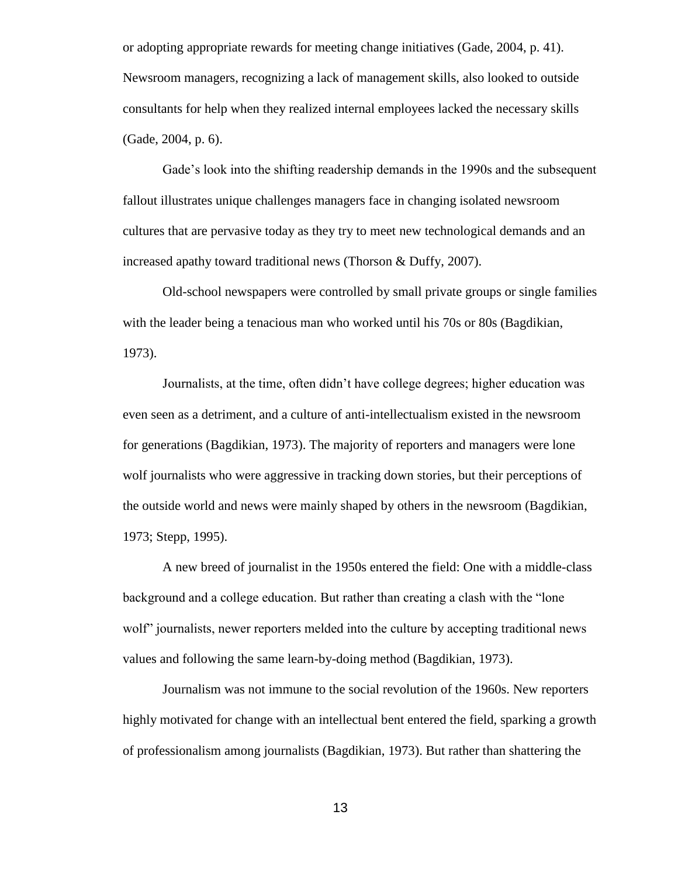or adopting appropriate rewards for meeting change initiatives (Gade, 2004, p. 41). Newsroom managers, recognizing a lack of management skills, also looked to outside consultants for help when they realized internal employees lacked the necessary skills (Gade, 2004, p. 6).

Gade's look into the shifting readership demands in the 1990s and the subsequent fallout illustrates unique challenges managers face in changing isolated newsroom cultures that are pervasive today as they try to meet new technological demands and an increased apathy toward traditional news (Thorson & Duffy, 2007).

Old-school newspapers were controlled by small private groups or single families with the leader being a tenacious man who worked until his 70s or 80s (Bagdikian, 1973).

Journalists, at the time, often didn't have college degrees; higher education was even seen as a detriment, and a culture of anti-intellectualism existed in the newsroom for generations (Bagdikian, 1973). The majority of reporters and managers were lone wolf journalists who were aggressive in tracking down stories, but their perceptions of the outside world and news were mainly shaped by others in the newsroom (Bagdikian, 1973; Stepp, 1995).

A new breed of journalist in the 1950s entered the field: One with a middle-class background and a college education. But rather than creating a clash with the "lone wolf" journalists, newer reporters melded into the culture by accepting traditional news values and following the same learn-by-doing method (Bagdikian, 1973).

Journalism was not immune to the social revolution of the 1960s. New reporters highly motivated for change with an intellectual bent entered the field, sparking a growth of professionalism among journalists (Bagdikian, 1973). But rather than shattering the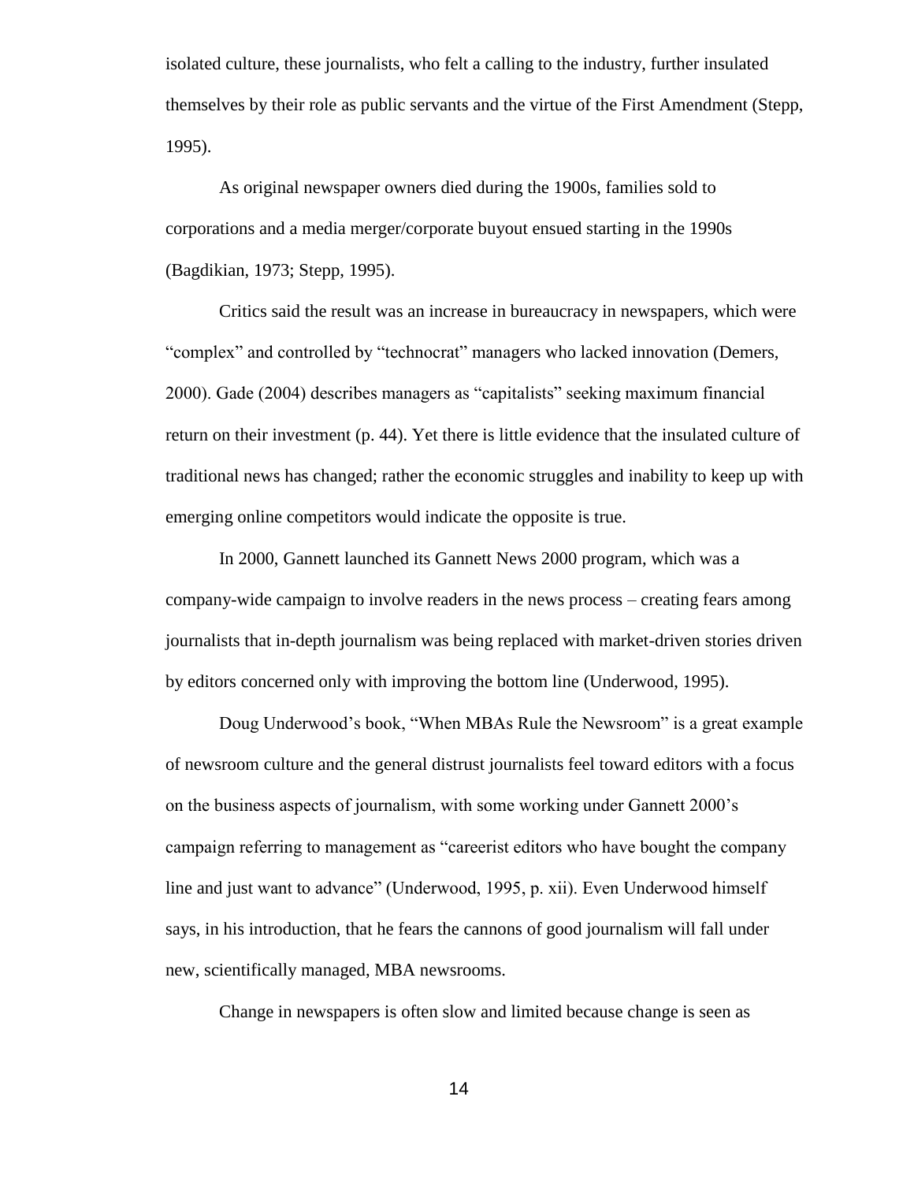isolated culture, these journalists, who felt a calling to the industry, further insulated themselves by their role as public servants and the virtue of the First Amendment (Stepp, 1995).

As original newspaper owners died during the 1900s, families sold to corporations and a media merger/corporate buyout ensued starting in the 1990s (Bagdikian, 1973; Stepp, 1995).

Critics said the result was an increase in bureaucracy in newspapers, which were "complex" and controlled by "technocrat" managers who lacked innovation (Demers, 2000). Gade (2004) describes managers as "capitalists" seeking maximum financial return on their investment (p. 44). Yet there is little evidence that the insulated culture of traditional news has changed; rather the economic struggles and inability to keep up with emerging online competitors would indicate the opposite is true.

In 2000, Gannett launched its Gannett News 2000 program, which was a company-wide campaign to involve readers in the news process – creating fears among journalists that in-depth journalism was being replaced with market-driven stories driven by editors concerned only with improving the bottom line (Underwood, 1995).

Doug Underwood's book, "When MBAs Rule the Newsroom" is a great example of newsroom culture and the general distrust journalists feel toward editors with a focus on the business aspects of journalism, with some working under Gannett 2000's campaign referring to management as "careerist editors who have bought the company line and just want to advance" (Underwood, 1995, p. xii). Even Underwood himself says, in his introduction, that he fears the cannons of good journalism will fall under new, scientifically managed, MBA newsrooms.

Change in newspapers is often slow and limited because change is seen as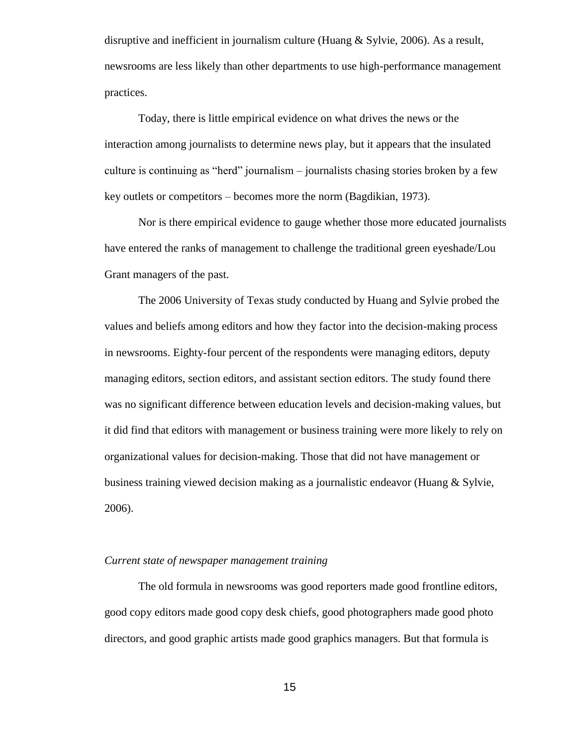disruptive and inefficient in journalism culture (Huang & Sylvie, 2006). As a result, newsrooms are less likely than other departments to use high-performance management practices.

Today, there is little empirical evidence on what drives the news or the interaction among journalists to determine news play, but it appears that the insulated culture is continuing as "herd" journalism – journalists chasing stories broken by a few key outlets or competitors – becomes more the norm (Bagdikian, 1973).

Nor is there empirical evidence to gauge whether those more educated journalists have entered the ranks of management to challenge the traditional green eyeshade/Lou Grant managers of the past.

The 2006 University of Texas study conducted by Huang and Sylvie probed the values and beliefs among editors and how they factor into the decision-making process in newsrooms. Eighty-four percent of the respondents were managing editors, deputy managing editors, section editors, and assistant section editors. The study found there was no significant difference between education levels and decision-making values, but it did find that editors with management or business training were more likely to rely on organizational values for decision-making. Those that did not have management or business training viewed decision making as a journalistic endeavor (Huang & Sylvie, 2006).

*Current state of newspaper management training*

The old formula in newsrooms was good reporters made good frontline editors, good copy editors made good copy desk chiefs, good photographers made good photo directors, and good graphic artists made good graphics managers. But that formula is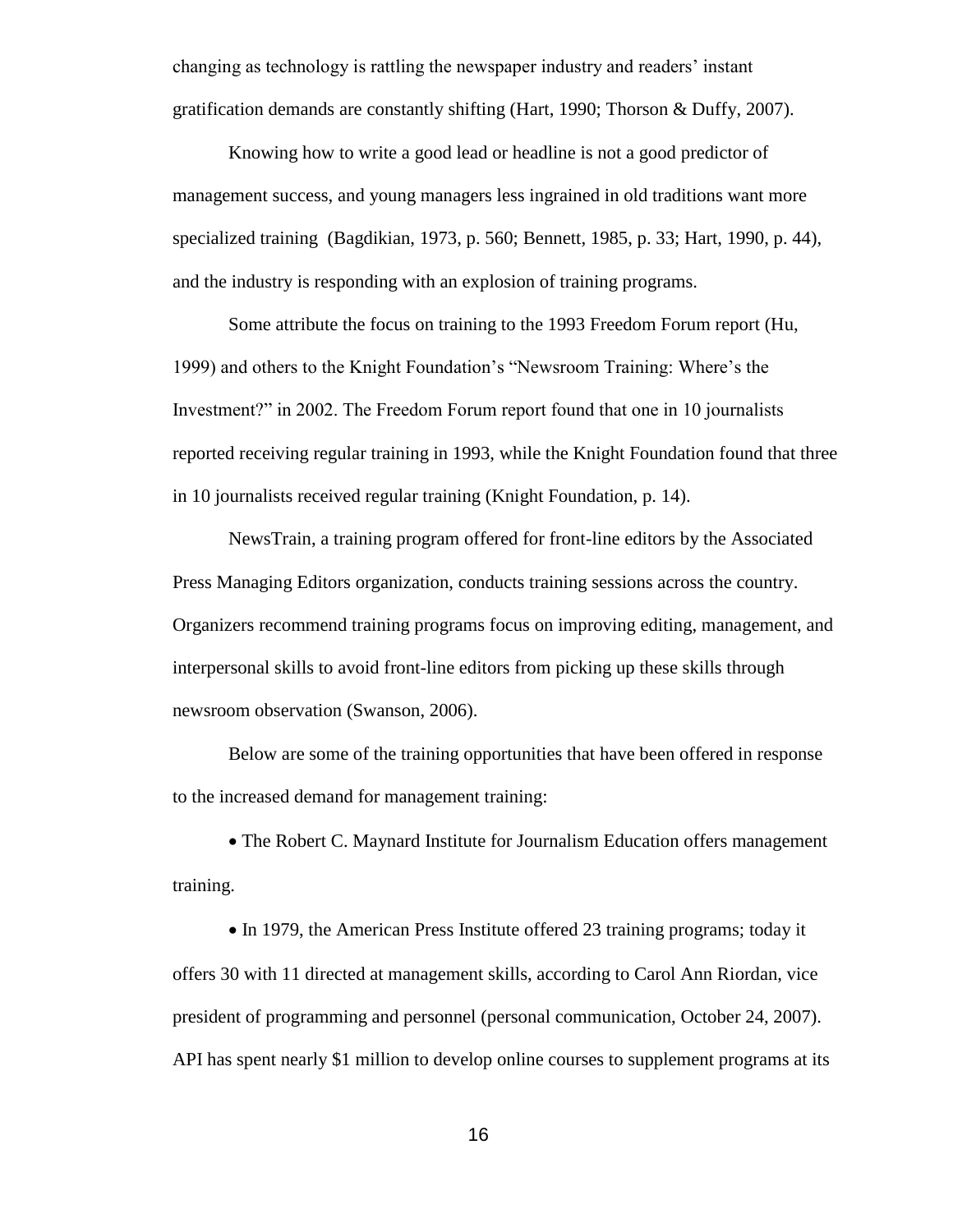changing as technology is rattling the newspaper industry and readers' instant gratification demands are constantly shifting (Hart, 1990; Thorson & Duffy, 2007).

Knowing how to write a good lead or headline is not a good predictor of management success, and young managers less ingrained in old traditions want more specialized training (Bagdikian, 1973, p. 560; Bennett, 1985, p. 33; Hart, 1990, p. 44), and the industry is responding with an explosion of training programs.

Some attribute the focus on training to the 1993 Freedom Forum report (Hu, 1999) and others to the Knight Foundation's "Newsroom Training: Where's the Investment?" in 2002. The Freedom Forum report found that one in 10 journalists reported receiving regular training in 1993, while the Knight Foundation found that three in 10 journalists received regular training (Knight Foundation, p. 14).

NewsTrain, a training program offered for front-line editors by the Associated Press Managing Editors organization, conducts training sessions across the country. Organizers recommend training programs focus on improving editing, management, and interpersonal skills to avoid front-line editors from picking up these skills through newsroom observation (Swanson, 2006).

Below are some of the training opportunities that have been offered in response to the increased demand for management training:

- The Robert C. Maynard Institute for Journalism Education offers management training.

- In 1979, the American Press Institute offered 23 training programs; today it offers 30 with 11 directed at management skills, according to Carol Ann Riordan, vice president of programming and personnel (personal communication, October 24, 2007). API has spent nearly $1 million to develop online courses to supplement programs at its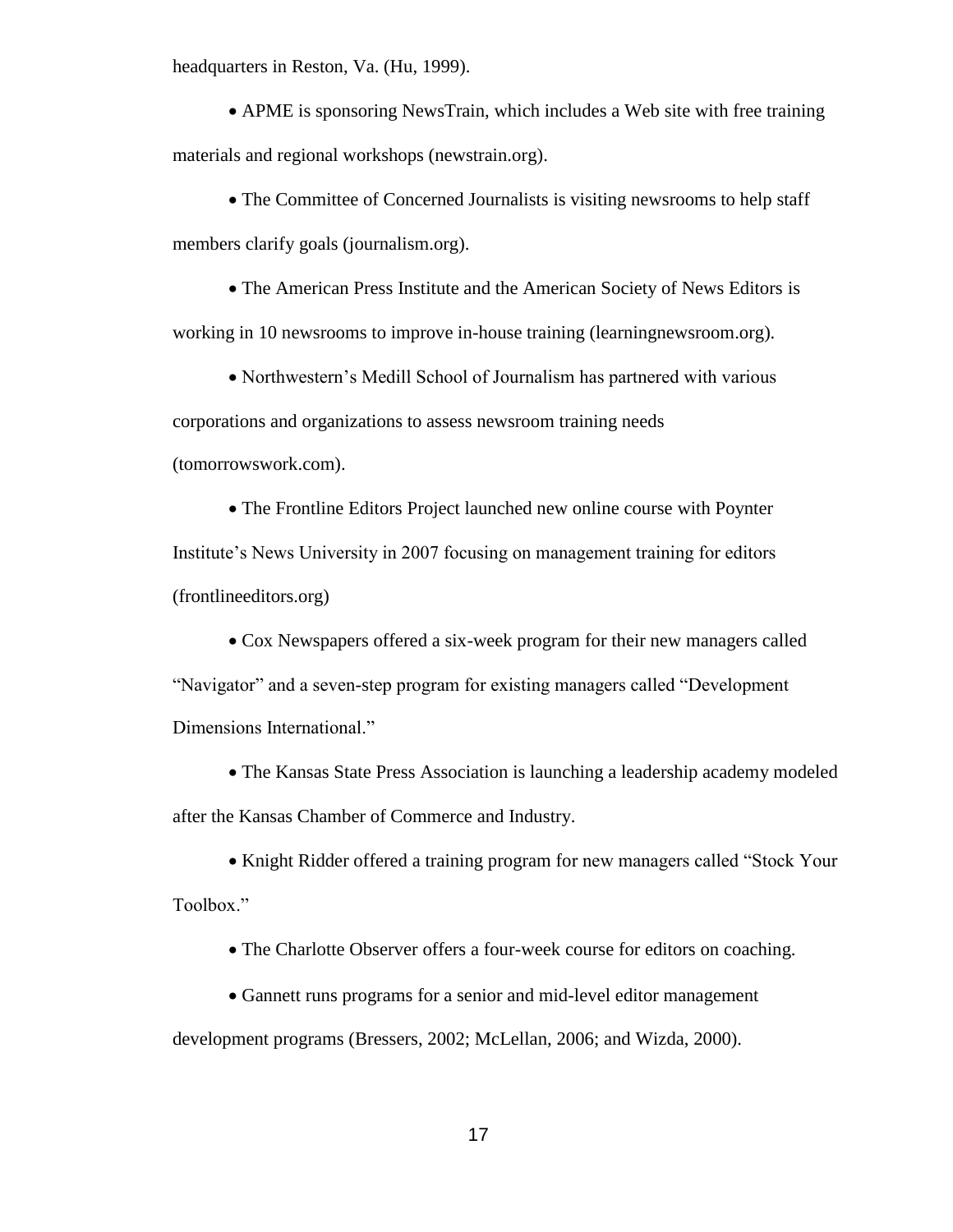headquarters in Reston, Va. (Hu, 1999).

- APME is sponsoring NewsTrain, which includes a Web site with free training materials and regional workshops (newstrain.org).

- The Committee of Concerned Journalists is visiting newsrooms to help staff members clarify goals (journalism.org).

- The American Press Institute and the American Society of News Editors is working in 10 newsrooms to improve in-house training (learningnewsroom.org).

- Northwestern's Medill School of Journalism has partnered with various corporations and organizations to assess newsroom training needs (tomorrowswork.com).

- The Frontline Editors Project launched new online course with Poynter Institute's News University in 2007 focusing on management training for editors (frontlineeditors.org)

- Cox Newspapers offered a six-week program for their new managers called "Navigator" and a seven-step program for existing managers called "Development Dimensions International."

- The Kansas State Press Association is launching a leadership academy modeled after the Kansas Chamber of Commerce and Industry.

- Knight Ridder offered a training program for new managers called "Stock Your Toolbox."

- The Charlotte Observer offers a four-week course for editors on coaching.

- Gannett runs programs for a senior and mid-level editor management development programs (Bressers, 2002; McLellan, 2006; and Wizda, 2000).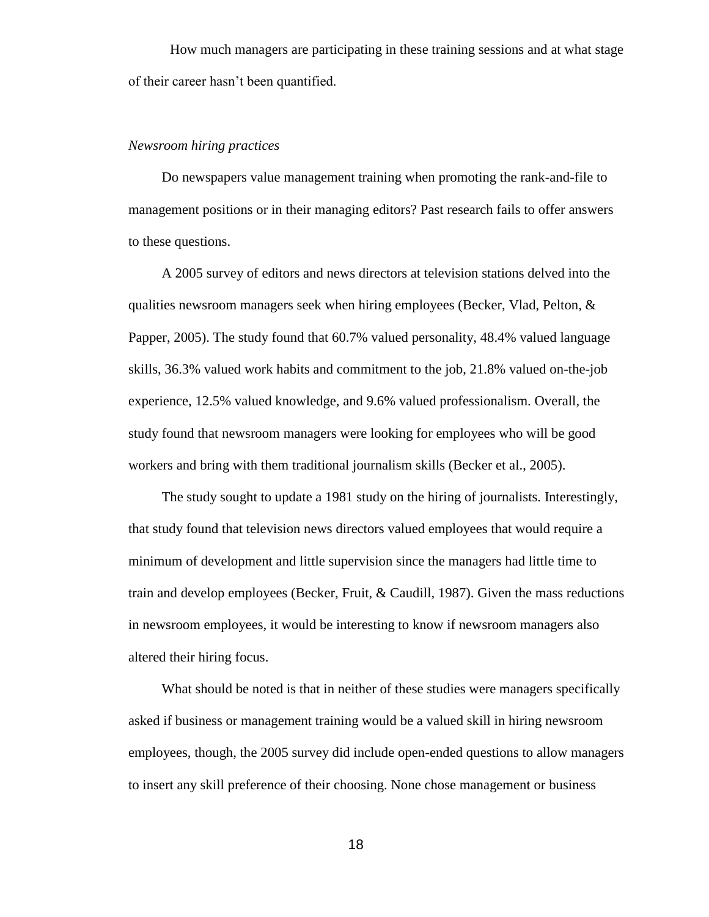How much managers are participating in these training sessions and at what stage of their career hasn't been quantified.

*Newsroom hiring practices*

Do newspapers value management training when promoting the rank-and-file to management positions or in their managing editors? Past research fails to offer answers to these questions.

A 2005 survey of editors and news directors at television stations delved into the qualities newsroom managers seek when hiring employees (Becker, Vlad, Pelton, & Papper, 2005). The study found that 60.7% valued personality, 48.4% valued language skills, 36.3% valued work habits and commitment to the job, 21.8% valued on-the-job experience, 12.5% valued knowledge, and 9.6% valued professionalism. Overall, the study found that newsroom managers were looking for employees who will be good workers and bring with them traditional journalism skills (Becker et al., 2005).

The study sought to update a 1981 study on the hiring of journalists. Interestingly, that study found that television news directors valued employees that would require a minimum of development and little supervision since the managers had little time to train and develop employees (Becker, Fruit, & Caudill, 1987). Given the mass reductions in newsroom employees, it would be interesting to know if newsroom managers also altered their hiring focus.

What should be noted is that in neither of these studies were managers specifically asked if business or management training would be a valued skill in hiring newsroom employees, though, the 2005 survey did include open-ended questions to allow managers to insert any skill preference of their choosing. None chose management or business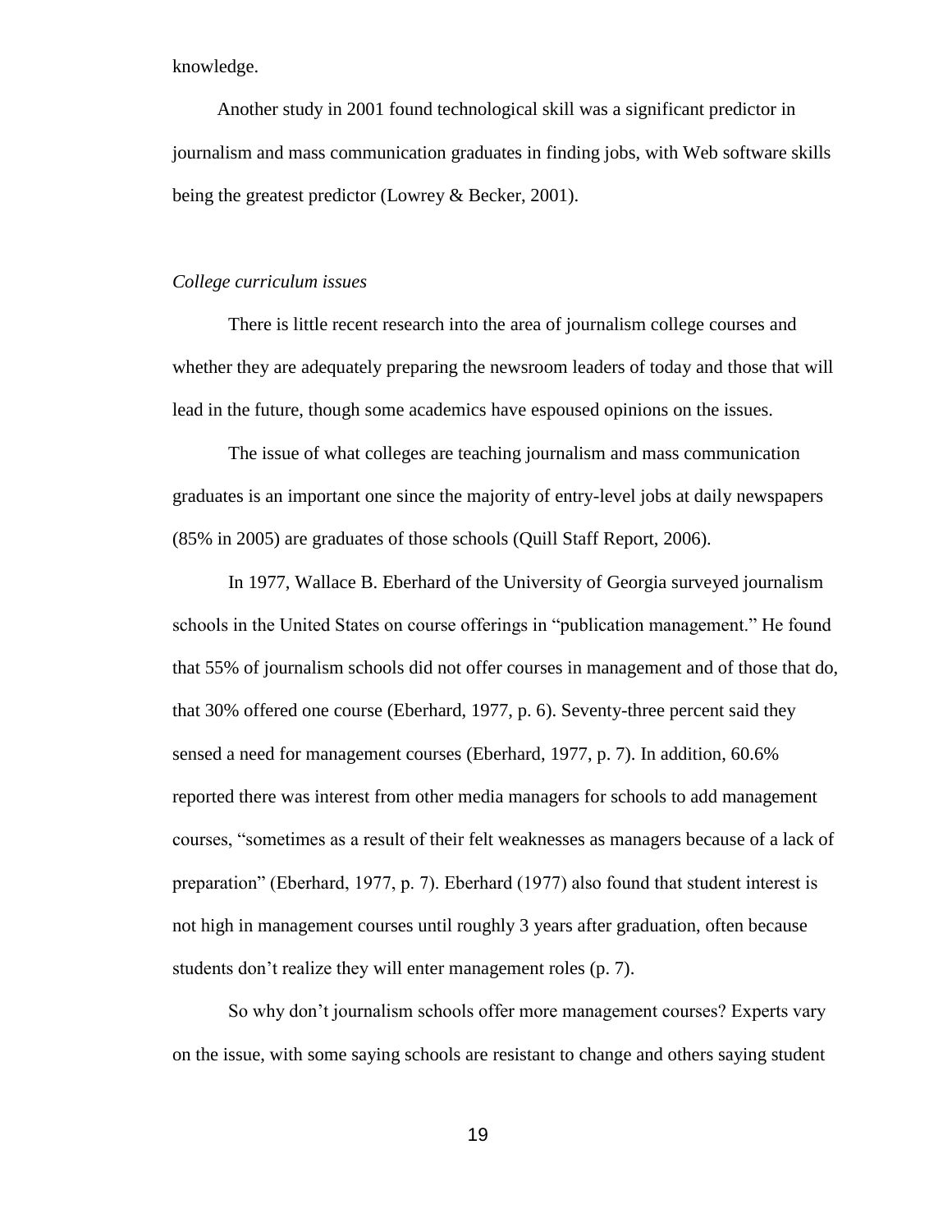knowledge.

Another study in 2001 found technological skill was a significant predictor in journalism and mass communication graduates in finding jobs, with Web software skills being the greatest predictor (Lowrey & Becker, 2001).

*College curriculum issues*

There is little recent research into the area of journalism college courses and whether they are adequately preparing the newsroom leaders of today and those that will lead in the future, though some academics have espoused opinions on the issues.

The issue of what colleges are teaching journalism and mass communication graduates is an important one since the majority of entry-level jobs at daily newspapers (85% in 2005) are graduates of those schools (Quill Staff Report, 2006).

In 1977, Wallace B. Eberhard of the University of Georgia surveyed journalism schools in the United States on course offerings in "publication management." He found that 55% of journalism schools did not offer courses in management and of those that do, that 30% offered one course (Eberhard, 1977, p. 6). Seventy-three percent said they sensed a need for management courses (Eberhard, 1977, p. 7). In addition, 60.6% reported there was interest from other media managers for schools to add management courses, "sometimes as a result of their felt weaknesses as managers because of a lack of preparation" (Eberhard, 1977, p. 7). Eberhard (1977) also found that student interest is not high in management courses until roughly 3 years after graduation, often because students don't realize they will enter management roles (p. 7).

So why don't journalism schools offer more management courses? Experts vary on the issue, with some saying schools are resistant to change and others saying student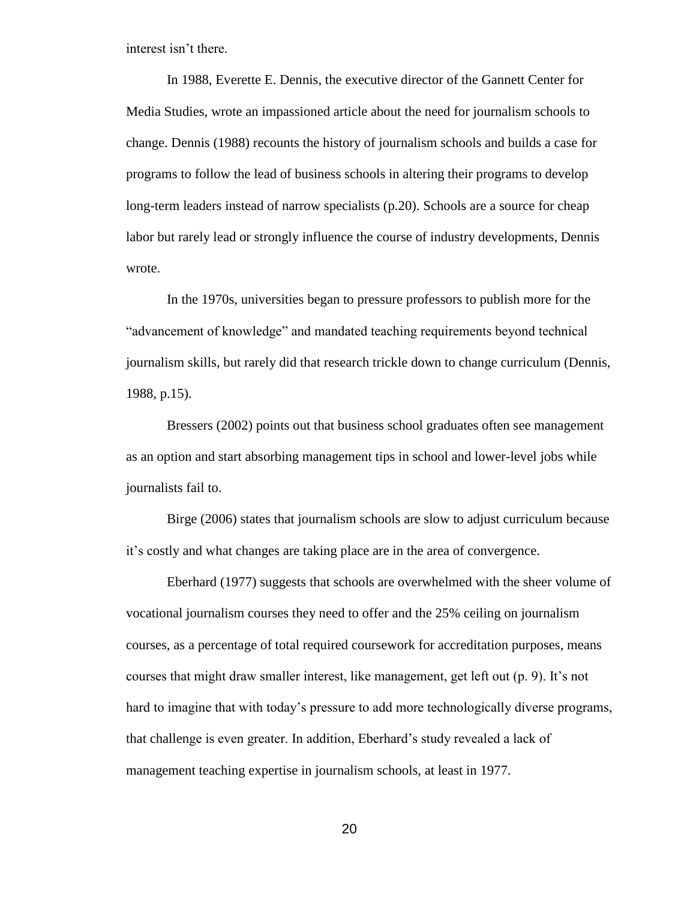interest isn't there.

In 1988, Everette E. Dennis, the executive director of the Gannett Center for Media Studies, wrote an impassioned article about the need for journalism schools to change. Dennis (1988) recounts the history of journalism schools and builds a case for programs to follow the lead of business schools in altering their programs to develop long-term leaders instead of narrow specialists (p.20). Schools are a source for cheap labor but rarely lead or strongly influence the course of industry developments, Dennis wrote.

In the 1970s, universities began to pressure professors to publish more for the "advancement of knowledge" and mandated teaching requirements beyond technical journalism skills, but rarely did that research trickle down to change curriculum (Dennis, 1988, p.15).

Bressers (2002) points out that business school graduates often see management as an option and start absorbing management tips in school and lower-level jobs while journalists fail to.

Birge (2006) states that journalism schools are slow to adjust curriculum because it's costly and what changes are taking place are in the area of convergence.

Eberhard (1977) suggests that schools are overwhelmed with the sheer volume of vocational journalism courses they need to offer and the 25% ceiling on journalism courses, as a percentage of total required coursework for accreditation purposes, means courses that might draw smaller interest, like management, get left out (p. 9). It's not hard to imagine that with today's pressure to add more technologically diverse programs, that challenge is even greater. In addition, Eberhard's study revealed a lack of management teaching expertise in journalism schools, at least in 1977.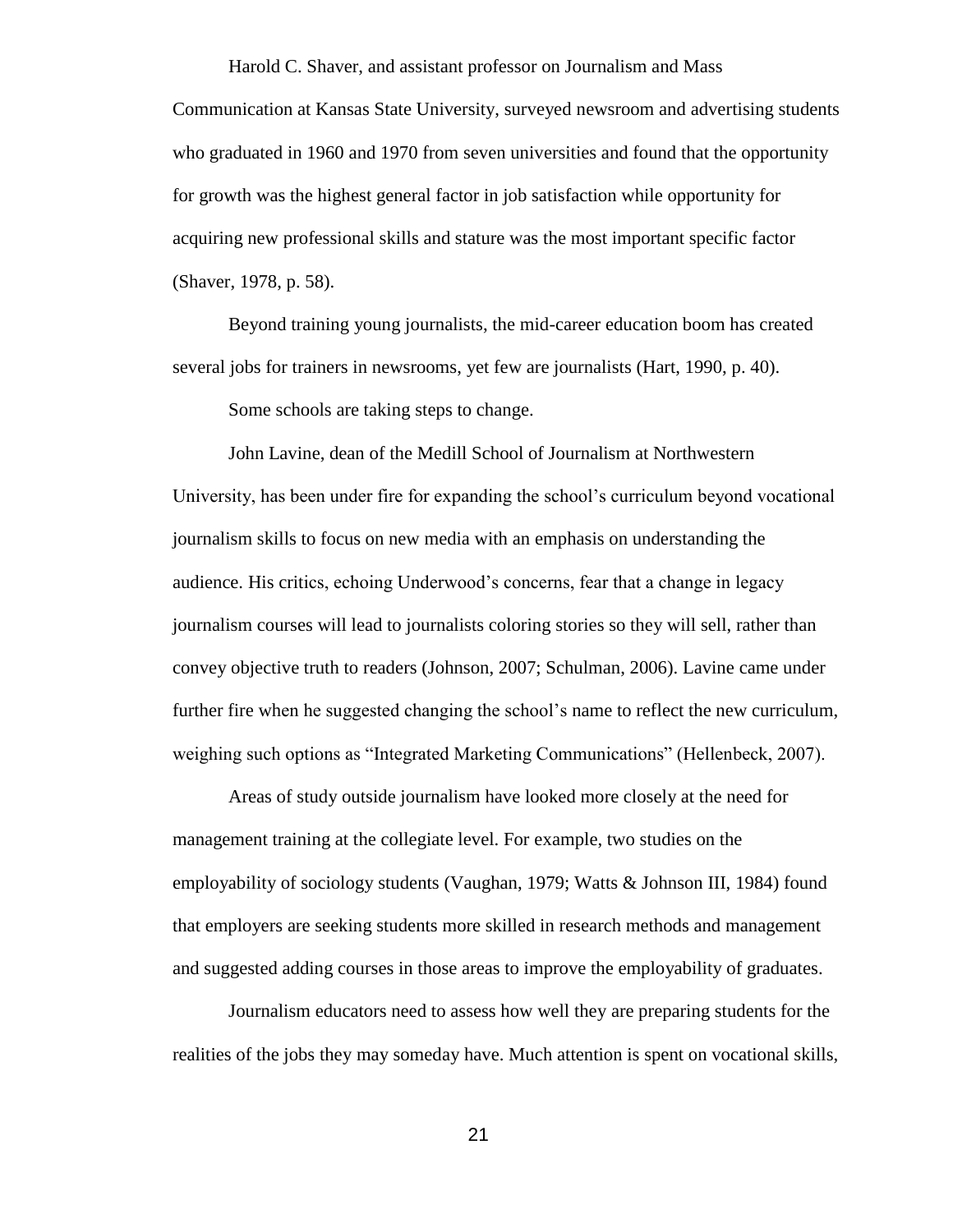Harold C. Shaver, and assistant professor on Journalism and Mass Communication at Kansas State University, surveyed newsroom and advertising students who graduated in 1960 and 1970 from seven universities and found that the opportunity for growth was the highest general factor in job satisfaction while opportunity for acquiring new professional skills and stature was the most important specific factor (Shaver, 1978, p. 58).

Beyond training young journalists, the mid-career education boom has created several jobs for trainers in newsrooms, yet few are journalists (Hart, 1990, p. 40).

Some schools are taking steps to change.

John Lavine, dean of the Medill School of Journalism at Northwestern University, has been under fire for expanding the school's curriculum beyond vocational journalism skills to focus on new media with an emphasis on understanding the audience. His critics, echoing Underwood's concerns, fear that a change in legacy journalism courses will lead to journalists coloring stories so they will sell, rather than convey objective truth to readers (Johnson, 2007; Schulman, 2006). Lavine came under further fire when he suggested changing the school's name to reflect the new curriculum, weighing such options as "Integrated Marketing Communications" (Hellenbeck, 2007).

Areas of study outside journalism have looked more closely at the need for management training at the collegiate level. For example, two studies on the employability of sociology students (Vaughan, 1979; Watts & Johnson III, 1984) found that employers are seeking students more skilled in research methods and management and suggested adding courses in those areas to improve the employability of graduates.

Journalism educators need to assess how well they are preparing students for the realities of the jobs they may someday have. Much attention is spent on vocational skills,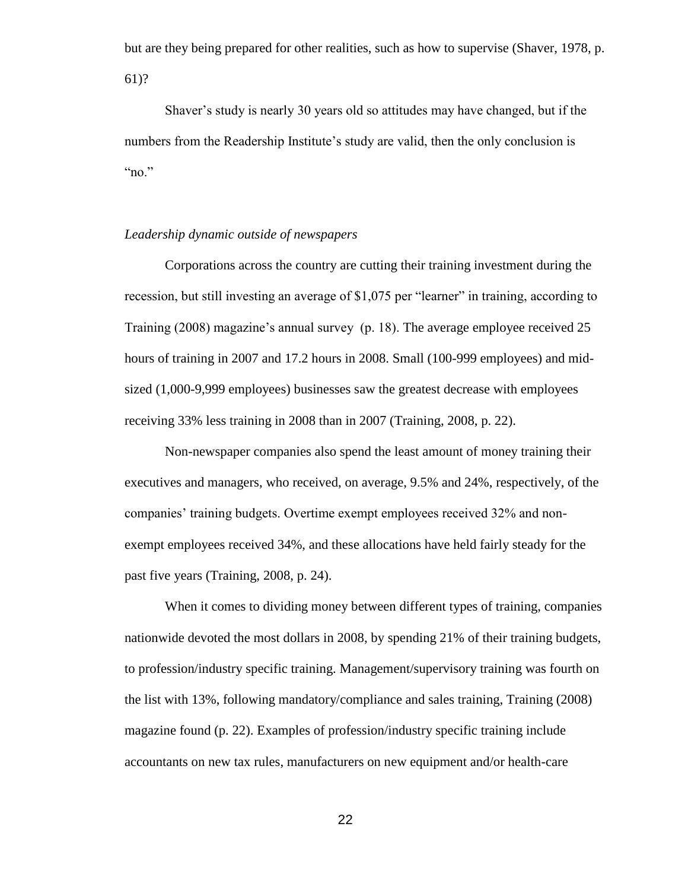but are they being prepared for other realities, such as how to supervise (Shaver, 1978, p. 61)?

Shaver's study is nearly 30 years old so attitudes may have changed, but if the numbers from the Readership Institute's study are valid, then the only conclusion is "no."

*Leadership dynamic outside of newspapers*

Corporations across the country are cutting their training investment during the recession, but still investing an average of $1,075 per "learner" in training, according to Training (2008) magazine's annual survey (p. 18). The average employee received 25 hours of training in 2007 and 17.2 hours in 2008. Small (100-999 employees) and mid-sized (1,000-9,999 employees) businesses saw the greatest decrease with employees receiving 33% less training in 2008 than in 2007 (Training, 2008, p. 22).

Non-newspaper companies also spend the least amount of money training their executives and managers, who received, on average, 9.5% and 24%, respectively, of the companies' training budgets. Overtime exempt employees received 32% and non-exempt employees received 34%, and these allocations have held fairly steady for the past five years (Training, 2008, p. 24).

When it comes to dividing money between different types of training, companies nationwide devoted the most dollars in 2008, by spending 21% of their training budgets, to profession/industry specific training. Management/supervisory training was fourth on the list with 13%, following mandatory/compliance and sales training, Training (2008) magazine found (p. 22). Examples of profession/industry specific training include accountants on new tax rules, manufacturers on new equipment and/or health-care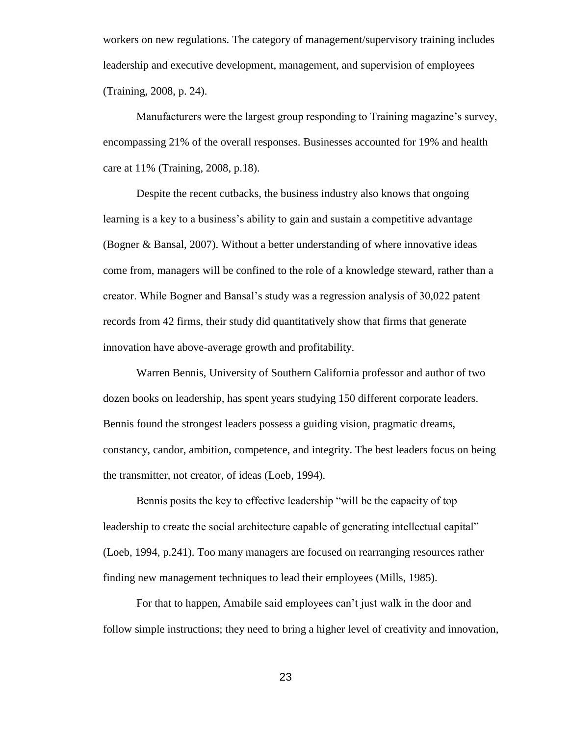workers on new regulations. The category of management/supervisory training includes leadership and executive development, management, and supervision of employees (Training, 2008, p. 24).

Manufacturers were the largest group responding to Training magazine's survey, encompassing 21% of the overall responses. Businesses accounted for 19% and health care at 11% (Training, 2008, p.18).

Despite the recent cutbacks, the business industry also knows that ongoing learning is a key to a business's ability to gain and sustain a competitive advantage (Bogner & Bansal, 2007). Without a better understanding of where innovative ideas come from, managers will be confined to the role of a knowledge steward, rather than a creator. While Bogner and Bansal's study was a regression analysis of 30,022 patent records from 42 firms, their study did quantitatively show that firms that generate innovation have above-average growth and profitability.

Warren Bennis, University of Southern California professor and author of two dozen books on leadership, has spent years studying 150 different corporate leaders. Bennis found the strongest leaders possess a guiding vision, pragmatic dreams, constancy, candor, ambition, competence, and integrity. The best leaders focus on being the transmitter, not creator, of ideas (Loeb, 1994).

Bennis posits the key to effective leadership "will be the capacity of top leadership to create the social architecture capable of generating intellectual capital" (Loeb, 1994, p.241). Too many managers are focused on rearranging resources rather finding new management techniques to lead their employees (Mills, 1985).

For that to happen, Amabile said employees can't just walk in the door and follow simple instructions; they need to bring a higher level of creativity and innovation,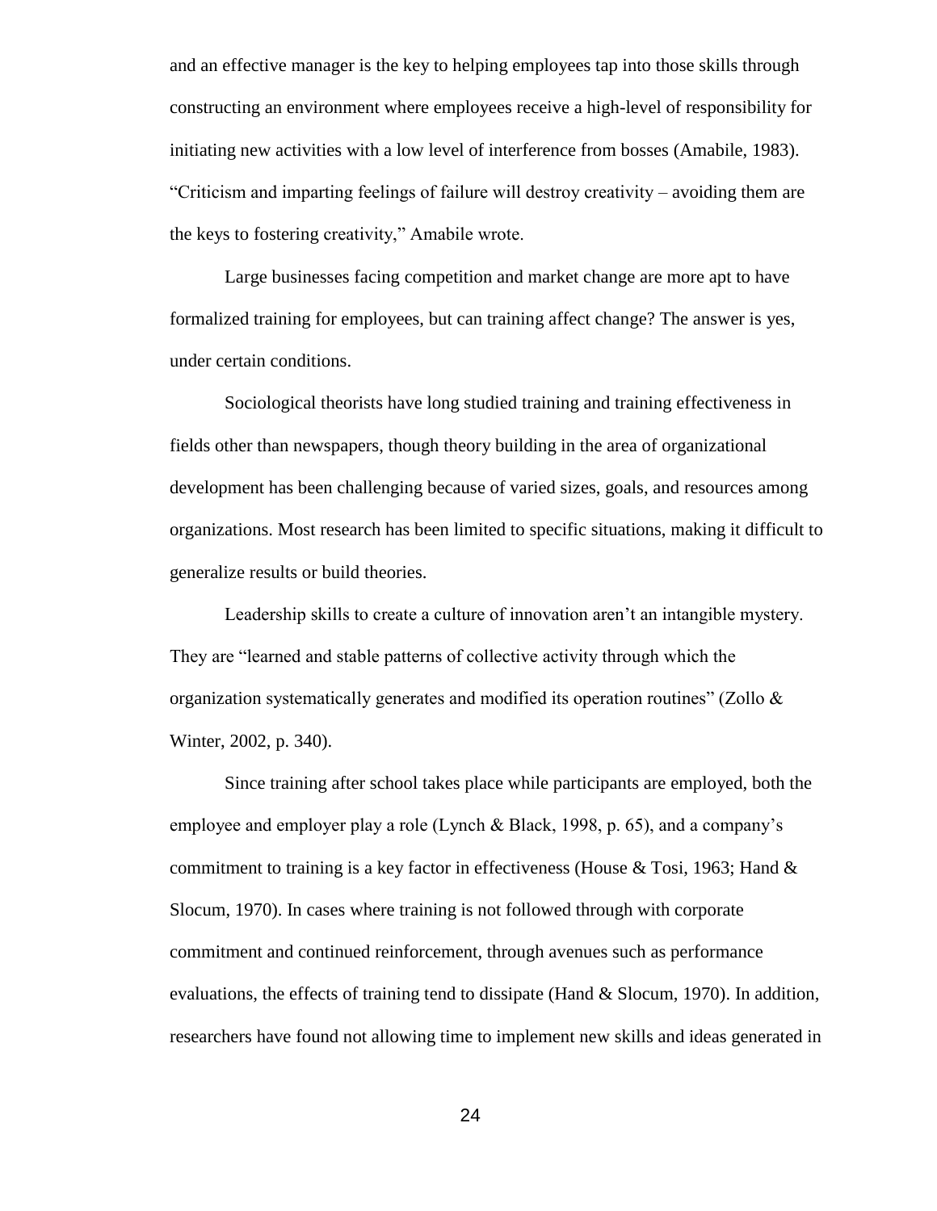and an effective manager is the key to helping employees tap into those skills through constructing an environment where employees receive a high-level of responsibility for initiating new activities with a low level of interference from bosses (Amabile, 1983). "Criticism and imparting feelings of failure will destroy creativity – avoiding them are the keys to fostering creativity," Amabile wrote.

Large businesses facing competition and market change are more apt to have formalized training for employees, but can training affect change? The answer is yes, under certain conditions.

Sociological theorists have long studied training and training effectiveness in fields other than newspapers, though theory building in the area of organizational development has been challenging because of varied sizes, goals, and resources among organizations. Most research has been limited to specific situations, making it difficult to generalize results or build theories.

Leadership skills to create a culture of innovation aren't an intangible mystery. They are "learned and stable patterns of collective activity through which the organization systematically generates and modified its operation routines" (Zollo & Winter, 2002, p. 340).

Since training after school takes place while participants are employed, both the employee and employer play a role (Lynch & Black, 1998, p. 65), and a company's commitment to training is a key factor in effectiveness (House & Tosi, 1963; Hand & Slocum, 1970). In cases where training is not followed through with corporate commitment and continued reinforcement, through avenues such as performance evaluations, the effects of training tend to dissipate (Hand & Slocum, 1970). In addition, researchers have found not allowing time to implement new skills and ideas generated in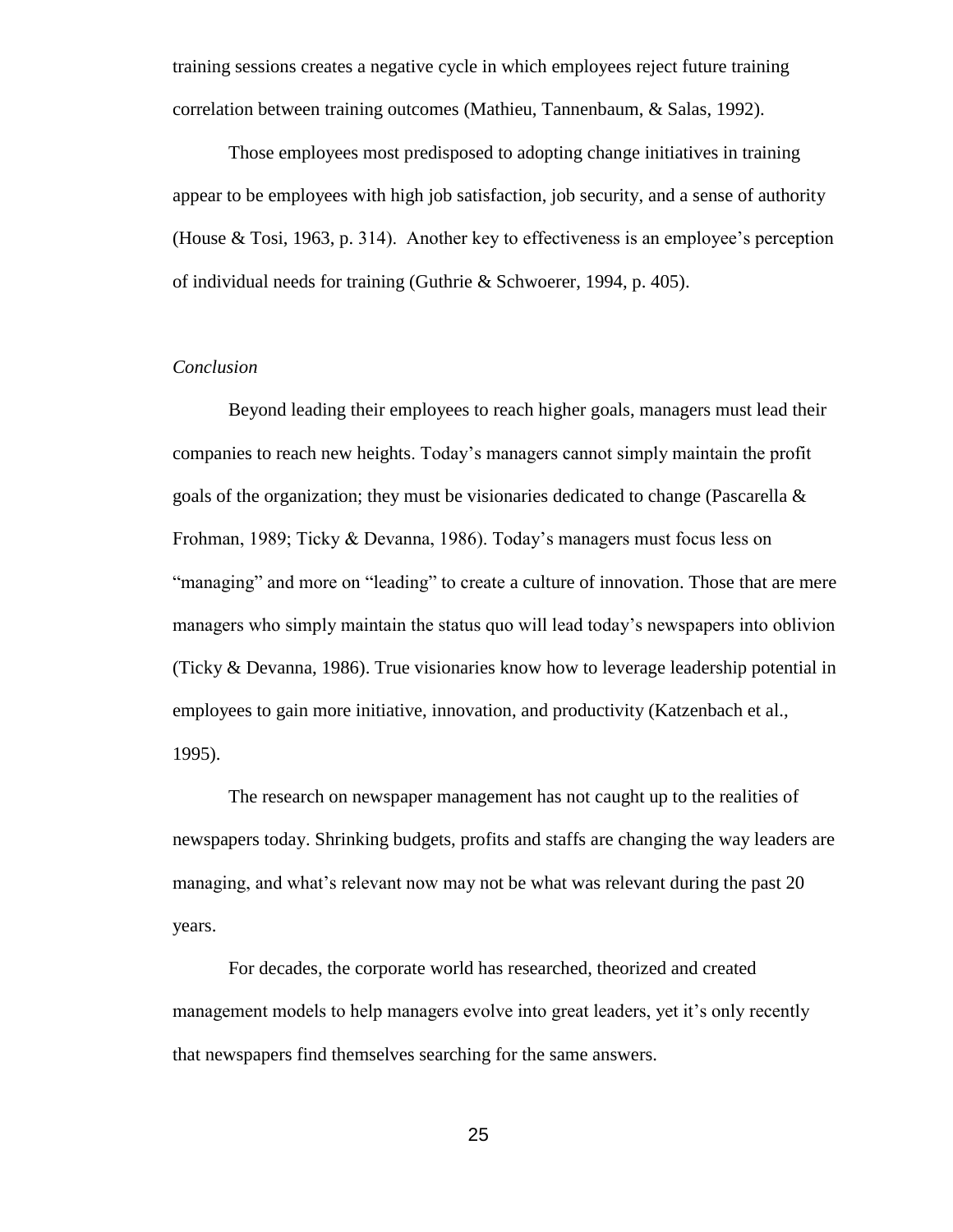training sessions creates a negative cycle in which employees reject future training correlation between training outcomes (Mathieu, Tannenbaum, & Salas, 1992).

Those employees most predisposed to adopting change initiatives in training appear to be employees with high job satisfaction, job security, and a sense of authority (House & Tosi, 1963, p. 314). Another key to effectiveness is an employee's perception of individual needs for training (Guthrie & Schwoerer, 1994, p. 405).

### *Conclusion*

Beyond leading their employees to reach higher goals, managers must lead their companies to reach new heights. Today's managers cannot simply maintain the profit goals of the organization; they must be visionaries dedicated to change (Pascarella & Frohman, 1989; Ticky & Devanna, 1986). Today's managers must focus less on "managing" and more on "leading" to create a culture of innovation. Those that are mere managers who simply maintain the status quo will lead today's newspapers into oblivion (Ticky & Devanna, 1986). True visionaries know how to leverage leadership potential in employees to gain more initiative, innovation, and productivity (Katzenbach et al., 1995).

The research on newspaper management has not caught up to the realities of newspapers today. Shrinking budgets, profits and staffs are changing the way leaders are managing, and what's relevant now may not be what was relevant during the past 20 years.

For decades, the corporate world has researched, theorized and created management models to help managers evolve into great leaders, yet it's only recently that newspapers find themselves searching for the same answers.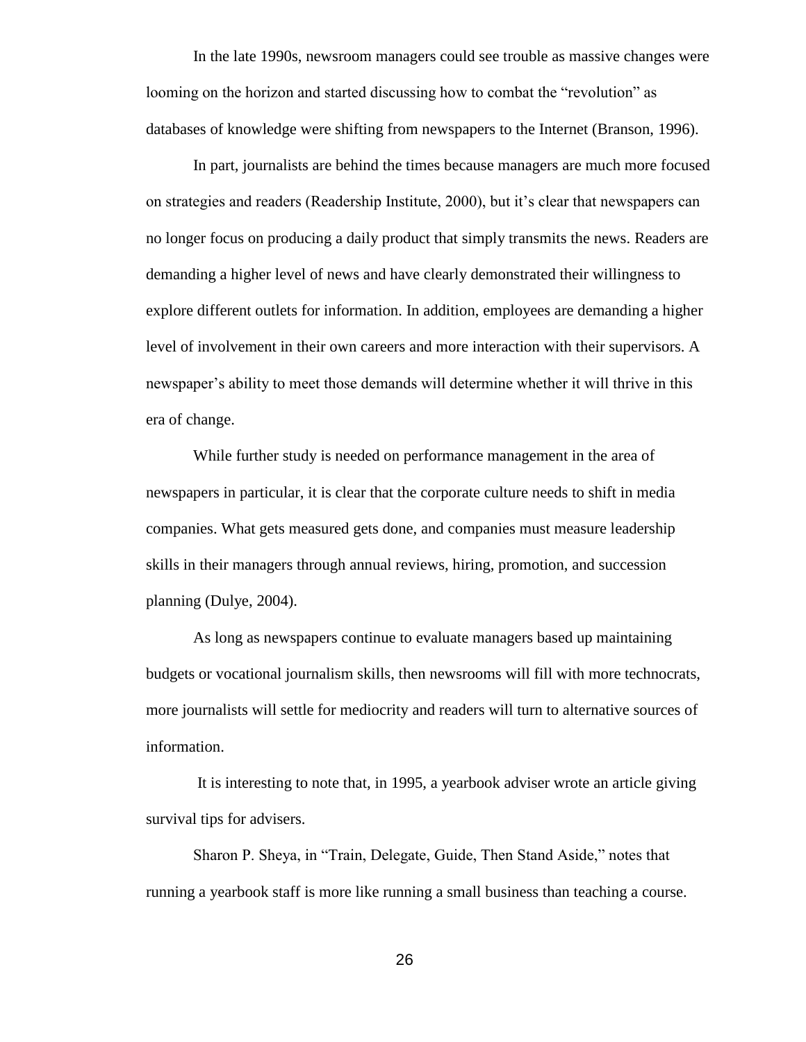In the late 1990s, newsroom managers could see trouble as massive changes were looming on the horizon and started discussing how to combat the "revolution" as databases of knowledge were shifting from newspapers to the Internet (Branson, 1996).

In part, journalists are behind the times because managers are much more focused on strategies and readers (Readership Institute, 2000), but it's clear that newspapers can no longer focus on producing a daily product that simply transmits the news. Readers are demanding a higher level of news and have clearly demonstrated their willingness to explore different outlets for information. In addition, employees are demanding a higher level of involvement in their own careers and more interaction with their supervisors. A newspaper's ability to meet those demands will determine whether it will thrive in this era of change.

While further study is needed on performance management in the area of newspapers in particular, it is clear that the corporate culture needs to shift in media companies. What gets measured gets done, and companies must measure leadership skills in their managers through annual reviews, hiring, promotion, and succession planning (Dulye, 2004).

As long as newspapers continue to evaluate managers based up maintaining budgets or vocational journalism skills, then newsrooms will fill with more technocrats, more journalists will settle for mediocrity and readers will turn to alternative sources of information.

It is interesting to note that, in 1995, a yearbook adviser wrote an article giving survival tips for advisers.

Sharon P. Sheya, in "Train, Delegate, Guide, Then Stand Aside," notes that running a yearbook staff is more like running a small business than teaching a course.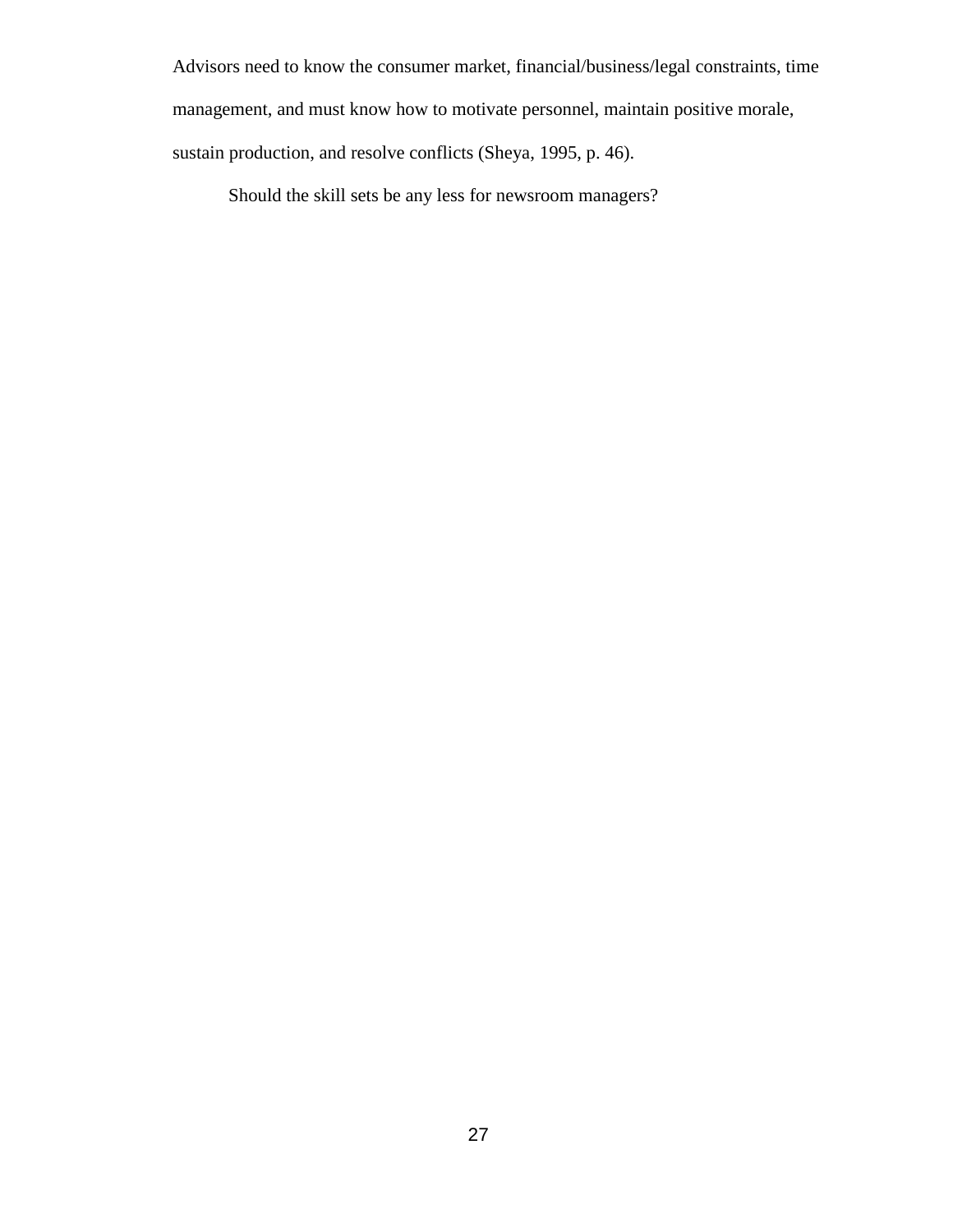Advisors need to know the consumer market, financial/business/legal constraints, time management, and must know how to motivate personnel, maintain positive morale, sustain production, and resolve conflicts (Sheya, 1995, p. 46).

Should the skill sets be any less for newsroom managers?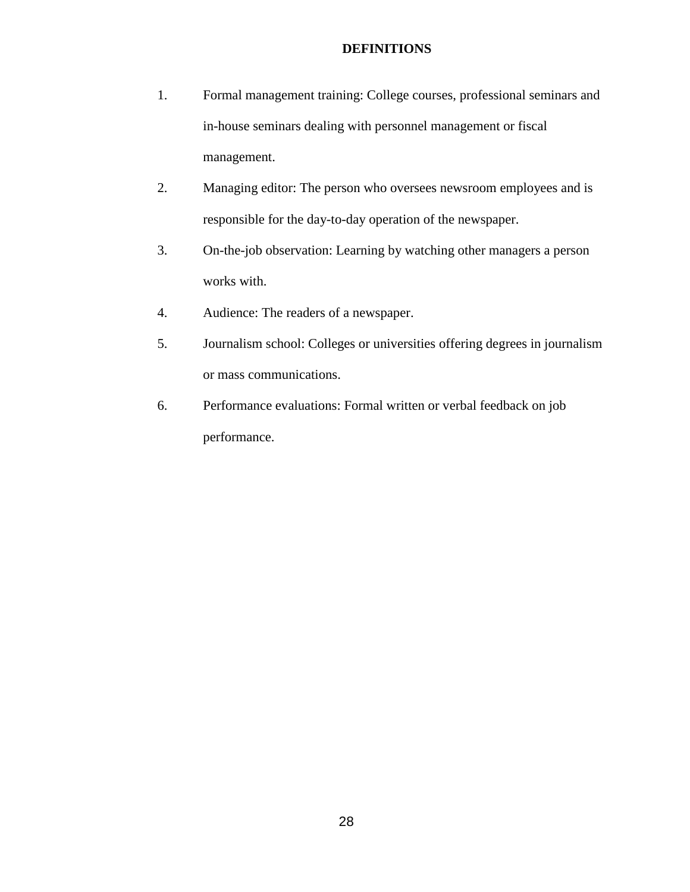## DEFINITIONS

1. Formal management training: College courses, professional seminars and in-house seminars dealing with personnel management or fiscal management.
2. Managing editor: The person who oversees newsroom employees and is responsible for the day-to-day operation of the newspaper.
3. On-the-job observation: Learning by watching other managers a person works with.
4. Audience: The readers of a newspaper.
5. Journalism school: Colleges or universities offering degrees in journalism or mass communications.
6. Performance evaluations: Formal written or verbal feedback on job performance.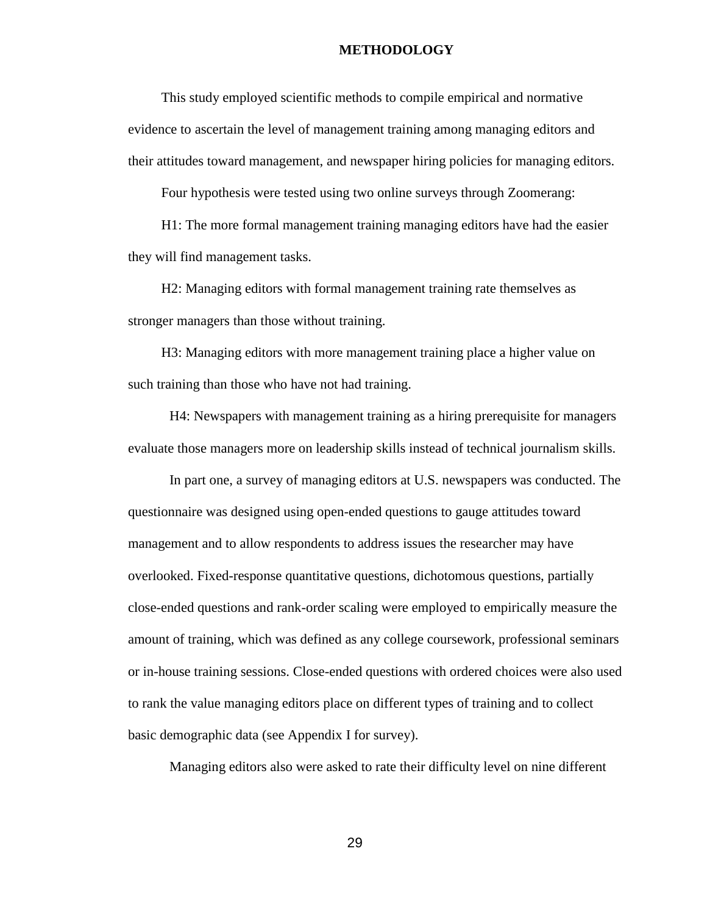# METHODOLOGY

This study employed scientific methods to compile empirical and normative evidence to ascertain the level of management training among managing editors and their attitudes toward management, and newspaper hiring policies for managing editors.

Four hypothesis were tested using two online surveys through Zoomerang:

H1: The more formal management training managing editors have had the easier they will find management tasks.

H2: Managing editors with formal management training rate themselves as stronger managers than those without training.

H3: Managing editors with more management training place a higher value on such training than those who have not had training.

H4: Newspapers with management training as a hiring prerequisite for managers evaluate those managers more on leadership skills instead of technical journalism skills.

In part one, a survey of managing editors at U.S. newspapers was conducted. The questionnaire was designed using open-ended questions to gauge attitudes toward management and to allow respondents to address issues the researcher may have overlooked. Fixed-response quantitative questions, dichotomous questions, partially close-ended questions and rank-order scaling were employed to empirically measure the amount of training, which was defined as any college coursework, professional seminars or in-house training sessions. Close-ended questions with ordered choices were also used to rank the value managing editors place on different types of training and to collect basic demographic data (see Appendix I for survey).

Managing editors also were asked to rate their difficulty level on nine different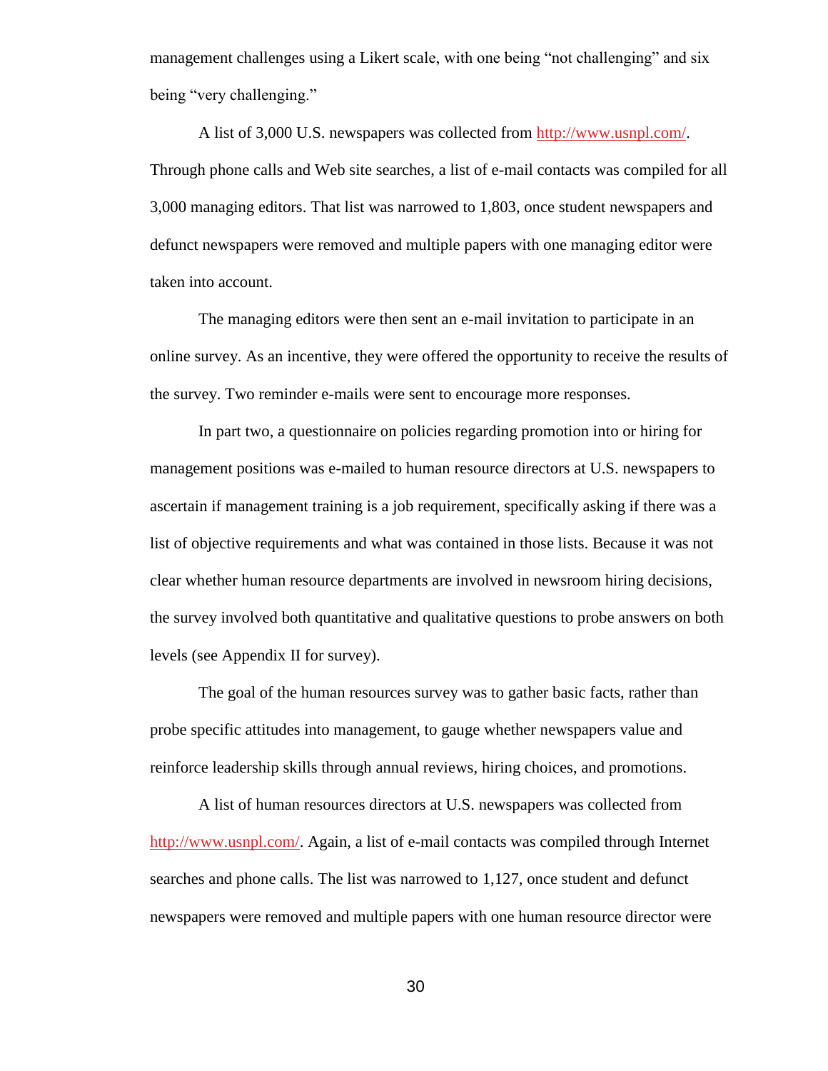management challenges using a Likert scale, with one being "not challenging" and six being "very challenging."

A list of 3,000 U.S. newspapers was collected from http://www.usnpl.com/. Through phone calls and Web site searches, a list of e-mail contacts was compiled for all 3,000 managing editors. That list was narrowed to 1,803, once student newspapers and defunct newspapers were removed and multiple papers with one managing editor were taken into account.

The managing editors were then sent an e-mail invitation to participate in an online survey. As an incentive, they were offered the opportunity to receive the results of the survey. Two reminder e-mails were sent to encourage more responses.

In part two, a questionnaire on policies regarding promotion into or hiring for management positions was e-mailed to human resource directors at U.S. newspapers to ascertain if management training is a job requirement, specifically asking if there was a list of objective requirements and what was contained in those lists. Because it was not clear whether human resource departments are involved in newsroom hiring decisions, the survey involved both quantitative and qualitative questions to probe answers on both levels (see Appendix II for survey).

The goal of the human resources survey was to gather basic facts, rather than probe specific attitudes into management, to gauge whether newspapers value and reinforce leadership skills through annual reviews, hiring choices, and promotions.

A list of human resources directors at U.S. newspapers was collected from http://www.usnpl.com/. Again, a list of e-mail contacts was compiled through Internet searches and phone calls. The list was narrowed to 1,127, once student and defunct newspapers were removed and multiple papers with one human resource director were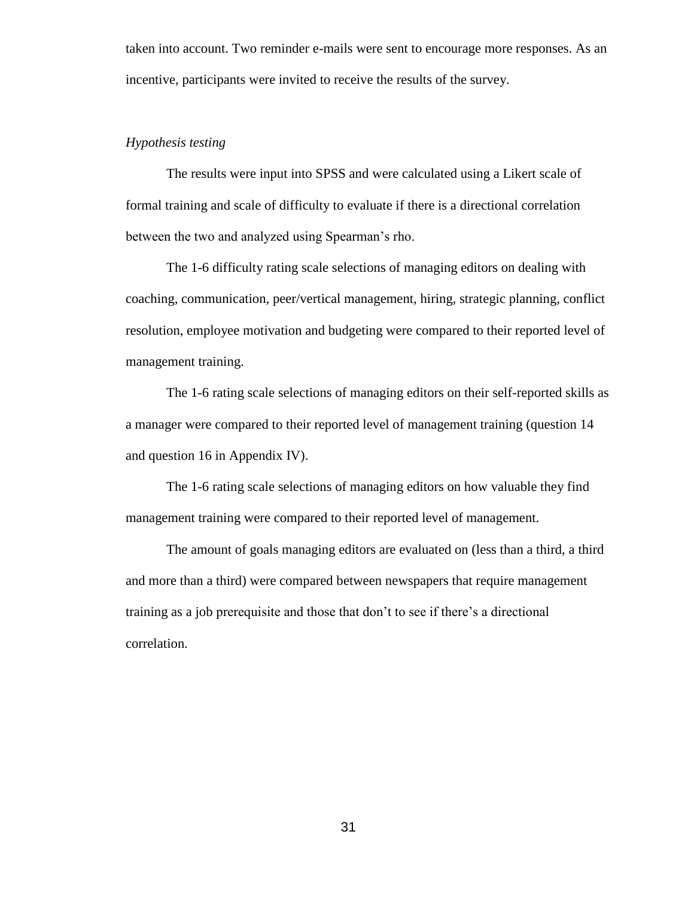taken into account. Two reminder e-mails were sent to encourage more responses. As an incentive, participants were invited to receive the results of the survey.

*Hypothesis testing*

The results were input into SPSS and were calculated using a Likert scale of formal training and scale of difficulty to evaluate if there is a directional correlation between the two and analyzed using Spearman's rho.

The 1-6 difficulty rating scale selections of managing editors on dealing with coaching, communication, peer/vertical management, hiring, strategic planning, conflict resolution, employee motivation and budgeting were compared to their reported level of management training.

The 1-6 rating scale selections of managing editors on their self-reported skills as a manager were compared to their reported level of management training (question 14 and question 16 in Appendix IV).

The 1-6 rating scale selections of managing editors on how valuable they find management training were compared to their reported level of management.

The amount of goals managing editors are evaluated on (less than a third, a third and more than a third) were compared between newspapers that require management training as a job prerequisite and those that don't to see if there's a directional correlation.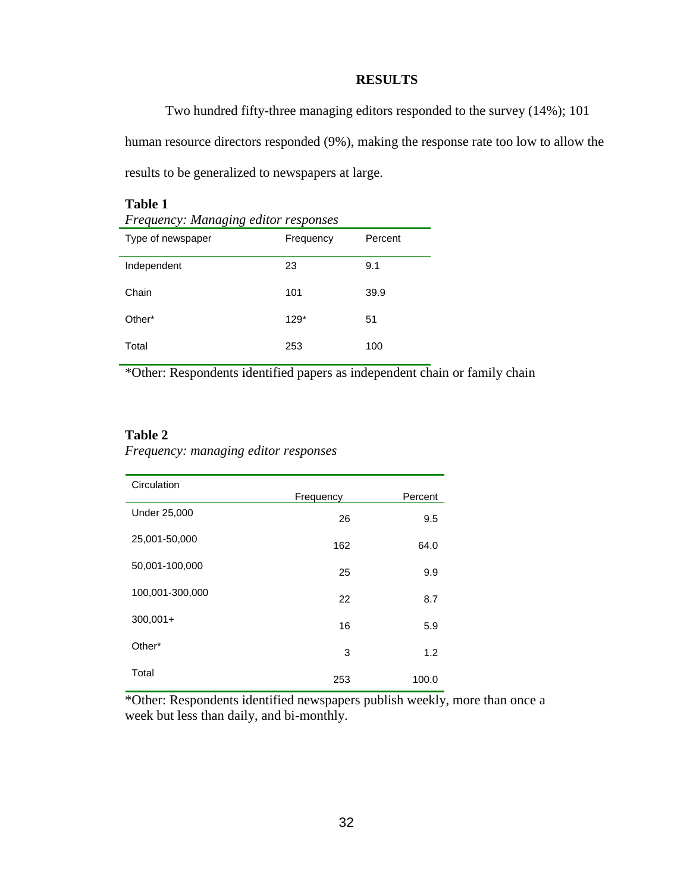## RESULTS

Two hundred fifty-three managing editors responded to the survey (14%); 101 human resource directors responded (9%), making the response rate too low to allow the results to be generalized to newspapers at large.

**Table 1**

*Frequency: Managing editor responses*

| Type of newspaper | Frequency | Percent |
|---|---|---|
| Independent | 23 | 9.1 |
| Chain | 101 | 39.9 |
| Other* | 129* | 51 |
| Total | 253 | 100 |

*Other: Respondents identified papers as independent chain or family chain

**Table 2**

*Frequency: managing editor responses*

| Circulation | Frequency | Percent |
|---|---|---|
| Under 25,000 | 26 | 9.5 |
| 25,001-50,000 | 162 | 64.0 |
| 50,001-100,000 | 25 | 9.9 |
| 100,001-300,000 | 22 | 8.7 |
| 300,001+ | 16 | 5.9 |
| Other* | 3 | 1.2 |
| Total | 253 | 100.0 |

*Other: Respondents identified newspapers publish weekly, more than once a week but less than daily, and bi-monthly.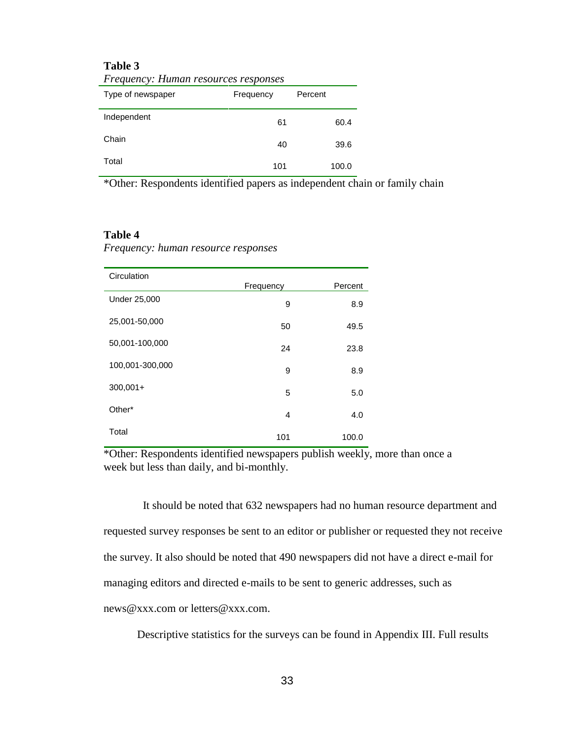**Table 3**

*Frequency: Human resources responses*

| Type of newspaper | Frequency | Percent |
|---|---|---|
| Independent | 61 | 60.4 |
| Chain | 40 | 39.6 |
| Total | 101 | 100.0 |

*Other: Respondents identified papers as independent chain or family chain

**Table 4**

*Frequency: human resource responses*

| Circulation | Frequency | Percent |
|---|---|---|
| Under 25,000 | 9 | 8.9 |
| 25,001-50,000 | 50 | 49.5 |
| 50,001-100,000 | 24 | 23.8 |
| 100,001-300,000 | 9 | 8.9 |
| 300,001+ | 5 | 5.0 |
| Other* | 4 | 4.0 |
| Total | 101 | 100.0 |

*Other: Respondents identified newspapers publish weekly, more than once a week but less than daily, and bi-monthly.

It should be noted that 632 newspapers had no human resource department and requested survey responses be sent to an editor or publisher or requested they not receive the survey. It also should be noted that 490 newspapers did not have a direct e-mail for managing editors and directed e-mails to be sent to generic addresses, such as news@xxx.com or letters@xxx.com.

Descriptive statistics for the surveys can be found in Appendix III. Full results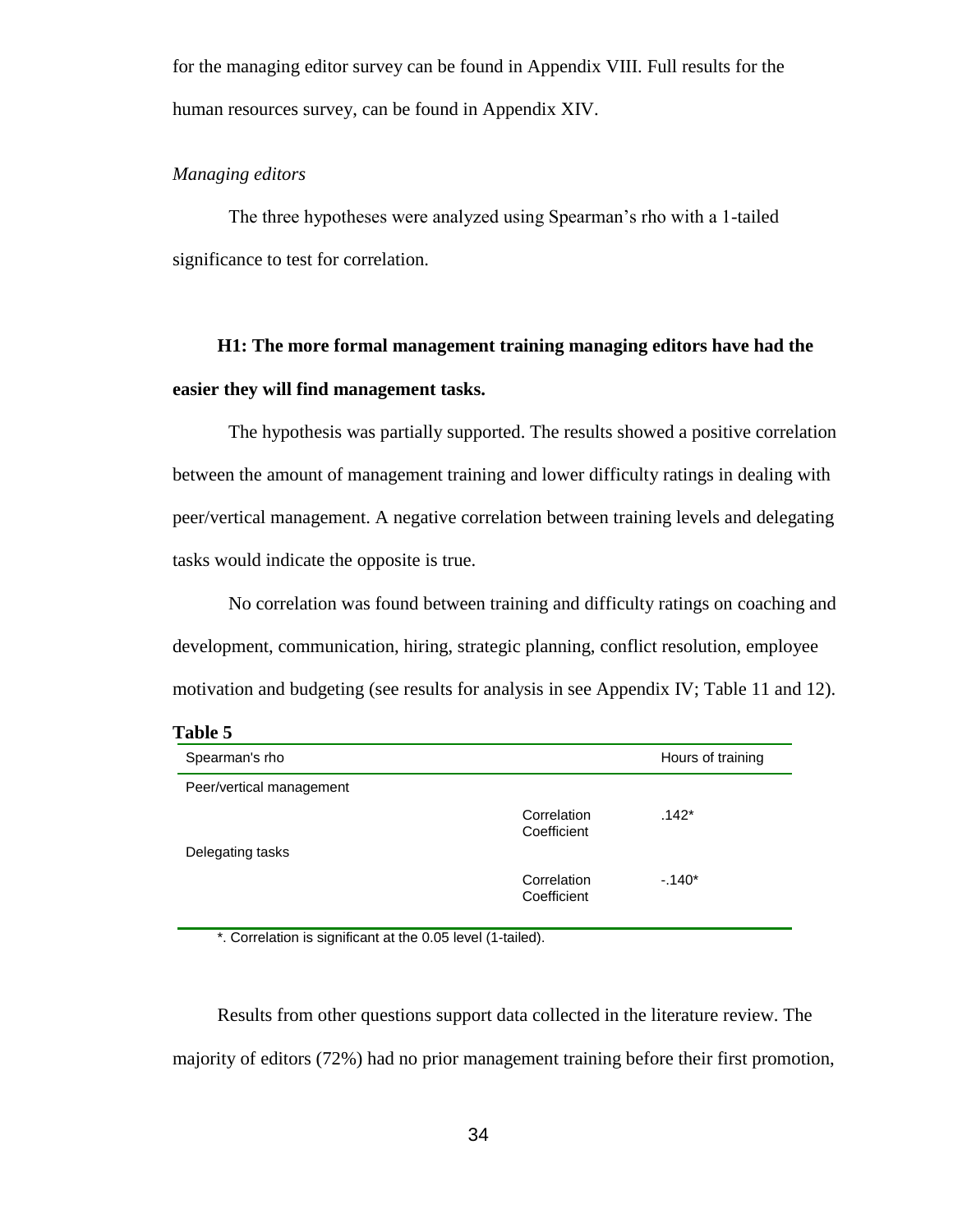for the managing editor survey can be found in Appendix VIII. Full results for the human resources survey, can be found in Appendix XIV.

*Managing editors*

The three hypotheses were analyzed using Spearman's rho with a 1-tailed significance to test for correlation.

**H1: The more formal management training managing editors have had the easier they will find management tasks.**

The hypothesis was partially supported. The results showed a positive correlation between the amount of management training and lower difficulty ratings in dealing with peer/vertical management. A negative correlation between training levels and delegating tasks would indicate the opposite is true.

No correlation was found between training and difficulty ratings on coaching and development, communication, hiring, strategic planning, conflict resolution, employee motivation and budgeting (see results for analysis in see Appendix IV; Table 11 and 12).

**Table 5**

| Spearman's rho | | Hours of training |
|---|---|---|
| Peer/vertical management | | |
| | Correlation Coefficient | .142* |
| Delegating tasks | | |
| | Correlation Coefficient | -.140* |

*. Correlation is significant at the 0.05 level (1-tailed).

Results from other questions support data collected in the literature review. The majority of editors (72%) had no prior management training before their first promotion,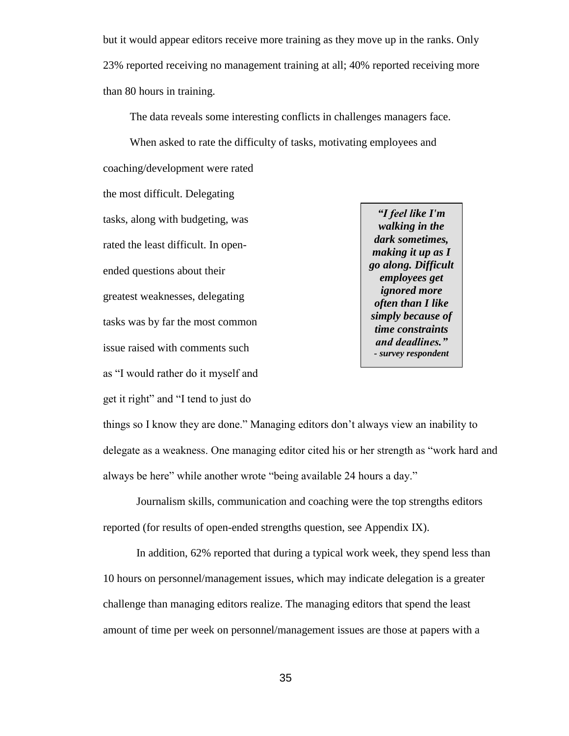but it would appear editors receive more training as they move up in the ranks. Only 23% reported receiving no management training at all; 40% reported receiving more than 80 hours in training.

The data reveals some interesting conflicts in challenges managers face.

When asked to rate the difficulty of tasks, motivating employees and coaching/development were rated the most difficult. Delegating tasks, along with budgeting, was rated the least difficult. In open-ended questions about their greatest weaknesses, delegating tasks was by far the most common issue raised with comments such as "I would rather do it myself and get it right" and "I tend to just do things so I know they are done." Managing editors don't always view an inability to delegate as a weakness. One managing editor cited his or her strength as "work hard and always be here" while another wrote "being available 24 hours a day."

> ***"I feel like I'm walking in the dark sometimes, making it up as I go along. Difficult employees get ignored more often than I like simply because of time constraints and deadlines."***
> ***- survey respondent***

Journalism skills, communication and coaching were the top strengths editors reported (for results of open-ended strengths question, see Appendix IX).

In addition, 62% reported that during a typical work week, they spend less than 10 hours on personnel/management issues, which may indicate delegation is a greater challenge than managing editors realize. The managing editors that spend the least amount of time per week on personnel/management issues are those at papers with a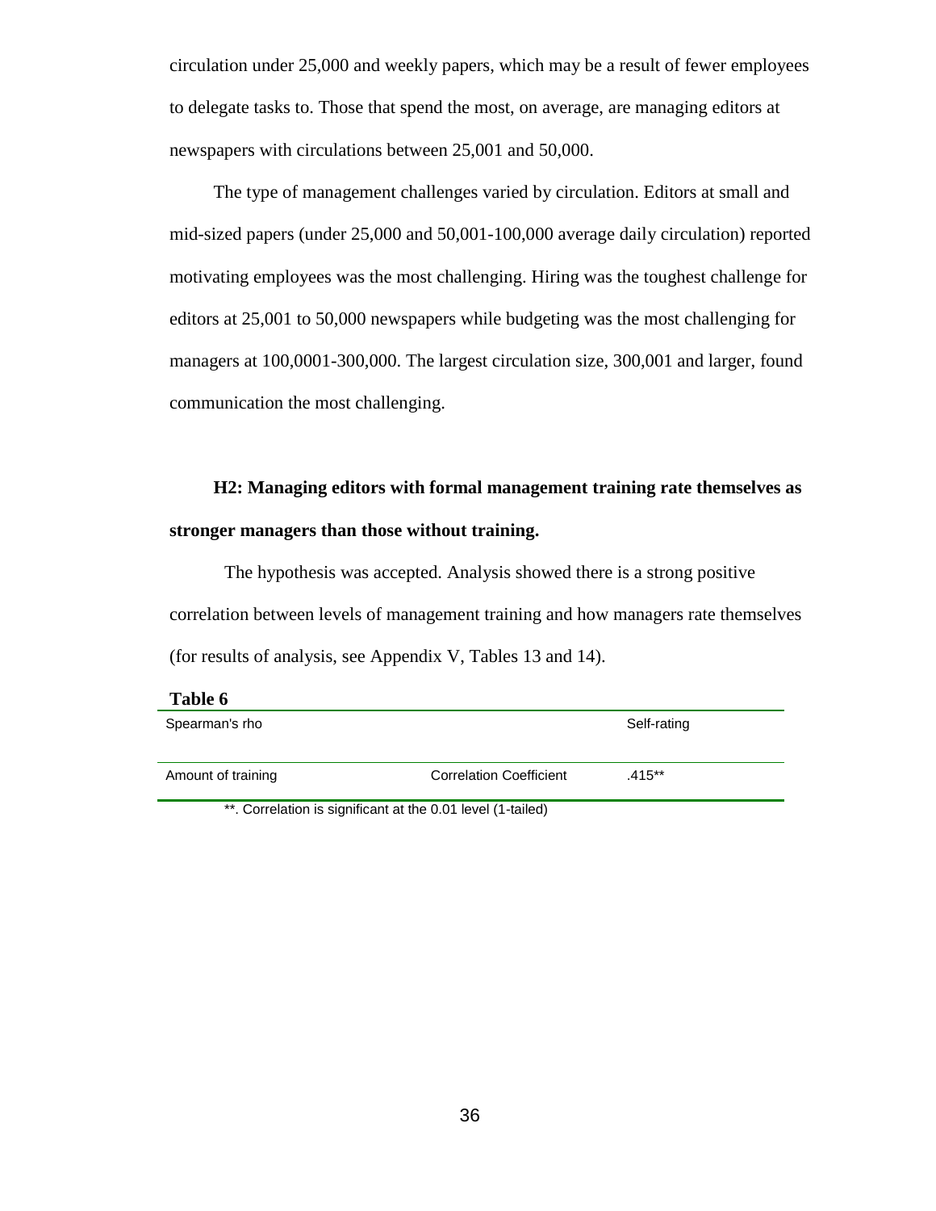circulation under 25,000 and weekly papers, which may be a result of fewer employees to delegate tasks to. Those that spend the most, on average, are managing editors at newspapers with circulations between 25,001 and 50,000.

The type of management challenges varied by circulation. Editors at small and mid-sized papers (under 25,000 and 50,001-100,000 average daily circulation) reported motivating employees was the most challenging. Hiring was the toughest challenge for editors at 25,001 to 50,000 newspapers while budgeting was the most challenging for managers at 100,0001-300,000. The largest circulation size, 300,001 and larger, found communication the most challenging.

**H2: Managing editors with formal management training rate themselves as stronger managers than those without training.**

The hypothesis was accepted. Analysis showed there is a strong positive correlation between levels of management training and how managers rate themselves (for results of analysis, see Appendix V, Tables 13 and 14).

**Table 6**

| Spearman's rho | | Self-rating |
|---|---|---|
| Amount of training | Correlation Coefficient | .415** |

**. Correlation is significant at the 0.01 level (1-tailed)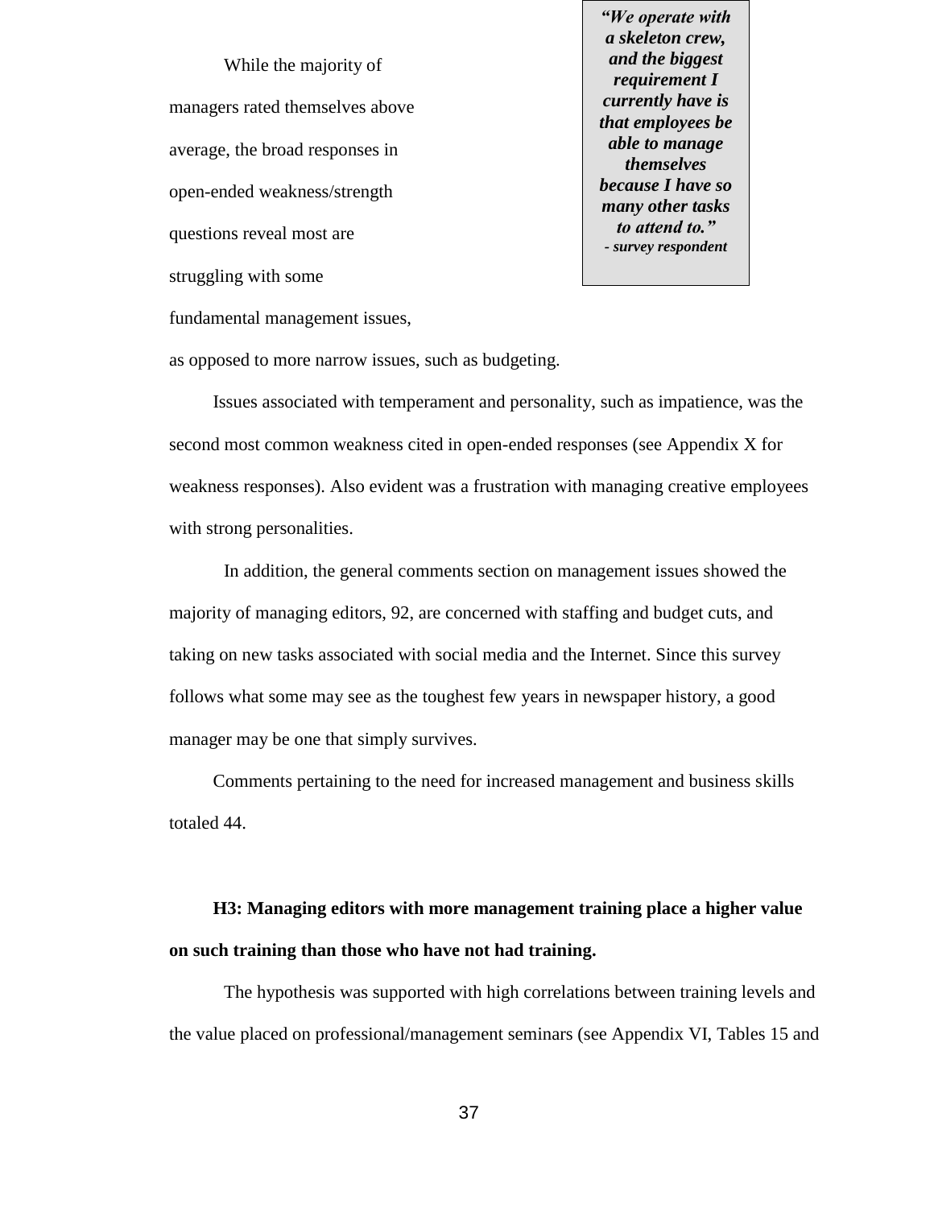While the majority of managers rated themselves above average, the broad responses in open-ended weakness/strength questions reveal most are struggling with some fundamental management issues, as opposed to more narrow issues, such as budgeting.

> ***"We operate with a skeleton crew, and the biggest requirement I currently have is that employees be able to manage themselves because I have so many other tasks to attend to."***
> ***- survey respondent***

Issues associated with temperament and personality, such as impatience, was the second most common weakness cited in open-ended responses (see Appendix X for weakness responses). Also evident was a frustration with managing creative employees with strong personalities.

In addition, the general comments section on management issues showed the majority of managing editors, 92, are concerned with staffing and budget cuts, and taking on new tasks associated with social media and the Internet. Since this survey follows what some may see as the toughest few years in newspaper history, a good manager may be one that simply survives.

Comments pertaining to the need for increased management and business skills totaled 44.

**H3: Managing editors with more management training place a higher value on such training than those who have not had training.**

The hypothesis was supported with high correlations between training levels and the value placed on professional/management seminars (see Appendix VI, Tables 15 and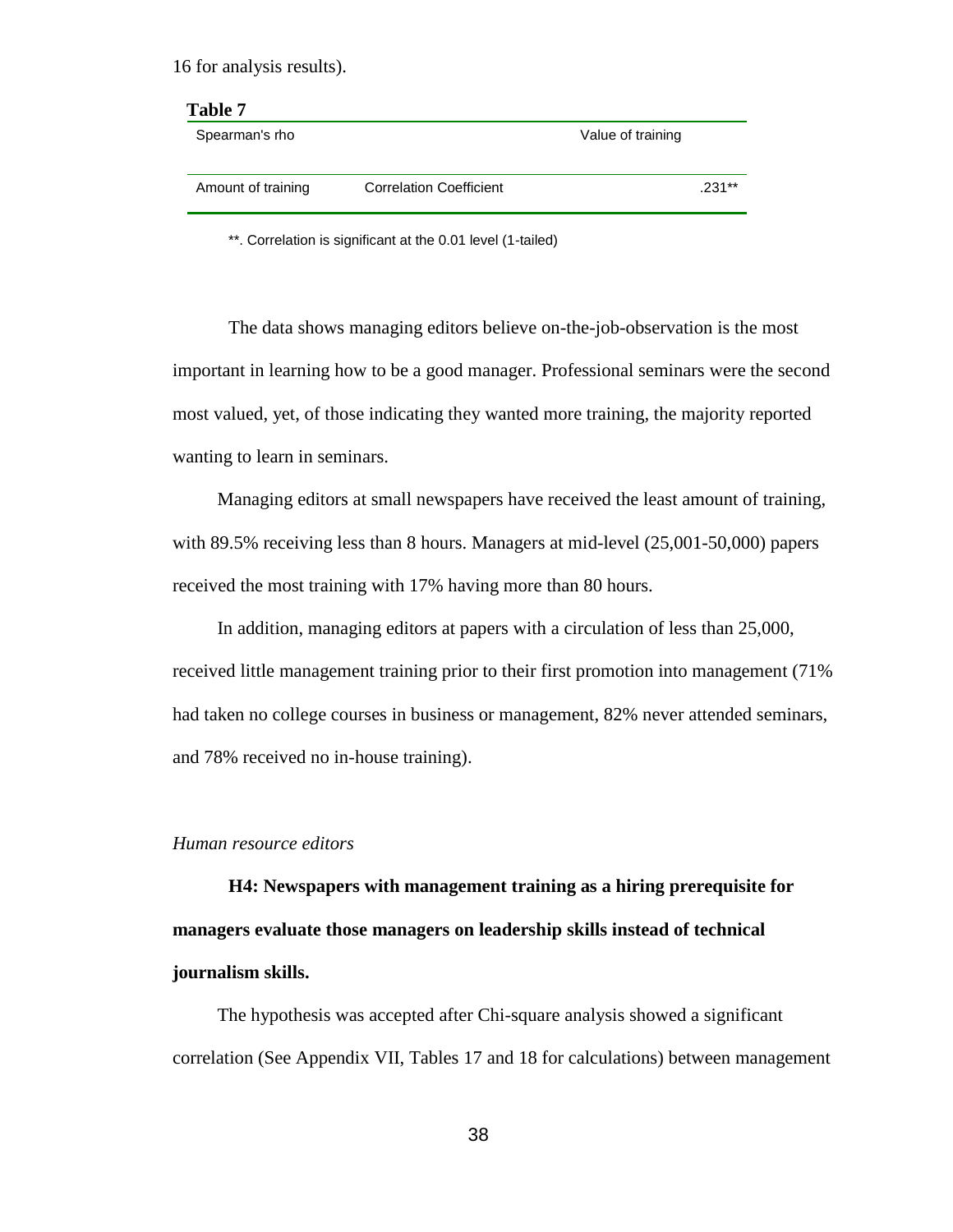16 for analysis results).

**Table 7**

| Spearman's rho | | Value of training |
|---|---|---|
| Amount of training | Correlation Coefficient | .231** |

**. Correlation is significant at the 0.01 level (1-tailed)

The data shows managing editors believe on-the-job-observation is the most important in learning how to be a good manager. Professional seminars were the second most valued, yet, of those indicating they wanted more training, the majority reported wanting to learn in seminars.

Managing editors at small newspapers have received the least amount of training, with 89.5% receiving less than 8 hours. Managers at mid-level (25,001-50,000) papers received the most training with 17% having more than 80 hours.

In addition, managing editors at papers with a circulation of less than 25,000, received little management training prior to their first promotion into management (71% had taken no college courses in business or management, 82% never attended seminars, and 78% received no in-house training).

*Human resource editors*

**H4: Newspapers with management training as a hiring prerequisite for managers evaluate those managers on leadership skills instead of technical journalism skills.**

The hypothesis was accepted after Chi-square analysis showed a significant correlation (See Appendix VII, Tables 17 and 18 for calculations) between management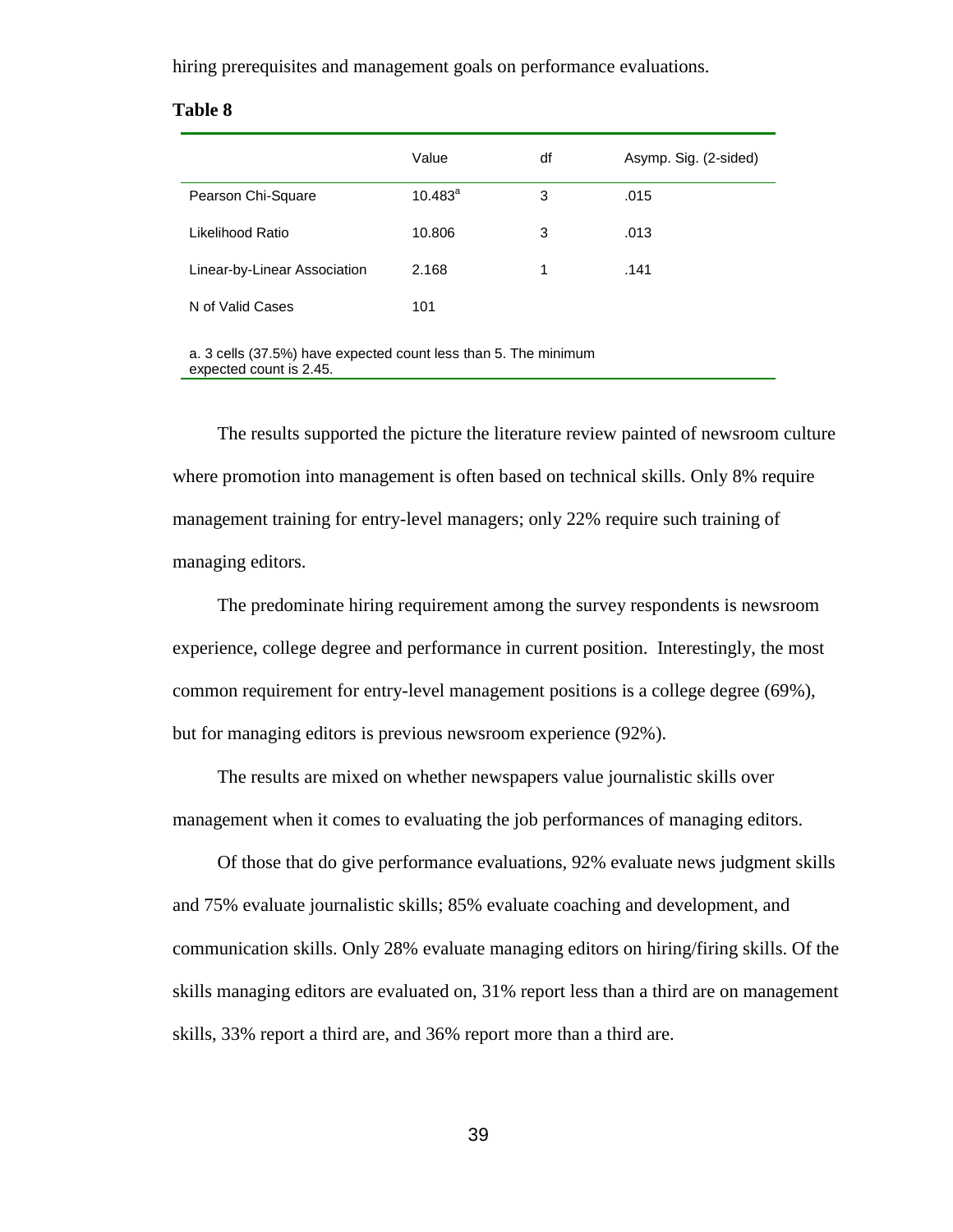hiring prerequisites and management goals on performance evaluations.

**Table 8**

| | Value | df | Asymp. Sig. (2-sided) |
|---|---|---|---|
| Pearson Chi-Square | 10.483[a] | 3 | .015 |
| Likelihood Ratio | 10.806 | 3 | .013 |
| Linear-by-Linear Association | 2.168 | 1 | .141 |
| N of Valid Cases | 101 | | |

a. 3 cells (37.5%) have expected count less than 5. The minimum expected count is 2.45.

The results supported the picture the literature review painted of newsroom culture where promotion into management is often based on technical skills. Only 8% require management training for entry-level managers; only 22% require such training of managing editors.

The predominate hiring requirement among the survey respondents is newsroom experience, college degree and performance in current position. Interestingly, the most common requirement for entry-level management positions is a college degree (69%), but for managing editors is previous newsroom experience (92%).

The results are mixed on whether newspapers value journalistic skills over management when it comes to evaluating the job performances of managing editors.

Of those that do give performance evaluations, 92% evaluate news judgment skills and 75% evaluate journalistic skills; 85% evaluate coaching and development, and communication skills. Only 28% evaluate managing editors on hiring/firing skills. Of the skills managing editors are evaluated on, 31% report less than a third are on management skills, 33% report a third are, and 36% report more than a third are.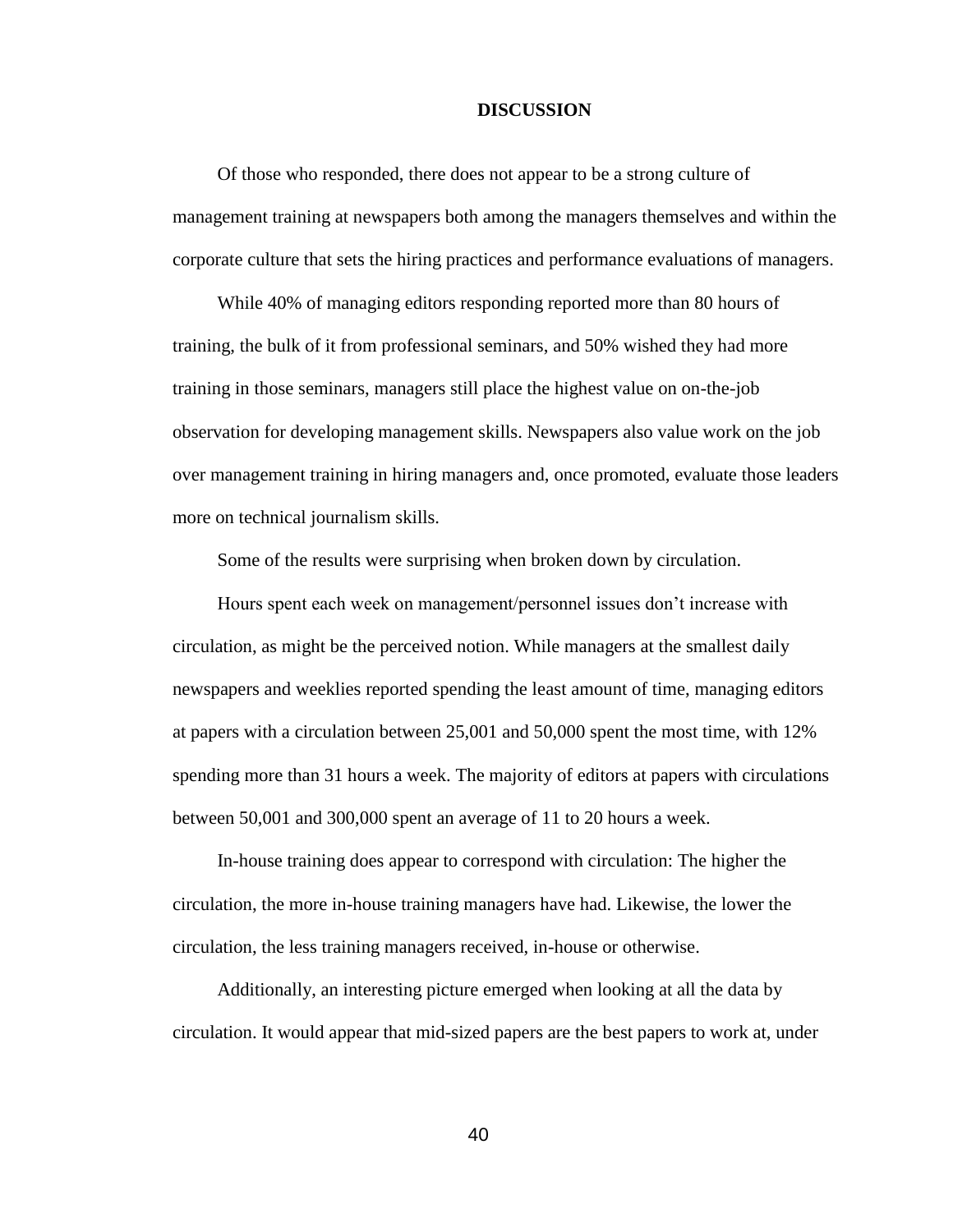# DISCUSSION

Of those who responded, there does not appear to be a strong culture of management training at newspapers both among the managers themselves and within the corporate culture that sets the hiring practices and performance evaluations of managers.

While 40% of managing editors responding reported more than 80 hours of training, the bulk of it from professional seminars, and 50% wished they had more training in those seminars, managers still place the highest value on on-the-job observation for developing management skills. Newspapers also value work on the job over management training in hiring managers and, once promoted, evaluate those leaders more on technical journalism skills.

Some of the results were surprising when broken down by circulation.

Hours spent each week on management/personnel issues don't increase with circulation, as might be the perceived notion. While managers at the smallest daily newspapers and weeklies reported spending the least amount of time, managing editors at papers with a circulation between 25,001 and 50,000 spent the most time, with 12% spending more than 31 hours a week. The majority of editors at papers with circulations between 50,001 and 300,000 spent an average of 11 to 20 hours a week.

In-house training does appear to correspond with circulation: The higher the circulation, the more in-house training managers have had. Likewise, the lower the circulation, the less training managers received, in-house or otherwise.

Additionally, an interesting picture emerged when looking at all the data by circulation. It would appear that mid-sized papers are the best papers to work at, under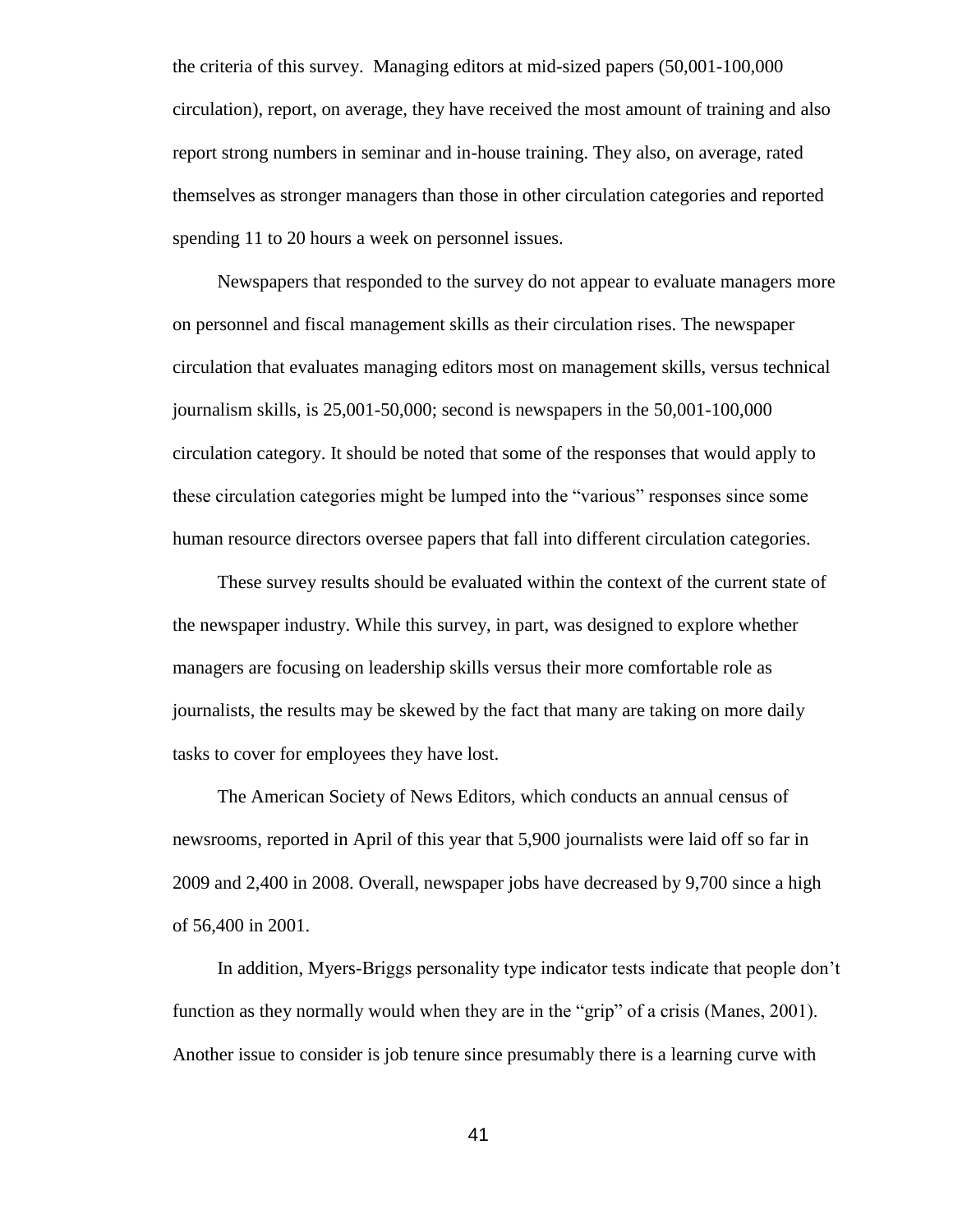the criteria of this survey. Managing editors at mid-sized papers (50,001-100,000 circulation), report, on average, they have received the most amount of training and also report strong numbers in seminar and in-house training. They also, on average, rated themselves as stronger managers than those in other circulation categories and reported spending 11 to 20 hours a week on personnel issues.

Newspapers that responded to the survey do not appear to evaluate managers more on personnel and fiscal management skills as their circulation rises. The newspaper circulation that evaluates managing editors most on management skills, versus technical journalism skills, is 25,001-50,000; second is newspapers in the 50,001-100,000 circulation category. It should be noted that some of the responses that would apply to these circulation categories might be lumped into the "various" responses since some human resource directors oversee papers that fall into different circulation categories.

These survey results should be evaluated within the context of the current state of the newspaper industry. While this survey, in part, was designed to explore whether managers are focusing on leadership skills versus their more comfortable role as journalists, the results may be skewed by the fact that many are taking on more daily tasks to cover for employees they have lost.

The American Society of News Editors, which conducts an annual census of newsrooms, reported in April of this year that 5,900 journalists were laid off so far in 2009 and 2,400 in 2008. Overall, newspaper jobs have decreased by 9,700 since a high of 56,400 in 2001.

In addition, Myers-Briggs personality type indicator tests indicate that people don't function as they normally would when they are in the "grip" of a crisis (Manes, 2001). Another issue to consider is job tenure since presumably there is a learning curve with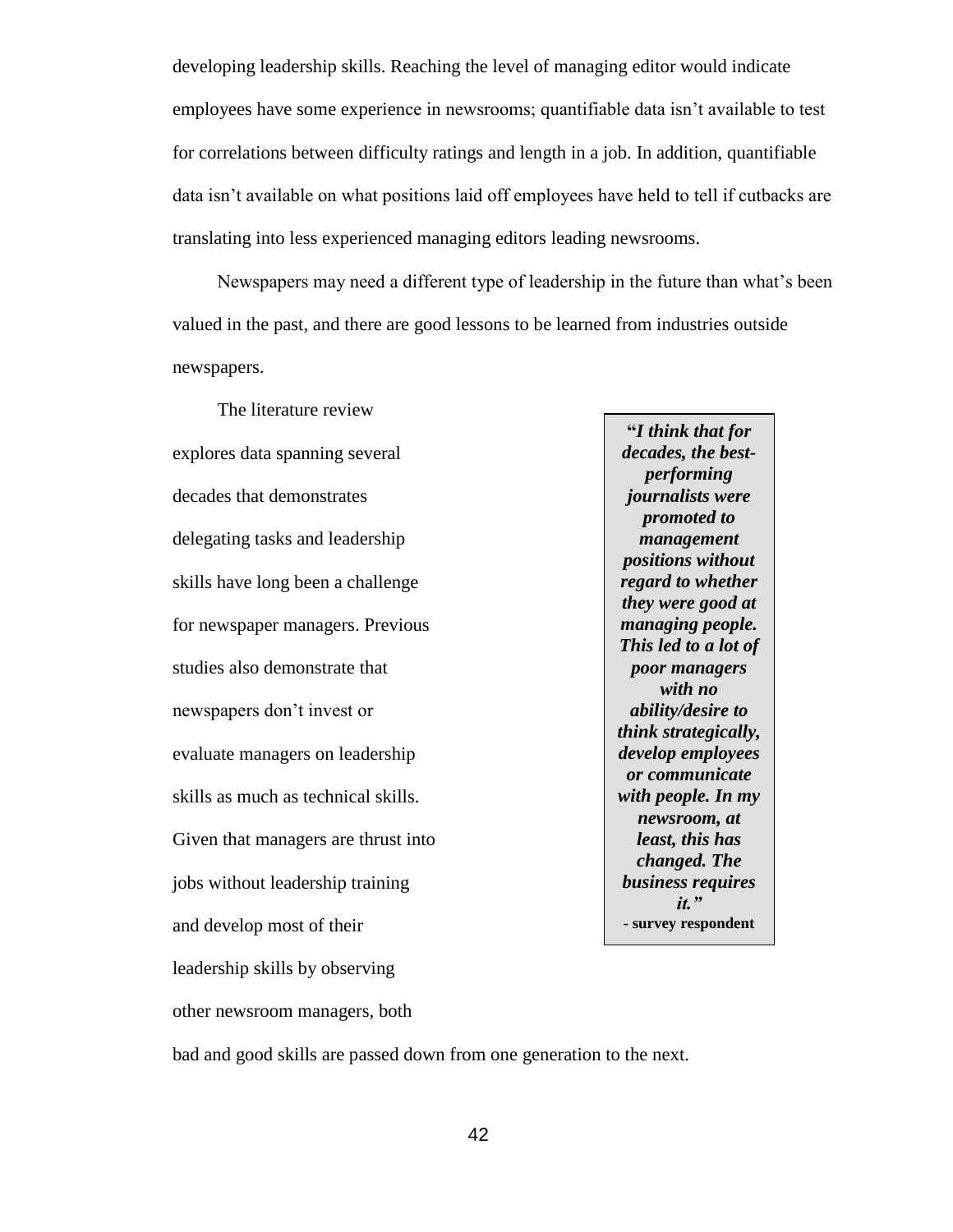developing leadership skills. Reaching the level of managing editor would indicate employees have some experience in newsrooms; quantifiable data isn't available to test for correlations between difficulty ratings and length in a job. In addition, quantifiable data isn't available on what positions laid off employees have held to tell if cutbacks are translating into less experienced managing editors leading newsrooms.

Newspapers may need a different type of leadership in the future than what's been valued in the past, and there are good lessons to be learned from industries outside newspapers.

The literature review explores data spanning several decades that demonstrates delegating tasks and leadership skills have long been a challenge for newspaper managers. Previous studies also demonstrate that newspapers don't invest or evaluate managers on leadership skills as much as technical skills. Given that managers are thrust into jobs without leadership training and develop most of their leadership skills by observing other newsroom managers, both bad and good skills are passed down from one generation to the next.

> ***"I think that for decades, the best-performing journalists were promoted to management positions without regard to whether they were good at managing people. This led to a lot of poor managers with no ability/desire to think strategically, develop employees or communicate with people. In my newsroom, at least, this has changed. The business requires it."***
> **- survey respondent**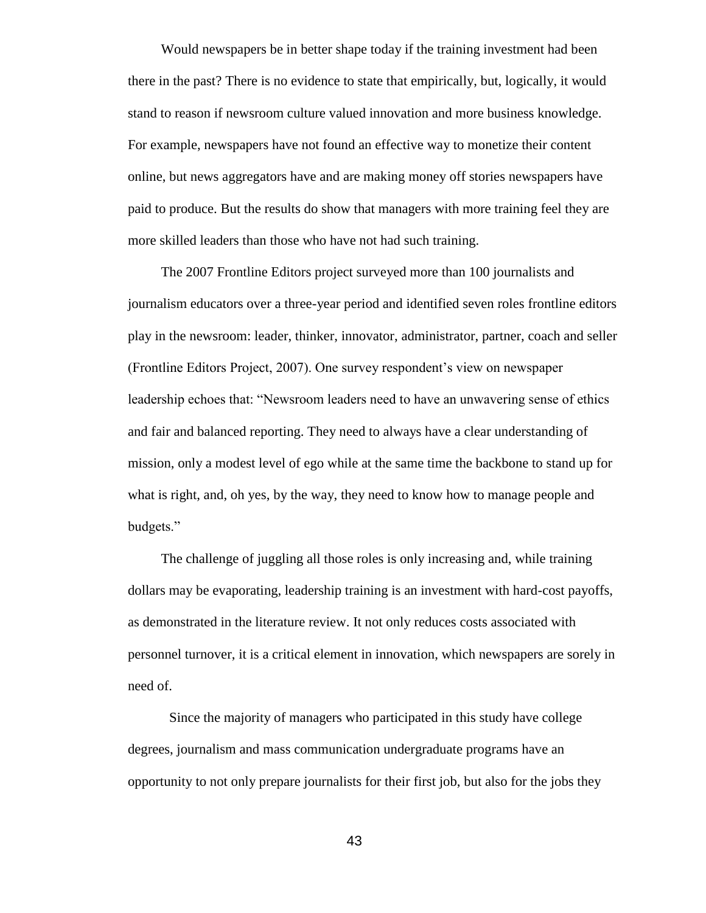Would newspapers be in better shape today if the training investment had been there in the past? There is no evidence to state that empirically, but, logically, it would stand to reason if newsroom culture valued innovation and more business knowledge. For example, newspapers have not found an effective way to monetize their content online, but news aggregators have and are making money off stories newspapers have paid to produce. But the results do show that managers with more training feel they are more skilled leaders than those who have not had such training.

The 2007 Frontline Editors project surveyed more than 100 journalists and journalism educators over a three-year period and identified seven roles frontline editors play in the newsroom: leader, thinker, innovator, administrator, partner, coach and seller (Frontline Editors Project, 2007). One survey respondent's view on newspaper leadership echoes that: "Newsroom leaders need to have an unwavering sense of ethics and fair and balanced reporting. They need to always have a clear understanding of mission, only a modest level of ego while at the same time the backbone to stand up for what is right, and, oh yes, by the way, they need to know how to manage people and budgets."

The challenge of juggling all those roles is only increasing and, while training dollars may be evaporating, leadership training is an investment with hard-cost payoffs, as demonstrated in the literature review. It not only reduces costs associated with personnel turnover, it is a critical element in innovation, which newspapers are sorely in need of.

Since the majority of managers who participated in this study have college degrees, journalism and mass communication undergraduate programs have an opportunity to not only prepare journalists for their first job, but also for the jobs they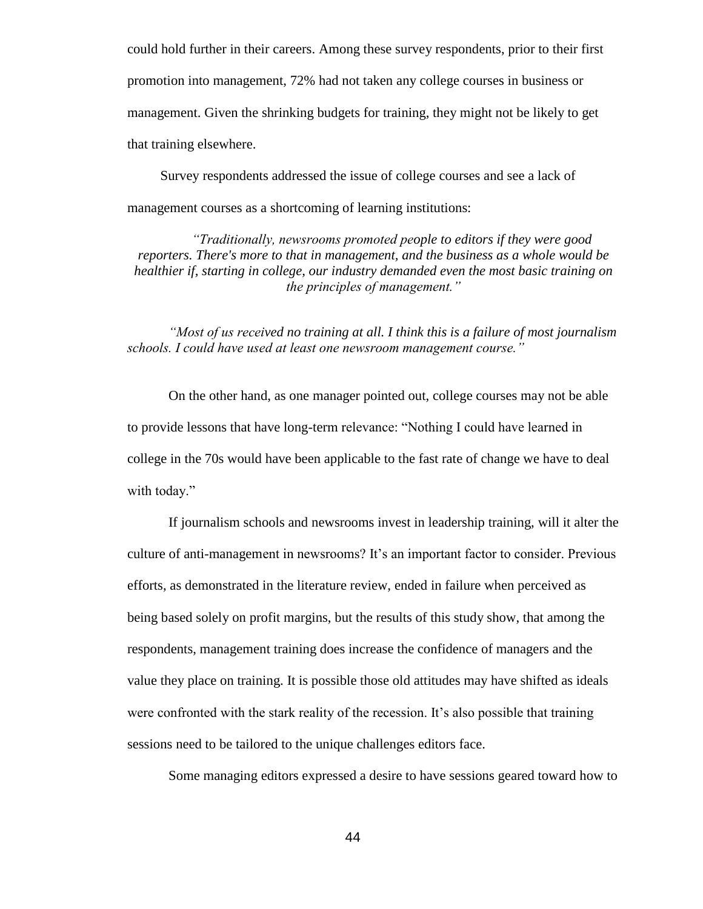could hold further in their careers. Among these survey respondents, prior to their first promotion into management, 72% had not taken any college courses in business or management. Given the shrinking budgets for training, they might not be likely to get that training elsewhere.

Survey respondents addressed the issue of college courses and see a lack of management courses as a shortcoming of learning institutions:

> *"Traditionally, newsrooms promoted people to editors if they were good reporters. There's more to that in management, and the business as a whole would be healthier if, starting in college, our industry demanded even the most basic training on the principles of management."*

> *"Most of us received no training at all. I think this is a failure of most journalism schools. I could have used at least one newsroom management course."*

On the other hand, as one manager pointed out, college courses may not be able to provide lessons that have long-term relevance: "Nothing I could have learned in college in the 70s would have been applicable to the fast rate of change we have to deal with today."

If journalism schools and newsrooms invest in leadership training, will it alter the culture of anti-management in newsrooms? It's an important factor to consider. Previous efforts, as demonstrated in the literature review, ended in failure when perceived as being based solely on profit margins, but the results of this study show, that among the respondents, management training does increase the confidence of managers and the value they place on training. It is possible those old attitudes may have shifted as ideals were confronted with the stark reality of the recession. It's also possible that training sessions need to be tailored to the unique challenges editors face.

Some managing editors expressed a desire to have sessions geared toward how to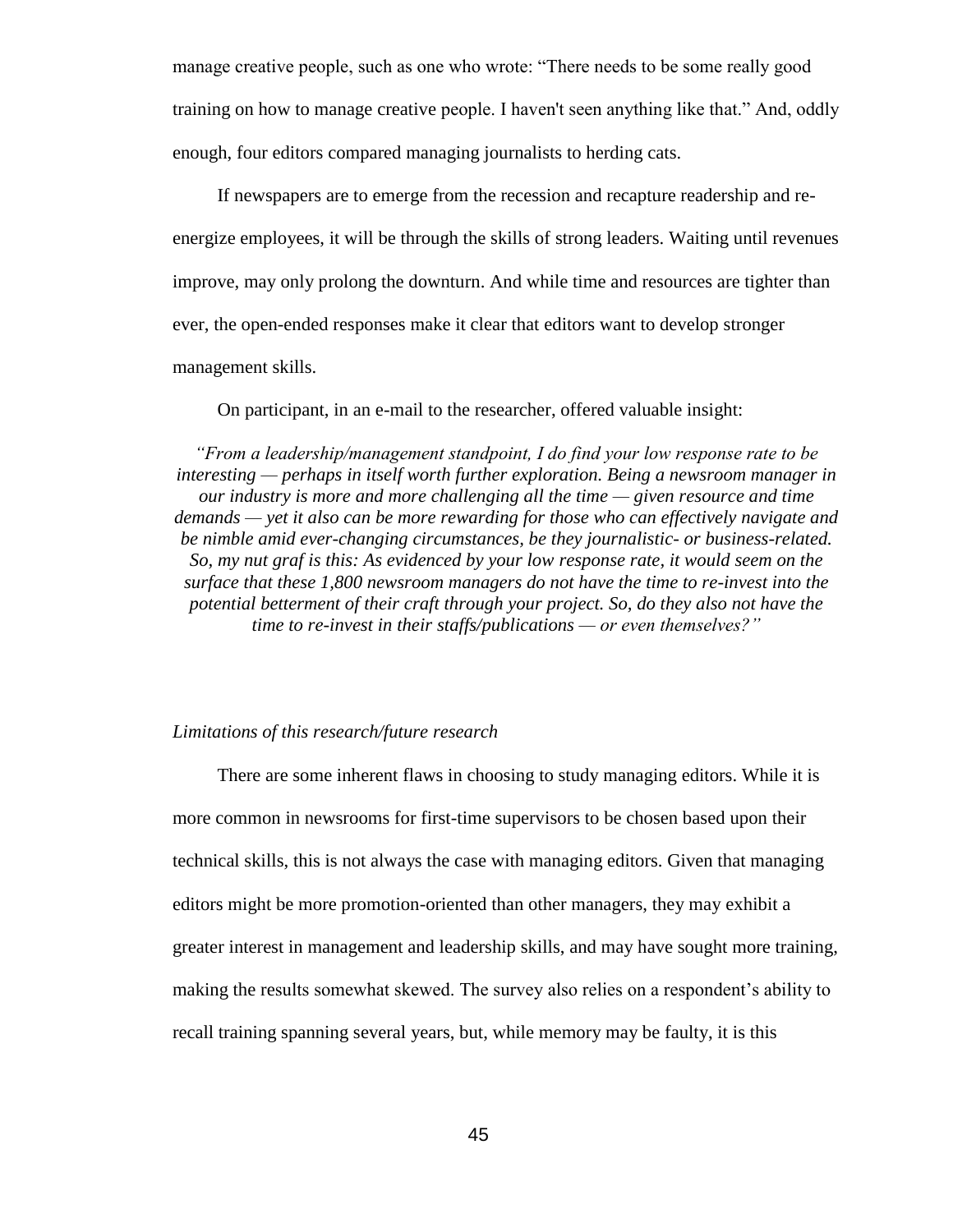manage creative people, such as one who wrote: "There needs to be some really good training on how to manage creative people. I haven't seen anything like that." And, oddly enough, four editors compared managing journalists to herding cats.

If newspapers are to emerge from the recession and recapture readership and re-energize employees, it will be through the skills of strong leaders. Waiting until revenues improve, may only prolong the downturn. And while time and resources are tighter than ever, the open-ended responses make it clear that editors want to develop stronger management skills.

On participant, in an e-mail to the researcher, offered valuable insight:

> *"From a leadership/management standpoint, I do find your low response rate to be interesting — perhaps in itself worth further exploration. Being a newsroom manager in our industry is more and more challenging all the time — given resource and time demands — yet it also can be more rewarding for those who can effectively navigate and be nimble amid ever-changing circumstances, be they journalistic- or business-related. So, my nut graf is this: As evidenced by your low response rate, it would seem on the surface that these 1,800 newsroom managers do not have the time to re-invest into the potential betterment of their craft through your project. So, do they also not have the time to re-invest in their staffs/publications — or even themselves?"*

*Limitations of this research/future research*

There are some inherent flaws in choosing to study managing editors. While it is more common in newsrooms for first-time supervisors to be chosen based upon their technical skills, this is not always the case with managing editors. Given that managing editors might be more promotion-oriented than other managers, they may exhibit a greater interest in management and leadership skills, and may have sought more training, making the results somewhat skewed. The survey also relies on a respondent's ability to recall training spanning several years, but, while memory may be faulty, it is this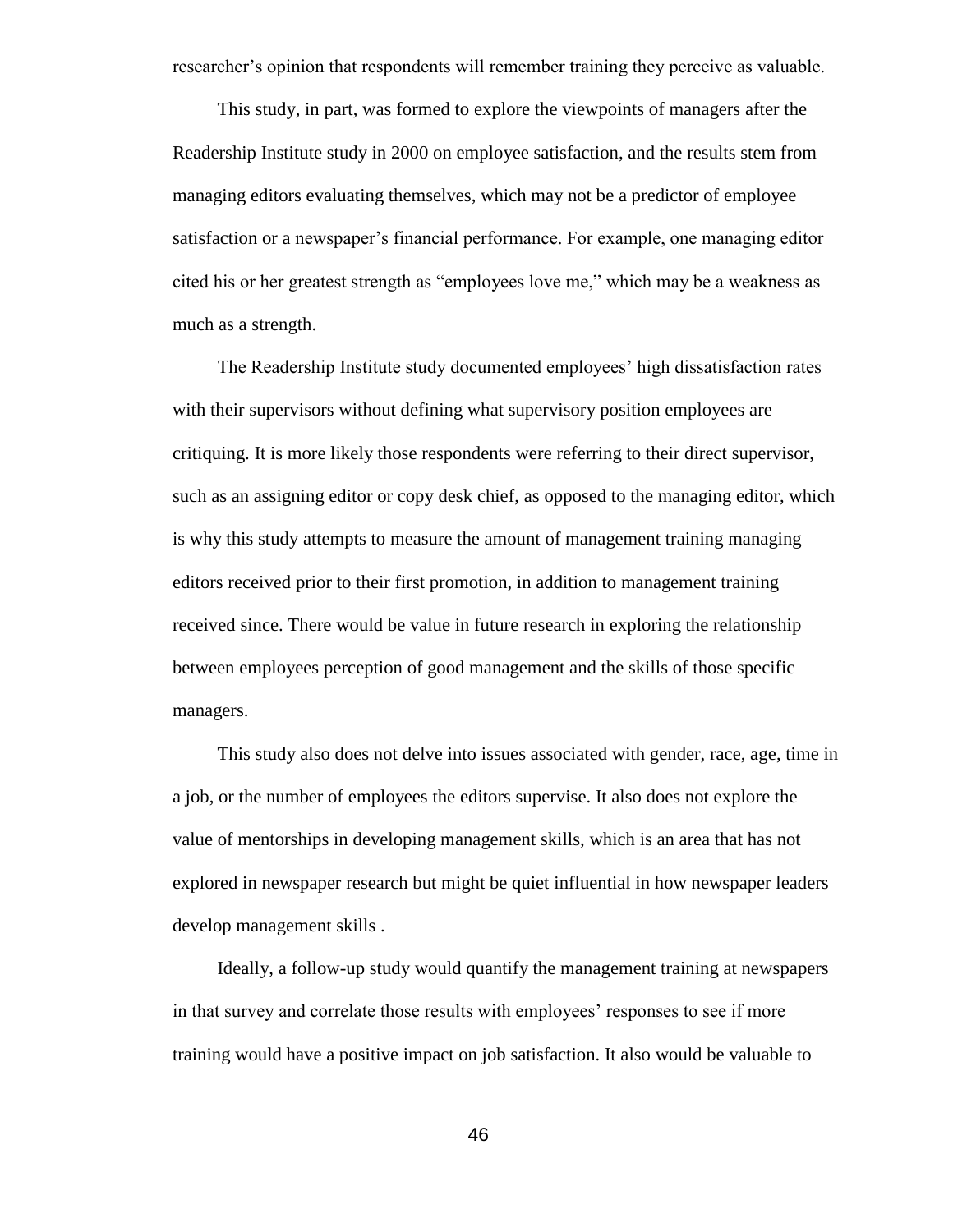researcher's opinion that respondents will remember training they perceive as valuable.

This study, in part, was formed to explore the viewpoints of managers after the Readership Institute study in 2000 on employee satisfaction, and the results stem from managing editors evaluating themselves, which may not be a predictor of employee satisfaction or a newspaper's financial performance. For example, one managing editor cited his or her greatest strength as "employees love me," which may be a weakness as much as a strength.

The Readership Institute study documented employees' high dissatisfaction rates with their supervisors without defining what supervisory position employees are critiquing. It is more likely those respondents were referring to their direct supervisor, such as an assigning editor or copy desk chief, as opposed to the managing editor, which is why this study attempts to measure the amount of management training managing editors received prior to their first promotion, in addition to management training received since. There would be value in future research in exploring the relationship between employees perception of good management and the skills of those specific managers.

This study also does not delve into issues associated with gender, race, age, time in a job, or the number of employees the editors supervise. It also does not explore the value of mentorships in developing management skills, which is an area that has not explored in newspaper research but might be quiet influential in how newspaper leaders develop management skills .

Ideally, a follow-up study would quantify the management training at newspapers in that survey and correlate those results with employees' responses to see if more training would have a positive impact on job satisfaction. It also would be valuable to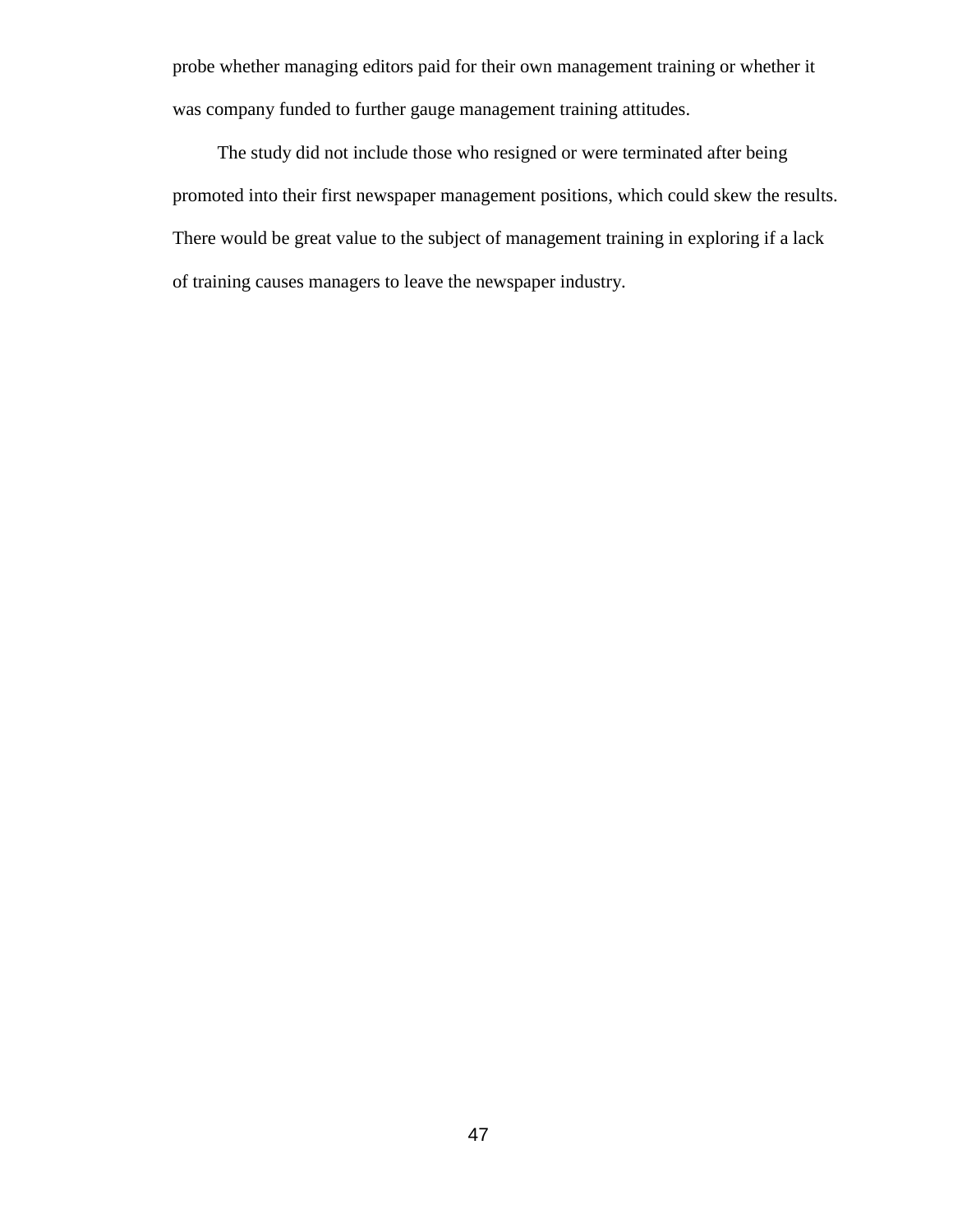probe whether managing editors paid for their own management training or whether it was company funded to further gauge management training attitudes.

The study did not include those who resigned or were terminated after being promoted into their first newspaper management positions, which could skew the results. There would be great value to the subject of management training in exploring if a lack of training causes managers to leave the newspaper industry.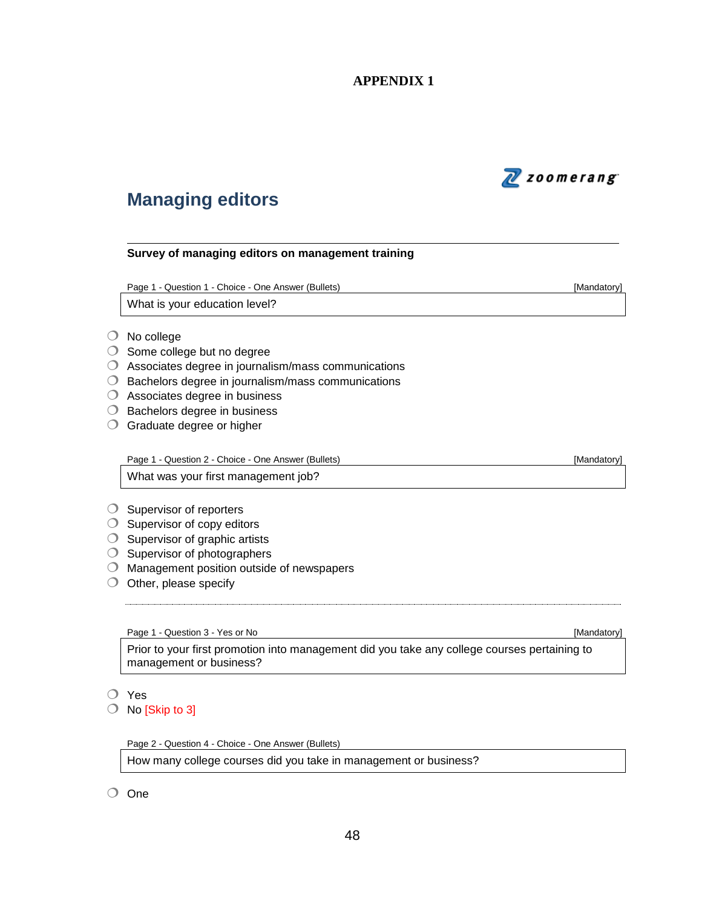# APPENDIX 1

zoomerang

## Managing editors

**Survey of managing editors on management training**

Page 1 - Question 1 - Choice - One Answer (Bullets) [Mandatory]

What is your education level?

- ❍ No college
- ❍ Some college but no degree
- ❍ Associates degree in journalism/mass communications
- ❍ Bachelors degree in journalism/mass communications
- ❍ Associates degree in business
- ❍ Bachelors degree in business
- ❍ Graduate degree or higher

Page 1 - Question 2 - Choice - One Answer (Bullets) [Mandatory]

What was your first management job?

- ❍ Supervisor of reporters
- ❍ Supervisor of copy editors
- ❍ Supervisor of graphic artists
- ❍ Supervisor of photographers
- ❍ Management position outside of newspapers
- ❍ Other, please specify

Page 1 - Question 3 - Yes or No [Mandatory]

Prior to your first promotion into management did you take any college courses pertaining to management or business?

- ❍ Yes
- ❍ No [Skip to 3]

Page 2 - Question 4 - Choice - One Answer (Bullets)

How many college courses did you take in management or business?

- ❍ One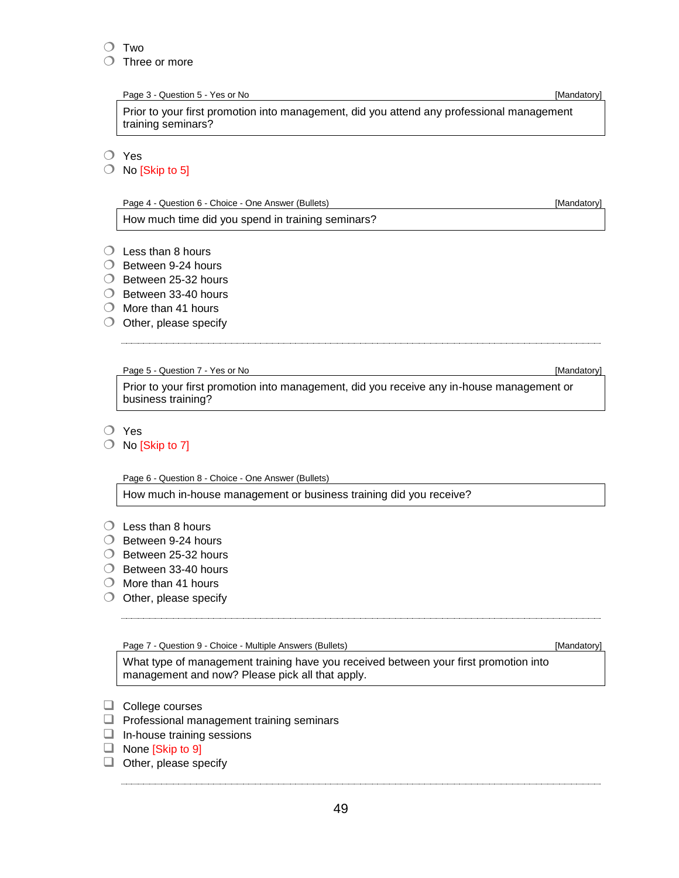- ❍ Two
- ❍ Three or more

Page 3 - Question 5 - Yes or No [Mandatory]

Prior to your first promotion into management, did you attend any professional management training seminars?

- ❍ Yes
- ❍ No [Skip to 5]

Page 4 - Question 6 - Choice - One Answer (Bullets) [Mandatory]

How much time did you spend in training seminars?

- ❍ Less than 8 hours
- ❍ Between 9-24 hours
- ❍ Between 25-32 hours
- ❍ Between 33-40 hours
- ❍ More than 41 hours
- ❍ Other, please specify

Page 5 - Question 7 - Yes or No [Mandatory]

Prior to your first promotion into management, did you receive any in-house management or business training?

- ❍ Yes
- ❍ No [Skip to 7]

Page 6 - Question 8 - Choice - One Answer (Bullets) [Mandatory]

How much in-house management or business training did you receive?

- ❍ Less than 8 hours
- ❍ Between 9-24 hours
- ❍ Between 25-32 hours
- ❍ Between 33-40 hours
- ❍ More than 41 hours
- ❍ Other, please specify

Page 7 - Question 9 - Choice - Multiple Answers (Bullets) [Mandatory]

What type of management training have you received between your first promotion into management and now? Please pick all that apply.

- ❑ College courses
- ❑ Professional management training seminars
- ❑ In-house training sessions
- ❑ None [Skip to 9]
- ❑ Other, please specify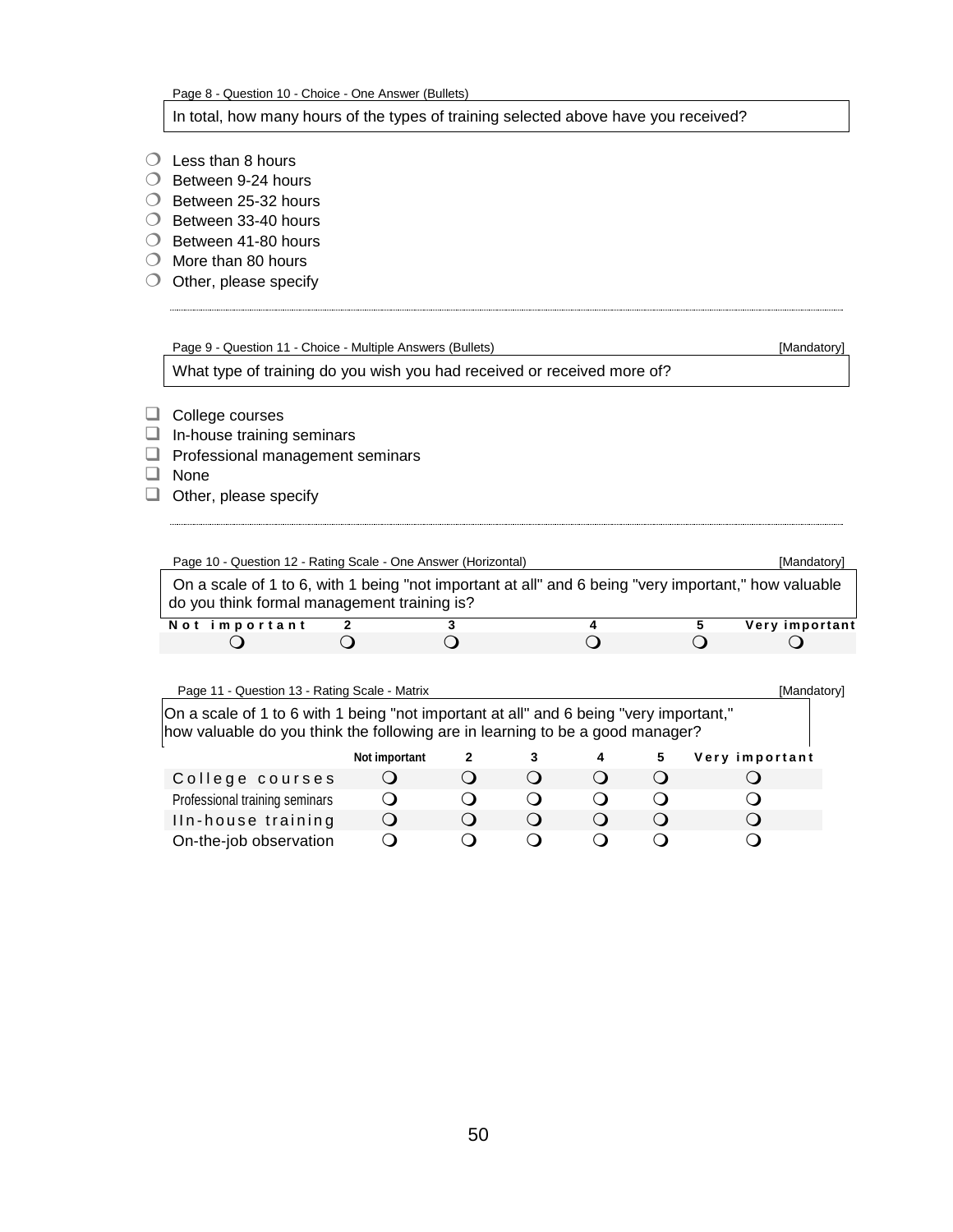Page 8 - Question 10 - Choice - One Answer (Bullets)

In total, how many hours of the types of training selected above have you received?

- ❍ Less than 8 hours
- ❍ Between 9-24 hours
- ❍ Between 25-32 hours
- ❍ Between 33-40 hours
- ❍ Between 41-80 hours
- ❍ More than 80 hours
- ❍ Other, please specify

---

Page 9 - Question 11 - Choice - Multiple Answers (Bullets) [Mandatory]

What type of training do you wish you had received or received more of?

- ❑ College courses
- ❑ In-house training seminars
- ❑ Professional management seminars
- ❑ None
- ❑ Other, please specify

---

Page 10 - Question 12 - Rating Scale - One Answer (Horizontal) [Mandatory]

On a scale of 1 to 6, with 1 being "not important at all" and 6 being "very important," how valuable do you think formal management training is?

| Not important | 2 | 3 | 4 | 5 | Very important |
|---|---|---|---|---|---|
| ❍ | ❍ | ❍ | ❍ | ❍ | ❍ |

Page 11 - Question 13 - Rating Scale - Matrix [Mandatory]

On a scale of 1 to 6 with 1 being "not important at all" and 6 being "very important," how valuable do you think the following are in learning to be a good manager?

| | Not important | 2 | 3 | 4 | 5 | Very important |
|---|---|---|---|---|---|---|
| College courses | ❍ | ❍ | ❍ | ❍ | ❍ | ❍ |
| Professional training seminars | ❍ | ❍ | ❍ | ❍ | ❍ | ❍ |
| IIn-house training | ❍ | ❍ | ❍ | ❍ | ❍ | ❍ |
| On-the-job observation | ❍ | ❍ | ❍ | ❍ | ❍ | ❍ |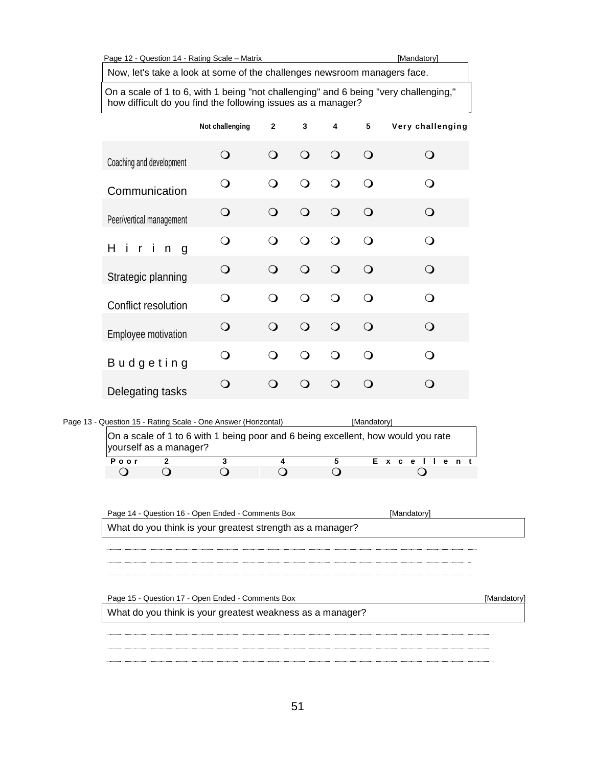Page 12 - Question 14 - Rating Scale – Matrix [Mandatory]

Now, let's take a look at some of the challenges newsroom managers face.

On a scale of 1 to 6, with 1 being "not challenging" and 6 being "very challenging," how difficult do you find the following issues as a manager?

| | Not challenging | 2 | 3 | 4 | 5 | Very challenging |
|---|---|---|---|---|---|---|
| Coaching and development | ❍ | ❍ | ❍ | ❍ | ❍ | ❍ |
| Communication | ❍ | ❍ | ❍ | ❍ | ❍ | ❍ |
| Peer/vertical management | ❍ | ❍ | ❍ | ❍ | ❍ | ❍ |
| Hiring | ❍ | ❍ | ❍ | ❍ | ❍ | ❍ |
| Strategic planning | ❍ | ❍ | ❍ | ❍ | ❍ | ❍ |
| Conflict resolution | ❍ | ❍ | ❍ | ❍ | ❍ | ❍ |
| Employee motivation | ❍ | ❍ | ❍ | ❍ | ❍ | ❍ |
| Budgeting | ❍ | ❍ | ❍ | ❍ | ❍ | ❍ |
| Delegating tasks | ❍ | ❍ | ❍ | ❍ | ❍ | ❍ |

Page 13 - Question 15 - Rating Scale - One Answer (Horizontal) [Mandatory]

On a scale of 1 to 6 with 1 being poor and 6 being excellent, how would you rate yourself as a manager?

| Poor | 2 | 3 | 4 | 5 | Excellent |
|---|---|---|---|---|---|
| ❍ | ❍ | ❍ | ❍ | ❍ | ❍ |

Page 14 - Question 16 - Open Ended - Comments Box [Mandatory]

What do you think is your greatest strength as a manager?

..............................................................................................................................

..............................................................................................................................

..............................................................................................................................

Page 15 - Question 17 - Open Ended - Comments Box [Mandatory]

What do you think is your greatest weakness as a manager?

..............................................................................................................................

..............................................................................................................................

..............................................................................................................................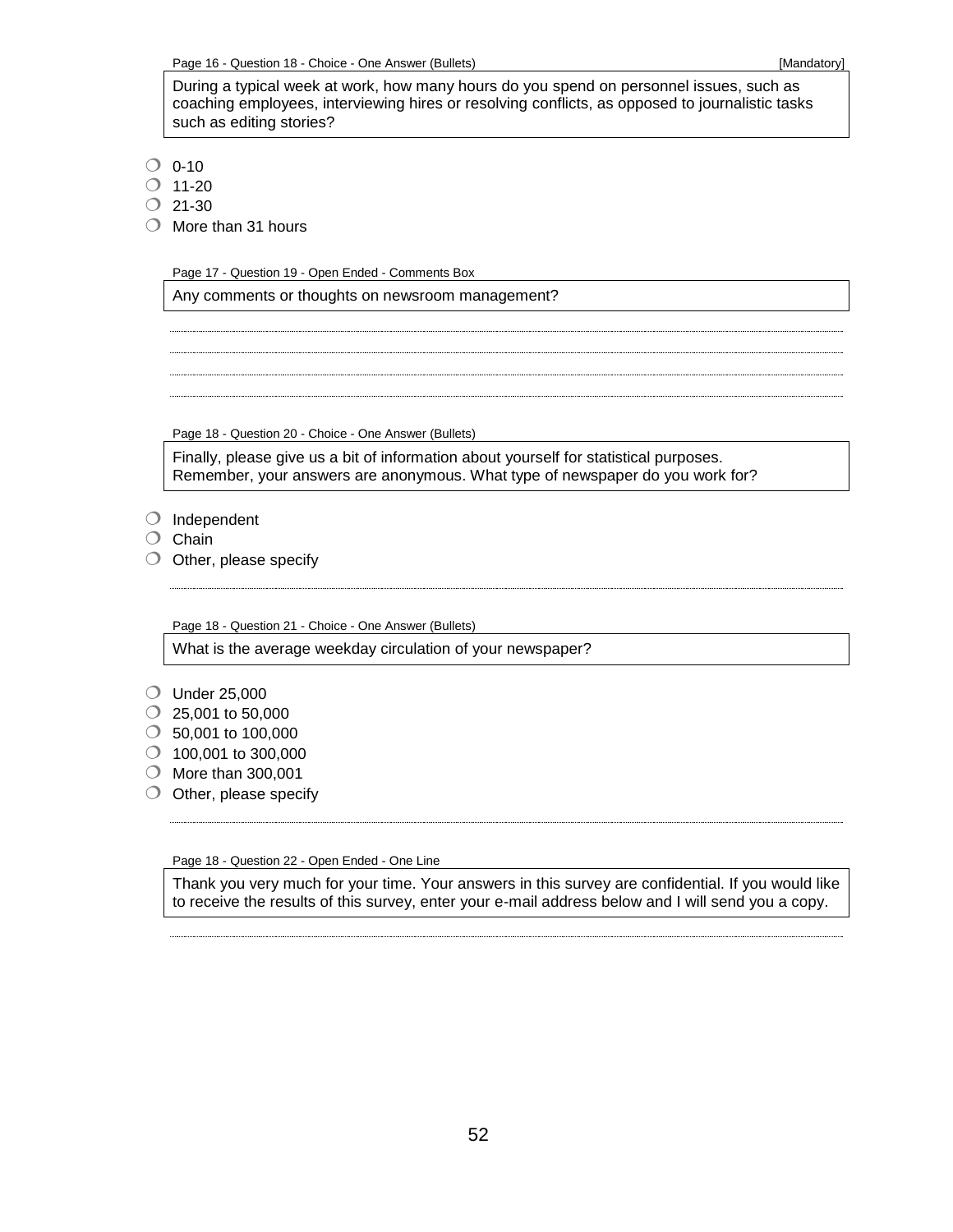Page 16 - Question 18 - Choice - One Answer (Bullets) [Mandatory]

During a typical week at work, how many hours do you spend on personnel issues, such as coaching employees, interviewing hires or resolving conflicts, as opposed to journalistic tasks such as editing stories?

- 0-10
- 11-20
- 21-30
- More than 31 hours

Page 17 - Question 19 - Open Ended - Comments Box

Any comments or thoughts on newsroom management?

Page 18 - Question 20 - Choice - One Answer (Bullets)

Finally, please give us a bit of information about yourself for statistical purposes. Remember, your answers are anonymous. What type of newspaper do you work for?

- Independent
- Chain
- Other, please specify

Page 18 - Question 21 - Choice - One Answer (Bullets)

What is the average weekday circulation of your newspaper?

- Under 25,000
- 25,001 to 50,000
- 50,001 to 100,000
- 100,001 to 300,000
- More than 300,001
- Other, please specify

Page 18 - Question 22 - Open Ended - One Line

Thank you very much for your time. Your answers in this survey are confidential. If you would like to receive the results of this survey, enter your e-mail address below and I will send you a copy.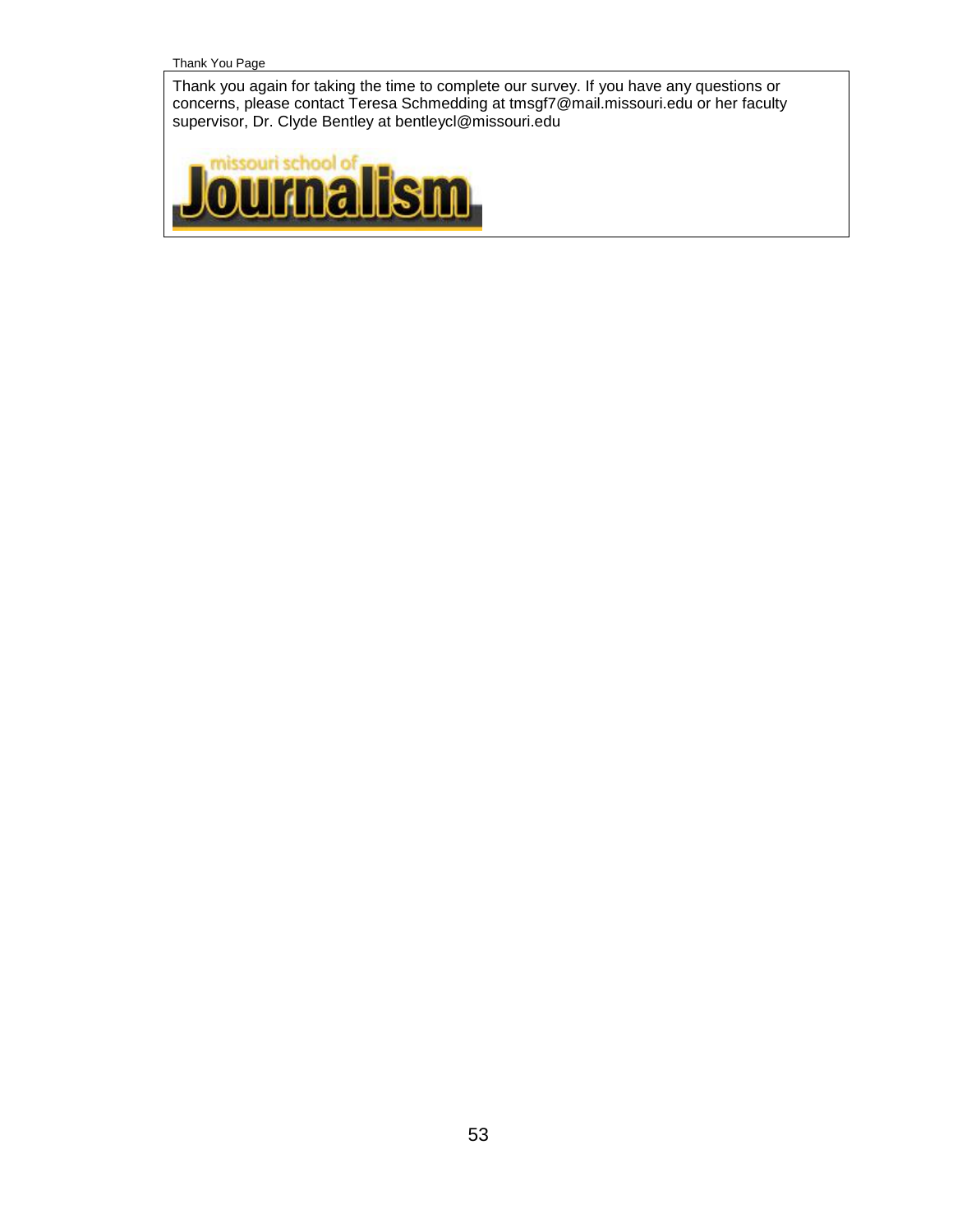Thank You Page

Thank you again for taking the time to complete our survey. If you have any questions or concerns, please contact Teresa Schmedding at tmsgf7@mail.missouri.edu or her faculty supervisor, Dr. Clyde Bentley at bentleycl@missouri.edu

missouri school of Journalism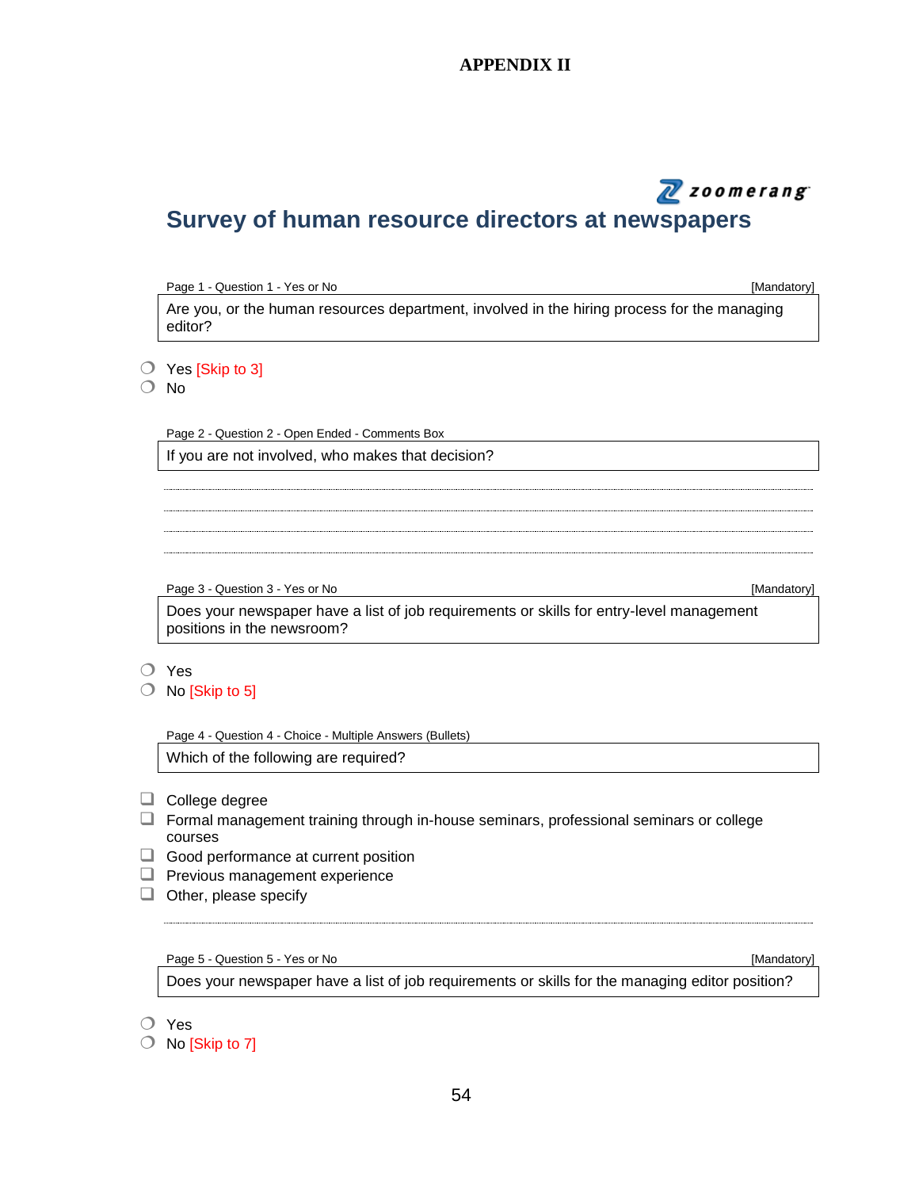# APPENDIX II

zoomerang

## Survey of human resource directors at newspapers

Page 1 - Question 1 - Yes or No [Mandatory]

Are you, or the human resources department, involved in the hiring process for the managing editor?

- ❍ Yes [Skip to 3]
- ❍ No

Page 2 - Question 2 - Open Ended - Comments Box

If you are not involved, who makes that decision?

Page 3 - Question 3 - Yes or No [Mandatory]

Does your newspaper have a list of job requirements or skills for entry-level management positions in the newsroom?

- ❍ Yes
- ❍ No [Skip to 5]

Page 4 - Question 4 - Choice - Multiple Answers (Bullets)

Which of the following are required?

- ❑ College degree
- ❑ Formal management training through in-house seminars, professional seminars or college courses
- ❑ Good performance at current position
- ❑ Previous management experience
- ❑ Other, please specify

Page 5 - Question 5 - Yes or No [Mandatory]

Does your newspaper have a list of job requirements or skills for the managing editor position?

- ❍ Yes
- ❍ No [Skip to 7]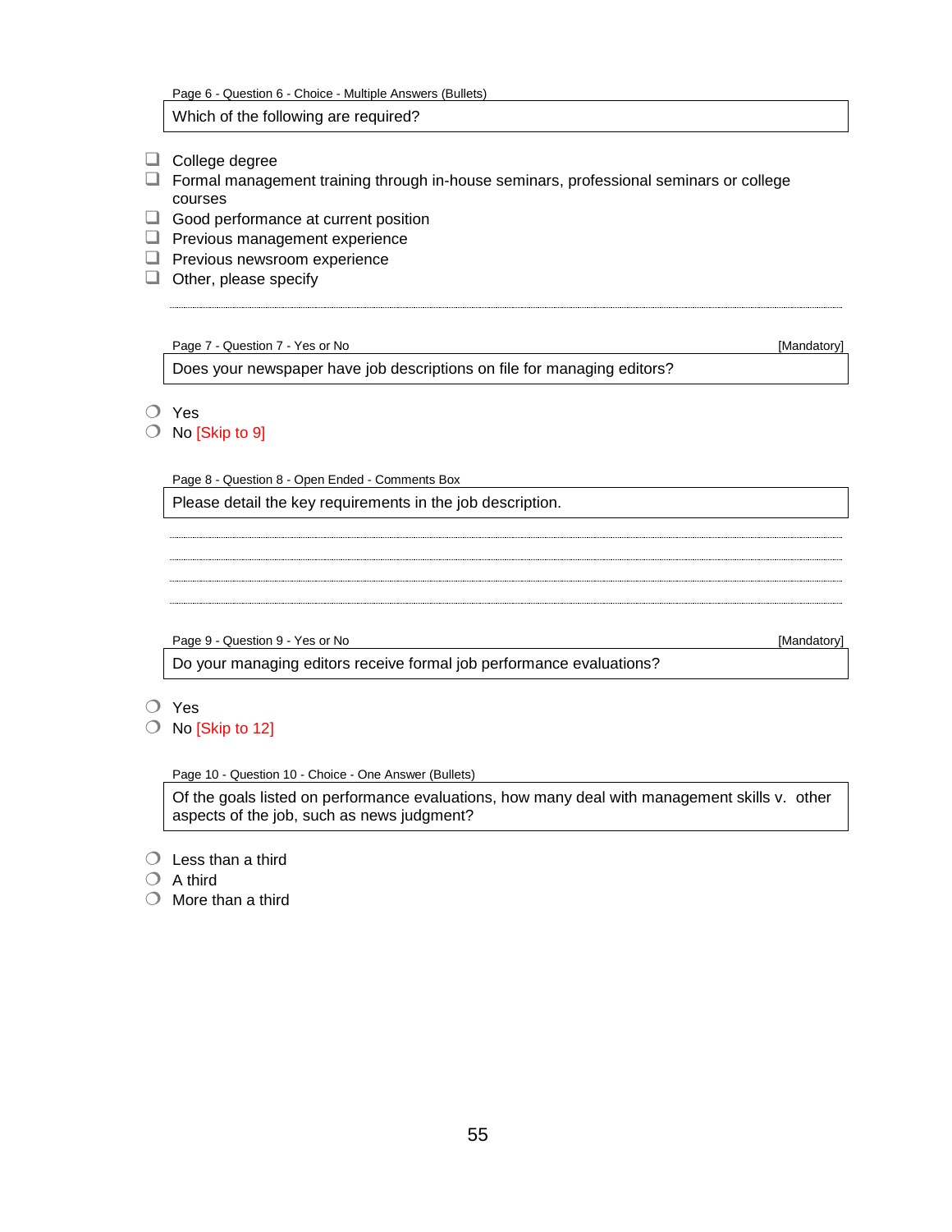Page 6 - Question 6 - Choice - Multiple Answers (Bullets)

**Which of the following are required?**

- ❑ College degree
- ❑ Formal management training through in-house seminars, professional seminars or college courses
- ❑ Good performance at current position
- ❑ Previous management experience
- ❑ Previous newsroom experience
- ❑ Other, please specify

..............................................................................................................................

Page 7 - Question 7 - Yes or No [Mandatory]

**Does your newspaper have job descriptions on file for managing editors?**

- ❍ Yes
- ❍ No [Skip to 9]

Page 8 - Question 8 - Open Ended - Comments Box

**Please detail the key requirements in the job description.**

..............................................................................................................................

..............................................................................................................................

..............................................................................................................................

..............................................................................................................................

Page 9 - Question 9 - Yes or No [Mandatory]

**Do your managing editors receive formal job performance evaluations?**

- ❍ Yes
- ❍ No [Skip to 12]

Page 10 - Question 10 - Choice - One Answer (Bullets)

**Of the goals listed on performance evaluations, how many deal with management skills v. other aspects of the job, such as news judgment?**

- ❍ Less than a third
- ❍ A third
- ❍ More than a third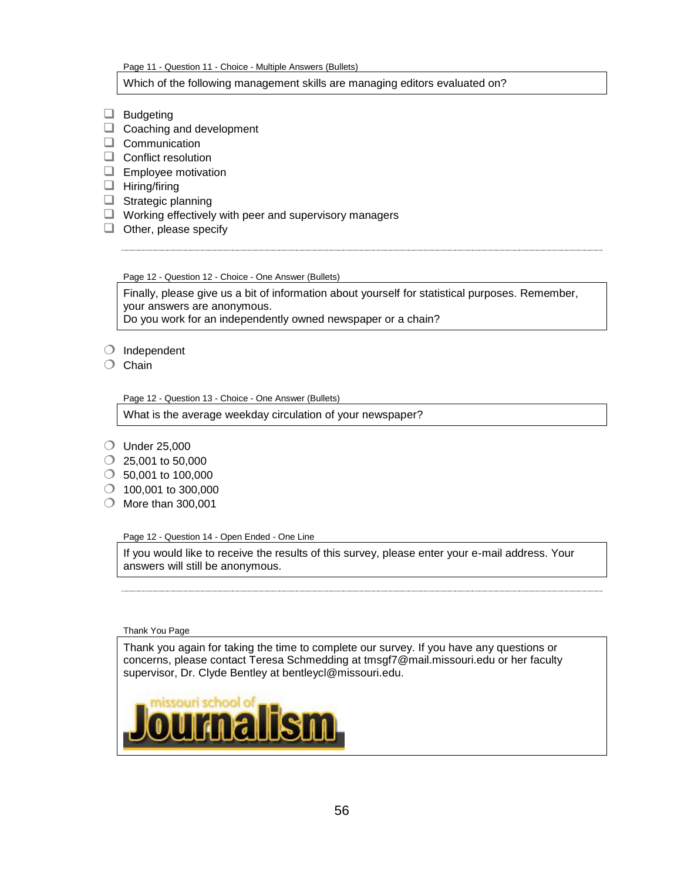Page 11 - Question 11 - Choice - Multiple Answers (Bullets)

Which of the following management skills are managing editors evaluated on?

- ☐ Budgeting
- ☐ Coaching and development
- ☐ Communication
- ☐ Conflict resolution
- ☐ Employee motivation
- ☐ Hiring/firing
- ☐ Strategic planning
- ☐ Working effectively with peer and supervisory managers
- ☐ Other, please specify

Page 12 - Question 12 - Choice - One Answer (Bullets)

Finally, please give us a bit of information about yourself for statistical purposes. Remember, your answers are anonymous.
Do you work for an independently owned newspaper or a chain?

- ○ Independent
- ○ Chain

Page 12 - Question 13 - Choice - One Answer (Bullets)

What is the average weekday circulation of your newspaper?

- ○ Under 25,000
- ○ 25,001 to 50,000
- ○ 50,001 to 100,000
- ○ 100,001 to 300,000
- ○ More than 300,001

Page 12 - Question 14 - Open Ended - One Line

If you would like to receive the results of this survey, please enter your e-mail address. Your answers will still be anonymous.

Thank You Page

Thank you again for taking the time to complete our survey. If you have any questions or concerns, please contact Teresa Schmedding at tmsgf7@mail.missouri.edu or her faculty supervisor, Dr. Clyde Bentley at bentleycl@missouri.edu.

missouri school of Journalism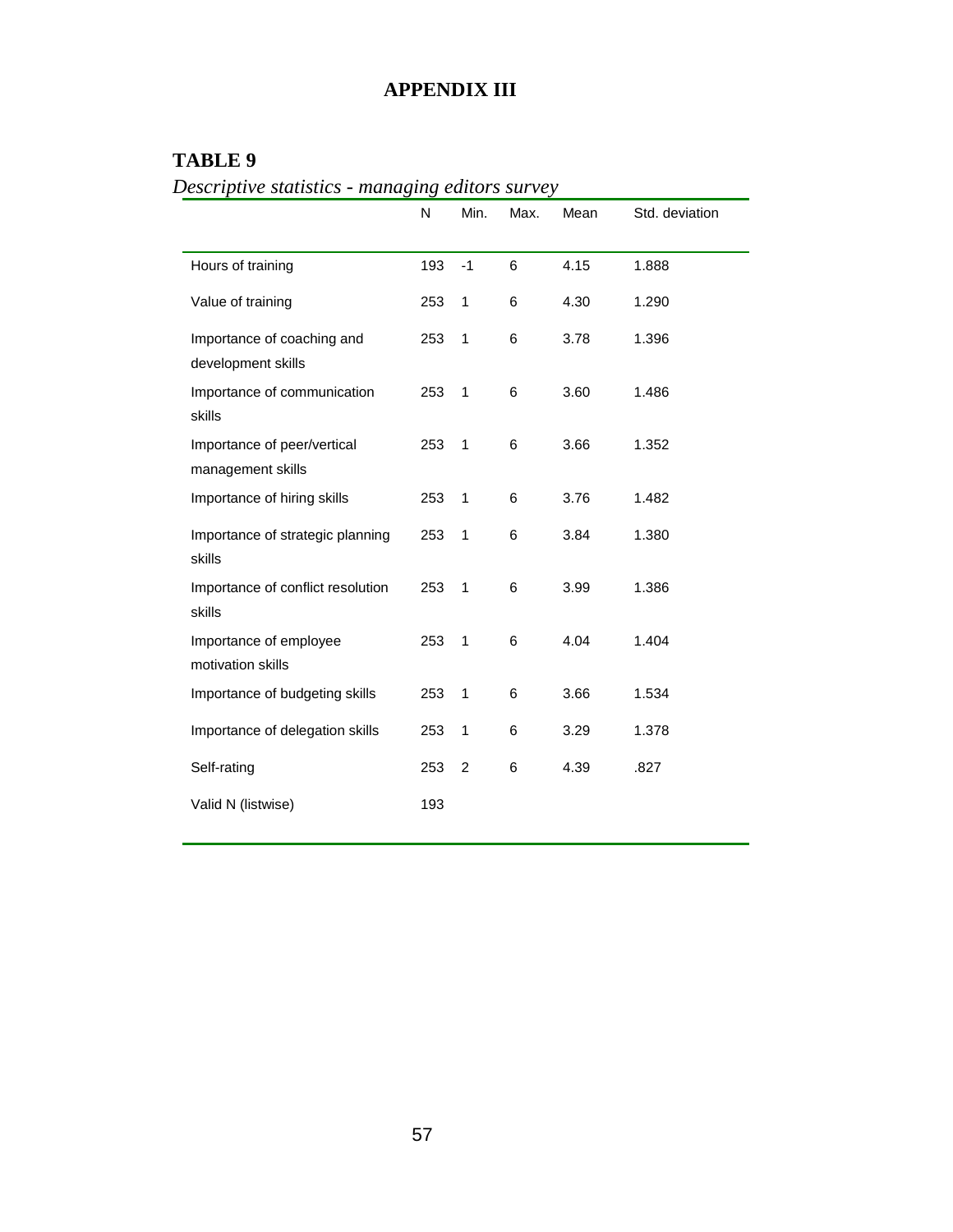# APPENDIX III

## TABLE 9

*Descriptive statistics - managing editors survey*

| | N | Min. | Max. | Mean | Std. deviation |
|---|---|---|---|---|---|
| Hours of training | 193 | -1 | 6 | 4.15 | 1.888 |
| Value of training | 253 | 1 | 6 | 4.30 | 1.290 |
| Importance of coaching and development skills | 253 | 1 | 6 | 3.78 | 1.396 |
| Importance of communication skills | 253 | 1 | 6 | 3.60 | 1.486 |
| Importance of peer/vertical management skills | 253 | 1 | 6 | 3.66 | 1.352 |
| Importance of hiring skills | 253 | 1 | 6 | 3.76 | 1.482 |
| Importance of strategic planning skills | 253 | 1 | 6 | 3.84 | 1.380 |
| Importance of conflict resolution skills | 253 | 1 | 6 | 3.99 | 1.386 |
| Importance of employee motivation skills | 253 | 1 | 6 | 4.04 | 1.404 |
| Importance of budgeting skills | 253 | 1 | 6 | 3.66 | 1.534 |
| Importance of delegation skills | 253 | 1 | 6 | 3.29 | 1.378 |
| Self-rating | 253 | 2 | 6 | 4.39 | .827 |
| Valid N (listwise) | 193 | | | | |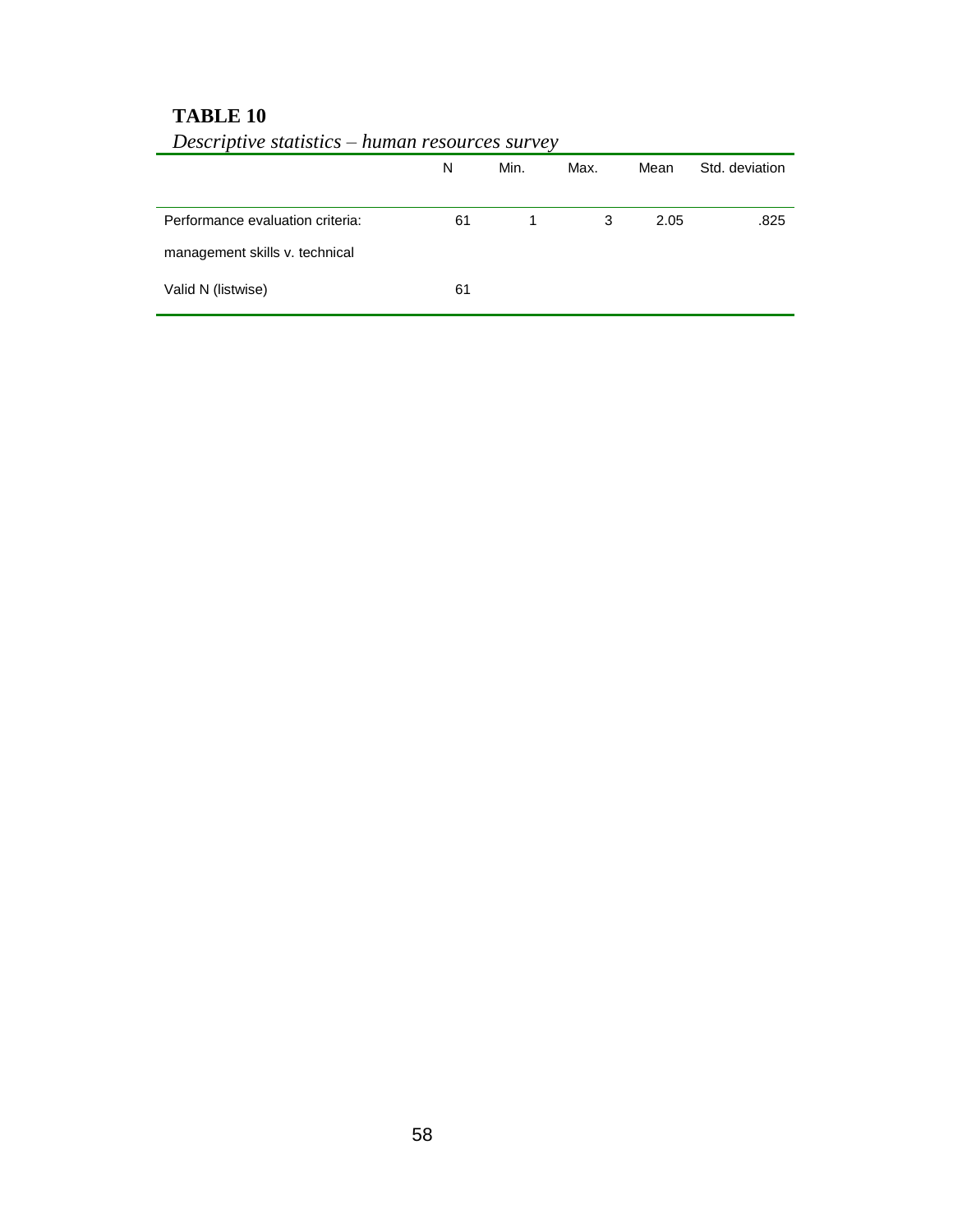**TABLE 10**

*Descriptive statistics – human resources survey*

| | N | Min. | Max. | Mean | Std. deviation |
|---|---|---|---|---|---|
| Performance evaluation criteria: management skills v. technical | 61 | 1 | 3 | 2.05 | .825 |
| Valid N (listwise) | 61 | | | | |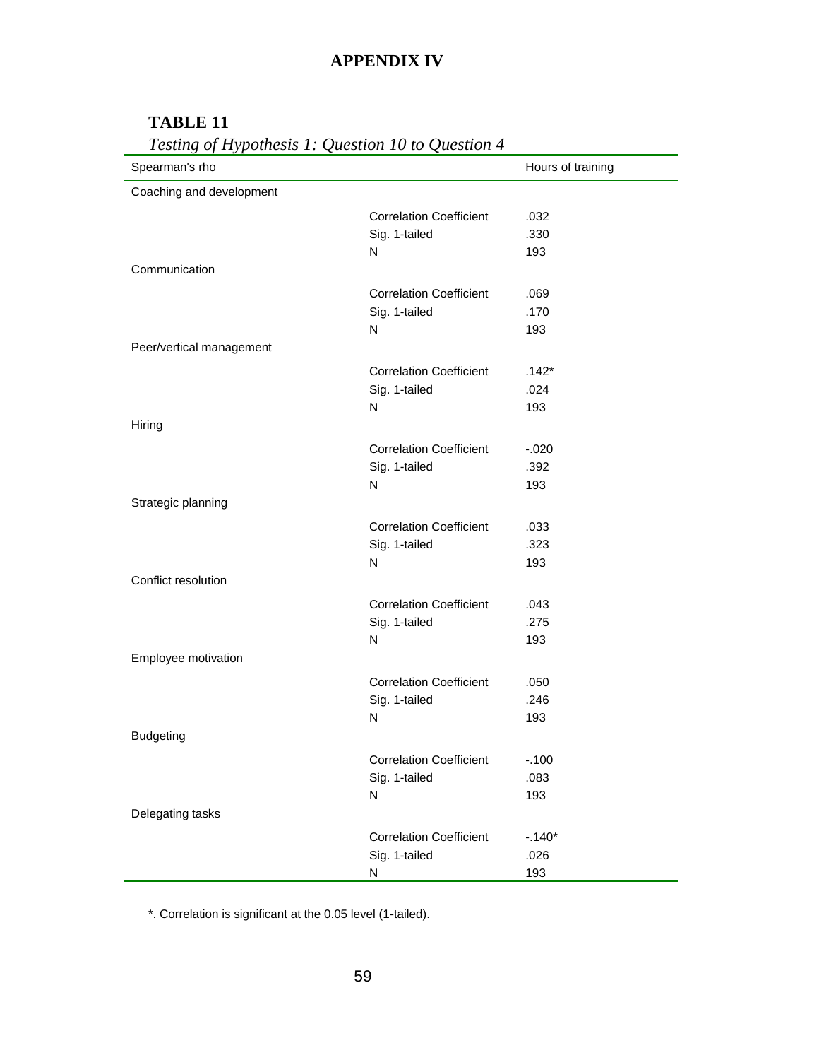# APPENDIX IV

**TABLE 11**

*Testing of Hypothesis 1: Question 10 to Question 4*

| Spearman's rho | | Hours of training |
|---|---|---|
| Coaching and development | | |
| | Correlation Coefficient | .032 |
| | Sig. 1-tailed | .330 |
| | N | 193 |
| Communication | | |
| | Correlation Coefficient | .069 |
| | Sig. 1-tailed | .170 |
| | N | 193 |
| Peer/vertical management | | |
| | Correlation Coefficient | .142* |
| | Sig. 1-tailed | .024 |
| | N | 193 |
| Hiring | | |
| | Correlation Coefficient | -.020 |
| | Sig. 1-tailed | .392 |
| | N | 193 |
| Strategic planning | | |
| | Correlation Coefficient | .033 |
| | Sig. 1-tailed | .323 |
| | N | 193 |
| Conflict resolution | | |
| | Correlation Coefficient | .043 |
| | Sig. 1-tailed | .275 |
| | N | 193 |
| Employee motivation | | |
| | Correlation Coefficient | .050 |
| | Sig. 1-tailed | .246 |
| | N | 193 |
| Budgeting | | |
| | Correlation Coefficient | -.100 |
| | Sig. 1-tailed | .083 |
| | N | 193 |
| Delegating tasks | | |
| | Correlation Coefficient | -.140* |
| | Sig. 1-tailed | .026 |
| | N | 193 |

*. Correlation is significant at the 0.05 level (1-tailed).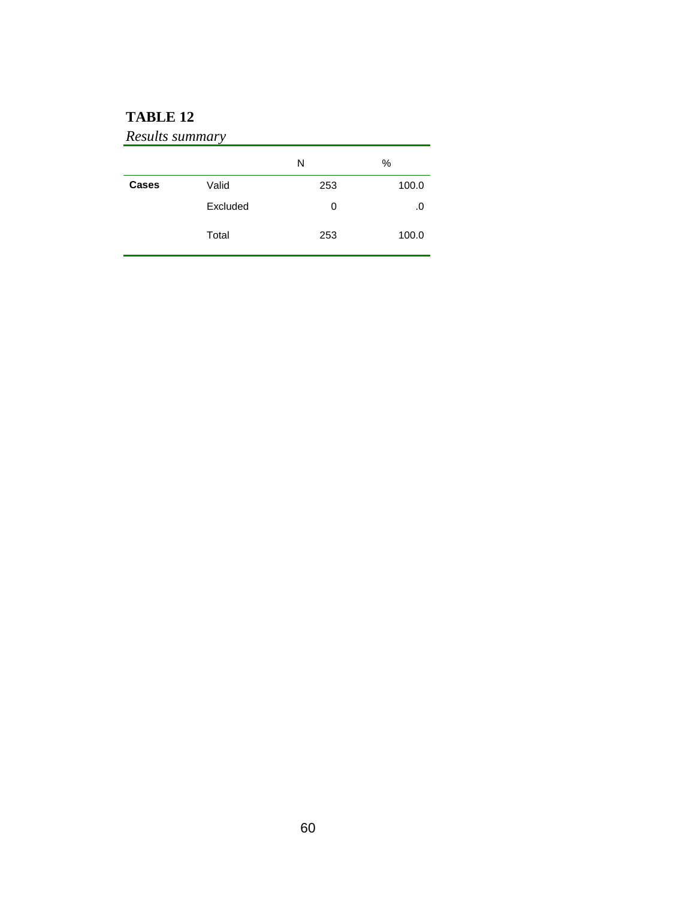**TABLE 12**

*Results summary*

| | | N | % |
|---|---|---|---|
| **Cases** | Valid | 253 | 100.0 |
| | Excluded | 0 | .0 |
| | Total | 253 | 100.0 |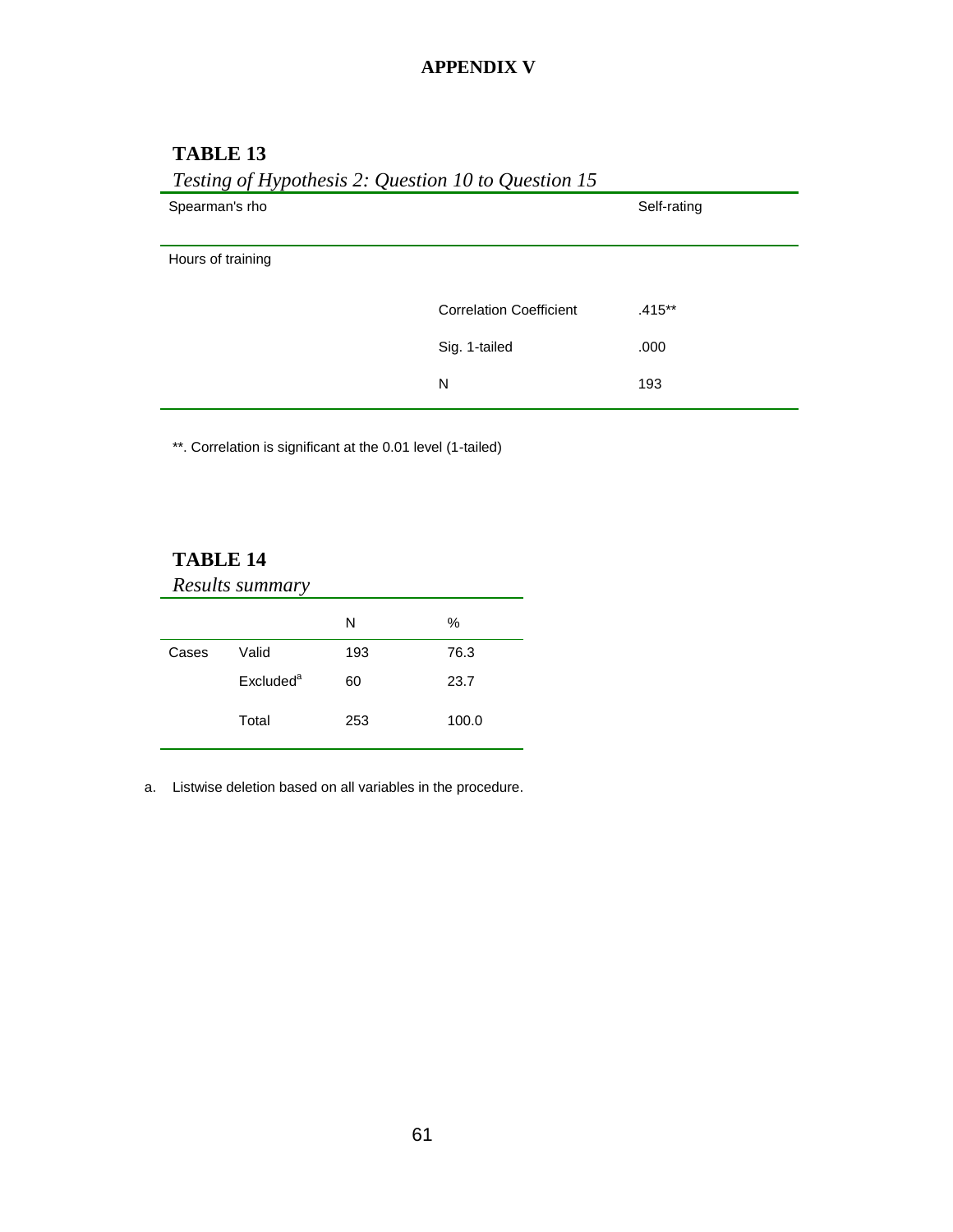# APPENDIX V

**TABLE 13**

*Testing of Hypothesis 2: Question 10 to Question 15*

| Spearman's rho | | Self-rating |
|---|---|---|
| Hours of training | | |
| | Correlation Coefficient | .415** |
| | Sig. 1-tailed | .000 |
| | N | 193 |

**. Correlation is significant at the 0.01 level (1-tailed)

**TABLE 14**

*Results summary*

| | | N | % |
|---|---|---|---|
| Cases | Valid | 193 | 76.3 |
| | Excluded[a] | 60 | 23.7 |
| | Total | 253 | 100.0 |

a. Listwise deletion based on all variables in the procedure.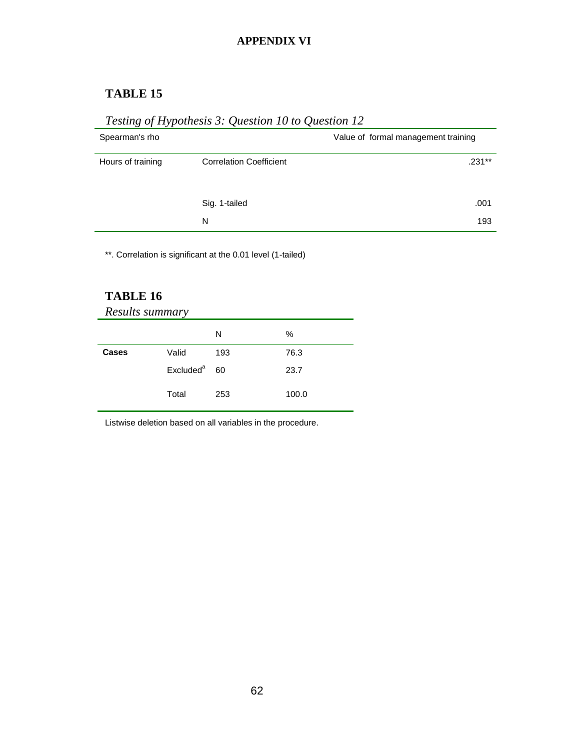# APPENDIX VI

## TABLE 15

*Testing of Hypothesis 3: Question 10 to Question 12*

| Spearman's rho | | Value of formal management training |
|---|---|---|
| Hours of training | Correlation Coefficient | .231** |
| | Sig. 1-tailed | .001 |
| | N | 193 |

**. Correlation is significant at the 0.01 level (1-tailed)

## TABLE 16

*Results summary*

| | | N | % |
|---|---|---|---|
| **Cases** | Valid | 193 | 76.3 |
| | Excluded[a] | 60 | 23.7 |
| | Total | 253 | 100.0 |

Listwise deletion based on all variables in the procedure.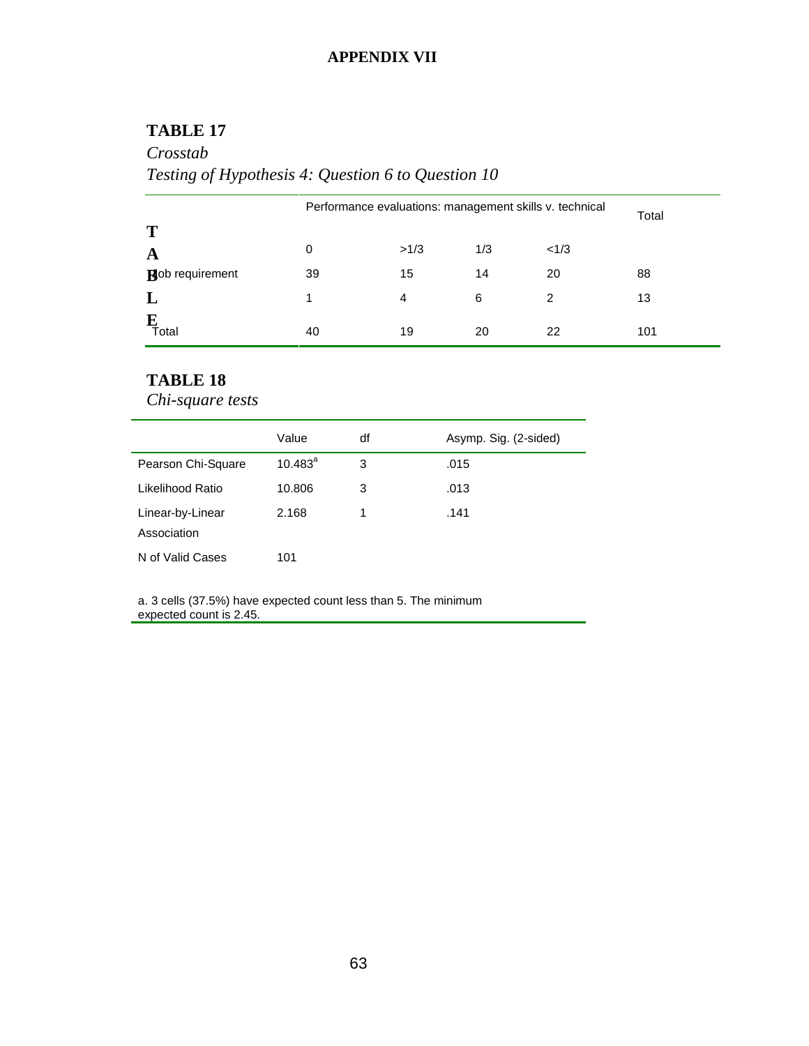# APPENDIX VII

## TABLE 17

*Crosstab*

*Testing of Hypothesis 4: Question 6 to Question 10*

| | Performance evaluations: management skills v. technical | | | | Total |
|---|---|---|---|---|---|
| | 0 | >1/3 | 1/3 | <1/3 | |
| Job requirement | 39 | 15 | 14 | 20 | 88 |
| | 1 | 4 | 6 | 2 | 13 |
| Total | 40 | 19 | 20 | 22 | 101 |

## TABLE 18

*Chi-square tests*

| | Value | df | Asymp. Sig. (2-sided) |
|---|---|---|---|
| Pearson Chi-Square | 10.483[a] | 3 | .015 |
| Likelihood Ratio | 10.806 | 3 | .013 |
| Linear-by-Linear Association | 2.168 | 1 | .141 |
| N of Valid Cases | 101 | | |

a. 3 cells (37.5%) have expected count less than 5. The minimum expected count is 2.45.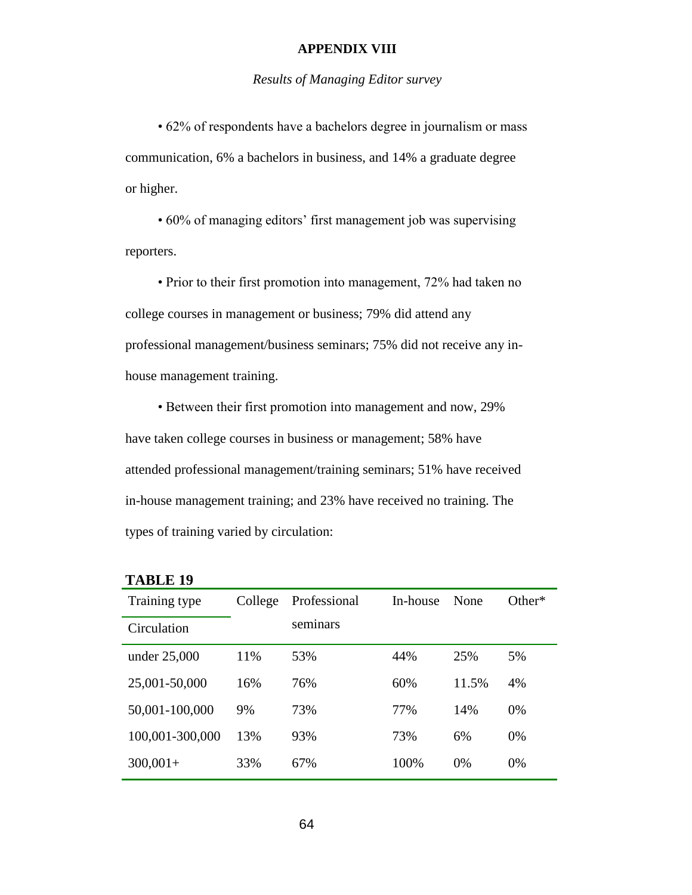# APPENDIX VIII

*Results of Managing Editor survey*

• 62% of respondents have a bachelors degree in journalism or mass communication, 6% a bachelors in business, and 14% a graduate degree or higher.

• 60% of managing editors' first management job was supervising reporters.

• Prior to their first promotion into management, 72% had taken no college courses in management or business; 79% did attend any professional management/business seminars; 75% did not receive any in-house management training.

• Between their first promotion into management and now, 29% have taken college courses in business or management; 58% have attended professional management/training seminars; 51% have received in-house management training; and 23% have received no training. The types of training varied by circulation:

**TABLE 19**

| Training type / Circulation | College | Professional seminars | In-house | None | Other* |
|---|---|---|---|---|---|
| under 25,000 | 11% | 53% | 44% | 25% | 5% |
| 25,001-50,000 | 16% | 76% | 60% | 11.5% | 4% |
| 50,001-100,000 | 9% | 73% | 77% | 14% | 0% |
| 100,001-300,000 | 13% | 93% | 73% | 6% | 0% |
| 300,001+ | 33% | 67% | 100% | 0% | 0% |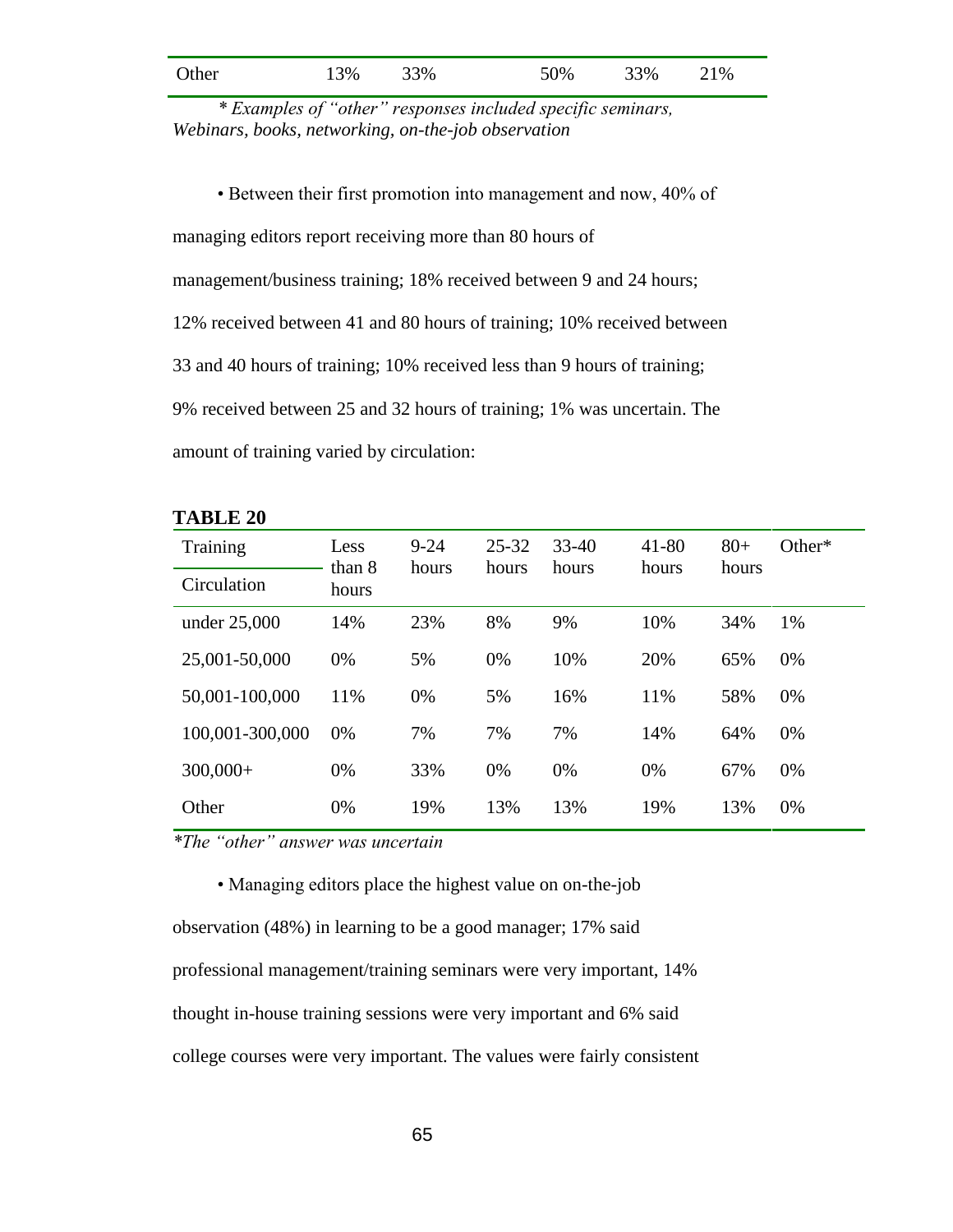| Other | 13% | 33% | 50% | 33% | 21% |
|---|---|---|---|---|---|

*\* Examples of "other" responses included specific seminars, Webinars, books, networking, on-the-job observation*

• Between their first promotion into management and now, 40% of managing editors report receiving more than 80 hours of management/business training; 18% received between 9 and 24 hours; 12% received between 41 and 80 hours of training; 10% received between 33 and 40 hours of training; 10% received less than 9 hours of training; 9% received between 25 and 32 hours of training; 1% was uncertain. The amount of training varied by circulation:

**TABLE 20**

| Training / Circulation | Less than 8 hours | 9-24 hours | 25-32 hours | 33-40 hours | 41-80 hours | 80+ hours | Other* |
|---|---|---|---|---|---|---|---|
| under 25,000 | 14% | 23% | 8% | 9% | 10% | 34% | 1% |
| 25,001-50,000 | 0% | 5% | 0% | 10% | 20% | 65% | 0% |
| 50,001-100,000 | 11% | 0% | 5% | 16% | 11% | 58% | 0% |
| 100,001-300,000 | 0% | 7% | 7% | 7% | 14% | 64% | 0% |
| 300,000+ | 0% | 33% | 0% | 0% | 0% | 67% | 0% |
| Other | 0% | 19% | 13% | 13% | 19% | 13% | 0% |

*\*The "other" answer was uncertain*

• Managing editors place the highest value on on-the-job observation (48%) in learning to be a good manager; 17% said professional management/training seminars were very important, 14% thought in-house training sessions were very important and 6% said college courses were very important. The values were fairly consistent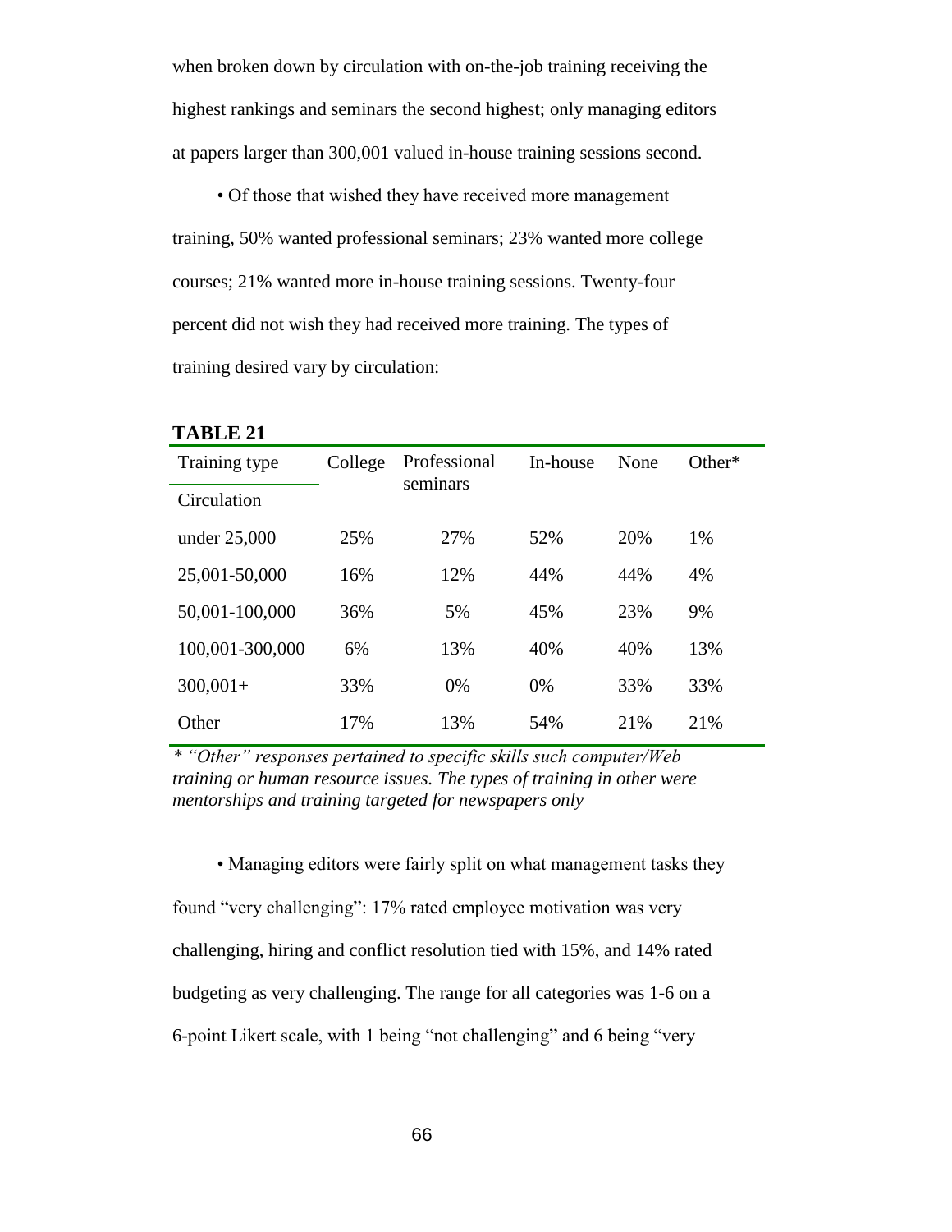when broken down by circulation with on-the-job training receiving the highest rankings and seminars the second highest; only managing editors at papers larger than 300,001 valued in-house training sessions second.

• Of those that wished they have received more management training, 50% wanted professional seminars; 23% wanted more college courses; 21% wanted more in-house training sessions. Twenty-four percent did not wish they had received more training. The types of training desired vary by circulation:

**TABLE 21**

| Training type / Circulation | College | Professional seminars | In-house | None | Other* |
|---|---|---|---|---|---|
| under 25,000 | 25% | 27% | 52% | 20% | 1% |
| 25,001-50,000 | 16% | 12% | 44% | 44% | 4% |
| 50,001-100,000 | 36% | 5% | 45% | 23% | 9% |
| 100,001-300,000 | 6% | 13% | 40% | 40% | 13% |
| 300,001+ | 33% | 0% | 0% | 33% | 33% |
| Other | 17% | 13% | 54% | 21% | 21% |

*\* "Other" responses pertained to specific skills such computer/Web training or human resource issues. The types of training in other were mentorships and training targeted for newspapers only*

• Managing editors were fairly split on what management tasks they found "very challenging": 17% rated employee motivation was very challenging, hiring and conflict resolution tied with 15%, and 14% rated budgeting as very challenging. The range for all categories was 1-6 on a 6-point Likert scale, with 1 being "not challenging" and 6 being "very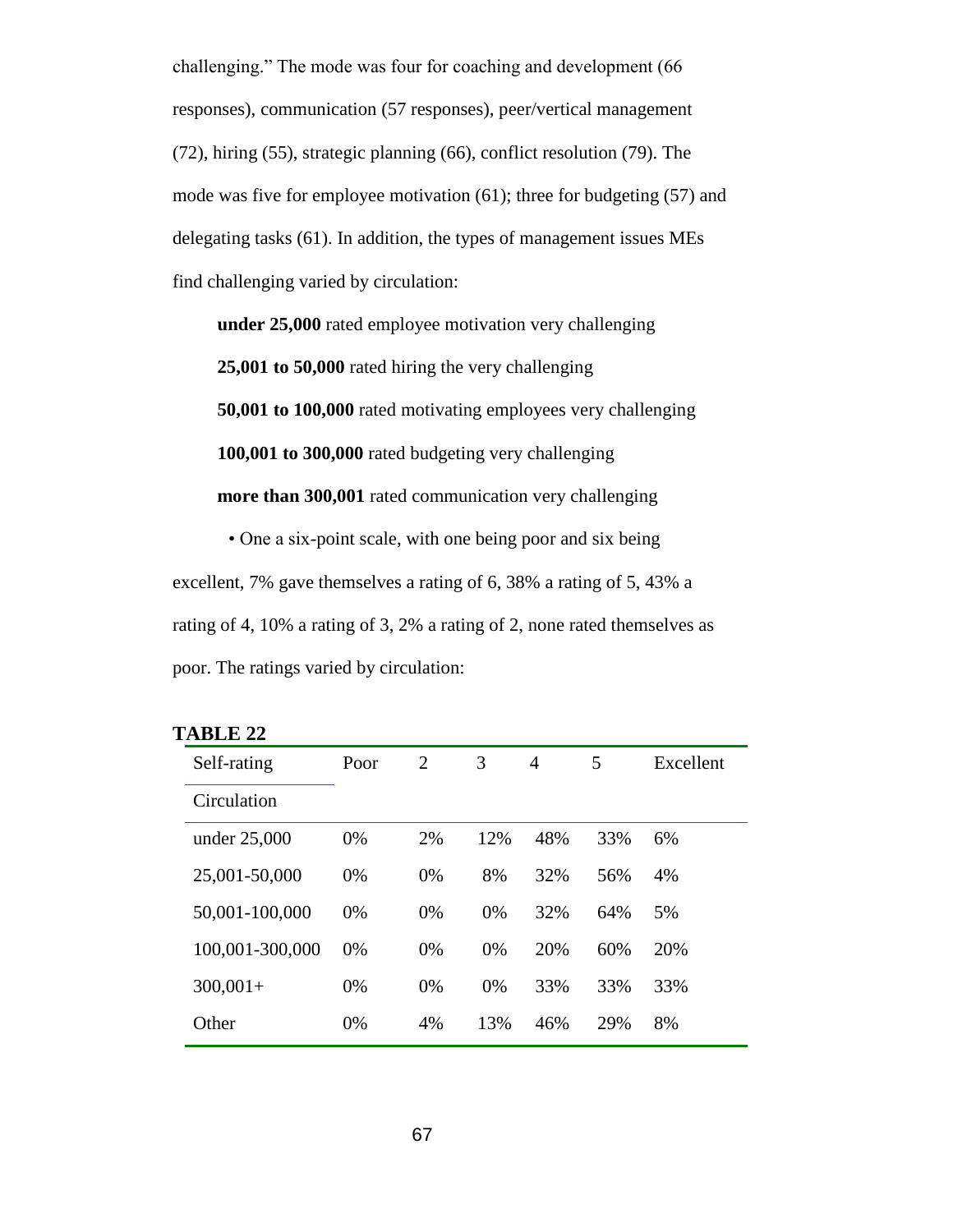challenging." The mode was four for coaching and development (66 responses), communication (57 responses), peer/vertical management (72), hiring (55), strategic planning (66), conflict resolution (79). The mode was five for employee motivation (61); three for budgeting (57) and delegating tasks (61). In addition, the types of management issues MEs find challenging varied by circulation:

**under 25,000** rated employee motivation very challenging

**25,001 to 50,000** rated hiring the very challenging

**50,001 to 100,000** rated motivating employees very challenging

**100,001 to 300,000** rated budgeting very challenging

**more than 300,001** rated communication very challenging

• One a six-point scale, with one being poor and six being excellent, 7% gave themselves a rating of 6, 38% a rating of 5, 43% a rating of 4, 10% a rating of 3, 2% a rating of 2, none rated themselves as poor. The ratings varied by circulation:

**TABLE 22**

| Self-rating / Circulation | Poor | 2 | 3 | 4 | 5 | Excellent |
|---|---|---|---|---|---|---|
| under 25,000 | 0% | 2% | 12% | 48% | 33% | 6% |
| 25,001-50,000 | 0% | 0% | 8% | 32% | 56% | 4% |
| 50,001-100,000 | 0% | 0% | 0% | 32% | 64% | 5% |
| 100,001-300,000 | 0% | 0% | 0% | 20% | 60% | 20% |
| 300,001+ | 0% | 0% | 0% | 33% | 33% | 33% |
| Other | 0% | 4% | 13% | 46% | 29% | 8% |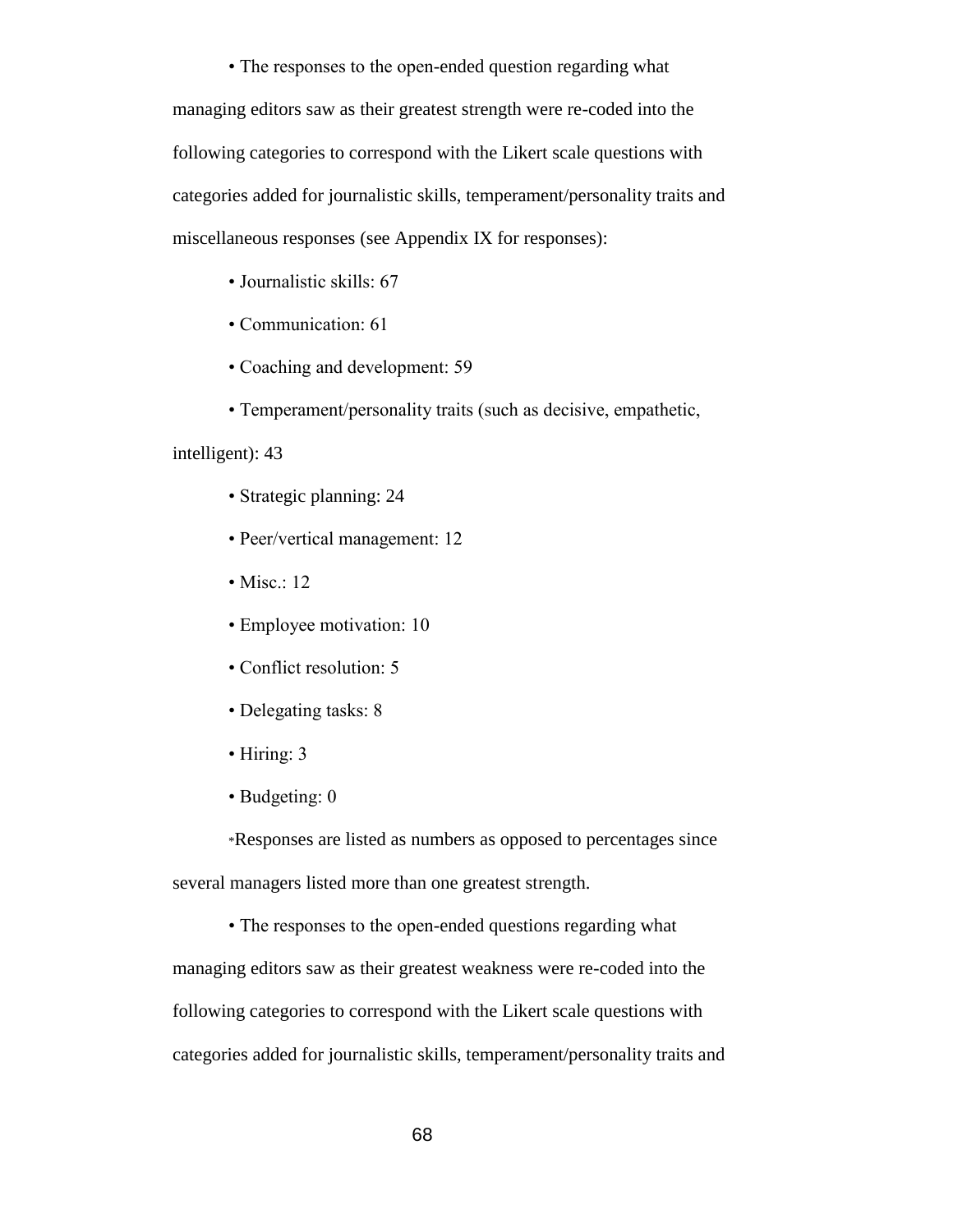• The responses to the open-ended question regarding what managing editors saw as their greatest strength were re-coded into the following categories to correspond with the Likert scale questions with categories added for journalistic skills, temperament/personality traits and miscellaneous responses (see Appendix IX for responses):

- Journalistic skills: 67
- Communication: 61
- Coaching and development: 59
- Temperament/personality traits (such as decisive, empathetic, intelligent): 43
- Strategic planning: 24
- Peer/vertical management: 12
- Misc.: 12
- Employee motivation: 10
- Conflict resolution: 5
- Delegating tasks: 8
- Hiring: 3
- Budgeting: 0

*Responses are listed as numbers as opposed to percentages since several managers listed more than one greatest strength.

• The responses to the open-ended questions regarding what managing editors saw as their greatest weakness were re-coded into the following categories to correspond with the Likert scale questions with categories added for journalistic skills, temperament/personality traits and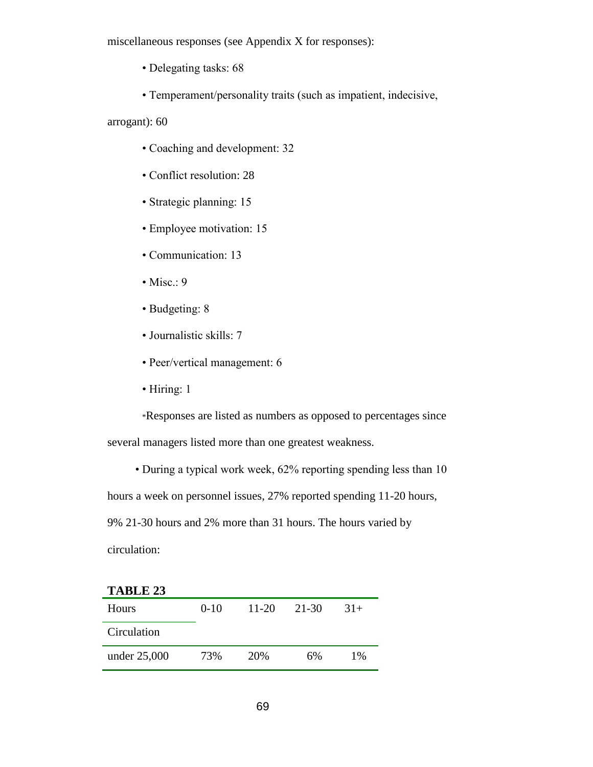miscellaneous responses (see Appendix X for responses):

- Delegating tasks: 68
- Temperament/personality traits (such as impatient, indecisive, arrogant): 60
- Coaching and development: 32
- Conflict resolution: 28
- Strategic planning: 15
- Employee motivation: 15
- Communication: 13
- Misc.: 9
- Budgeting: 8
- Journalistic skills: 7
- Peer/vertical management: 6
- Hiring: 1

*Responses are listed as numbers as opposed to percentages since several managers listed more than one greatest weakness.

- During a typical work week, 62% reporting spending less than 10 hours a week on personnel issues, 27% reported spending 11-20 hours, 9% 21-30 hours and 2% more than 31 hours. The hours varied by circulation:

**TABLE 23**

| Hours / Circulation | 0-10 | 11-20 | 21-30 | 31+ |
|---|---|---|---|---|
| under 25,000 | 73% | 20% | 6% | 1% |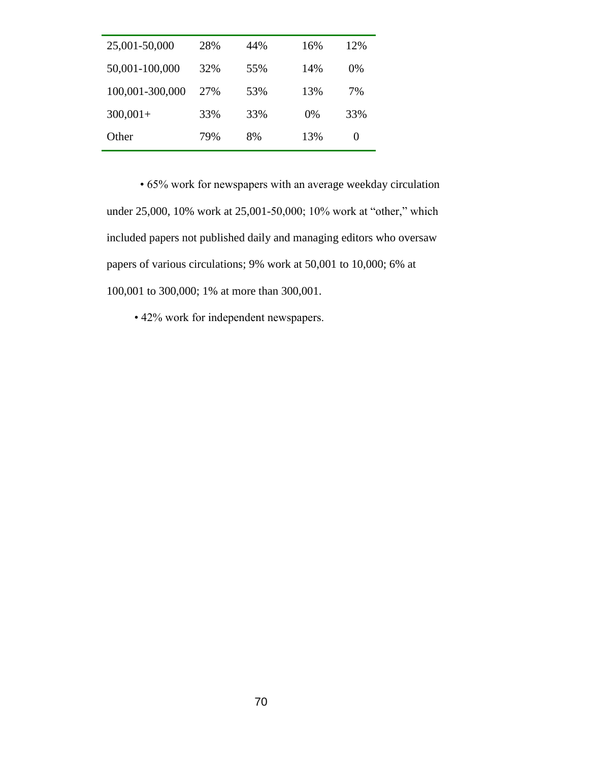| | | | | |
|---|---|---|---|---|
| 25,001-50,000 | 28% | 44% | 16% | 12% |
| 50,001-100,000 | 32% | 55% | 14% | 0% |
| 100,001-300,000 | 27% | 53% | 13% | 7% |
| 300,001+ | 33% | 33% | 0% | 33% |
| Other | 79% | 8% | 13% | 0 |

• 65% work for newspapers with an average weekday circulation under 25,000, 10% work at 25,001-50,000; 10% work at "other," which included papers not published daily and managing editors who oversaw papers of various circulations; 9% work at 50,001 to 10,000; 6% at 100,001 to 300,000; 1% at more than 300,001.

• 42% work for independent newspapers.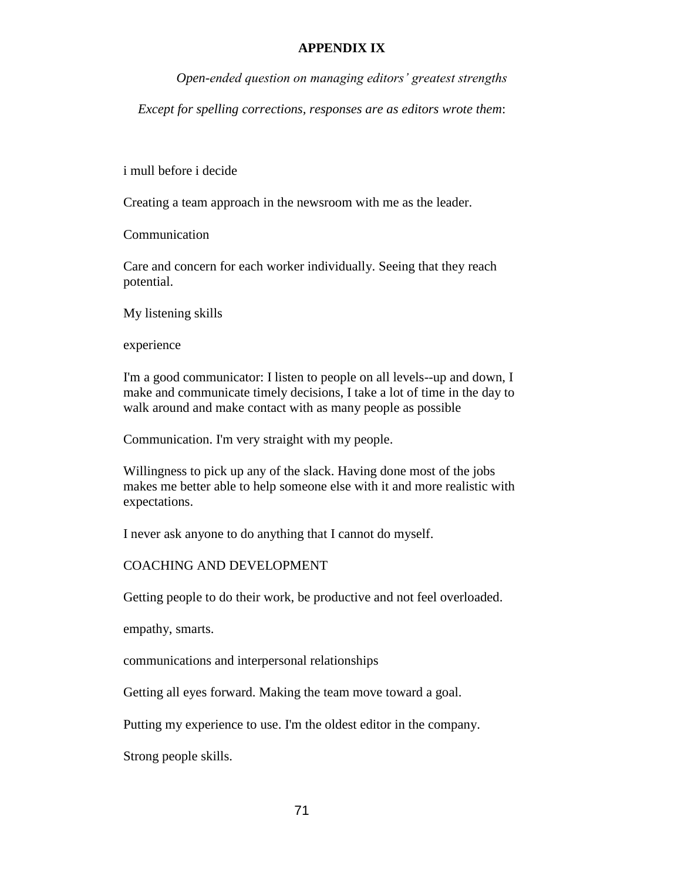**APPENDIX IX**

*Open-ended question on managing editors' greatest strengths*

*Except for spelling corrections, responses are as editors wrote them*:

i mull before i decide

Creating a team approach in the newsroom with me as the leader.

Communication

Care and concern for each worker individually. Seeing that they reach potential.

My listening skills

experience

I'm a good communicator: I listen to people on all levels--up and down, I make and communicate timely decisions, I take a lot of time in the day to walk around and make contact with as many people as possible

Communication. I'm very straight with my people.

Willingness to pick up any of the slack. Having done most of the jobs makes me better able to help someone else with it and more realistic with expectations.

I never ask anyone to do anything that I cannot do myself.

COACHING AND DEVELOPMENT

Getting people to do their work, be productive and not feel overloaded.

empathy, smarts.

communications and interpersonal relationships

Getting all eyes forward. Making the team move toward a goal.

Putting my experience to use. I'm the oldest editor in the company.

Strong people skills.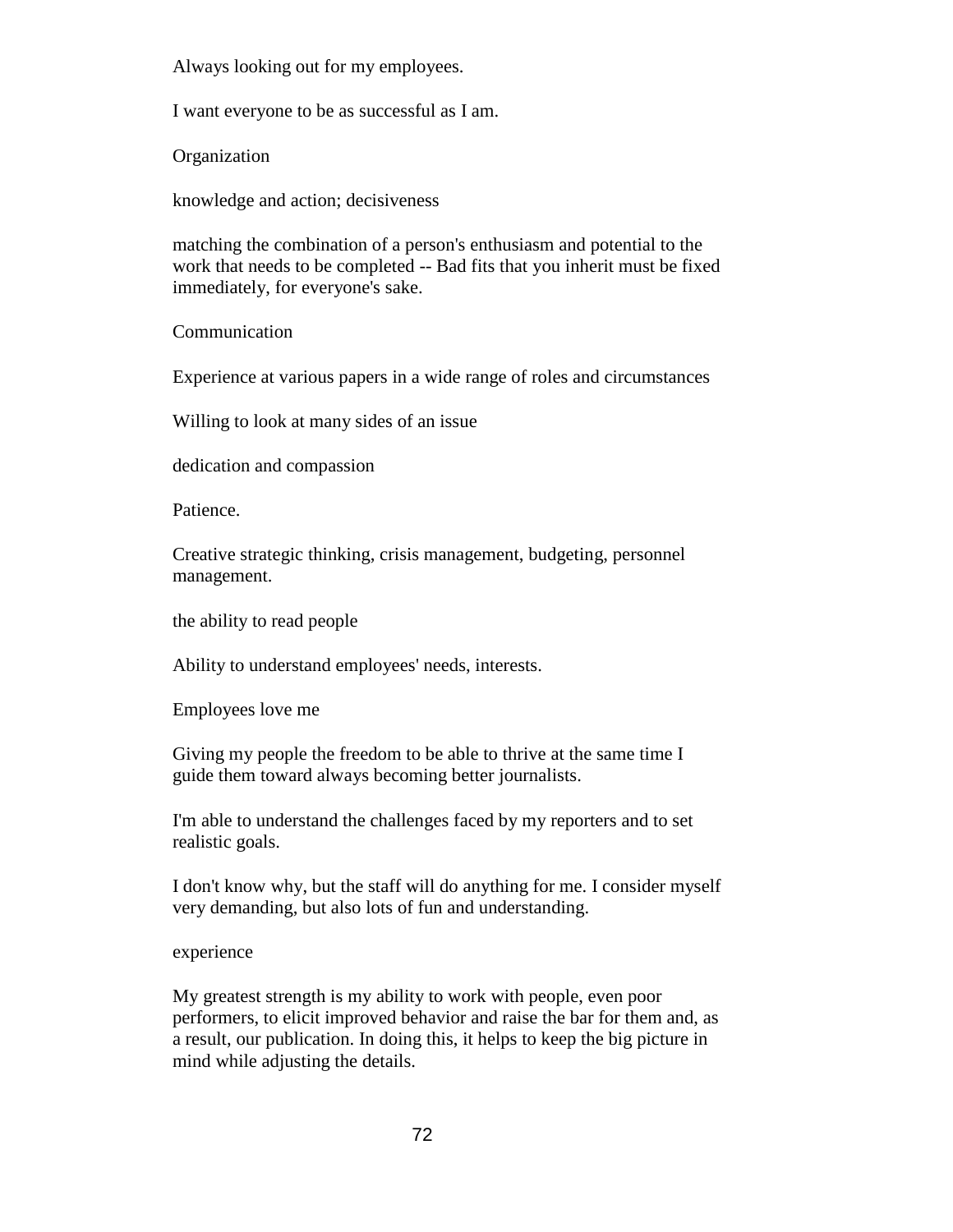Always looking out for my employees.

I want everyone to be as successful as I am.

Organization

knowledge and action; decisiveness

matching the combination of a person's enthusiasm and potential to the work that needs to be completed -- Bad fits that you inherit must be fixed immediately, for everyone's sake.

Communication

Experience at various papers in a wide range of roles and circumstances

Willing to look at many sides of an issue

dedication and compassion

Patience.

Creative strategic thinking, crisis management, budgeting, personnel management.

the ability to read people

Ability to understand employees' needs, interests.

Employees love me

Giving my people the freedom to be able to thrive at the same time I guide them toward always becoming better journalists.

I'm able to understand the challenges faced by my reporters and to set realistic goals.

I don't know why, but the staff will do anything for me. I consider myself very demanding, but also lots of fun and understanding.

experience

My greatest strength is my ability to work with people, even poor performers, to elicit improved behavior and raise the bar for them and, as a result, our publication. In doing this, it helps to keep the big picture in mind while adjusting the details.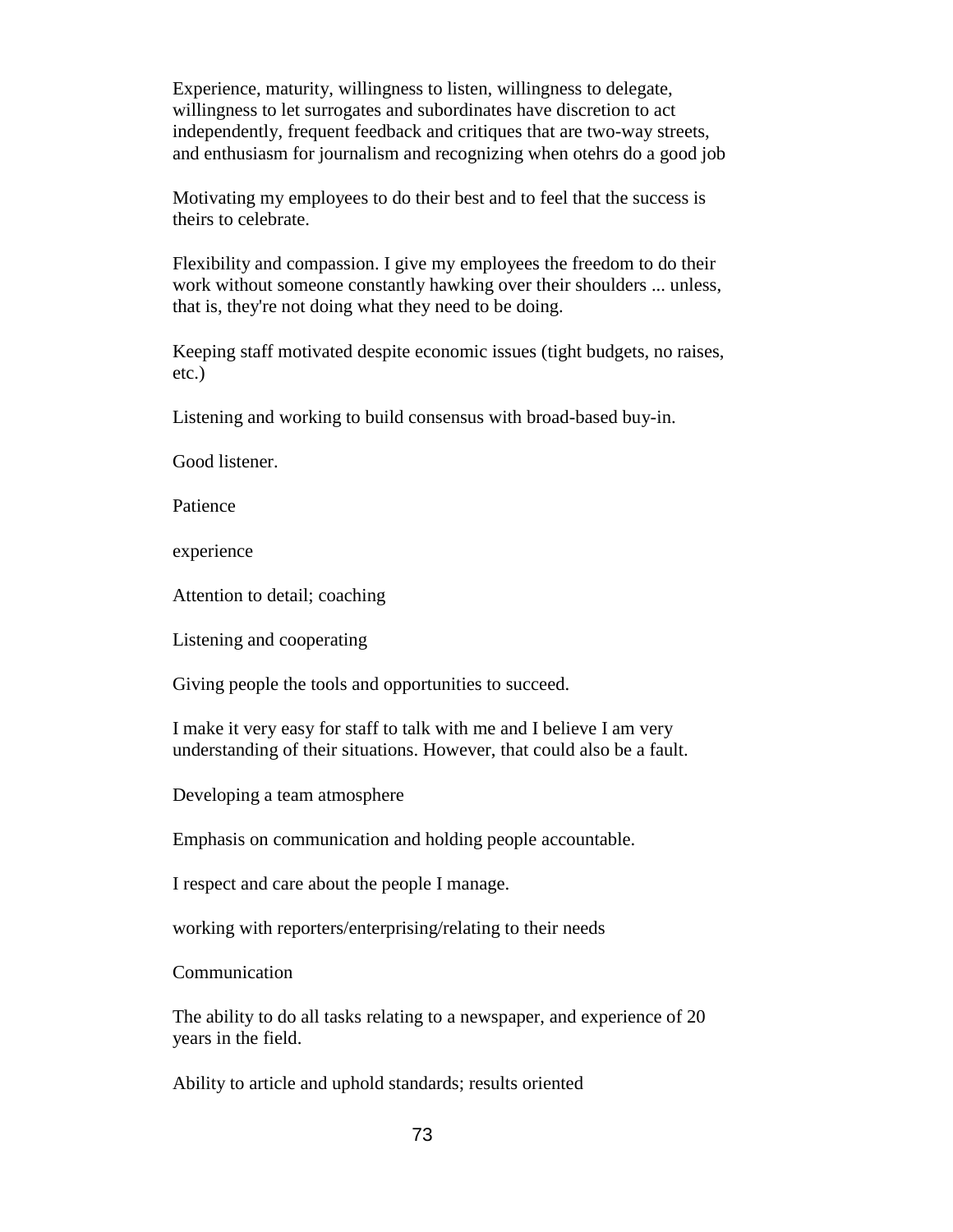Experience, maturity, willingness to listen, willingness to delegate, willingness to let surrogates and subordinates have discretion to act independently, frequent feedback and critiques that are two-way streets, and enthusiasm for journalism and recognizing when otehrs do a good job

Motivating my employees to do their best and to feel that the success is theirs to celebrate.

Flexibility and compassion. I give my employees the freedom to do their work without someone constantly hawking over their shoulders ... unless, that is, they're not doing what they need to be doing.

Keeping staff motivated despite economic issues (tight budgets, no raises, etc.)

Listening and working to build consensus with broad-based buy-in.

Good listener.

Patience

experience

Attention to detail; coaching

Listening and cooperating

Giving people the tools and opportunities to succeed.

I make it very easy for staff to talk with me and I believe I am very understanding of their situations. However, that could also be a fault.

Developing a team atmosphere

Emphasis on communication and holding people accountable.

I respect and care about the people I manage.

working with reporters/enterprising/relating to their needs

Communication

The ability to do all tasks relating to a newspaper, and experience of 20 years in the field.

Ability to article and uphold standards; results oriented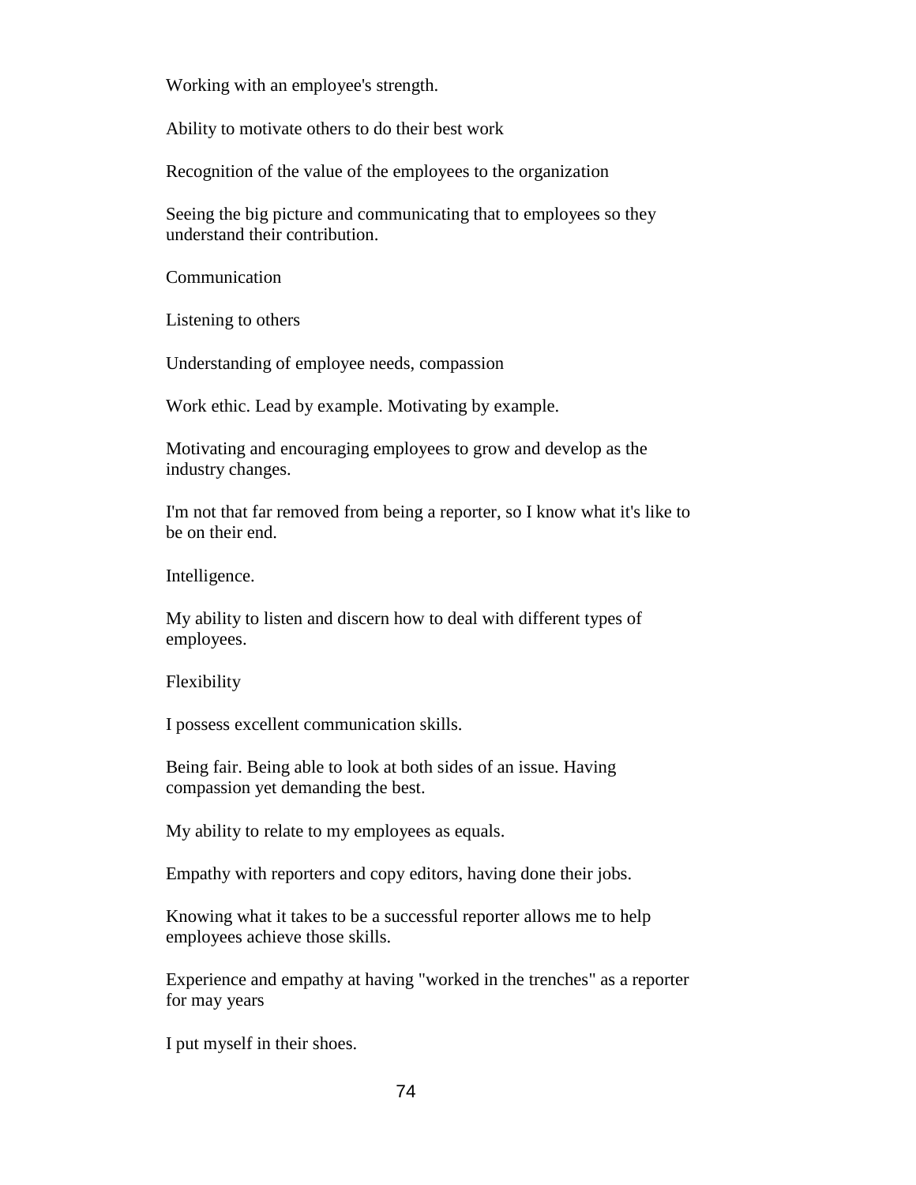Working with an employee's strength.

Ability to motivate others to do their best work

Recognition of the value of the employees to the organization

Seeing the big picture and communicating that to employees so they understand their contribution.

Communication

Listening to others

Understanding of employee needs, compassion

Work ethic. Lead by example. Motivating by example.

Motivating and encouraging employees to grow and develop as the industry changes.

I'm not that far removed from being a reporter, so I know what it's like to be on their end.

Intelligence.

My ability to listen and discern how to deal with different types of employees.

Flexibility

I possess excellent communication skills.

Being fair. Being able to look at both sides of an issue. Having compassion yet demanding the best.

My ability to relate to my employees as equals.

Empathy with reporters and copy editors, having done their jobs.

Knowing what it takes to be a successful reporter allows me to help employees achieve those skills.

Experience and empathy at having "worked in the trenches" as a reporter for may years

I put myself in their shoes.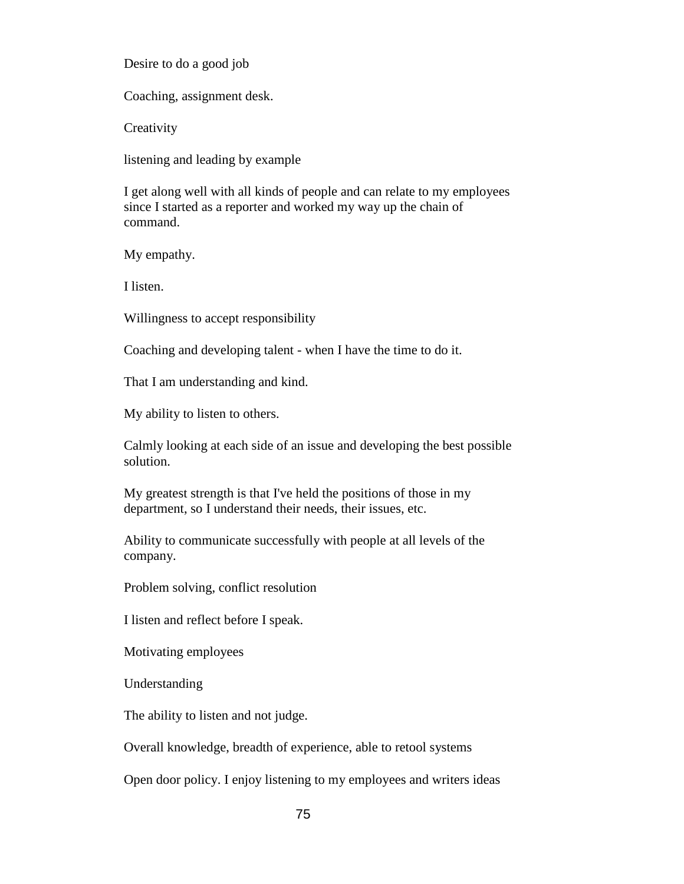Desire to do a good job

Coaching, assignment desk.

Creativity

listening and leading by example

I get along well with all kinds of people and can relate to my employees since I started as a reporter and worked my way up the chain of command.

My empathy.

I listen.

Willingness to accept responsibility

Coaching and developing talent - when I have the time to do it.

That I am understanding and kind.

My ability to listen to others.

Calmly looking at each side of an issue and developing the best possible solution.

My greatest strength is that I've held the positions of those in my department, so I understand their needs, their issues, etc.

Ability to communicate successfully with people at all levels of the company.

Problem solving, conflict resolution

I listen and reflect before I speak.

Motivating employees

Understanding

The ability to listen and not judge.

Overall knowledge, breadth of experience, able to retool systems

Open door policy. I enjoy listening to my employees and writers ideas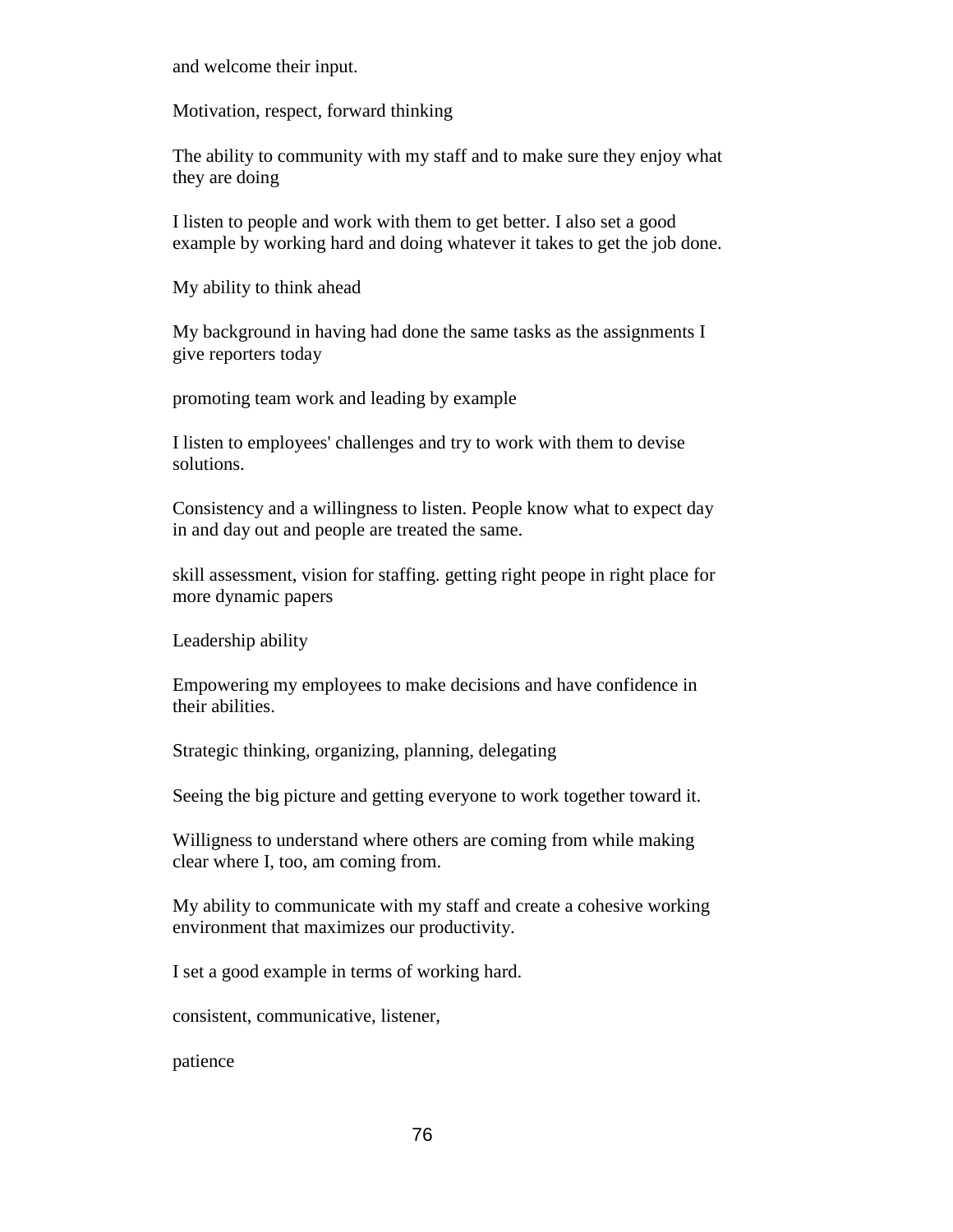and welcome their input.

Motivation, respect, forward thinking

The ability to community with my staff and to make sure they enjoy what they are doing

I listen to people and work with them to get better. I also set a good example by working hard and doing whatever it takes to get the job done.

My ability to think ahead

My background in having had done the same tasks as the assignments I give reporters today

promoting team work and leading by example

I listen to employees' challenges and try to work with them to devise solutions.

Consistency and a willingness to listen. People know what to expect day in and day out and people are treated the same.

skill assessment, vision for staffing. getting right peope in right place for more dynamic papers

Leadership ability

Empowering my employees to make decisions and have confidence in their abilities.

Strategic thinking, organizing, planning, delegating

Seeing the big picture and getting everyone to work together toward it.

Willigness to understand where others are coming from while making clear where I, too, am coming from.

My ability to communicate with my staff and create a cohesive working environment that maximizes our productivity.

I set a good example in terms of working hard.

consistent, communicative, listener,

patience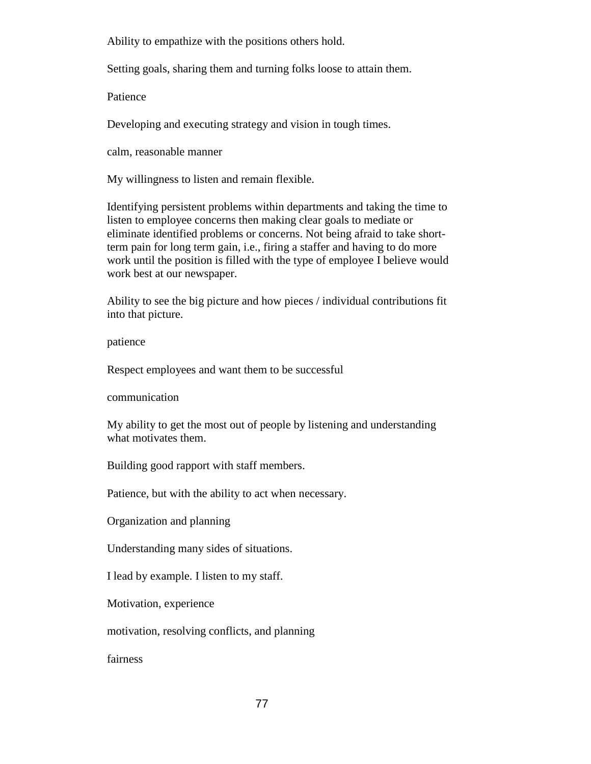Ability to empathize with the positions others hold.

Setting goals, sharing them and turning folks loose to attain them.

Patience

Developing and executing strategy and vision in tough times.

calm, reasonable manner

My willingness to listen and remain flexible.

Identifying persistent problems within departments and taking the time to listen to employee concerns then making clear goals to mediate or eliminate identified problems or concerns. Not being afraid to take short-term pain for long term gain, i.e., firing a staffer and having to do more work until the position is filled with the type of employee I believe would work best at our newspaper.

Ability to see the big picture and how pieces / individual contributions fit into that picture.

patience

Respect employees and want them to be successful

communication

My ability to get the most out of people by listening and understanding what motivates them.

Building good rapport with staff members.

Patience, but with the ability to act when necessary.

Organization and planning

Understanding many sides of situations.

I lead by example. I listen to my staff.

Motivation, experience

motivation, resolving conflicts, and planning

fairness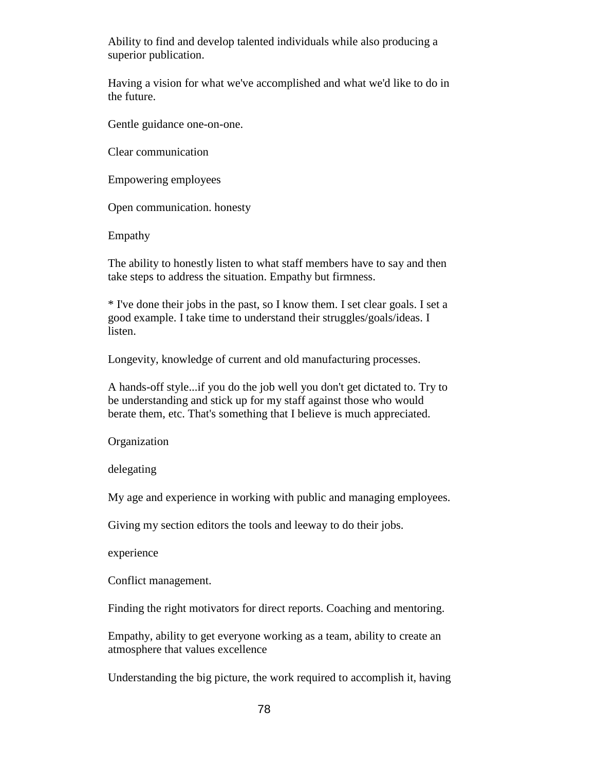Ability to find and develop talented individuals while also producing a superior publication.

Having a vision for what we've accomplished and what we'd like to do in the future.

Gentle guidance one-on-one.

Clear communication

Empowering employees

Open communication. honesty

Empathy

The ability to honestly listen to what staff members have to say and then take steps to address the situation. Empathy but firmness.

* I've done their jobs in the past, so I know them. I set clear goals. I set a good example. I take time to understand their struggles/goals/ideas. I listen.

Longevity, knowledge of current and old manufacturing processes.

A hands-off style...if you do the job well you don't get dictated to. Try to be understanding and stick up for my staff against those who would berate them, etc. That's something that I believe is much appreciated.

Organization

delegating

My age and experience in working with public and managing employees.

Giving my section editors the tools and leeway to do their jobs.

experience

Conflict management.

Finding the right motivators for direct reports. Coaching and mentoring.

Empathy, ability to get everyone working as a team, ability to create an atmosphere that values excellence

Understanding the big picture, the work required to accomplish it, having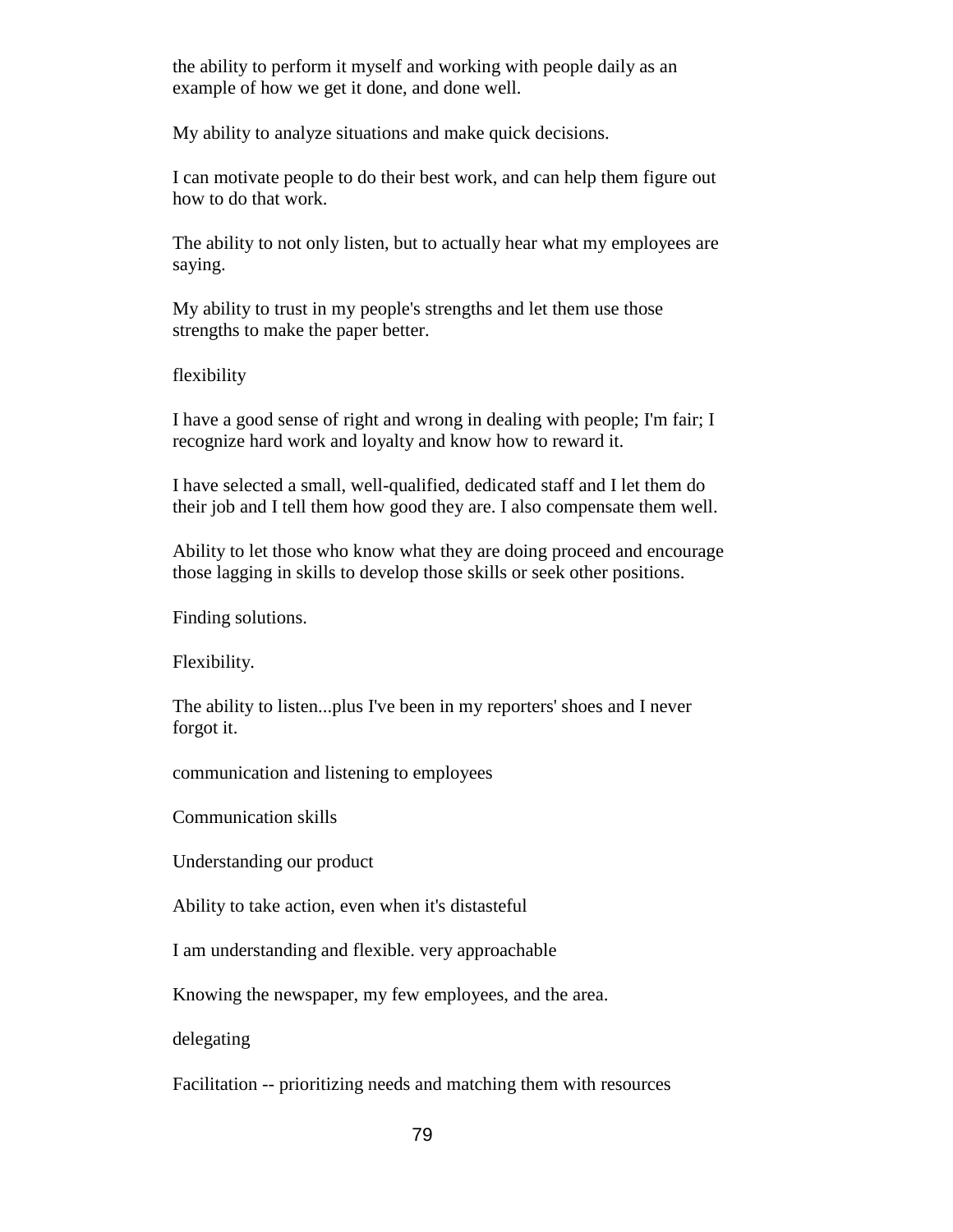the ability to perform it myself and working with people daily as an example of how we get it done, and done well.

My ability to analyze situations and make quick decisions.

I can motivate people to do their best work, and can help them figure out how to do that work.

The ability to not only listen, but to actually hear what my employees are saying.

My ability to trust in my people's strengths and let them use those strengths to make the paper better.

flexibility

I have a good sense of right and wrong in dealing with people; I'm fair; I recognize hard work and loyalty and know how to reward it.

I have selected a small, well-qualified, dedicated staff and I let them do their job and I tell them how good they are. I also compensate them well.

Ability to let those who know what they are doing proceed and encourage those lagging in skills to develop those skills or seek other positions.

Finding solutions.

Flexibility.

The ability to listen...plus I've been in my reporters' shoes and I never forgot it.

communication and listening to employees

Communication skills

Understanding our product

Ability to take action, even when it's distasteful

I am understanding and flexible. very approachable

Knowing the newspaper, my few employees, and the area.

delegating

Facilitation -- prioritizing needs and matching them with resources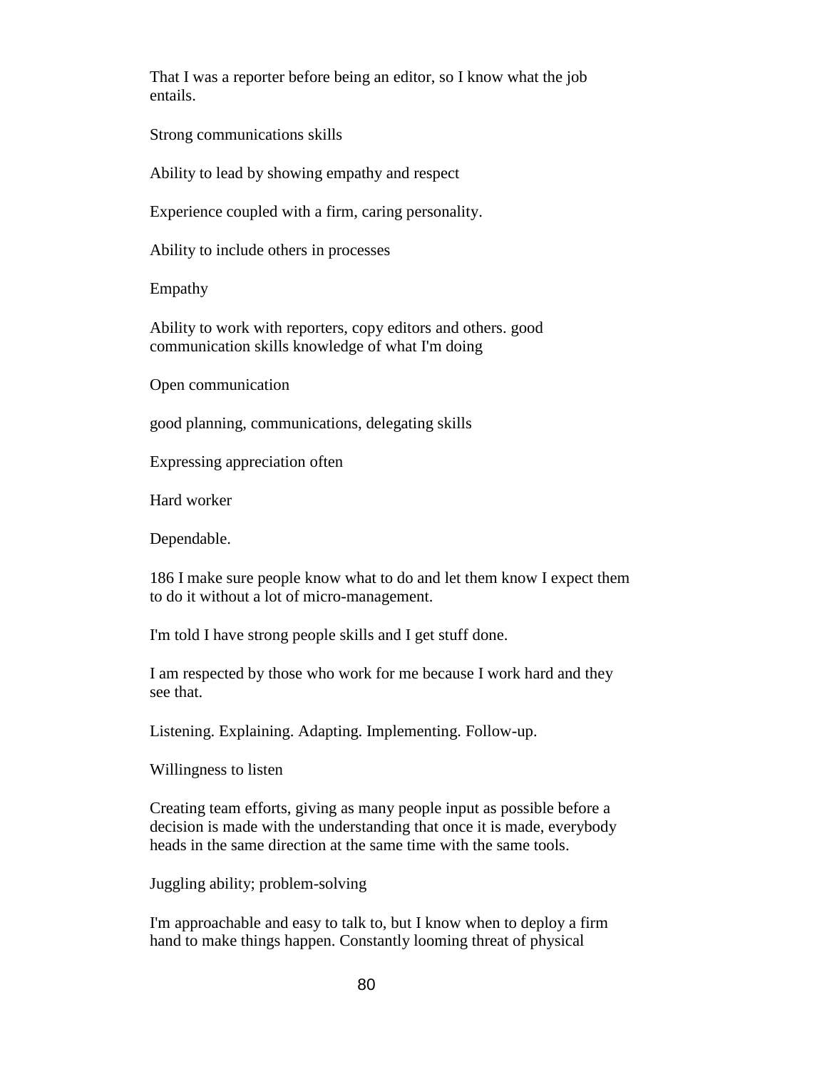That I was a reporter before being an editor, so I know what the job entails.

Strong communications skills

Ability to lead by showing empathy and respect

Experience coupled with a firm, caring personality.

Ability to include others in processes

Empathy

Ability to work with reporters, copy editors and others. good communication skills knowledge of what I'm doing

Open communication

good planning, communications, delegating skills

Expressing appreciation often

Hard worker

Dependable.

186 I make sure people know what to do and let them know I expect them to do it without a lot of micro-management.

I'm told I have strong people skills and I get stuff done.

I am respected by those who work for me because I work hard and they see that.

Listening. Explaining. Adapting. Implementing. Follow-up.

Willingness to listen

Creating team efforts, giving as many people input as possible before a decision is made with the understanding that once it is made, everybody heads in the same direction at the same time with the same tools.

Juggling ability; problem-solving

I'm approachable and easy to talk to, but I know when to deploy a firm hand to make things happen. Constantly looming threat of physical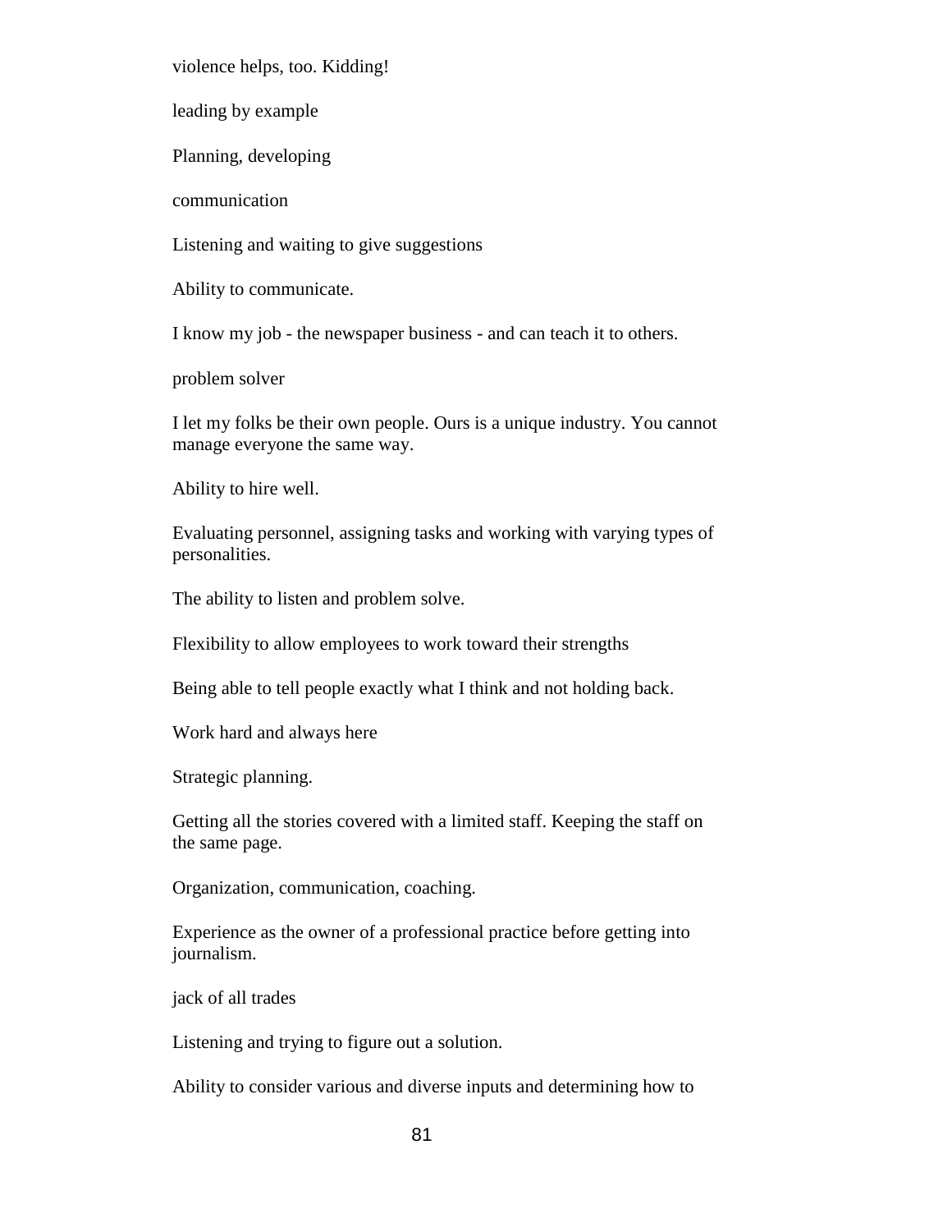violence helps, too. Kidding!

leading by example

Planning, developing

communication

Listening and waiting to give suggestions

Ability to communicate.

I know my job - the newspaper business - and can teach it to others.

problem solver

I let my folks be their own people. Ours is a unique industry. You cannot manage everyone the same way.

Ability to hire well.

Evaluating personnel, assigning tasks and working with varying types of personalities.

The ability to listen and problem solve.

Flexibility to allow employees to work toward their strengths

Being able to tell people exactly what I think and not holding back.

Work hard and always here

Strategic planning.

Getting all the stories covered with a limited staff. Keeping the staff on the same page.

Organization, communication, coaching.

Experience as the owner of a professional practice before getting into journalism.

jack of all trades

Listening and trying to figure out a solution.

Ability to consider various and diverse inputs and determining how to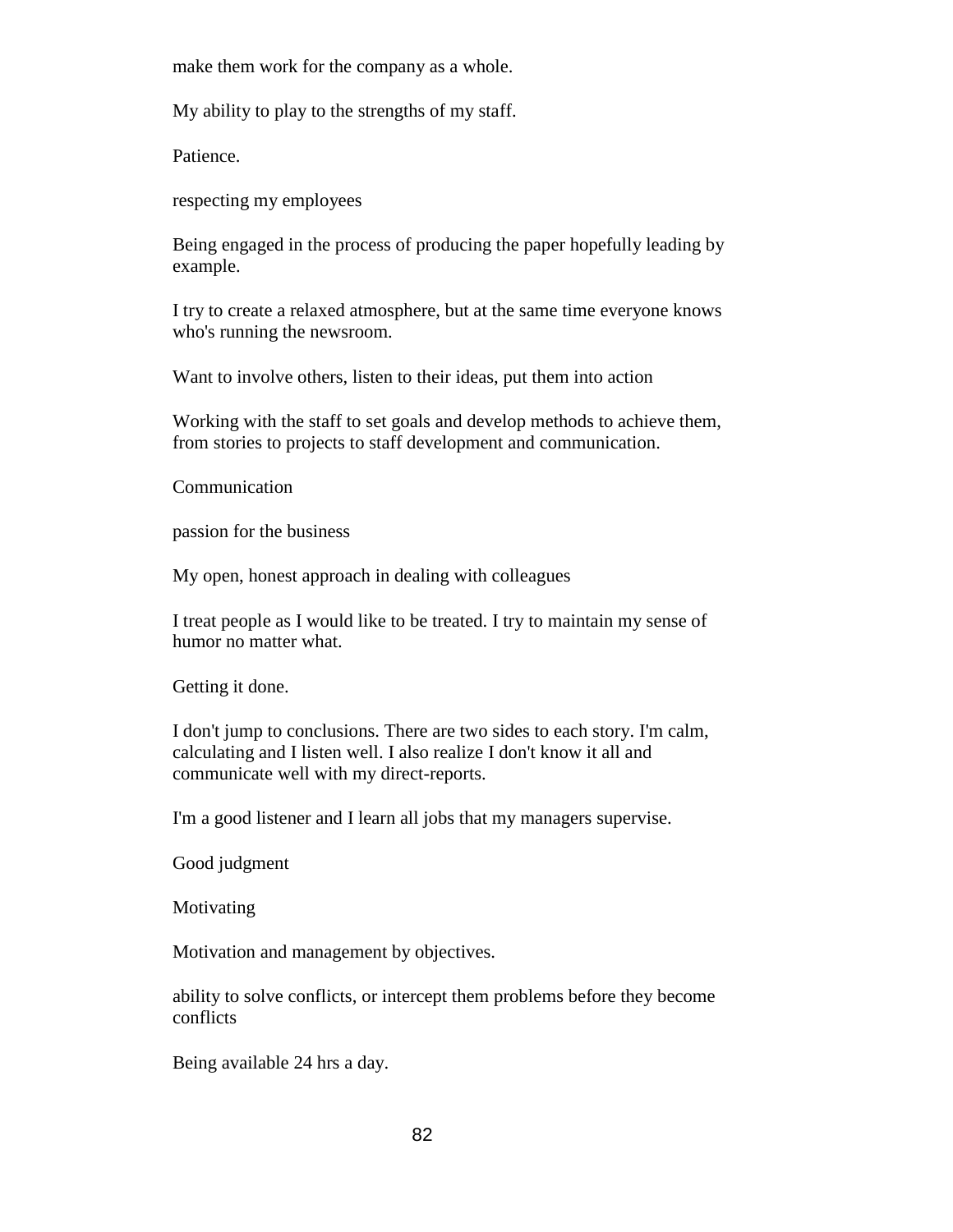make them work for the company as a whole.

My ability to play to the strengths of my staff.

Patience.

respecting my employees

Being engaged in the process of producing the paper hopefully leading by example.

I try to create a relaxed atmosphere, but at the same time everyone knows who's running the newsroom.

Want to involve others, listen to their ideas, put them into action

Working with the staff to set goals and develop methods to achieve them, from stories to projects to staff development and communication.

Communication

passion for the business

My open, honest approach in dealing with colleagues

I treat people as I would like to be treated. I try to maintain my sense of humor no matter what.

Getting it done.

I don't jump to conclusions. There are two sides to each story. I'm calm, calculating and I listen well. I also realize I don't know it all and communicate well with my direct-reports.

I'm a good listener and I learn all jobs that my managers supervise.

Good judgment

Motivating

Motivation and management by objectives.

ability to solve conflicts, or intercept them problems before they become conflicts

Being available 24 hrs a day.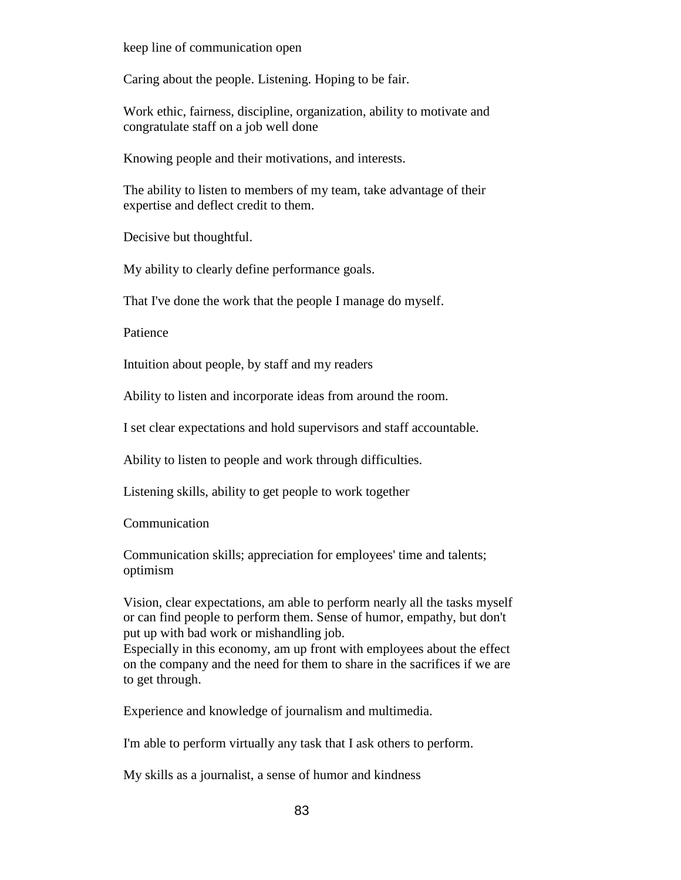keep line of communication open

Caring about the people. Listening. Hoping to be fair.

Work ethic, fairness, discipline, organization, ability to motivate and congratulate staff on a job well done

Knowing people and their motivations, and interests.

The ability to listen to members of my team, take advantage of their expertise and deflect credit to them.

Decisive but thoughtful.

My ability to clearly define performance goals.

That I've done the work that the people I manage do myself.

Patience

Intuition about people, by staff and my readers

Ability to listen and incorporate ideas from around the room.

I set clear expectations and hold supervisors and staff accountable.

Ability to listen to people and work through difficulties.

Listening skills, ability to get people to work together

Communication

Communication skills; appreciation for employees' time and talents; optimism

Vision, clear expectations, am able to perform nearly all the tasks myself or can find people to perform them. Sense of humor, empathy, but don't put up with bad work or mishandling job.
Especially in this economy, am up front with employees about the effect on the company and the need for them to share in the sacrifices if we are to get through.

Experience and knowledge of journalism and multimedia.

I'm able to perform virtually any task that I ask others to perform.

My skills as a journalist, a sense of humor and kindness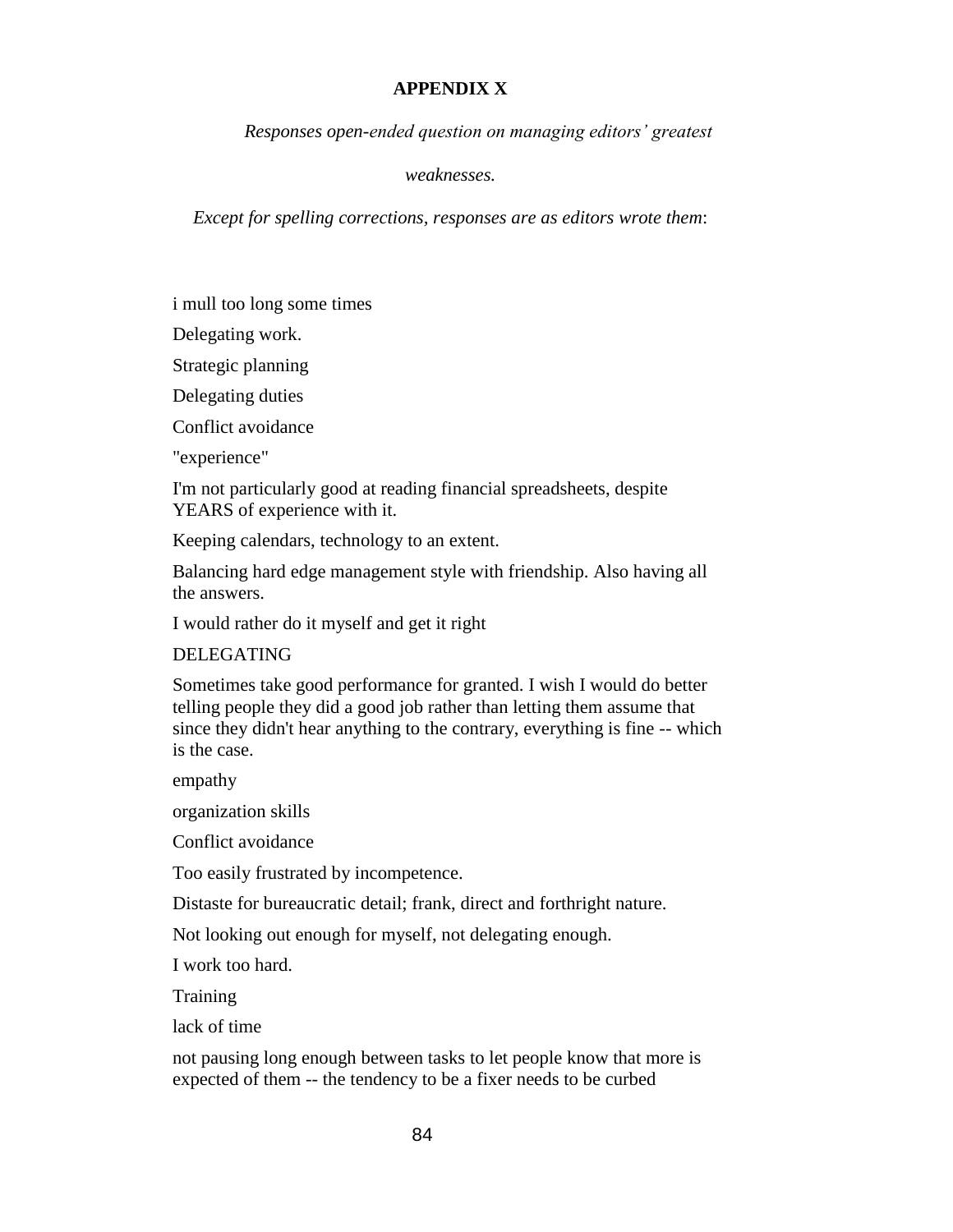**APPENDIX X**

*Responses open-ended question on managing editors' greatest weaknesses.*

*Except for spelling corrections, responses are as editors wrote them*:

i mull too long some times

Delegating work.

Strategic planning

Delegating duties

Conflict avoidance

"experience"

I'm not particularly good at reading financial spreadsheets, despite YEARS of experience with it.

Keeping calendars, technology to an extent.

Balancing hard edge management style with friendship. Also having all the answers.

I would rather do it myself and get it right

DELEGATING

Sometimes take good performance for granted. I wish I would do better telling people they did a good job rather than letting them assume that since they didn't hear anything to the contrary, everything is fine -- which is the case.

empathy

organization skills

Conflict avoidance

Too easily frustrated by incompetence.

Distaste for bureaucratic detail; frank, direct and forthright nature.

Not looking out enough for myself, not delegating enough.

I work too hard.

Training

lack of time

not pausing long enough between tasks to let people know that more is expected of them -- the tendency to be a fixer needs to be curbed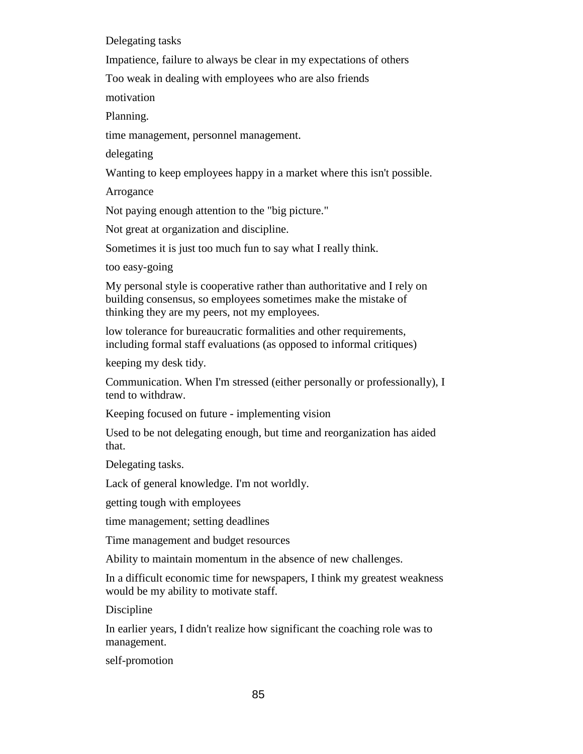Delegating tasks

Impatience, failure to always be clear in my expectations of others

Too weak in dealing with employees who are also friends

motivation

Planning.

time management, personnel management.

delegating

Wanting to keep employees happy in a market where this isn't possible.

Arrogance

Not paying enough attention to the "big picture."

Not great at organization and discipline.

Sometimes it is just too much fun to say what I really think.

too easy-going

My personal style is cooperative rather than authoritative and I rely on building consensus, so employees sometimes make the mistake of thinking they are my peers, not my employees.

low tolerance for bureaucratic formalities and other requirements, including formal staff evaluations (as opposed to informal critiques)

keeping my desk tidy.

Communication. When I'm stressed (either personally or professionally), I tend to withdraw.

Keeping focused on future - implementing vision

Used to be not delegating enough, but time and reorganization has aided that.

Delegating tasks.

Lack of general knowledge. I'm not worldly.

getting tough with employees

time management; setting deadlines

Time management and budget resources

Ability to maintain momentum in the absence of new challenges.

In a difficult economic time for newspapers, I think my greatest weakness would be my ability to motivate staff.

Discipline

In earlier years, I didn't realize how significant the coaching role was to management.

self-promotion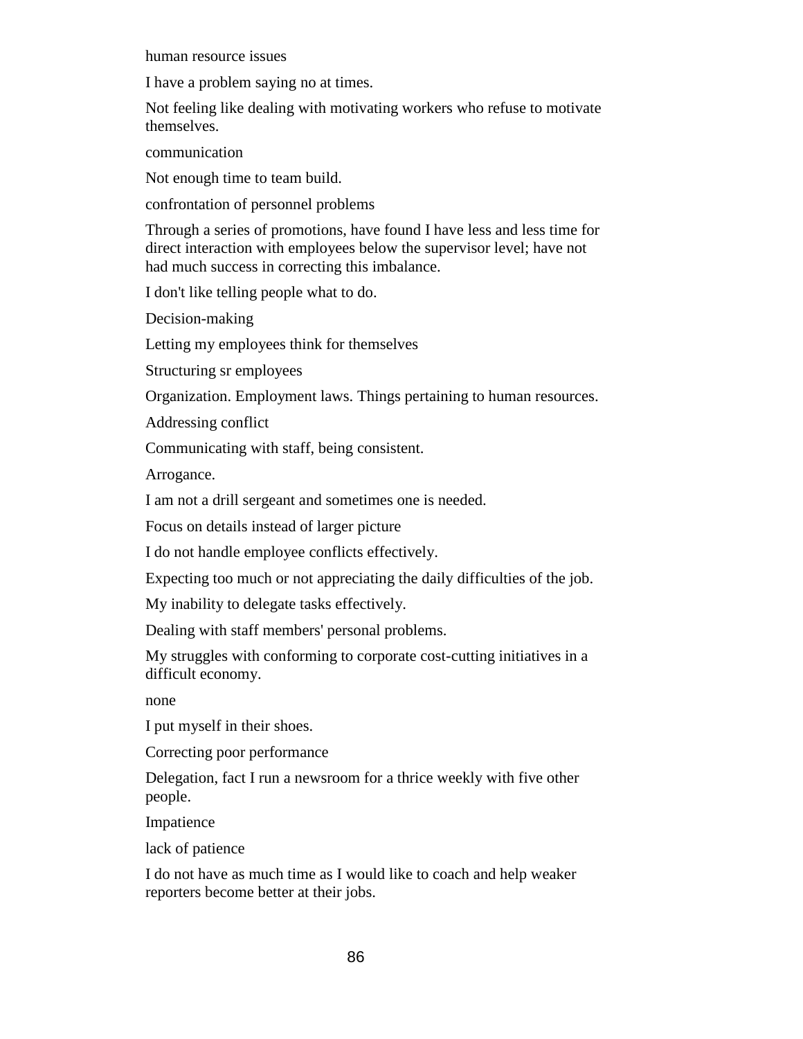human resource issues

I have a problem saying no at times.

Not feeling like dealing with motivating workers who refuse to motivate themselves.

communication

Not enough time to team build.

confrontation of personnel problems

Through a series of promotions, have found I have less and less time for direct interaction with employees below the supervisor level; have not had much success in correcting this imbalance.

I don't like telling people what to do.

Decision-making

Letting my employees think for themselves

Structuring sr employees

Organization. Employment laws. Things pertaining to human resources.

Addressing conflict

Communicating with staff, being consistent.

Arrogance.

I am not a drill sergeant and sometimes one is needed.

Focus on details instead of larger picture

I do not handle employee conflicts effectively.

Expecting too much or not appreciating the daily difficulties of the job.

My inability to delegate tasks effectively.

Dealing with staff members' personal problems.

My struggles with conforming to corporate cost-cutting initiatives in a difficult economy.

none

I put myself in their shoes.

Correcting poor performance

Delegation, fact I run a newsroom for a thrice weekly with five other people.

Impatience

lack of patience

I do not have as much time as I would like to coach and help weaker reporters become better at their jobs.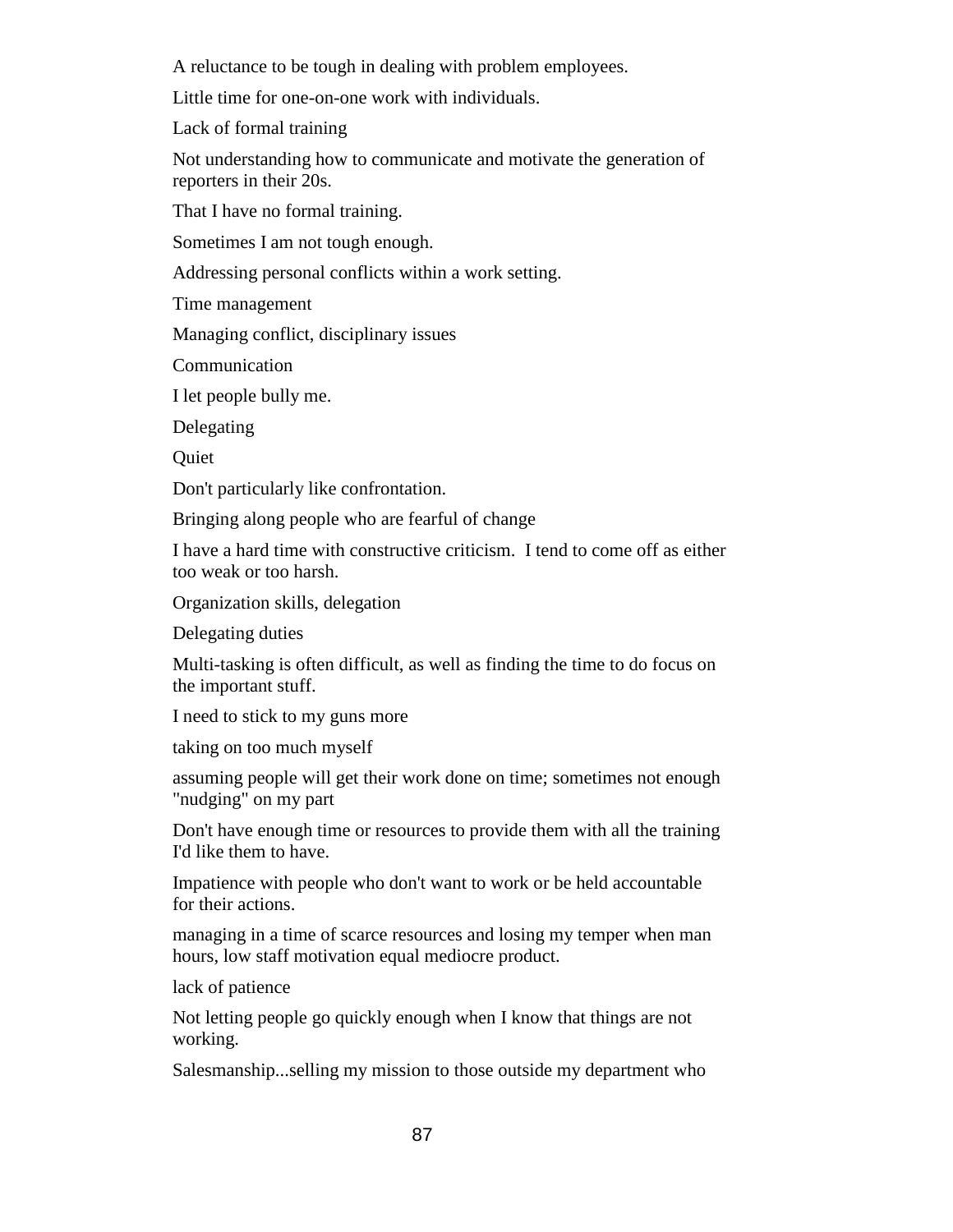A reluctance to be tough in dealing with problem employees.

Little time for one-on-one work with individuals.

Lack of formal training

Not understanding how to communicate and motivate the generation of reporters in their 20s.

That I have no formal training.

Sometimes I am not tough enough.

Addressing personal conflicts within a work setting.

Time management

Managing conflict, disciplinary issues

Communication

I let people bully me.

Delegating

Quiet

Don't particularly like confrontation.

Bringing along people who are fearful of change

I have a hard time with constructive criticism.  I tend to come off as either too weak or too harsh.

Organization skills, delegation

Delegating duties

Multi-tasking is often difficult, as well as finding the time to do focus on the important stuff.

I need to stick to my guns more

taking on too much myself

assuming people will get their work done on time; sometimes not enough "nudging" on my part

Don't have enough time or resources to provide them with all the training I'd like them to have.

Impatience with people who don't want to work or be held accountable for their actions.

managing in a time of scarce resources and losing my temper when man hours, low staff motivation equal mediocre product.

lack of patience

Not letting people go quickly enough when I know that things are not working.

Salesmanship...selling my mission to those outside my department who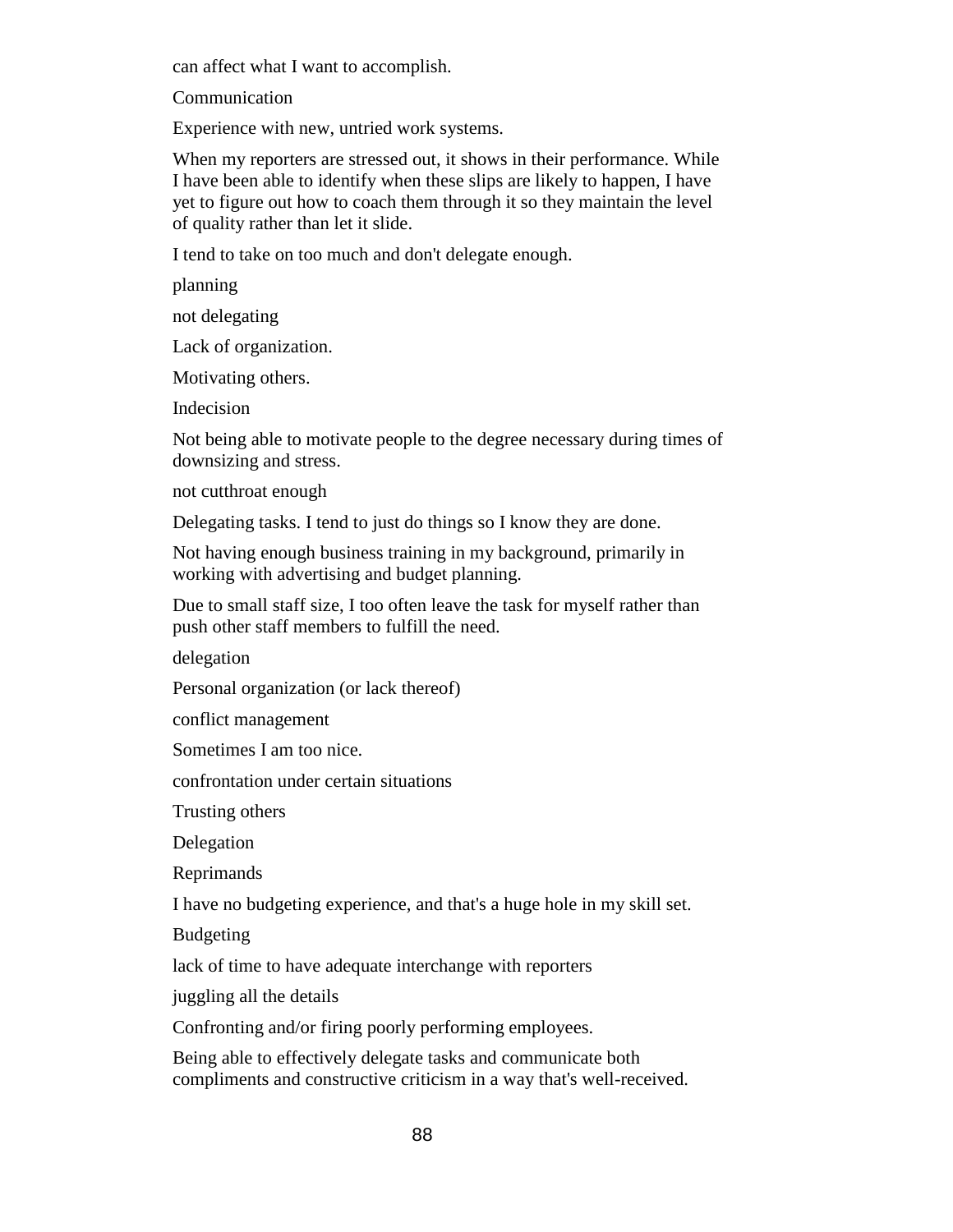can affect what I want to accomplish.

Communication

Experience with new, untried work systems.

When my reporters are stressed out, it shows in their performance. While I have been able to identify when these slips are likely to happen, I have yet to figure out how to coach them through it so they maintain the level of quality rather than let it slide.

I tend to take on too much and don't delegate enough.

planning

not delegating

Lack of organization.

Motivating others.

Indecision

Not being able to motivate people to the degree necessary during times of downsizing and stress.

not cutthroat enough

Delegating tasks. I tend to just do things so I know they are done.

Not having enough business training in my background, primarily in working with advertising and budget planning.

Due to small staff size, I too often leave the task for myself rather than push other staff members to fulfill the need.

delegation

Personal organization (or lack thereof)

conflict management

Sometimes I am too nice.

confrontation under certain situations

Trusting others

Delegation

Reprimands

I have no budgeting experience, and that's a huge hole in my skill set.

Budgeting

lack of time to have adequate interchange with reporters

juggling all the details

Confronting and/or firing poorly performing employees.

Being able to effectively delegate tasks and communicate both compliments and constructive criticism in a way that's well-received.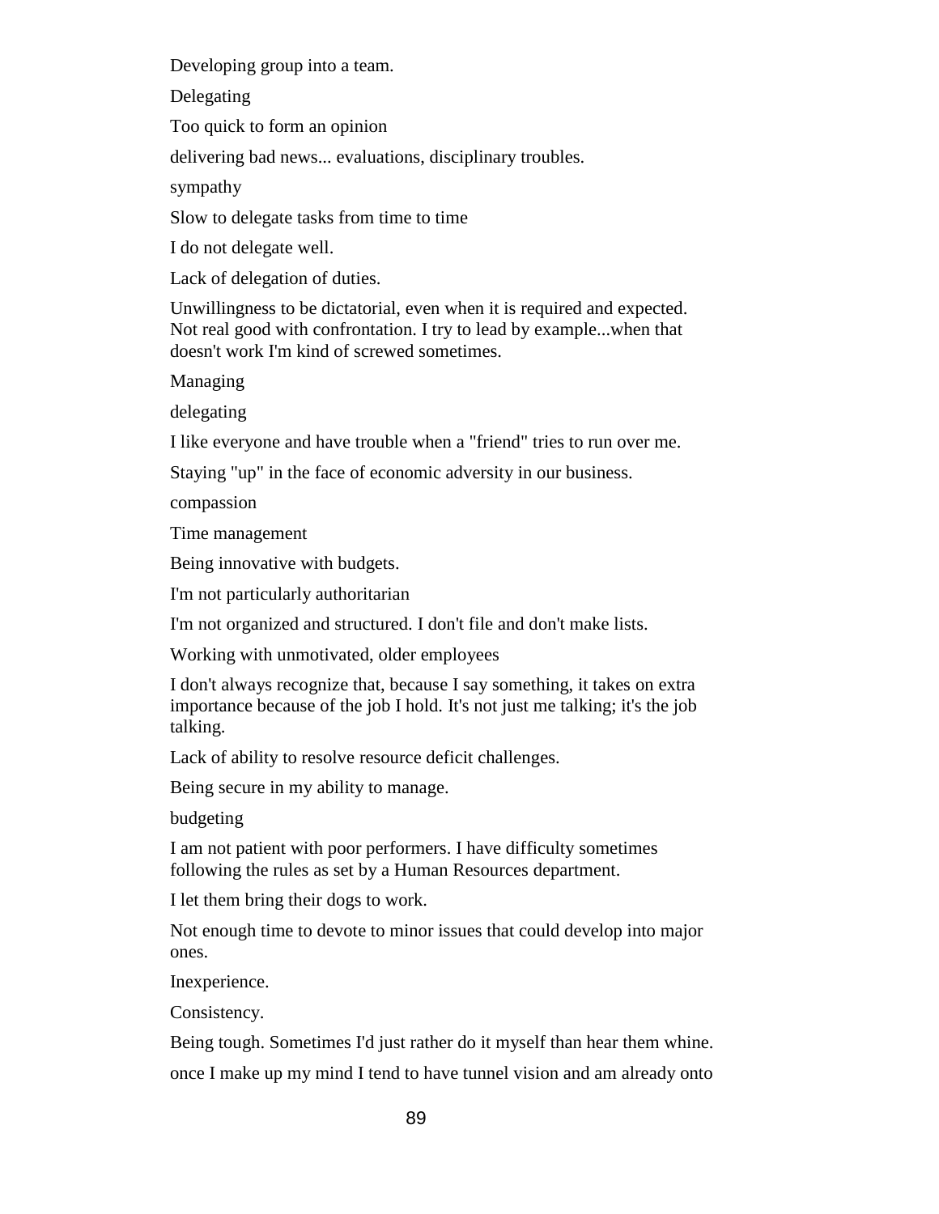Developing group into a team.

Delegating

Too quick to form an opinion

delivering bad news... evaluations, disciplinary troubles.

sympathy

Slow to delegate tasks from time to time

I do not delegate well.

Lack of delegation of duties.

Unwillingness to be dictatorial, even when it is required and expected. Not real good with confrontation. I try to lead by example...when that doesn't work I'm kind of screwed sometimes.

Managing

delegating

I like everyone and have trouble when a "friend" tries to run over me.

Staying "up" in the face of economic adversity in our business.

compassion

Time management

Being innovative with budgets.

I'm not particularly authoritarian

I'm not organized and structured. I don't file and don't make lists.

Working with unmotivated, older employees

I don't always recognize that, because I say something, it takes on extra importance because of the job I hold. It's not just me talking; it's the job talking.

Lack of ability to resolve resource deficit challenges.

Being secure in my ability to manage.

budgeting

I am not patient with poor performers. I have difficulty sometimes following the rules as set by a Human Resources department.

I let them bring their dogs to work.

Not enough time to devote to minor issues that could develop into major ones.

Inexperience.

Consistency.

Being tough. Sometimes I'd just rather do it myself than hear them whine.

once I make up my mind I tend to have tunnel vision and am already onto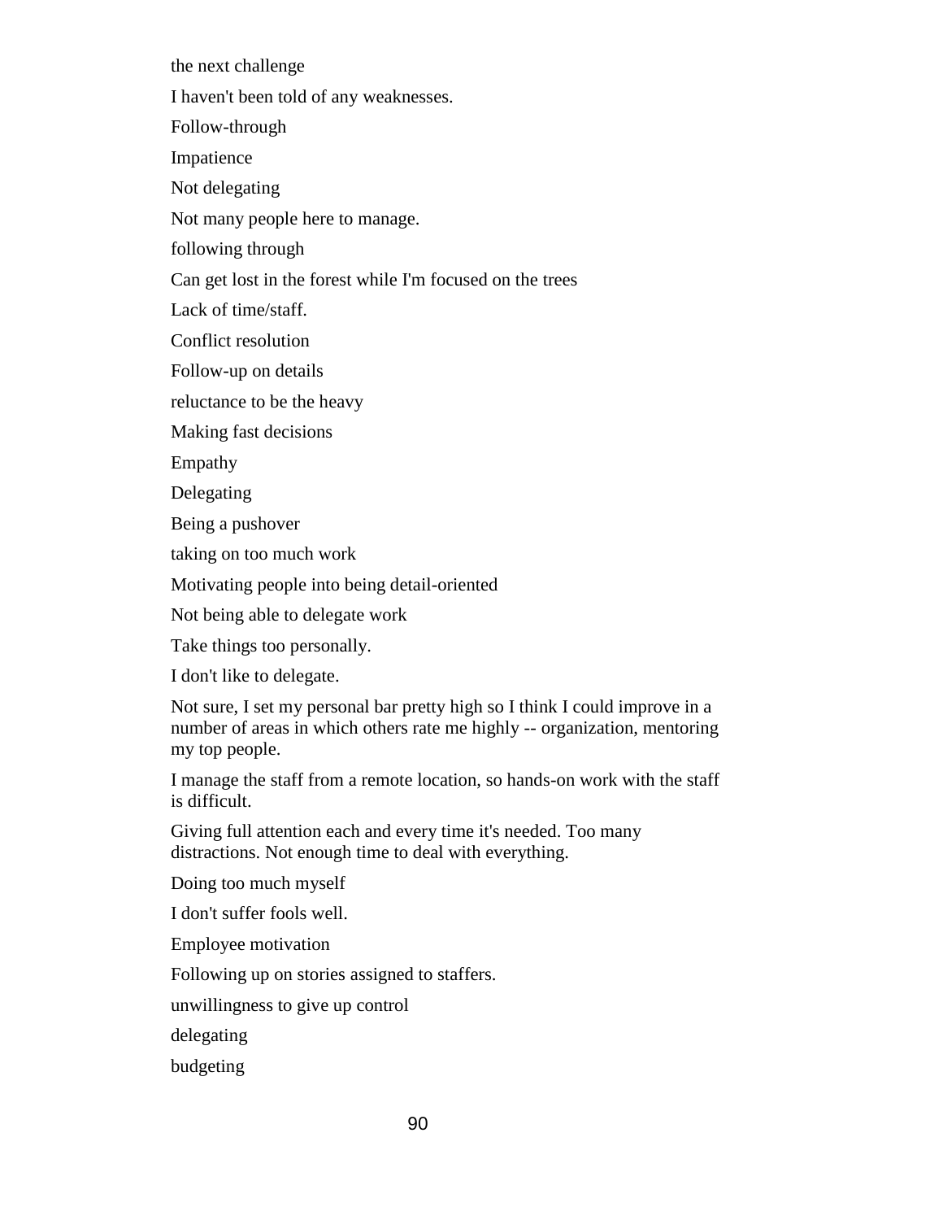the next challenge

I haven't been told of any weaknesses.

Follow-through

Impatience

Not delegating

Not many people here to manage.

following through

Can get lost in the forest while I'm focused on the trees

Lack of time/staff.

Conflict resolution

Follow-up on details

reluctance to be the heavy

Making fast decisions

Empathy

Delegating

Being a pushover

taking on too much work

Motivating people into being detail-oriented

Not being able to delegate work

Take things too personally.

I don't like to delegate.

Not sure, I set my personal bar pretty high so I think I could improve in a number of areas in which others rate me highly -- organization, mentoring my top people.

I manage the staff from a remote location, so hands-on work with the staff is difficult.

Giving full attention each and every time it's needed. Too many distractions. Not enough time to deal with everything.

Doing too much myself

I don't suffer fools well.

Employee motivation

Following up on stories assigned to staffers.

unwillingness to give up control

delegating

budgeting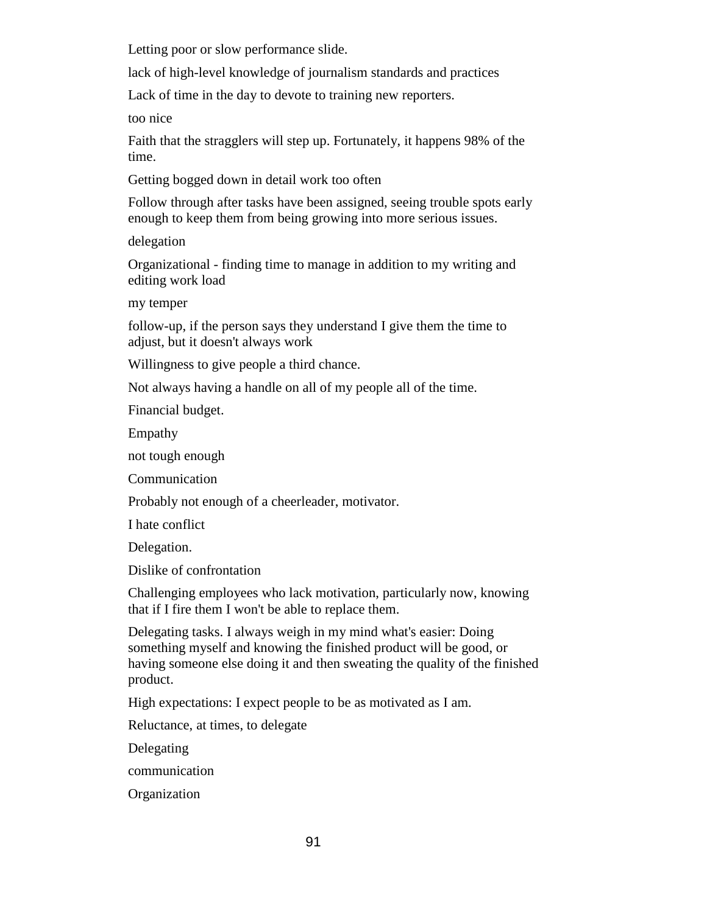Letting poor or slow performance slide.

lack of high-level knowledge of journalism standards and practices

Lack of time in the day to devote to training new reporters.

too nice

Faith that the stragglers will step up. Fortunately, it happens 98% of the time.

Getting bogged down in detail work too often

Follow through after tasks have been assigned, seeing trouble spots early enough to keep them from being growing into more serious issues.

delegation

Organizational - finding time to manage in addition to my writing and editing work load

my temper

follow-up, if the person says they understand I give them the time to adjust, but it doesn't always work

Willingness to give people a third chance.

Not always having a handle on all of my people all of the time.

Financial budget.

Empathy

not tough enough

Communication

Probably not enough of a cheerleader, motivator.

I hate conflict

Delegation.

Dislike of confrontation

Challenging employees who lack motivation, particularly now, knowing that if I fire them I won't be able to replace them.

Delegating tasks. I always weigh in my mind what's easier: Doing something myself and knowing the finished product will be good, or having someone else doing it and then sweating the quality of the finished product.

High expectations: I expect people to be as motivated as I am.

Reluctance, at times, to delegate

Delegating

communication

Organization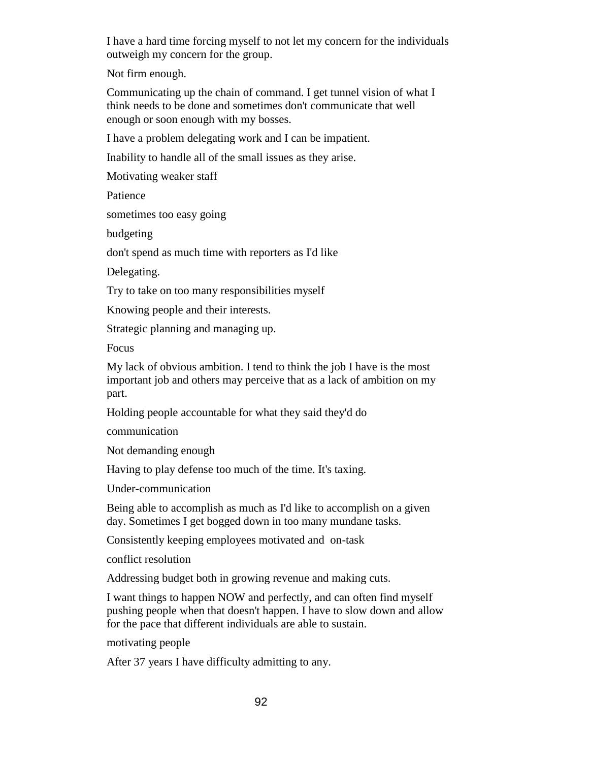I have a hard time forcing myself to not let my concern for the individuals outweigh my concern for the group.

Not firm enough.

Communicating up the chain of command. I get tunnel vision of what I think needs to be done and sometimes don't communicate that well enough or soon enough with my bosses.

I have a problem delegating work and I can be impatient.

Inability to handle all of the small issues as they arise.

Motivating weaker staff

Patience

sometimes too easy going

budgeting

don't spend as much time with reporters as I'd like

Delegating.

Try to take on too many responsibilities myself

Knowing people and their interests.

Strategic planning and managing up.

Focus

My lack of obvious ambition. I tend to think the job I have is the most important job and others may perceive that as a lack of ambition on my part.

Holding people accountable for what they said they'd do

communication

Not demanding enough

Having to play defense too much of the time. It's taxing.

Under-communication

Being able to accomplish as much as I'd like to accomplish on a given day. Sometimes I get bogged down in too many mundane tasks.

Consistently keeping employees motivated and on-task

conflict resolution

Addressing budget both in growing revenue and making cuts.

I want things to happen NOW and perfectly, and can often find myself pushing people when that doesn't happen. I have to slow down and allow for the pace that different individuals are able to sustain.

motivating people

After 37 years I have difficulty admitting to any.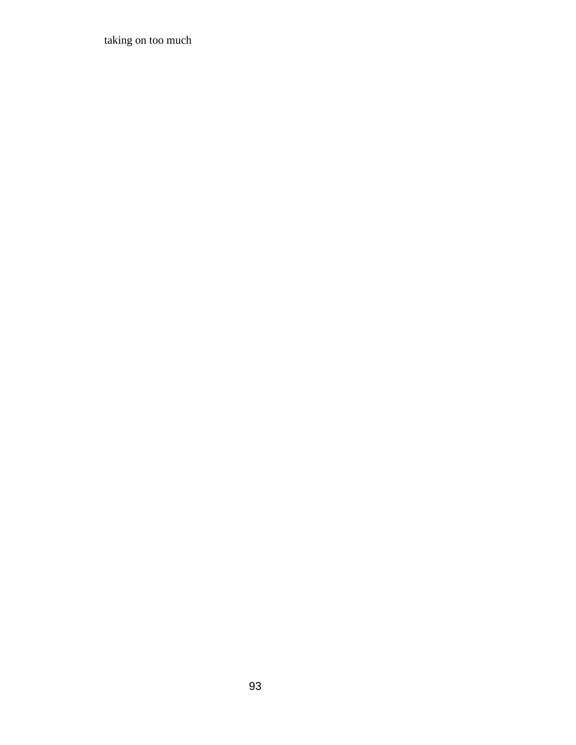taking on too much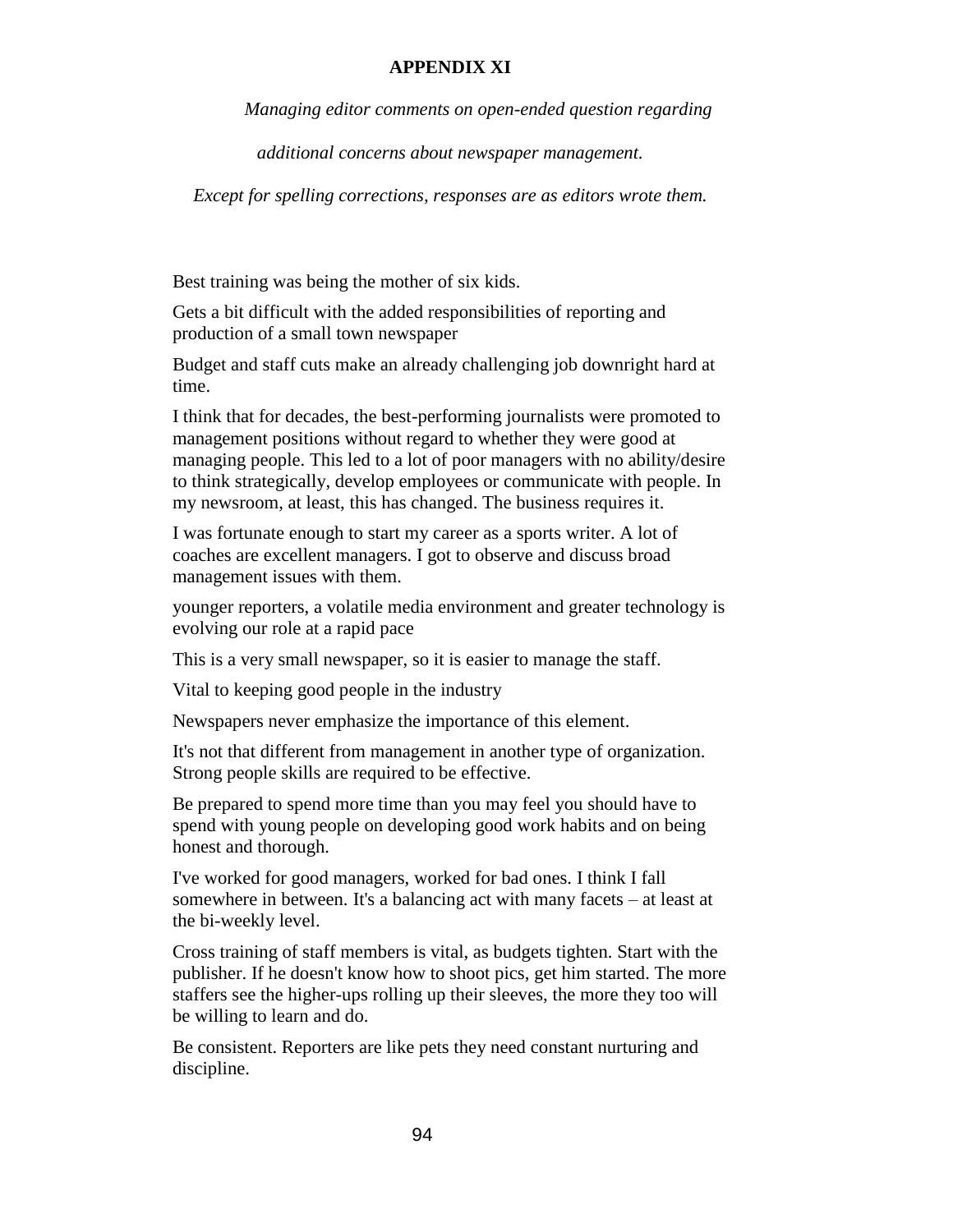# APPENDIX XI

*Managing editor comments on open-ended question regarding*

*additional concerns about newspaper management.*

*Except for spelling corrections, responses are as editors wrote them.*

Best training was being the mother of six kids.

Gets a bit difficult with the added responsibilities of reporting and production of a small town newspaper

Budget and staff cuts make an already challenging job downright hard at time.

I think that for decades, the best-performing journalists were promoted to management positions without regard to whether they were good at managing people. This led to a lot of poor managers with no ability/desire to think strategically, develop employees or communicate with people. In my newsroom, at least, this has changed. The business requires it.

I was fortunate enough to start my career as a sports writer. A lot of coaches are excellent managers. I got to observe and discuss broad management issues with them.

younger reporters, a volatile media environment and greater technology is evolving our role at a rapid pace

This is a very small newspaper, so it is easier to manage the staff.

Vital to keeping good people in the industry

Newspapers never emphasize the importance of this element.

It's not that different from management in another type of organization. Strong people skills are required to be effective.

Be prepared to spend more time than you may feel you should have to spend with young people on developing good work habits and on being honest and thorough.

I've worked for good managers, worked for bad ones. I think I fall somewhere in between. It's a balancing act with many facets – at least at the bi-weekly level.

Cross training of staff members is vital, as budgets tighten. Start with the publisher. If he doesn't know how to shoot pics, get him started. The more staffers see the higher-ups rolling up their sleeves, the more they too will be willing to learn and do.

Be consistent. Reporters are like pets they need constant nurturing and discipline.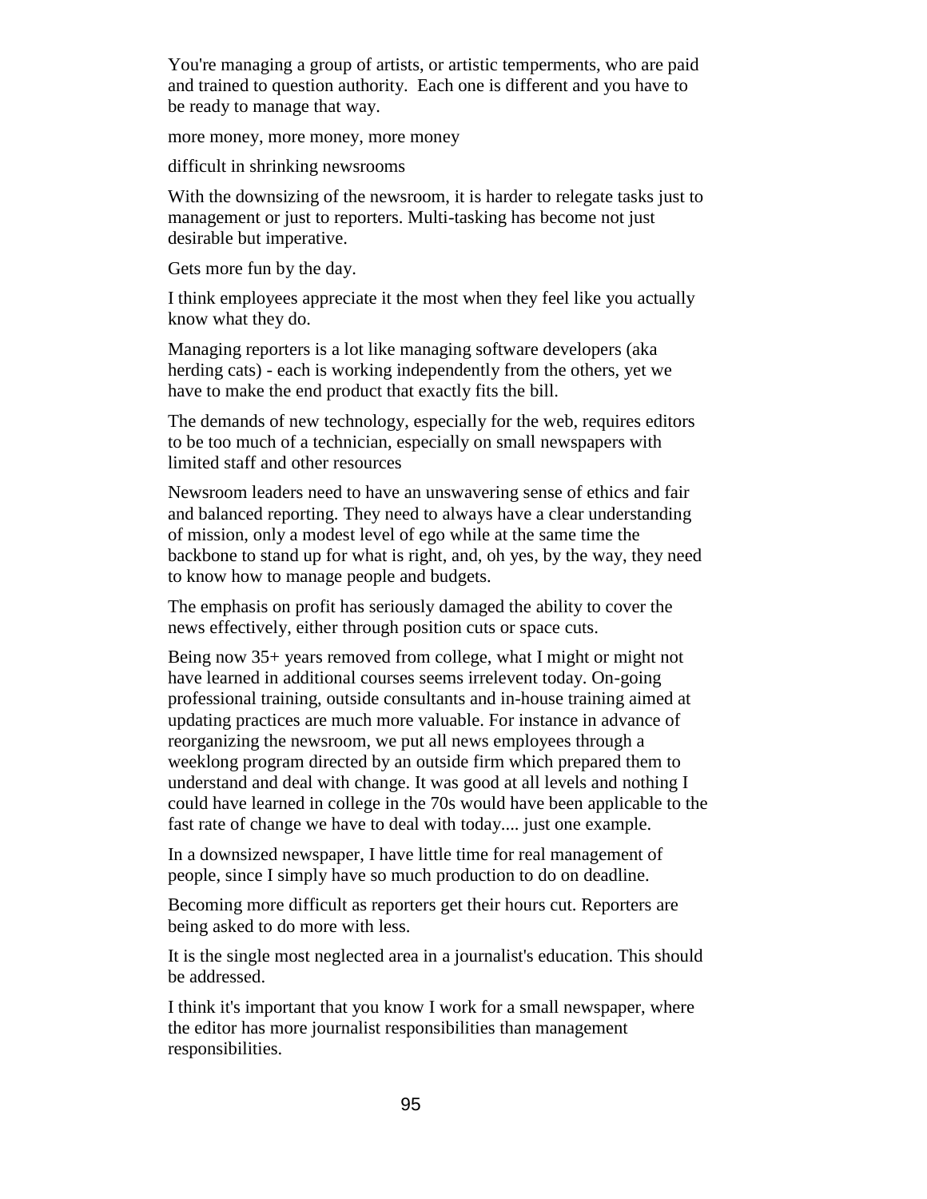You're managing a group of artists, or artistic temperments, who are paid and trained to question authority. Each one is different and you have to be ready to manage that way.

more money, more money, more money

difficult in shrinking newsrooms

With the downsizing of the newsroom, it is harder to relegate tasks just to management or just to reporters. Multi-tasking has become not just desirable but imperative.

Gets more fun by the day.

I think employees appreciate it the most when they feel like you actually know what they do.

Managing reporters is a lot like managing software developers (aka herding cats) - each is working independently from the others, yet we have to make the end product that exactly fits the bill.

The demands of new technology, especially for the web, requires editors to be too much of a technician, especially on small newspapers with limited staff and other resources

Newsroom leaders need to have an unswavering sense of ethics and fair and balanced reporting. They need to always have a clear understanding of mission, only a modest level of ego while at the same time the backbone to stand up for what is right, and, oh yes, by the way, they need to know how to manage people and budgets.

The emphasis on profit has seriously damaged the ability to cover the news effectively, either through position cuts or space cuts.

Being now 35+ years removed from college, what I might or might not have learned in additional courses seems irrelevent today. On-going professional training, outside consultants and in-house training aimed at updating practices are much more valuable. For instance in advance of reorganizing the newsroom, we put all news employees through a weeklong program directed by an outside firm which prepared them to understand and deal with change. It was good at all levels and nothing I could have learned in college in the 70s would have been applicable to the fast rate of change we have to deal with today.... just one example.

In a downsized newspaper, I have little time for real management of people, since I simply have so much production to do on deadline.

Becoming more difficult as reporters get their hours cut. Reporters are being asked to do more with less.

It is the single most neglected area in a journalist's education. This should be addressed.

I think it's important that you know I work for a small newspaper, where the editor has more journalist responsibilities than management responsibilities.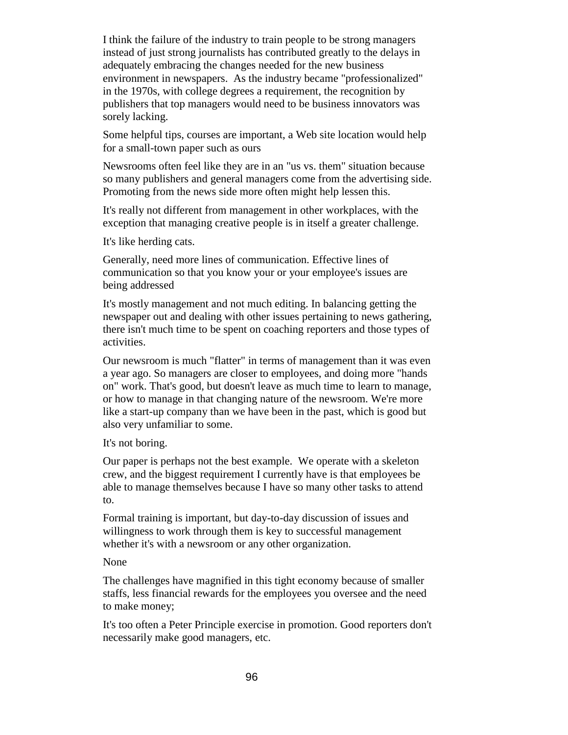I think the failure of the industry to train people to be strong managers instead of just strong journalists has contributed greatly to the delays in adequately embracing the changes needed for the new business environment in newspapers. As the industry became "professionalized" in the 1970s, with college degrees a requirement, the recognition by publishers that top managers would need to be business innovators was sorely lacking.

Some helpful tips, courses are important, a Web site location would help for a small-town paper such as ours

Newsrooms often feel like they are in an "us vs. them" situation because so many publishers and general managers come from the advertising side. Promoting from the news side more often might help lessen this.

It's really not different from management in other workplaces, with the exception that managing creative people is in itself a greater challenge.

It's like herding cats.

Generally, need more lines of communication. Effective lines of communication so that you know your or your employee's issues are being addressed

It's mostly management and not much editing. In balancing getting the newspaper out and dealing with other issues pertaining to news gathering, there isn't much time to be spent on coaching reporters and those types of activities.

Our newsroom is much "flatter" in terms of management than it was even a year ago. So managers are closer to employees, and doing more "hands on" work. That's good, but doesn't leave as much time to learn to manage, or how to manage in that changing nature of the newsroom. We're more like a start-up company than we have been in the past, which is good but also very unfamiliar to some.

It's not boring.

Our paper is perhaps not the best example. We operate with a skeleton crew, and the biggest requirement I currently have is that employees be able to manage themselves because I have so many other tasks to attend to.

Formal training is important, but day-to-day discussion of issues and willingness to work through them is key to successful management whether it's with a newsroom or any other organization.

None

The challenges have magnified in this tight economy because of smaller staffs, less financial rewards for the employees you oversee and the need to make money;

It's too often a Peter Principle exercise in promotion. Good reporters don't necessarily make good managers, etc.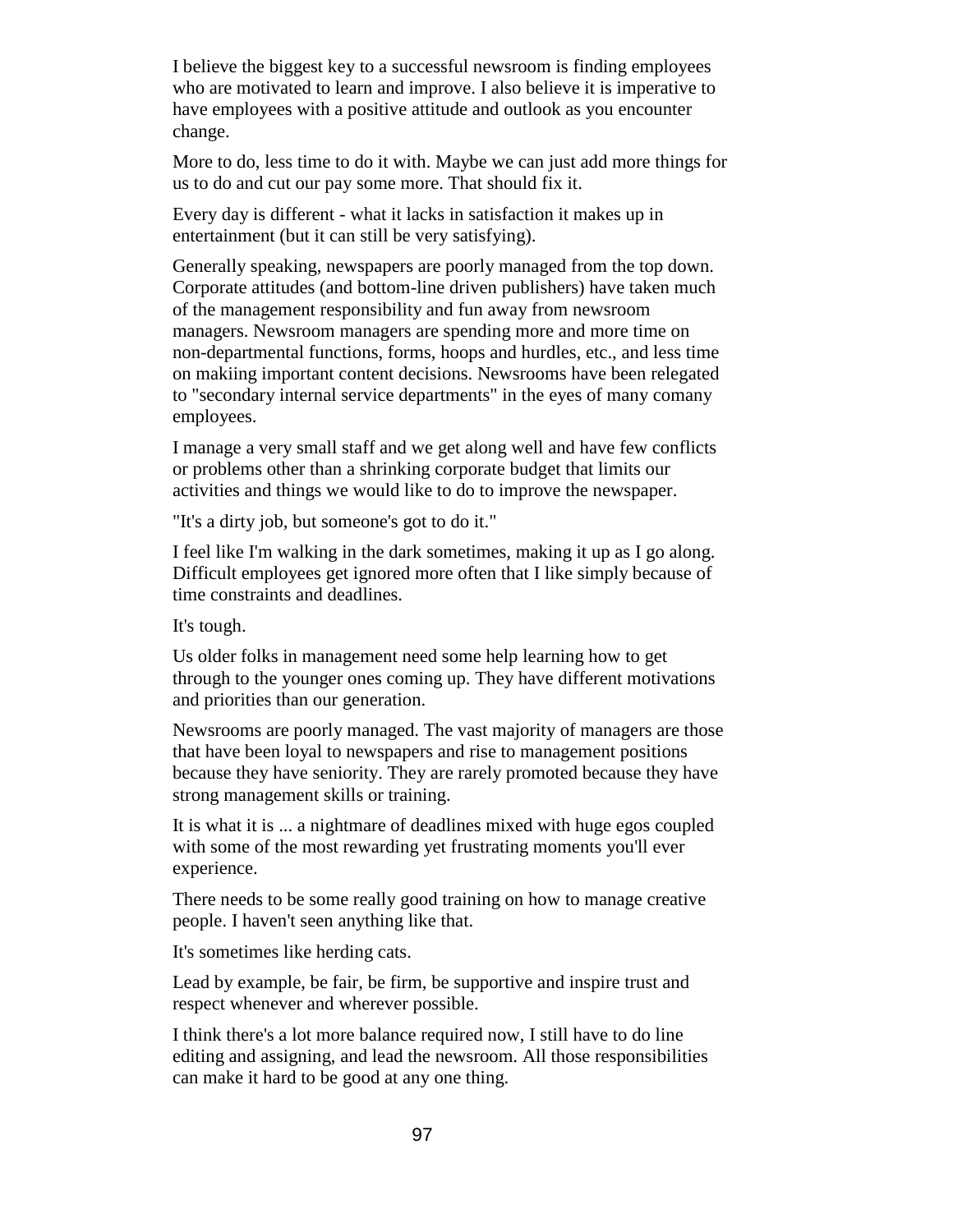I believe the biggest key to a successful newsroom is finding employees who are motivated to learn and improve. I also believe it is imperative to have employees with a positive attitude and outlook as you encounter change.

More to do, less time to do it with. Maybe we can just add more things for us to do and cut our pay some more. That should fix it.

Every day is different - what it lacks in satisfaction it makes up in entertainment (but it can still be very satisfying).

Generally speaking, newspapers are poorly managed from the top down. Corporate attitudes (and bottom-line driven publishers) have taken much of the management responsibility and fun away from newsroom managers. Newsroom managers are spending more and more time on non-departmental functions, forms, hoops and hurdles, etc., and less time on makiing important content decisions. Newsrooms have been relegated to "secondary internal service departments" in the eyes of many comany employees.

I manage a very small staff and we get along well and have few conflicts or problems other than a shrinking corporate budget that limits our activities and things we would like to do to improve the newspaper.

"It's a dirty job, but someone's got to do it."

I feel like I'm walking in the dark sometimes, making it up as I go along. Difficult employees get ignored more often that I like simply because of time constraints and deadlines.

It's tough.

Us older folks in management need some help learning how to get through to the younger ones coming up. They have different motivations and priorities than our generation.

Newsrooms are poorly managed. The vast majority of managers are those that have been loyal to newspapers and rise to management positions because they have seniority. They are rarely promoted because they have strong management skills or training.

It is what it is ... a nightmare of deadlines mixed with huge egos coupled with some of the most rewarding yet frustrating moments you'll ever experience.

There needs to be some really good training on how to manage creative people. I haven't seen anything like that.

It's sometimes like herding cats.

Lead by example, be fair, be firm, be supportive and inspire trust and respect whenever and wherever possible.

I think there's a lot more balance required now, I still have to do line editing and assigning, and lead the newsroom. All those responsibilities can make it hard to be good at any one thing.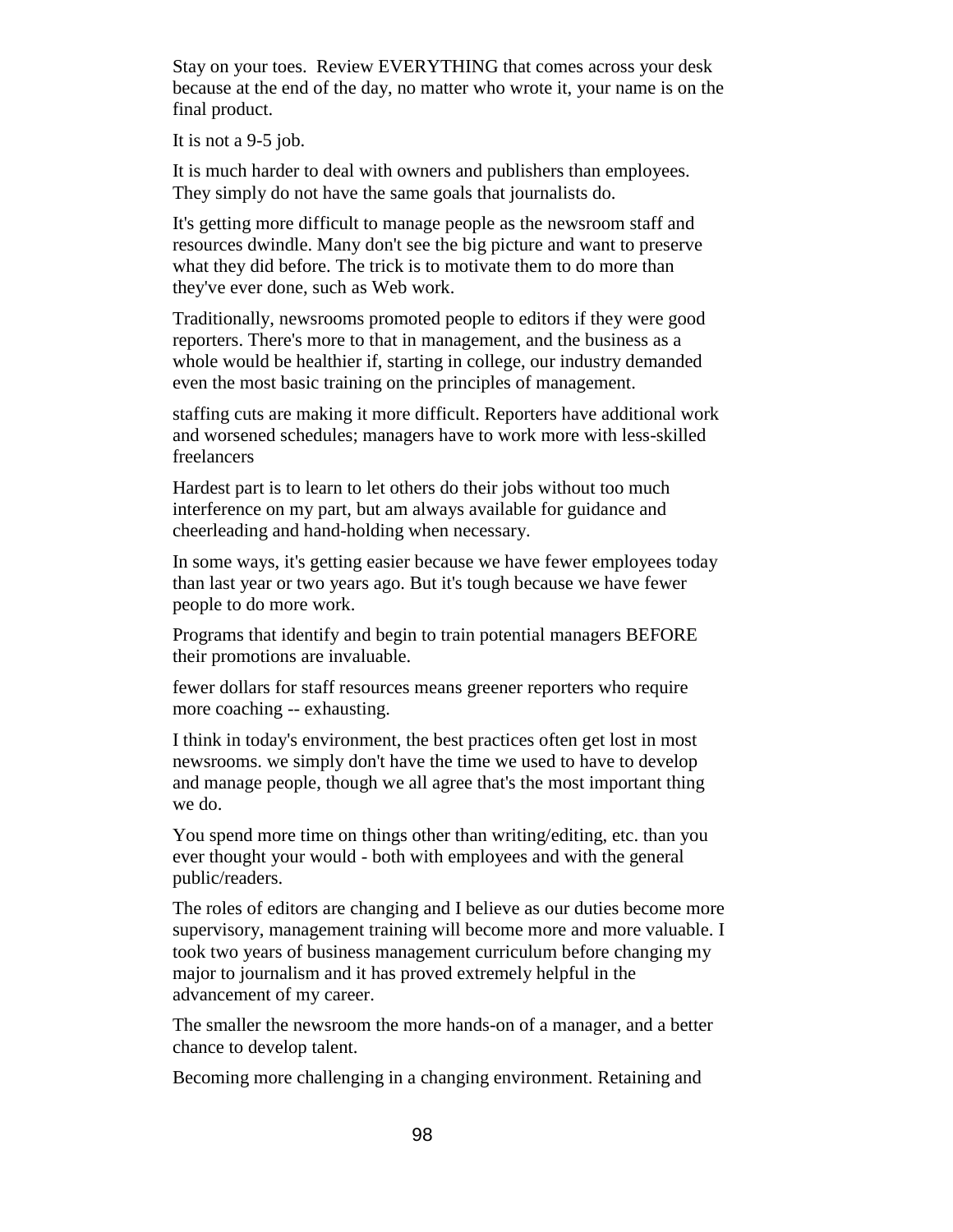Stay on your toes. Review EVERYTHING that comes across your desk because at the end of the day, no matter who wrote it, your name is on the final product.

It is not a 9-5 job.

It is much harder to deal with owners and publishers than employees. They simply do not have the same goals that journalists do.

It's getting more difficult to manage people as the newsroom staff and resources dwindle. Many don't see the big picture and want to preserve what they did before. The trick is to motivate them to do more than they've ever done, such as Web work.

Traditionally, newsrooms promoted people to editors if they were good reporters. There's more to that in management, and the business as a whole would be healthier if, starting in college, our industry demanded even the most basic training on the principles of management.

staffing cuts are making it more difficult. Reporters have additional work and worsened schedules; managers have to work more with less-skilled freelancers

Hardest part is to learn to let others do their jobs without too much interference on my part, but am always available for guidance and cheerleading and hand-holding when necessary.

In some ways, it's getting easier because we have fewer employees today than last year or two years ago. But it's tough because we have fewer people to do more work.

Programs that identify and begin to train potential managers BEFORE their promotions are invaluable.

fewer dollars for staff resources means greener reporters who require more coaching -- exhausting.

I think in today's environment, the best practices often get lost in most newsrooms. we simply don't have the time we used to have to develop and manage people, though we all agree that's the most important thing we do.

You spend more time on things other than writing/editing, etc. than you ever thought your would - both with employees and with the general public/readers.

The roles of editors are changing and I believe as our duties become more supervisory, management training will become more and more valuable. I took two years of business management curriculum before changing my major to journalism and it has proved extremely helpful in the advancement of my career.

The smaller the newsroom the more hands-on of a manager, and a better chance to develop talent.

Becoming more challenging in a changing environment. Retaining and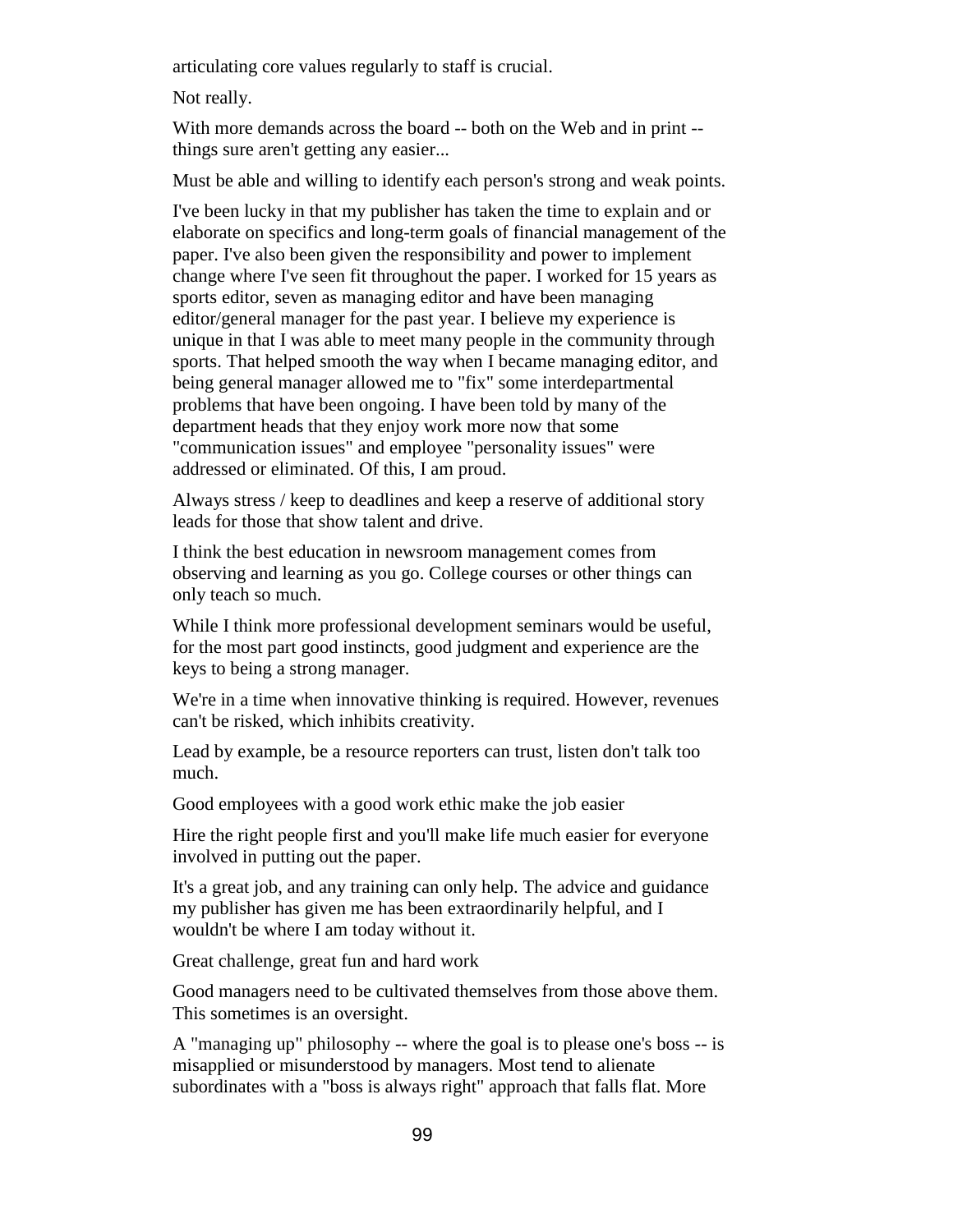articulating core values regularly to staff is crucial.

Not really.

With more demands across the board -- both on the Web and in print -- things sure aren't getting any easier...

Must be able and willing to identify each person's strong and weak points.

I've been lucky in that my publisher has taken the time to explain and or elaborate on specifics and long-term goals of financial management of the paper. I've also been given the responsibility and power to implement change where I've seen fit throughout the paper. I worked for 15 years as sports editor, seven as managing editor and have been managing editor/general manager for the past year. I believe my experience is unique in that I was able to meet many people in the community through sports. That helped smooth the way when I became managing editor, and being general manager allowed me to "fix" some interdepartmental problems that have been ongoing. I have been told by many of the department heads that they enjoy work more now that some "communication issues" and employee "personality issues" were addressed or eliminated. Of this, I am proud.

Always stress / keep to deadlines and keep a reserve of additional story leads for those that show talent and drive.

I think the best education in newsroom management comes from observing and learning as you go. College courses or other things can only teach so much.

While I think more professional development seminars would be useful, for the most part good instincts, good judgment and experience are the keys to being a strong manager.

We're in a time when innovative thinking is required. However, revenues can't be risked, which inhibits creativity.

Lead by example, be a resource reporters can trust, listen don't talk too much.

Good employees with a good work ethic make the job easier

Hire the right people first and you'll make life much easier for everyone involved in putting out the paper.

It's a great job, and any training can only help. The advice and guidance my publisher has given me has been extraordinarily helpful, and I wouldn't be where I am today without it.

Great challenge, great fun and hard work

Good managers need to be cultivated themselves from those above them. This sometimes is an oversight.

A "managing up" philosophy -- where the goal is to please one's boss -- is misapplied or misunderstood by managers. Most tend to alienate subordinates with a "boss is always right" approach that falls flat. More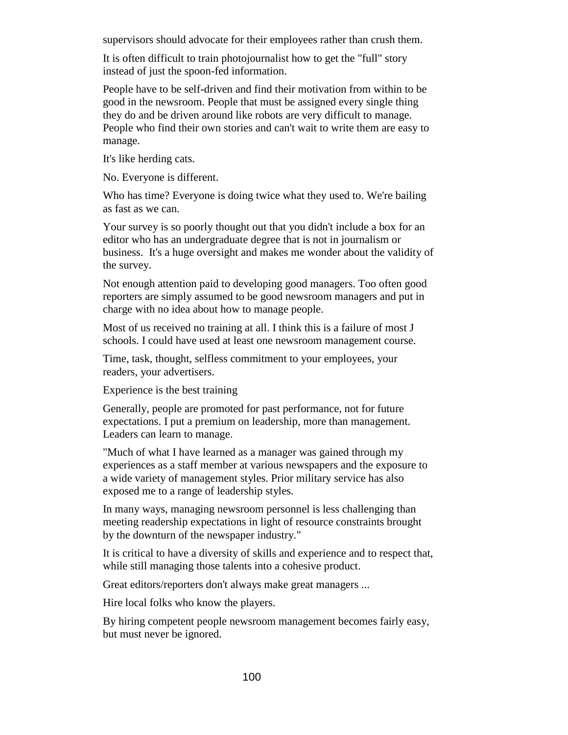supervisors should advocate for their employees rather than crush them.

It is often difficult to train photojournalist how to get the "full" story instead of just the spoon-fed information.

People have to be self-driven and find their motivation from within to be good in the newsroom. People that must be assigned every single thing they do and be driven around like robots are very difficult to manage. People who find their own stories and can't wait to write them are easy to manage.

It's like herding cats.

No. Everyone is different.

Who has time? Everyone is doing twice what they used to. We're bailing as fast as we can.

Your survey is so poorly thought out that you didn't include a box for an editor who has an undergraduate degree that is not in journalism or business. It's a huge oversight and makes me wonder about the validity of the survey.

Not enough attention paid to developing good managers. Too often good reporters are simply assumed to be good newsroom managers and put in charge with no idea about how to manage people.

Most of us received no training at all. I think this is a failure of most J schools. I could have used at least one newsroom management course.

Time, task, thought, selfless commitment to your employees, your readers, your advertisers.

Experience is the best training

Generally, people are promoted for past performance, not for future expectations. I put a premium on leadership, more than management. Leaders can learn to manage.

"Much of what I have learned as a manager was gained through my experiences as a staff member at various newspapers and the exposure to a wide variety of management styles. Prior military service has also exposed me to a range of leadership styles.

In many ways, managing newsroom personnel is less challenging than meeting readership expectations in light of resource constraints brought by the downturn of the newspaper industry."

It is critical to have a diversity of skills and experience and to respect that, while still managing those talents into a cohesive product.

Great editors/reporters don't always make great managers ...

Hire local folks who know the players.

By hiring competent people newsroom management becomes fairly easy, but must never be ignored.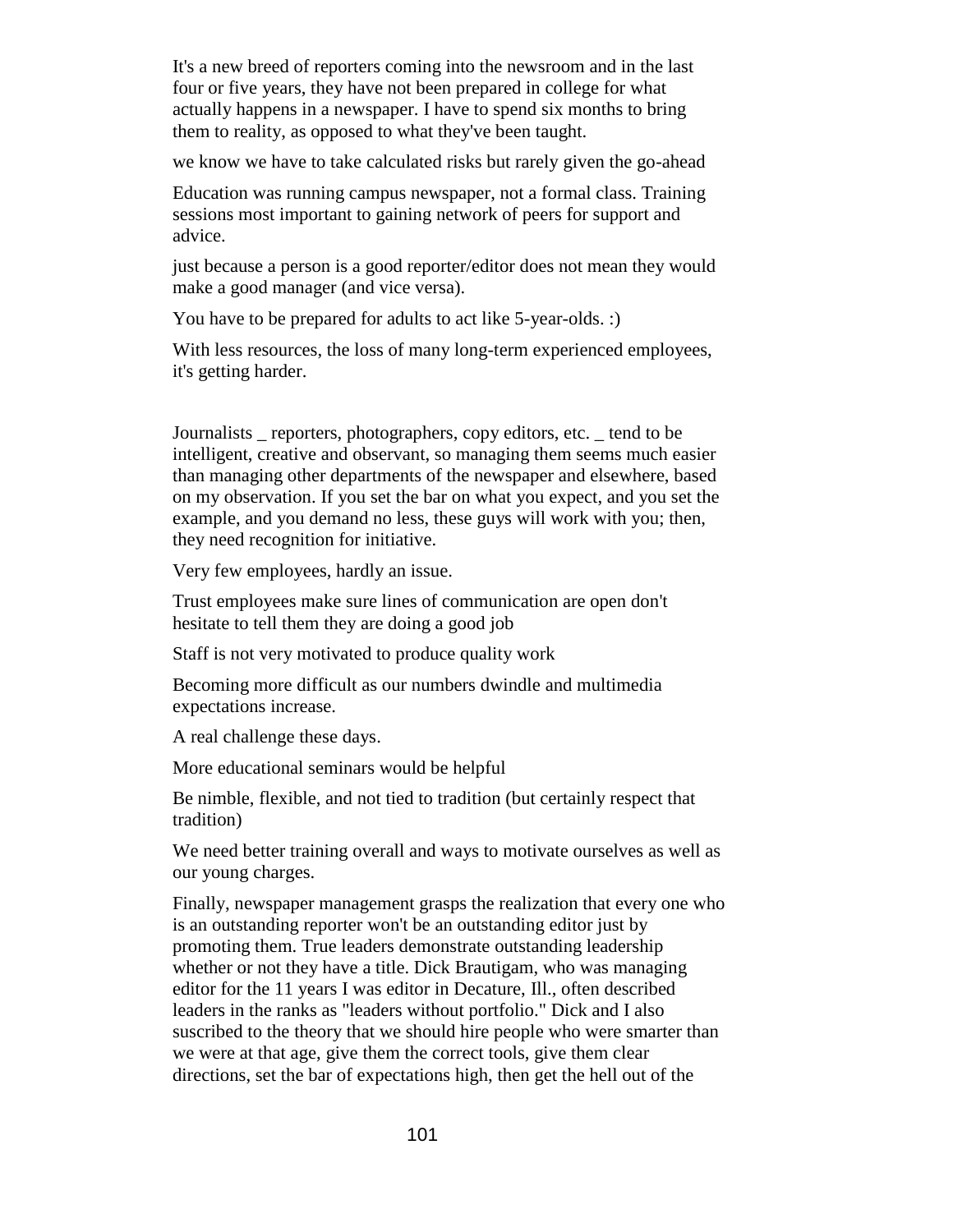It's a new breed of reporters coming into the newsroom and in the last four or five years, they have not been prepared in college for what actually happens in a newspaper. I have to spend six months to bring them to reality, as opposed to what they've been taught.

we know we have to take calculated risks but rarely given the go-ahead

Education was running campus newspaper, not a formal class. Training sessions most important to gaining network of peers for support and advice.

just because a person is a good reporter/editor does not mean they would make a good manager (and vice versa).

You have to be prepared for adults to act like 5-year-olds. :)

With less resources, the loss of many long-term experienced employees, it's getting harder.

Journalists _ reporters, photographers, copy editors, etc. _ tend to be intelligent, creative and observant, so managing them seems much easier than managing other departments of the newspaper and elsewhere, based on my observation. If you set the bar on what you expect, and you set the example, and you demand no less, these guys will work with you; then, they need recognition for initiative.

Very few employees, hardly an issue.

Trust employees make sure lines of communication are open don't hesitate to tell them they are doing a good job

Staff is not very motivated to produce quality work

Becoming more difficult as our numbers dwindle and multimedia expectations increase.

A real challenge these days.

More educational seminars would be helpful

Be nimble, flexible, and not tied to tradition (but certainly respect that tradition)

We need better training overall and ways to motivate ourselves as well as our young charges.

Finally, newspaper management grasps the realization that every one who is an outstanding reporter won't be an outstanding editor just by promoting them. True leaders demonstrate outstanding leadership whether or not they have a title. Dick Brautigam, who was managing editor for the 11 years I was editor in Decature, Ill., often described leaders in the ranks as "leaders without portfolio." Dick and I also suscribed to the theory that we should hire people who were smarter than we were at that age, give them the correct tools, give them clear directions, set the bar of expectations high, then get the hell out of the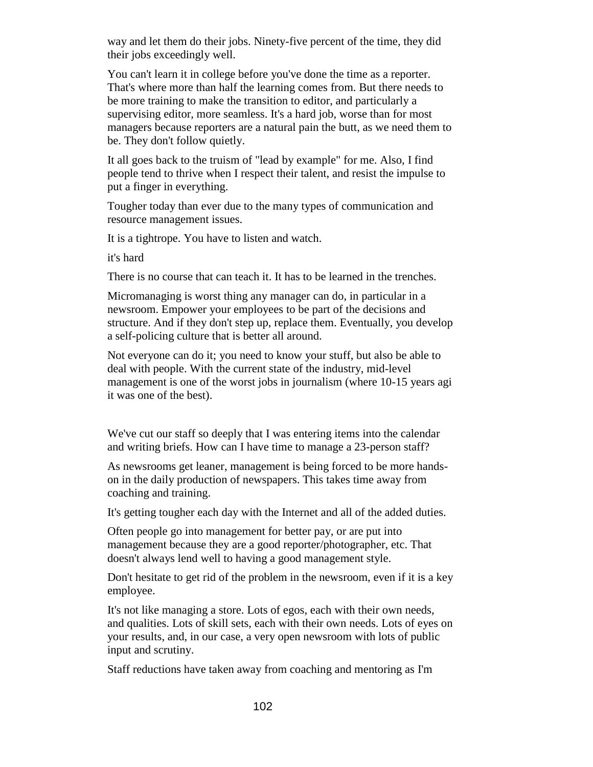way and let them do their jobs. Ninety-five percent of the time, they did their jobs exceedingly well.

You can't learn it in college before you've done the time as a reporter. That's where more than half the learning comes from. But there needs to be more training to make the transition to editor, and particularly a supervising editor, more seamless. It's a hard job, worse than for most managers because reporters are a natural pain the butt, as we need them to be. They don't follow quietly.

It all goes back to the truism of "lead by example" for me. Also, I find people tend to thrive when I respect their talent, and resist the impulse to put a finger in everything.

Tougher today than ever due to the many types of communication and resource management issues.

It is a tightrope. You have to listen and watch.

it's hard

There is no course that can teach it. It has to be learned in the trenches.

Micromanaging is worst thing any manager can do, in particular in a newsroom. Empower your employees to be part of the decisions and structure. And if they don't step up, replace them. Eventually, you develop a self-policing culture that is better all around.

Not everyone can do it; you need to know your stuff, but also be able to deal with people. With the current state of the industry, mid-level management is one of the worst jobs in journalism (where 10-15 years agi it was one of the best).

We've cut our staff so deeply that I was entering items into the calendar and writing briefs. How can I have time to manage a 23-person staff?

As newsrooms get leaner, management is being forced to be more hands-on in the daily production of newspapers. This takes time away from coaching and training.

It's getting tougher each day with the Internet and all of the added duties.

Often people go into management for better pay, or are put into management because they are a good reporter/photographer, etc. That doesn't always lend well to having a good management style.

Don't hesitate to get rid of the problem in the newsroom, even if it is a key employee.

It's not like managing a store. Lots of egos, each with their own needs, and qualities. Lots of skill sets, each with their own needs. Lots of eyes on your results, and, in our case, a very open newsroom with lots of public input and scrutiny.

Staff reductions have taken away from coaching and mentoring as I'm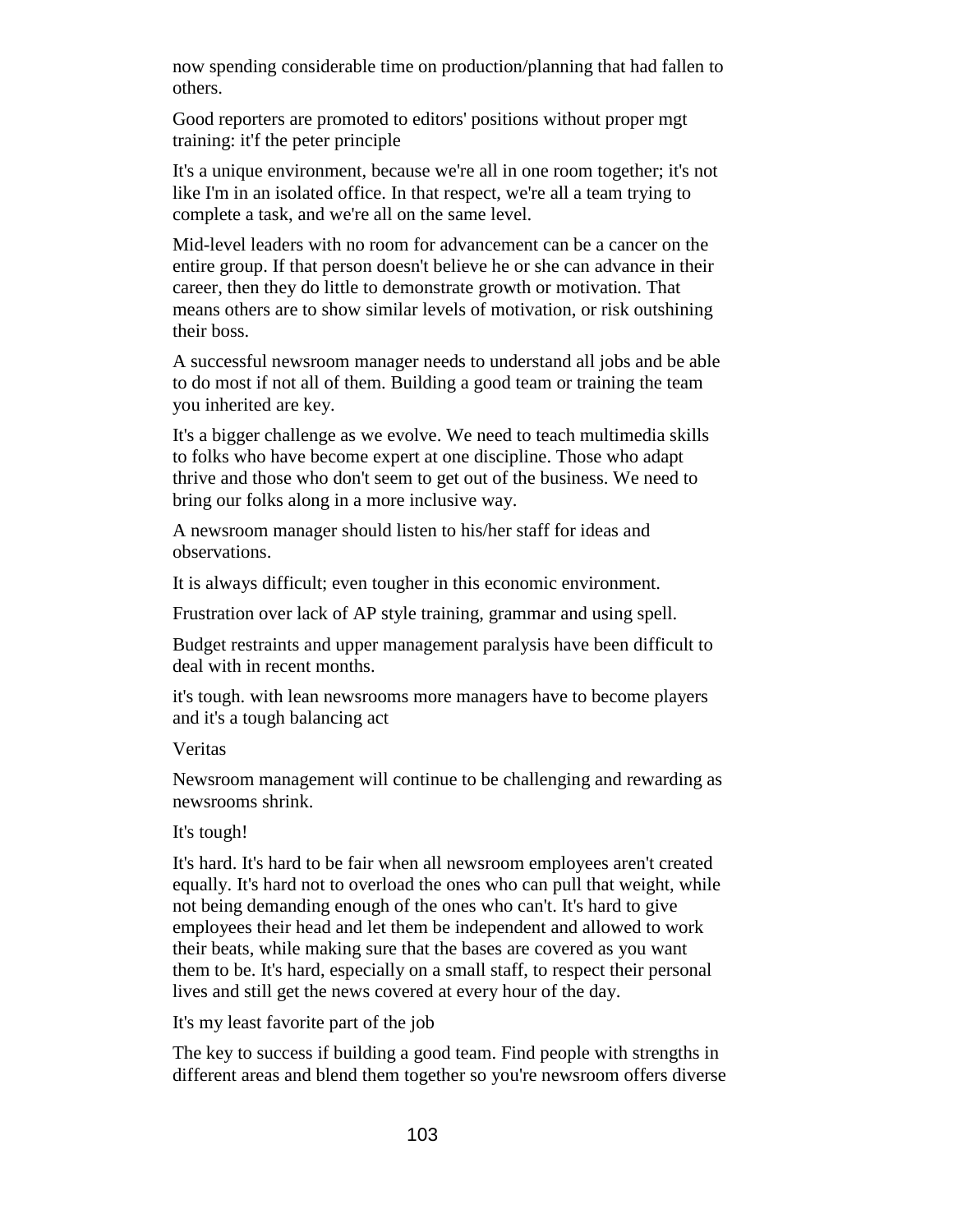now spending considerable time on production/planning that had fallen to others.

Good reporters are promoted to editors' positions without proper mgt training: it'f the peter principle

It's a unique environment, because we're all in one room together; it's not like I'm in an isolated office. In that respect, we're all a team trying to complete a task, and we're all on the same level.

Mid-level leaders with no room for advancement can be a cancer on the entire group. If that person doesn't believe he or she can advance in their career, then they do little to demonstrate growth or motivation. That means others are to show similar levels of motivation, or risk outshining their boss.

A successful newsroom manager needs to understand all jobs and be able to do most if not all of them. Building a good team or training the team you inherited are key.

It's a bigger challenge as we evolve. We need to teach multimedia skills to folks who have become expert at one discipline. Those who adapt thrive and those who don't seem to get out of the business. We need to bring our folks along in a more inclusive way.

A newsroom manager should listen to his/her staff for ideas and observations.

It is always difficult; even tougher in this economic environment.

Frustration over lack of AP style training, grammar and using spell.

Budget restraints and upper management paralysis have been difficult to deal with in recent months.

it's tough. with lean newsrooms more managers have to become players and it's a tough balancing act

Veritas

Newsroom management will continue to be challenging and rewarding as newsrooms shrink.

It's tough!

It's hard. It's hard to be fair when all newsroom employees aren't created equally. It's hard not to overload the ones who can pull that weight, while not being demanding enough of the ones who can't. It's hard to give employees their head and let them be independent and allowed to work their beats, while making sure that the bases are covered as you want them to be. It's hard, especially on a small staff, to respect their personal lives and still get the news covered at every hour of the day.

It's my least favorite part of the job

The key to success if building a good team. Find people with strengths in different areas and blend them together so you're newsroom offers diverse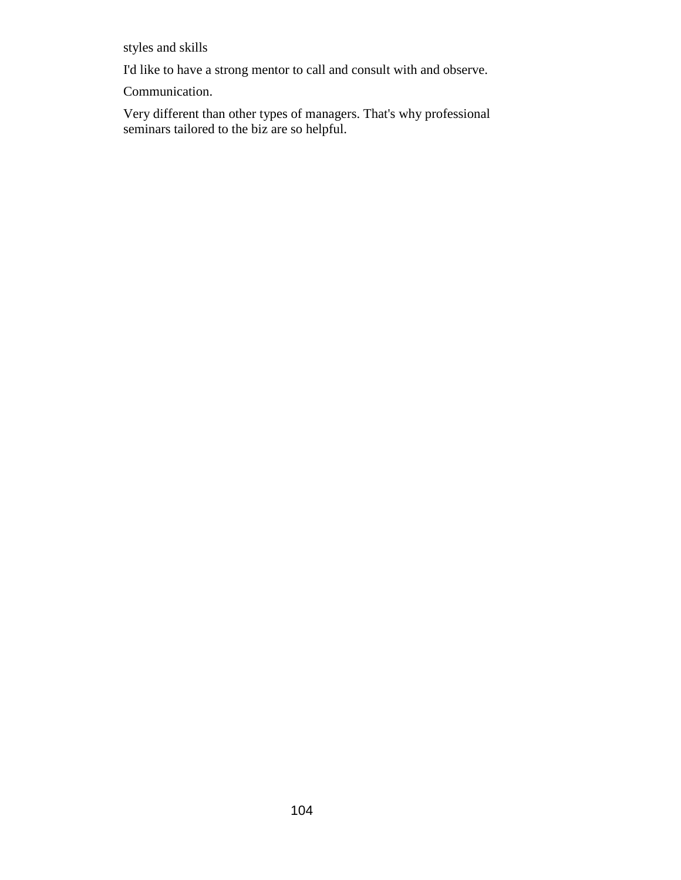styles and skills

I'd like to have a strong mentor to call and consult with and observe.

Communication.

Very different than other types of managers. That's why professional seminars tailored to the biz are so helpful.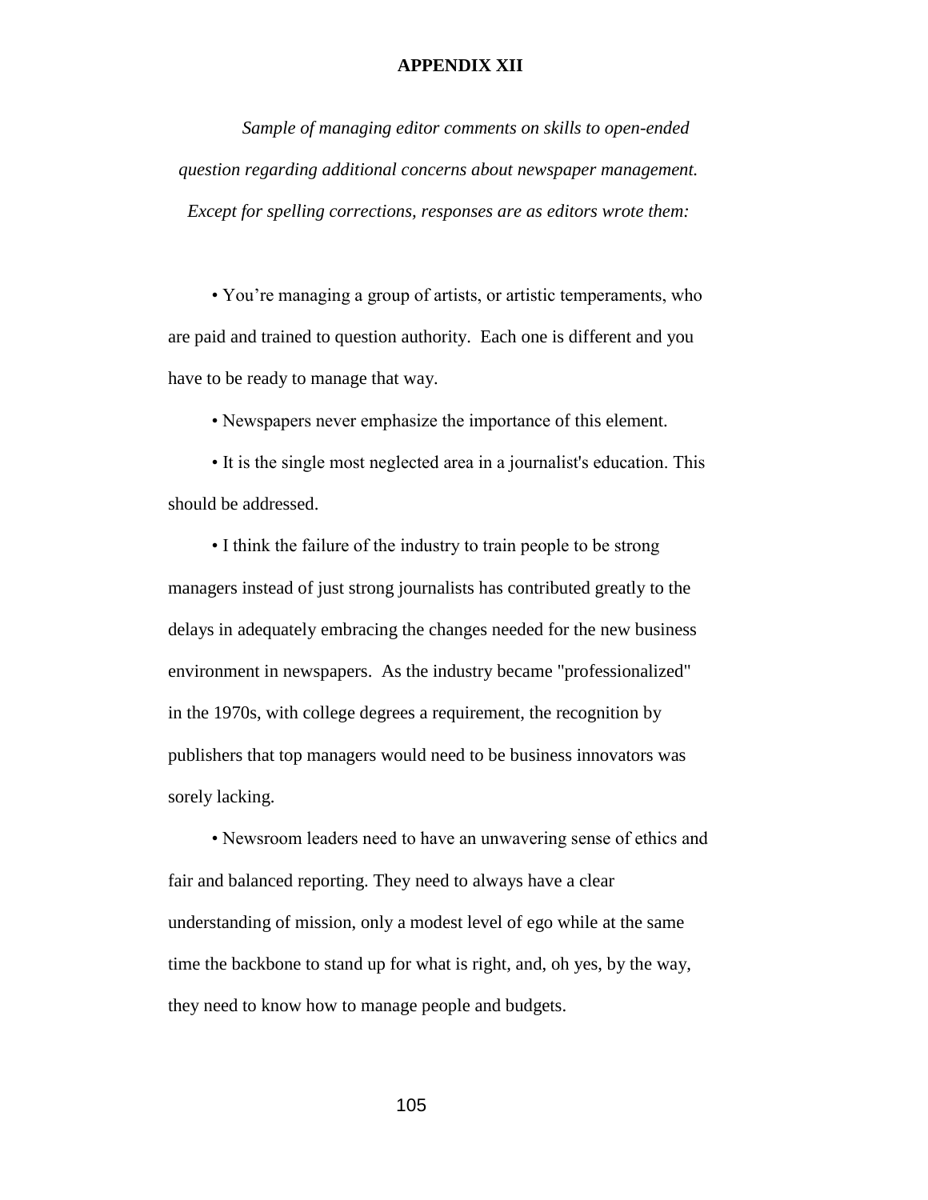# APPENDIX XII

*Sample of managing editor comments on skills to open-ended question regarding additional concerns about newspaper management. Except for spelling corrections, responses are as editors wrote them:*

- You're managing a group of artists, or artistic temperaments, who are paid and trained to question authority. Each one is different and you have to be ready to manage that way.
- Newspapers never emphasize the importance of this element.
- It is the single most neglected area in a journalist's education. This should be addressed.
- I think the failure of the industry to train people to be strong managers instead of just strong journalists has contributed greatly to the delays in adequately embracing the changes needed for the new business environment in newspapers. As the industry became "professionalized" in the 1970s, with college degrees a requirement, the recognition by publishers that top managers would need to be business innovators was sorely lacking.
- Newsroom leaders need to have an unwavering sense of ethics and fair and balanced reporting. They need to always have a clear understanding of mission, only a modest level of ego while at the same time the backbone to stand up for what is right, and, oh yes, by the way, they need to know how to manage people and budgets.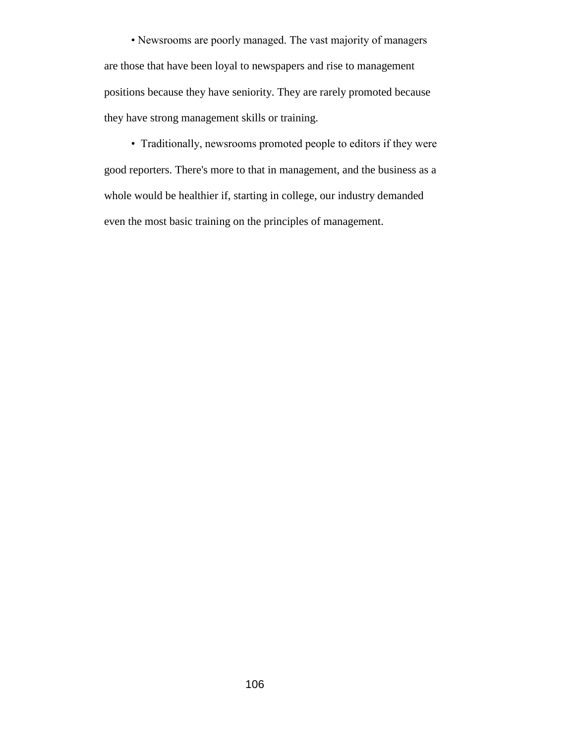- Newsrooms are poorly managed. The vast majority of managers are those that have been loyal to newspapers and rise to management positions because they have seniority. They are rarely promoted because they have strong management skills or training.

- Traditionally, newsrooms promoted people to editors if they were good reporters. There's more to that in management, and the business as a whole would be healthier if, starting in college, our industry demanded even the most basic training on the principles of management.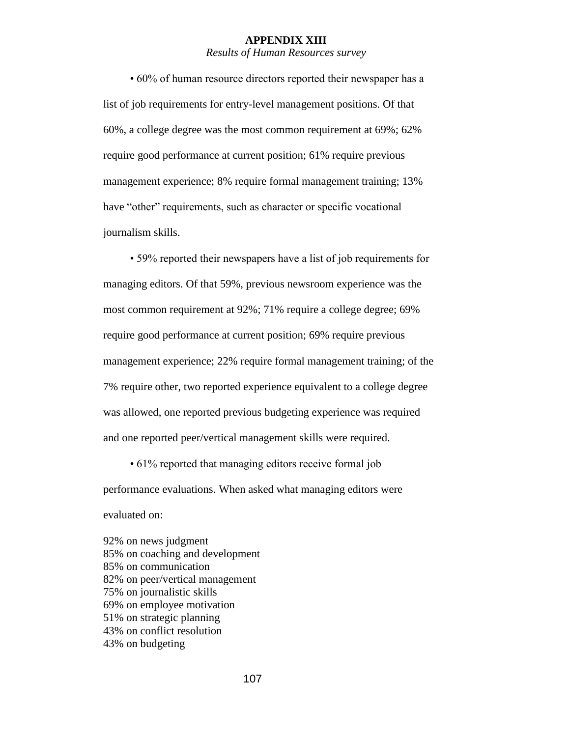## APPENDIX XIII

*Results of Human Resources survey*

• 60% of human resource directors reported their newspaper has a list of job requirements for entry-level management positions. Of that 60%, a college degree was the most common requirement at 69%; 62% require good performance at current position; 61% require previous management experience; 8% require formal management training; 13% have "other" requirements, such as character or specific vocational journalism skills.

• 59% reported their newspapers have a list of job requirements for managing editors. Of that 59%, previous newsroom experience was the most common requirement at 92%; 71% require a college degree; 69% require good performance at current position; 69% require previous management experience; 22% require formal management training; of the 7% require other, two reported experience equivalent to a college degree was allowed, one reported previous budgeting experience was required and one reported peer/vertical management skills were required.

• 61% reported that managing editors receive formal job performance evaluations. When asked what managing editors were evaluated on:

92% on news judgment
85% on coaching and development
85% on communication
82% on peer/vertical management
75% on journalistic skills
69% on employee motivation
51% on strategic planning
43% on conflict resolution
43% on budgeting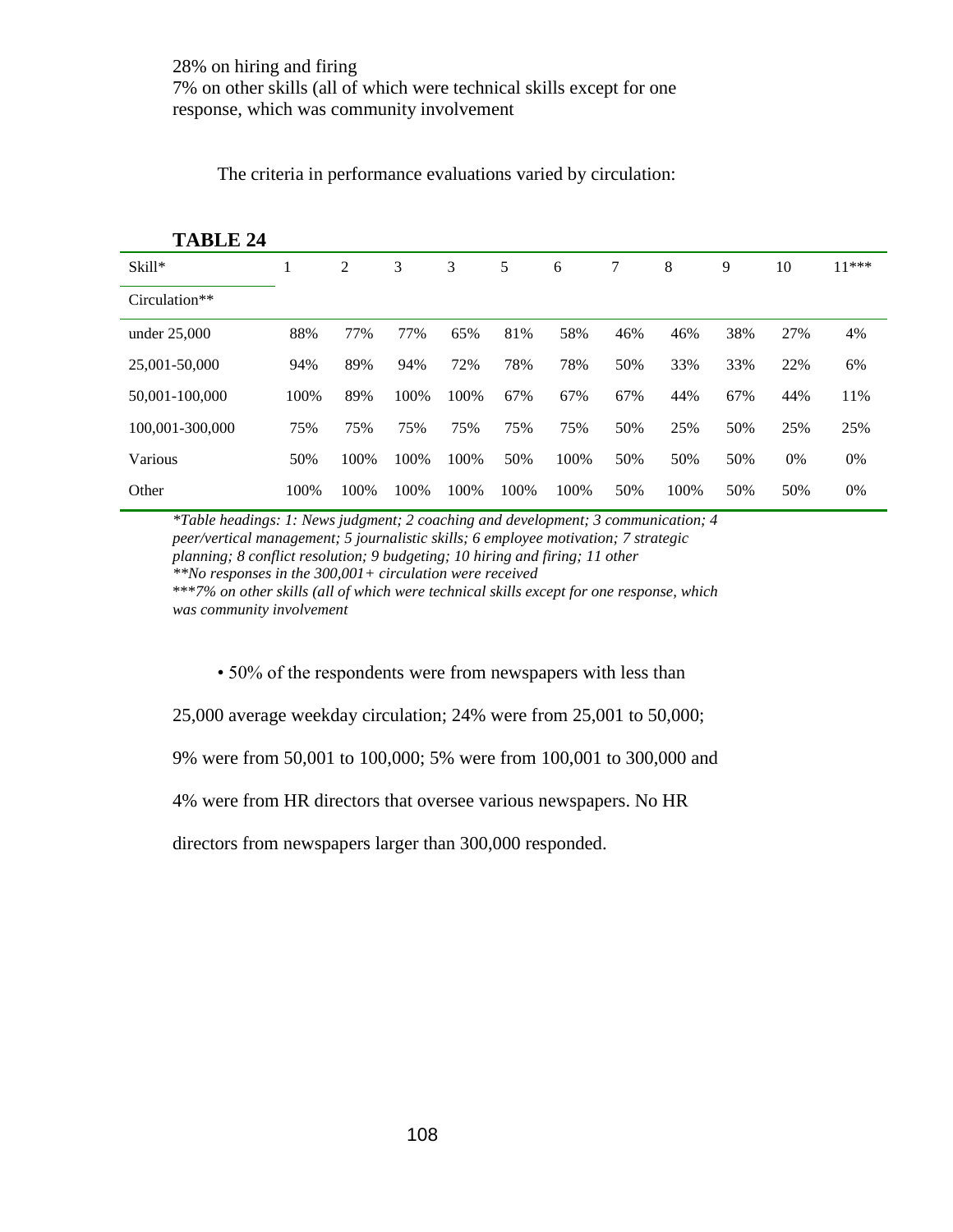28% on hiring and firing
7% on other skills (all of which were technical skills except for one response, which was community involvement

The criteria in performance evaluations varied by circulation:

**TABLE 24**

| Skill* | 1 | 2 | 3 | 3 | 5 | 6 | 7 | 8 | 9 | 10 | 11*** |
|---|---|---|---|---|---|---|---|---|---|---|---|
| Circulation** | | | | | | | | | | | |
| under 25,000 | 88% | 77% | 77% | 65% | 81% | 58% | 46% | 46% | 38% | 27% | 4% |
| 25,001-50,000 | 94% | 89% | 94% | 72% | 78% | 78% | 50% | 33% | 33% | 22% | 6% |
| 50,001-100,000 | 100% | 89% | 100% | 100% | 67% | 67% | 67% | 44% | 67% | 44% | 11% |
| 100,001-300,000 | 75% | 75% | 75% | 75% | 75% | 75% | 50% | 25% | 50% | 25% | 25% |
| Various | 50% | 100% | 100% | 100% | 50% | 100% | 50% | 50% | 50% | 0% | 0% |
| Other | 100% | 100% | 100% | 100% | 100% | 100% | 50% | 100% | 50% | 50% | 0% |

*\*Table headings: 1: News judgment; 2 coaching and development; 3 communication; 4 peer/vertical management; 5 journalistic skills; 6 employee motivation; 7 strategic planning; 8 conflict resolution; 9 budgeting; 10 hiring and firing; 11 other*
*\*\*No responses in the 300,001+ circulation were received*
*\*\*\*7% on other skills (all of which were technical skills except for one response, which was community involvement*

• 50% of the respondents were from newspapers with less than 25,000 average weekday circulation; 24% were from 25,001 to 50,000; 9% were from 50,001 to 100,000; 5% were from 100,001 to 300,000 and 4% were from HR directors that oversee various newspapers. No HR directors from newspapers larger than 300,000 responded.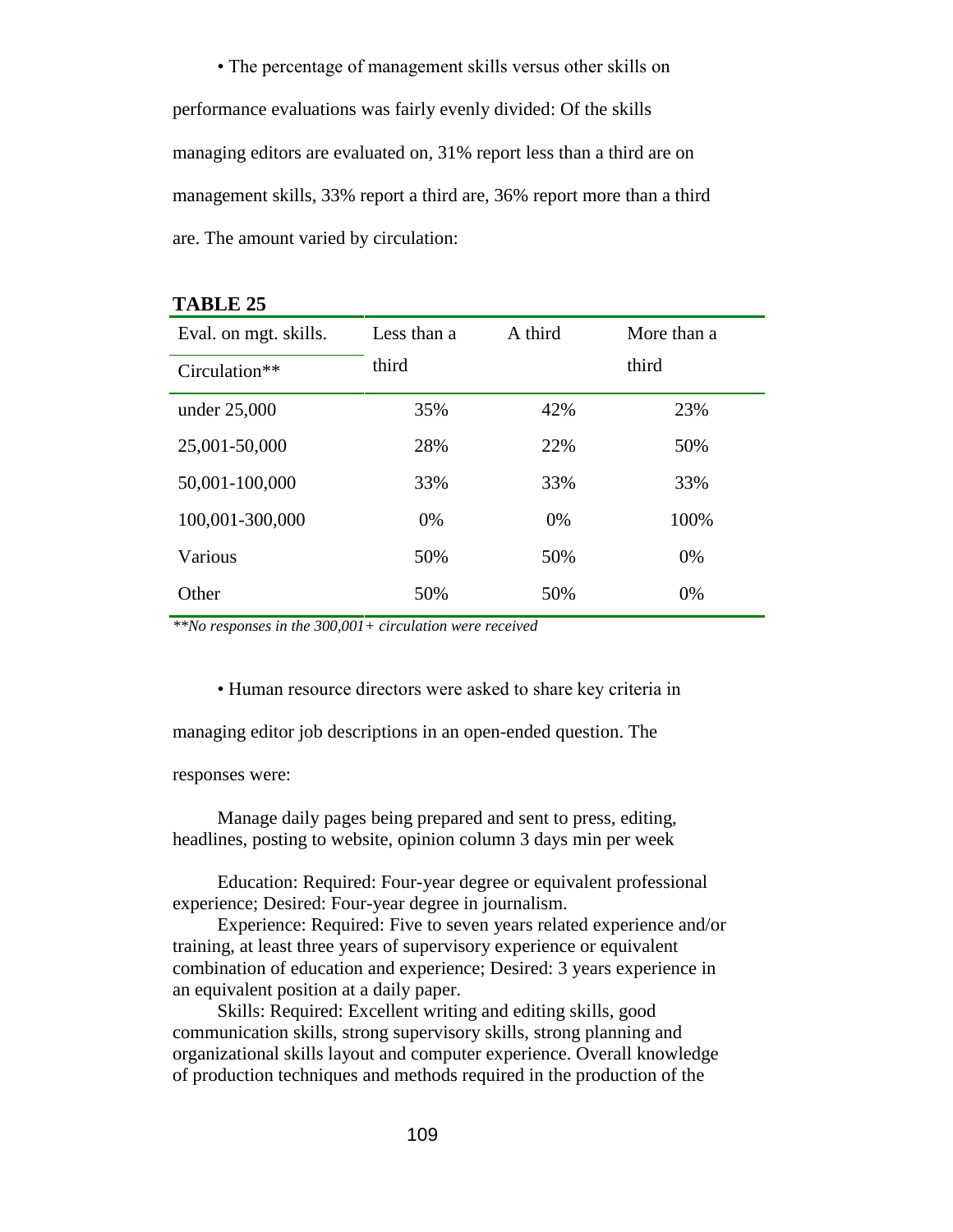• The percentage of management skills versus other skills on performance evaluations was fairly evenly divided: Of the skills managing editors are evaluated on, 31% report less than a third are on management skills, 33% report a third are, 36% report more than a third are. The amount varied by circulation:

**TABLE 25**

| Eval. on mgt. skills. / Circulation** | Less than a third | A third | More than a third |
|---|---|---|---|
| under 25,000 | 35% | 42% | 23% |
| 25,001-50,000 | 28% | 22% | 50% |
| 50,001-100,000 | 33% | 33% | 33% |
| 100,001-300,000 | 0% | 0% | 100% |
| Various | 50% | 50% | 0% |
| Other | 50% | 50% | 0% |

*\*\*No responses in the 300,001+ circulation were received*

• Human resource directors were asked to share key criteria in managing editor job descriptions in an open-ended question. The responses were:

Manage daily pages being prepared and sent to press, editing, headlines, posting to website, opinion column 3 days min per week

Education: Required: Four-year degree or equivalent professional experience; Desired: Four-year degree in journalism.

Experience: Required: Five to seven years related experience and/or training, at least three years of supervisory experience or equivalent combination of education and experience; Desired: 3 years experience in an equivalent position at a daily paper.

Skills: Required: Excellent writing and editing skills, good communication skills, strong supervisory skills, strong planning and organizational skills layout and computer experience. Overall knowledge of production techniques and methods required in the production of the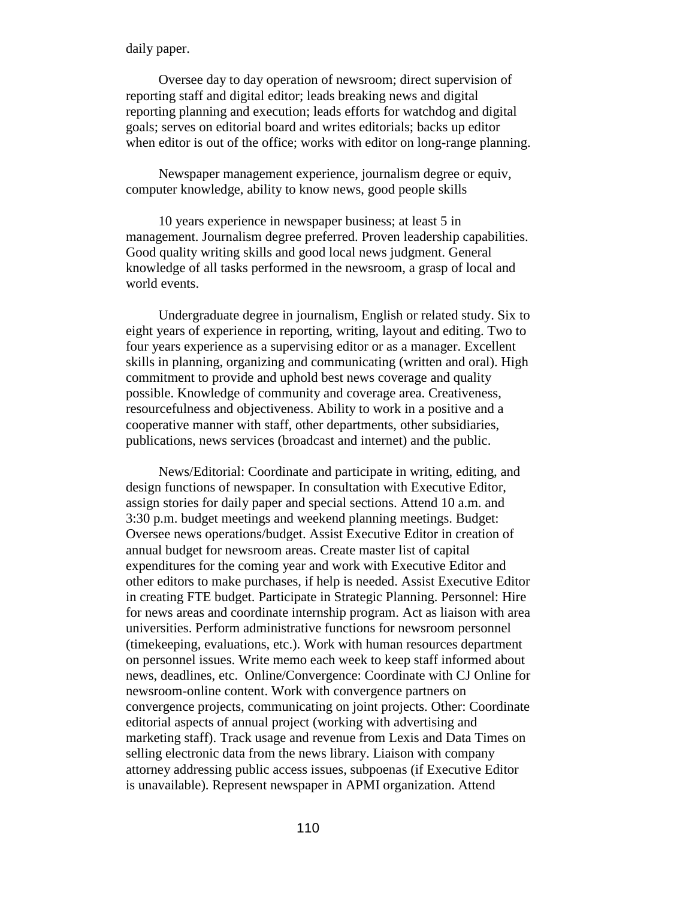daily paper.

Oversee day to day operation of newsroom; direct supervision of reporting staff and digital editor; leads breaking news and digital reporting planning and execution; leads efforts for watchdog and digital goals; serves on editorial board and writes editorials; backs up editor when editor is out of the office; works with editor on long-range planning.

Newspaper management experience, journalism degree or equiv, computer knowledge, ability to know news, good people skills

10 years experience in newspaper business; at least 5 in management. Journalism degree preferred. Proven leadership capabilities. Good quality writing skills and good local news judgment. General knowledge of all tasks performed in the newsroom, a grasp of local and world events.

Undergraduate degree in journalism, English or related study. Six to eight years of experience in reporting, writing, layout and editing. Two to four years experience as a supervising editor or as a manager. Excellent skills in planning, organizing and communicating (written and oral). High commitment to provide and uphold best news coverage and quality possible. Knowledge of community and coverage area. Creativeness, resourcefulness and objectiveness. Ability to work in a positive and a cooperative manner with staff, other departments, other subsidiaries, publications, news services (broadcast and internet) and the public.

News/Editorial: Coordinate and participate in writing, editing, and design functions of newspaper. In consultation with Executive Editor, assign stories for daily paper and special sections. Attend 10 a.m. and 3:30 p.m. budget meetings and weekend planning meetings. Budget: Oversee news operations/budget. Assist Executive Editor in creation of annual budget for newsroom areas. Create master list of capital expenditures for the coming year and work with Executive Editor and other editors to make purchases, if help is needed. Assist Executive Editor in creating FTE budget. Participate in Strategic Planning. Personnel: Hire for news areas and coordinate internship program. Act as liaison with area universities. Perform administrative functions for newsroom personnel (timekeeping, evaluations, etc.). Work with human resources department on personnel issues. Write memo each week to keep staff informed about news, deadlines, etc. Online/Convergence: Coordinate with CJ Online for newsroom-online content. Work with convergence partners on convergence projects, communicating on joint projects. Other: Coordinate editorial aspects of annual project (working with advertising and marketing staff). Track usage and revenue from Lexis and Data Times on selling electronic data from the news library. Liaison with company attorney addressing public access issues, subpoenas (if Executive Editor is unavailable). Represent newspaper in APMI organization. Attend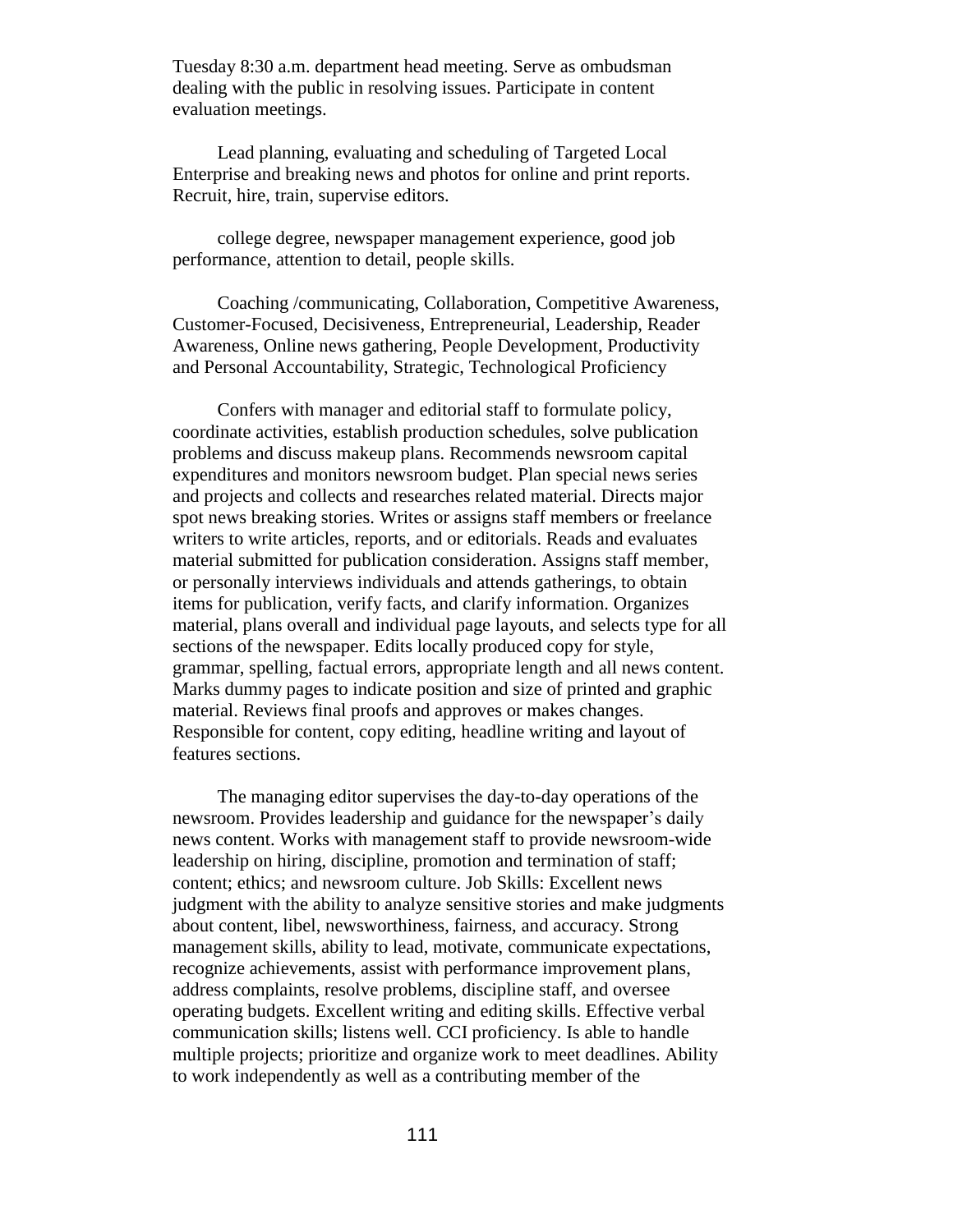Tuesday 8:30 a.m. department head meeting. Serve as ombudsman dealing with the public in resolving issues. Participate in content evaluation meetings.

Lead planning, evaluating and scheduling of Targeted Local Enterprise and breaking news and photos for online and print reports. Recruit, hire, train, supervise editors.

college degree, newspaper management experience, good job performance, attention to detail, people skills.

Coaching /communicating, Collaboration, Competitive Awareness, Customer-Focused, Decisiveness, Entrepreneurial, Leadership, Reader Awareness, Online news gathering, People Development, Productivity and Personal Accountability, Strategic, Technological Proficiency

Confers with manager and editorial staff to formulate policy, coordinate activities, establish production schedules, solve publication problems and discuss makeup plans. Recommends newsroom capital expenditures and monitors newsroom budget. Plan special news series and projects and collects and researches related material. Directs major spot news breaking stories. Writes or assigns staff members or freelance writers to write articles, reports, and or editorials. Reads and evaluates material submitted for publication consideration. Assigns staff member, or personally interviews individuals and attends gatherings, to obtain items for publication, verify facts, and clarify information. Organizes material, plans overall and individual page layouts, and selects type for all sections of the newspaper. Edits locally produced copy for style, grammar, spelling, factual errors, appropriate length and all news content. Marks dummy pages to indicate position and size of printed and graphic material. Reviews final proofs and approves or makes changes. Responsible for content, copy editing, headline writing and layout of features sections.

The managing editor supervises the day-to-day operations of the newsroom. Provides leadership and guidance for the newspaper's daily news content. Works with management staff to provide newsroom-wide leadership on hiring, discipline, promotion and termination of staff; content; ethics; and newsroom culture. Job Skills: Excellent news judgment with the ability to analyze sensitive stories and make judgments about content, libel, newsworthiness, fairness, and accuracy. Strong management skills, ability to lead, motivate, communicate expectations, recognize achievements, assist with performance improvement plans, address complaints, resolve problems, discipline staff, and oversee operating budgets. Excellent writing and editing skills. Effective verbal communication skills; listens well. CCI proficiency. Is able to handle multiple projects; prioritize and organize work to meet deadlines. Ability to work independently as well as a contributing member of the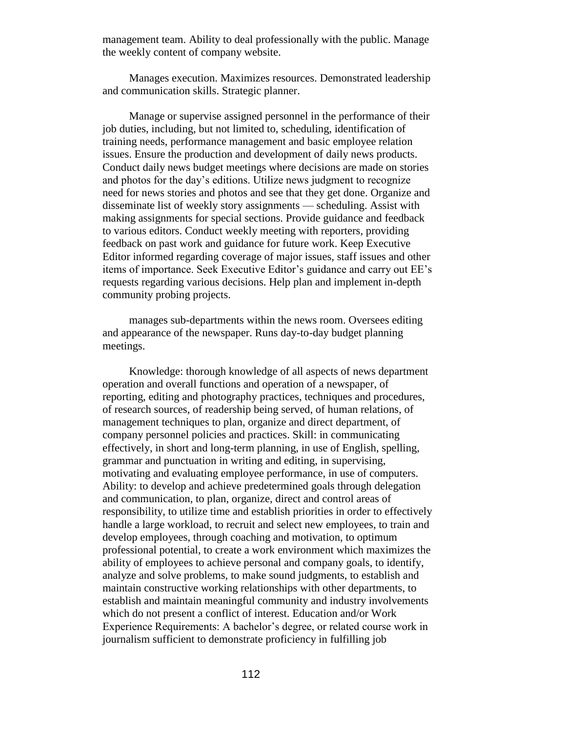management team. Ability to deal professionally with the public. Manage the weekly content of company website.

Manages execution. Maximizes resources. Demonstrated leadership and communication skills. Strategic planner.

Manage or supervise assigned personnel in the performance of their job duties, including, but not limited to, scheduling, identification of training needs, performance management and basic employee relation issues. Ensure the production and development of daily news products. Conduct daily news budget meetings where decisions are made on stories and photos for the day's editions. Utilize news judgment to recognize need for news stories and photos and see that they get done. Organize and disseminate list of weekly story assignments — scheduling. Assist with making assignments for special sections. Provide guidance and feedback to various editors. Conduct weekly meeting with reporters, providing feedback on past work and guidance for future work. Keep Executive Editor informed regarding coverage of major issues, staff issues and other items of importance. Seek Executive Editor's guidance and carry out EE's requests regarding various decisions. Help plan and implement in-depth community probing projects.

manages sub-departments within the news room. Oversees editing and appearance of the newspaper. Runs day-to-day budget planning meetings.

Knowledge: thorough knowledge of all aspects of news department operation and overall functions and operation of a newspaper, of reporting, editing and photography practices, techniques and procedures, of research sources, of readership being served, of human relations, of management techniques to plan, organize and direct department, of company personnel policies and practices. Skill: in communicating effectively, in short and long-term planning, in use of English, spelling, grammar and punctuation in writing and editing, in supervising, motivating and evaluating employee performance, in use of computers. Ability: to develop and achieve predetermined goals through delegation and communication, to plan, organize, direct and control areas of responsibility, to utilize time and establish priorities in order to effectively handle a large workload, to recruit and select new employees, to train and develop employees, through coaching and motivation, to optimum professional potential, to create a work environment which maximizes the ability of employees to achieve personal and company goals, to identify, analyze and solve problems, to make sound judgments, to establish and maintain constructive working relationships with other departments, to establish and maintain meaningful community and industry involvements which do not present a conflict of interest. Education and/or Work Experience Requirements: A bachelor's degree, or related course work in journalism sufficient to demonstrate proficiency in fulfilling job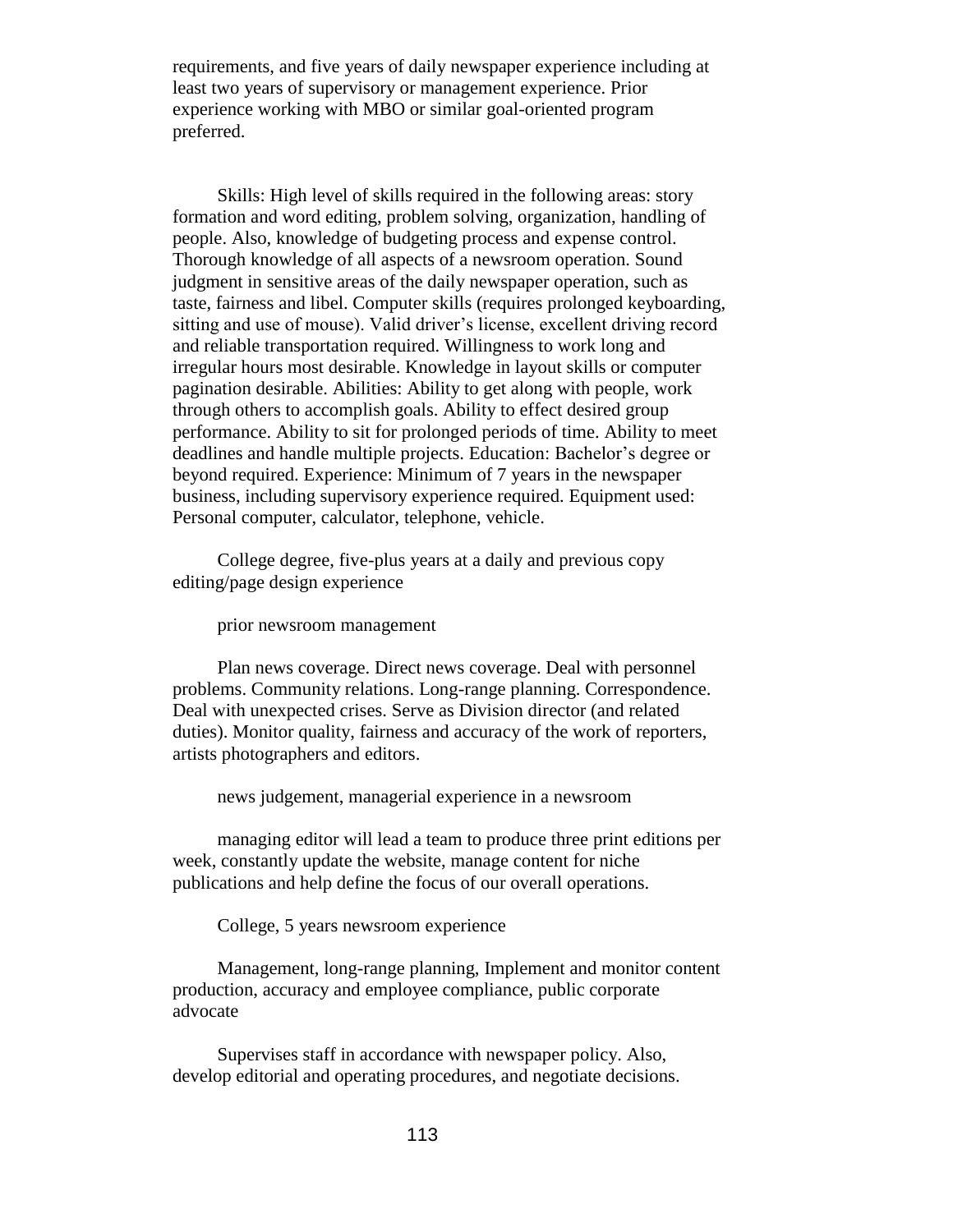requirements, and five years of daily newspaper experience including at least two years of supervisory or management experience. Prior experience working with MBO or similar goal-oriented program preferred.

Skills: High level of skills required in the following areas: story formation and word editing, problem solving, organization, handling of people. Also, knowledge of budgeting process and expense control. Thorough knowledge of all aspects of a newsroom operation. Sound judgment in sensitive areas of the daily newspaper operation, such as taste, fairness and libel. Computer skills (requires prolonged keyboarding, sitting and use of mouse). Valid driver's license, excellent driving record and reliable transportation required. Willingness to work long and irregular hours most desirable. Knowledge in layout skills or computer pagination desirable. Abilities: Ability to get along with people, work through others to accomplish goals. Ability to effect desired group performance. Ability to sit for prolonged periods of time. Ability to meet deadlines and handle multiple projects. Education: Bachelor's degree or beyond required. Experience: Minimum of 7 years in the newspaper business, including supervisory experience required. Equipment used: Personal computer, calculator, telephone, vehicle.

College degree, five-plus years at a daily and previous copy editing/page design experience

prior newsroom management

Plan news coverage. Direct news coverage. Deal with personnel problems. Community relations. Long-range planning. Correspondence. Deal with unexpected crises. Serve as Division director (and related duties). Monitor quality, fairness and accuracy of the work of reporters, artists photographers and editors.

news judgement, managerial experience in a newsroom

managing editor will lead a team to produce three print editions per week, constantly update the website, manage content for niche publications and help define the focus of our overall operations.

College, 5 years newsroom experience

Management, long-range planning, Implement and monitor content production, accuracy and employee compliance, public corporate advocate

Supervises staff in accordance with newspaper policy. Also, develop editorial and operating procedures, and negotiate decisions.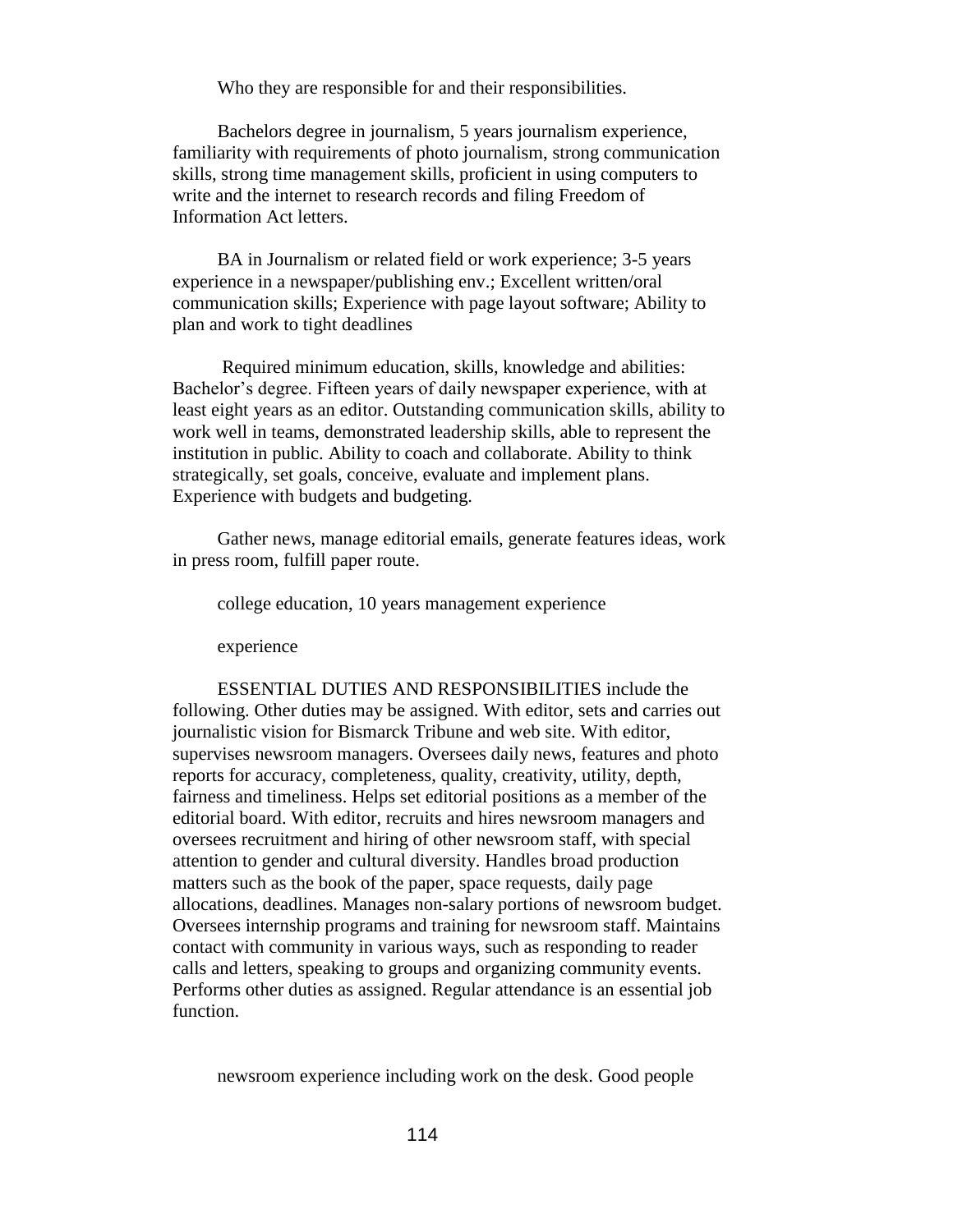Who they are responsible for and their responsibilities.

Bachelors degree in journalism, 5 years journalism experience, familiarity with requirements of photo journalism, strong communication skills, strong time management skills, proficient in using computers to write and the internet to research records and filing Freedom of Information Act letters.

BA in Journalism or related field or work experience; 3-5 years experience in a newspaper/publishing env.; Excellent written/oral communication skills; Experience with page layout software; Ability to plan and work to tight deadlines

Required minimum education, skills, knowledge and abilities: Bachelor's degree. Fifteen years of daily newspaper experience, with at least eight years as an editor. Outstanding communication skills, ability to work well in teams, demonstrated leadership skills, able to represent the institution in public. Ability to coach and collaborate. Ability to think strategically, set goals, conceive, evaluate and implement plans. Experience with budgets and budgeting.

Gather news, manage editorial emails, generate features ideas, work in press room, fulfill paper route.

college education, 10 years management experience

experience

ESSENTIAL DUTIES AND RESPONSIBILITIES include the following. Other duties may be assigned. With editor, sets and carries out journalistic vision for Bismarck Tribune and web site. With editor, supervises newsroom managers. Oversees daily news, features and photo reports for accuracy, completeness, quality, creativity, utility, depth, fairness and timeliness. Helps set editorial positions as a member of the editorial board. With editor, recruits and hires newsroom managers and oversees recruitment and hiring of other newsroom staff, with special attention to gender and cultural diversity. Handles broad production matters such as the book of the paper, space requests, daily page allocations, deadlines. Manages non-salary portions of newsroom budget. Oversees internship programs and training for newsroom staff. Maintains contact with community in various ways, such as responding to reader calls and letters, speaking to groups and organizing community events. Performs other duties as assigned. Regular attendance is an essential job function.

newsroom experience including work on the desk. Good people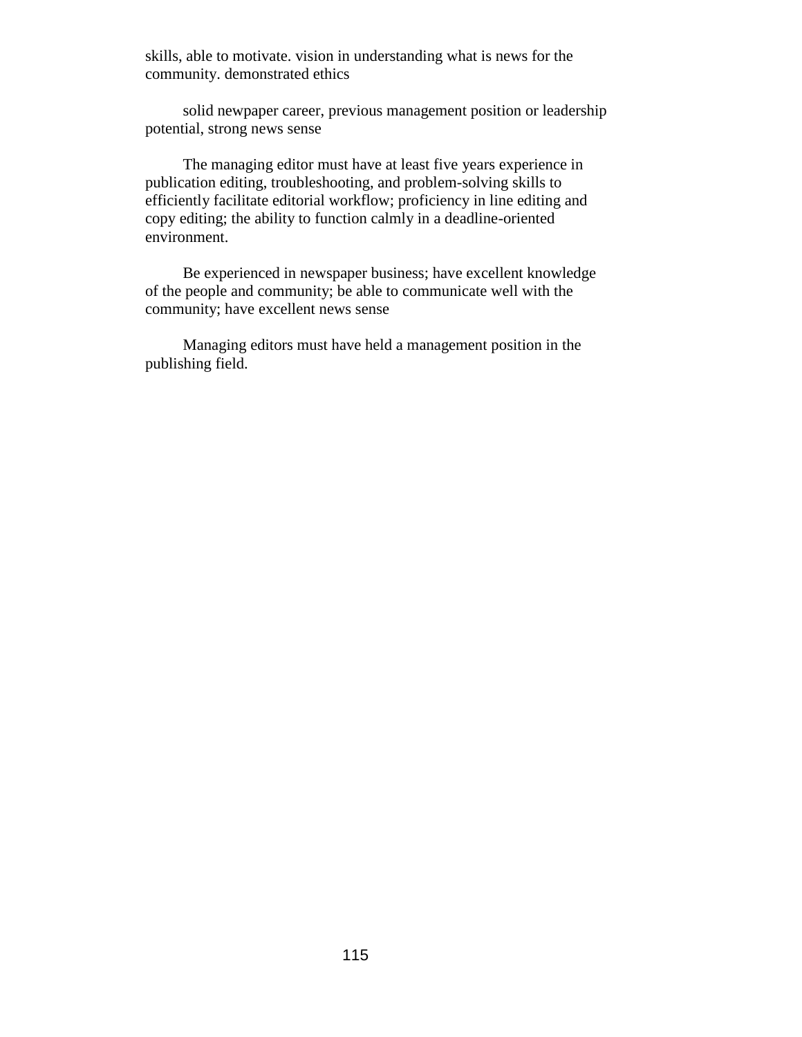skills, able to motivate. vision in understanding what is news for the community. demonstrated ethics

solid newpaper career, previous management position or leadership potential, strong news sense

The managing editor must have at least five years experience in publication editing, troubleshooting, and problem-solving skills to efficiently facilitate editorial workflow; proficiency in line editing and copy editing; the ability to function calmly in a deadline-oriented environment.

Be experienced in newspaper business; have excellent knowledge of the people and community; be able to communicate well with the community; have excellent news sense

Managing editors must have held a management position in the publishing field.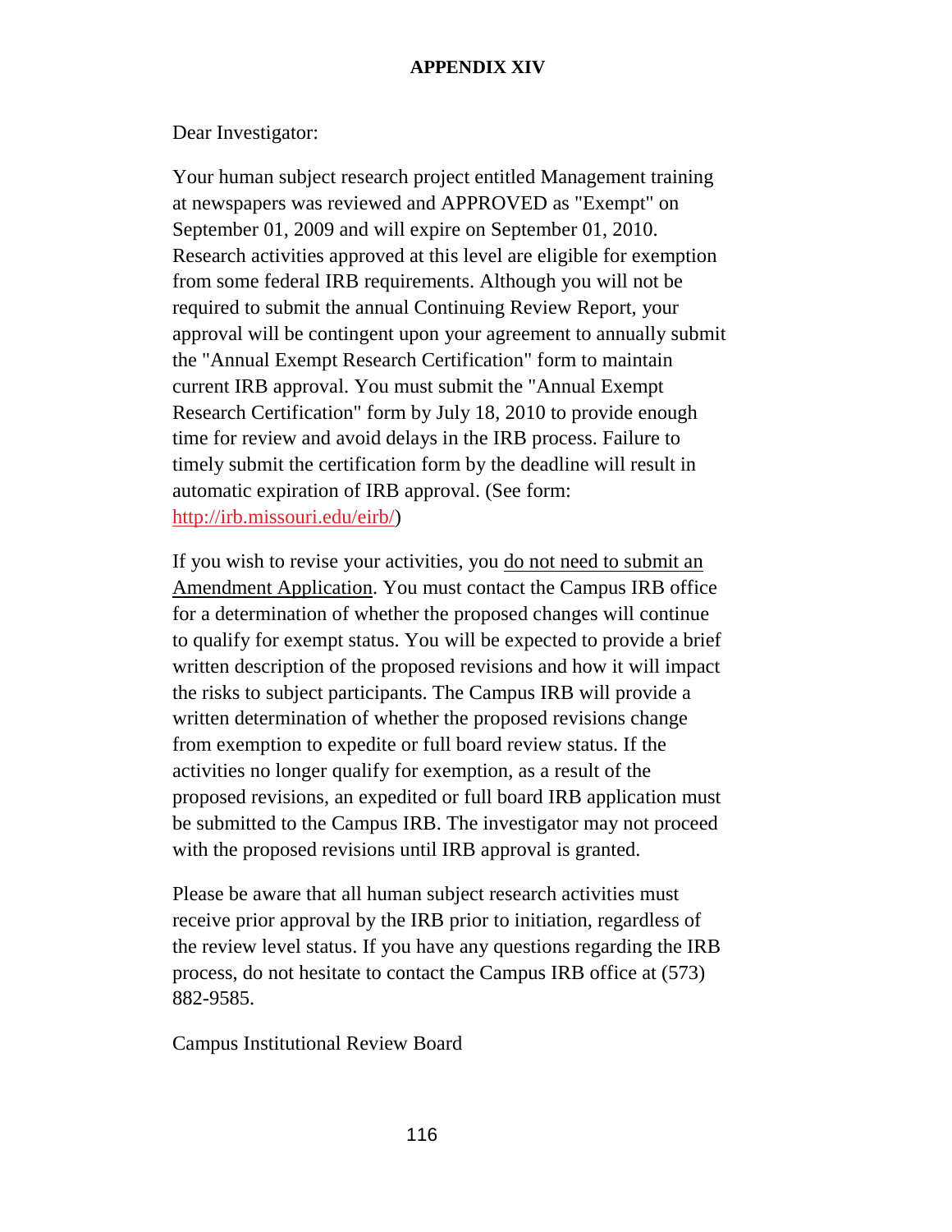# APPENDIX XIV

Dear Investigator:

Your human subject research project entitled Management training at newspapers was reviewed and APPROVED as "Exempt" on September 01, 2009 and will expire on September 01, 2010. Research activities approved at this level are eligible for exemption from some federal IRB requirements. Although you will not be required to submit the annual Continuing Review Report, your approval will be contingent upon your agreement to annually submit the "Annual Exempt Research Certification" form to maintain current IRB approval. You must submit the "Annual Exempt Research Certification" form by July 18, 2010 to provide enough time for review and avoid delays in the IRB process. Failure to timely submit the certification form by the deadline will result in automatic expiration of IRB approval. (See form: http://irb.missouri.edu/eirb/)

If you wish to revise your activities, you <u>do not need to submit an Amendment Application</u>. You must contact the Campus IRB office for a determination of whether the proposed changes will continue to qualify for exempt status. You will be expected to provide a brief written description of the proposed revisions and how it will impact the risks to subject participants. The Campus IRB will provide a written determination of whether the proposed revisions change from exemption to expedite or full board review status. If the activities no longer qualify for exemption, as a result of the proposed revisions, an expedited or full board IRB application must be submitted to the Campus IRB. The investigator may not proceed with the proposed revisions until IRB approval is granted.

Please be aware that all human subject research activities must receive prior approval by the IRB prior to initiation, regardless of the review level status. If you have any questions regarding the IRB process, do not hesitate to contact the Campus IRB office at (573) 882-9585.

Campus Institutional Review Board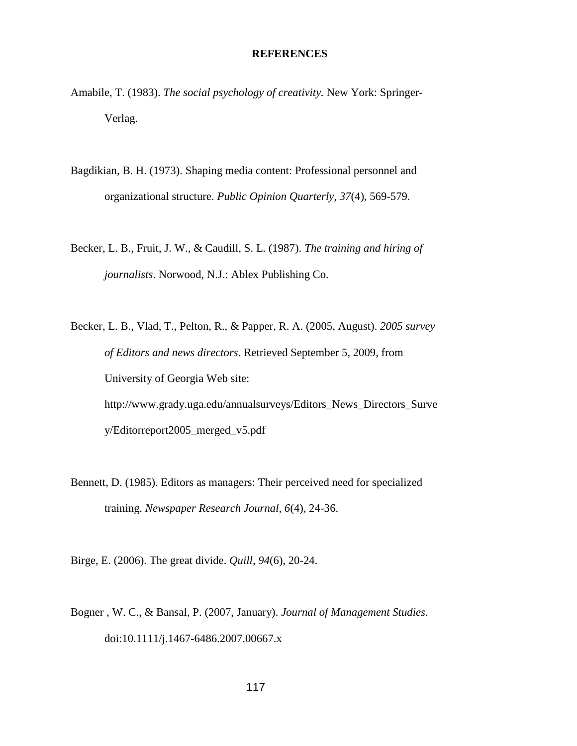**REFERENCES**

Amabile, T. (1983). *The social psychology of creativity.* New York: Springer-Verlag.

Bagdikian, B. H. (1973). Shaping media content: Professional personnel and organizational structure. *Public Opinion Quarterly, 37*(4), 569-579.

Becker, L. B., Fruit, J. W., & Caudill, S. L. (1987). *The training and hiring of journalists*. Norwood, N.J.: Ablex Publishing Co.

Becker, L. B., Vlad, T., Pelton, R., & Papper, R. A. (2005, August). *2005 survey of Editors and news directors*. Retrieved September 5, 2009, from University of Georgia Web site: http://www.grady.uga.edu/annualsurveys/Editors_News_Directors_Survey/Editorreport2005_merged_v5.pdf

Bennett, D. (1985). Editors as managers: Their perceived need for specialized training. *Newspaper Research Journal, 6*(4), 24-36.

Birge, E. (2006). The great divide. *Quill, 94*(6), 20-24.

Bogner , W. C., & Bansal, P. (2007, January). *Journal of Management Studies*. doi:10.1111/j.1467-6486.2007.00667.x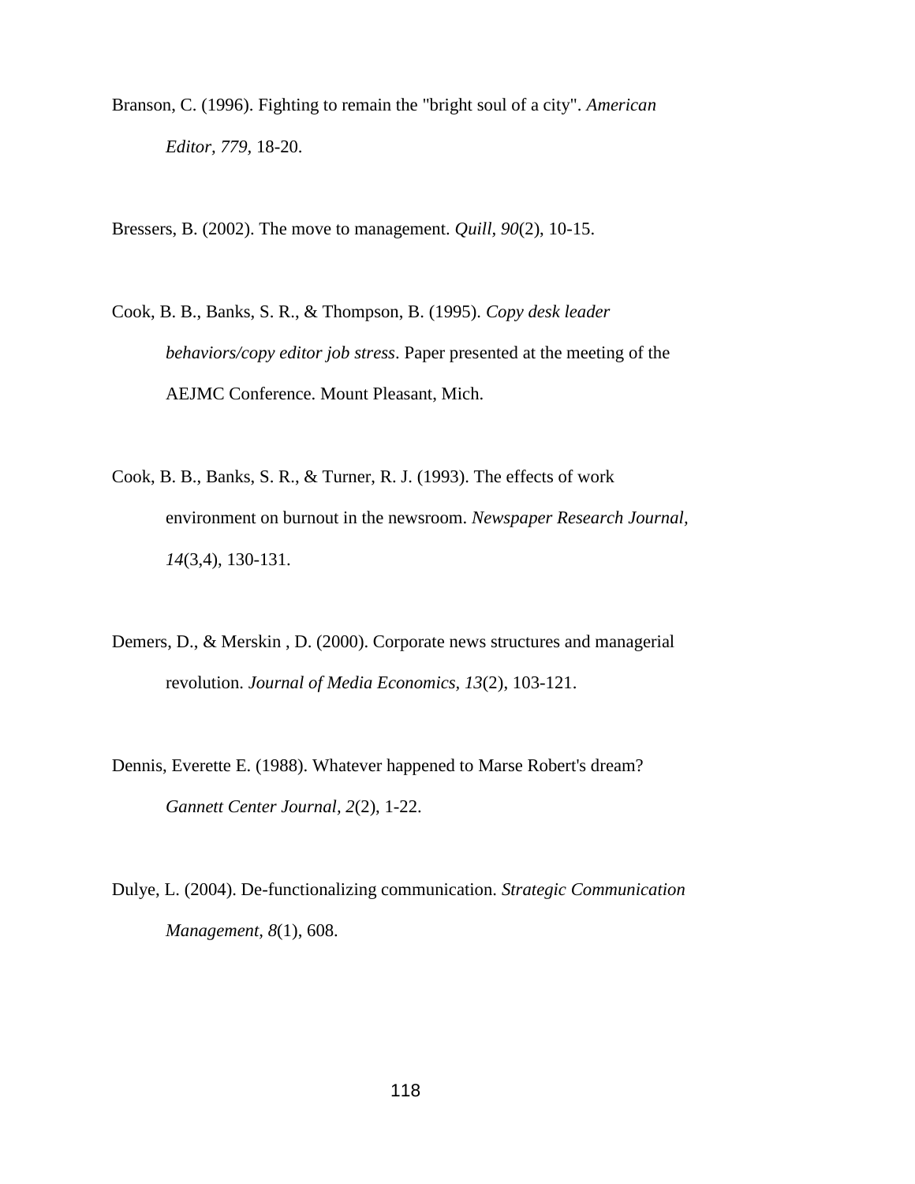Branson, C. (1996). Fighting to remain the "bright soul of a city". *American Editor, 779*, 18-20.

Bressers, B. (2002). The move to management. *Quill, 90*(2), 10-15.

Cook, B. B., Banks, S. R., & Thompson, B. (1995). *Copy desk leader behaviors/copy editor job stress*. Paper presented at the meeting of the AEJMC Conference. Mount Pleasant, Mich.

Cook, B. B., Banks, S. R., & Turner, R. J. (1993). The effects of work environment on burnout in the newsroom. *Newspaper Research Journal, 14*(3,4), 130-131.

Demers, D., & Merskin , D. (2000). Corporate news structures and managerial revolution. *Journal of Media Economics, 13*(2), 103-121.

Dennis, Everette E. (1988). Whatever happened to Marse Robert's dream? *Gannett Center Journal, 2*(2), 1-22.

Dulye, L. (2004). De-functionalizing communication. *Strategic Communication Management, 8*(1), 608.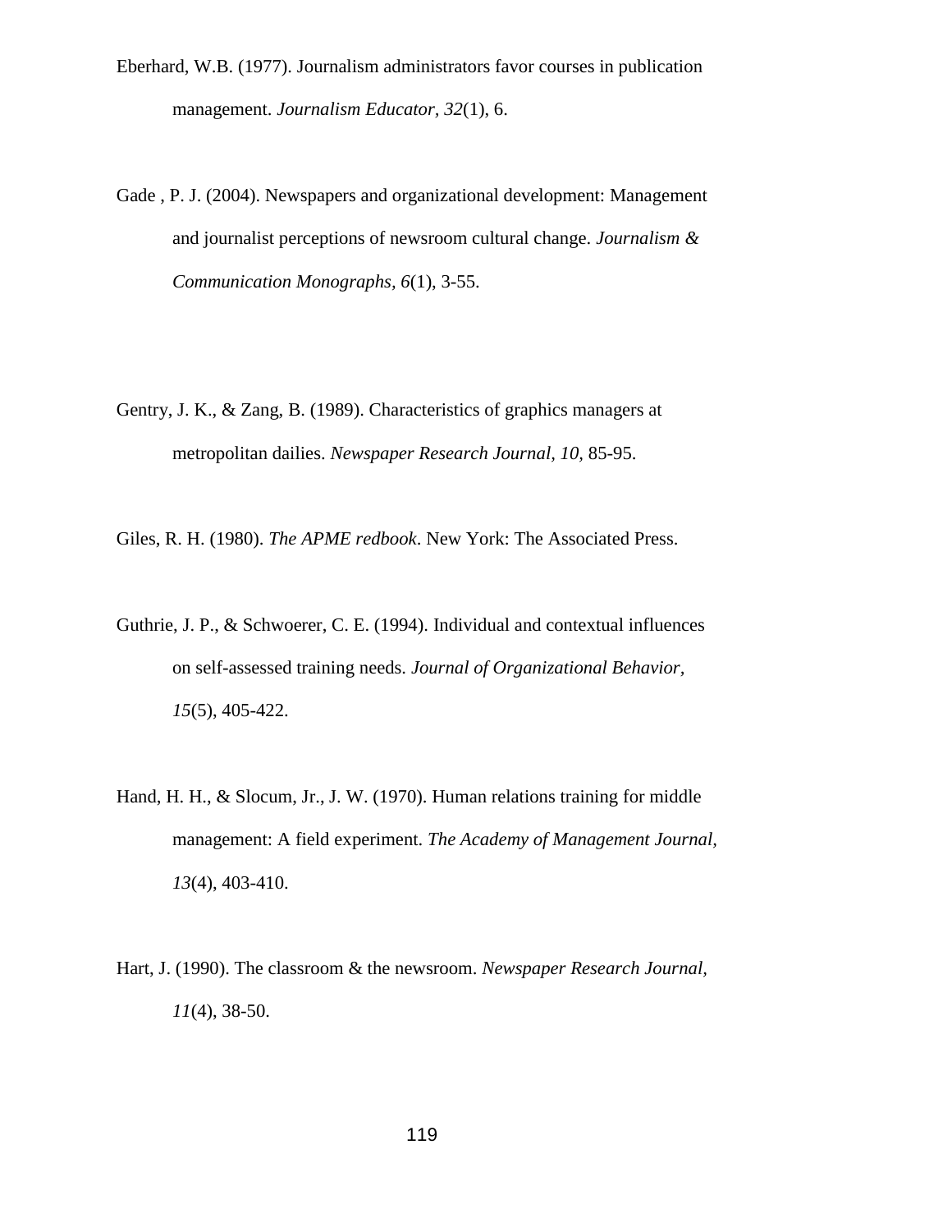Eberhard, W.B. (1977). Journalism administrators favor courses in publication management. *Journalism Educator, 32*(1), 6.

Gade , P. J. (2004). Newspapers and organizational development: Management and journalist perceptions of newsroom cultural change. *Journalism & Communication Monographs, 6*(1), 3-55.

Gentry, J. K., & Zang, B. (1989). Characteristics of graphics managers at metropolitan dailies. *Newspaper Research Journal, 10,* 85-95.

Giles, R. H. (1980). *The APME redbook*. New York: The Associated Press.

Guthrie, J. P., & Schwoerer, C. E. (1994). Individual and contextual influences on self-assessed training needs. *Journal of Organizational Behavior, 15*(5), 405-422.

Hand, H. H., & Slocum, Jr., J. W. (1970). Human relations training for middle management: A field experiment. *The Academy of Management Journal, 13*(4), 403-410.

Hart, J. (1990). The classroom & the newsroom. *Newspaper Research Journal, 11*(4), 38-50.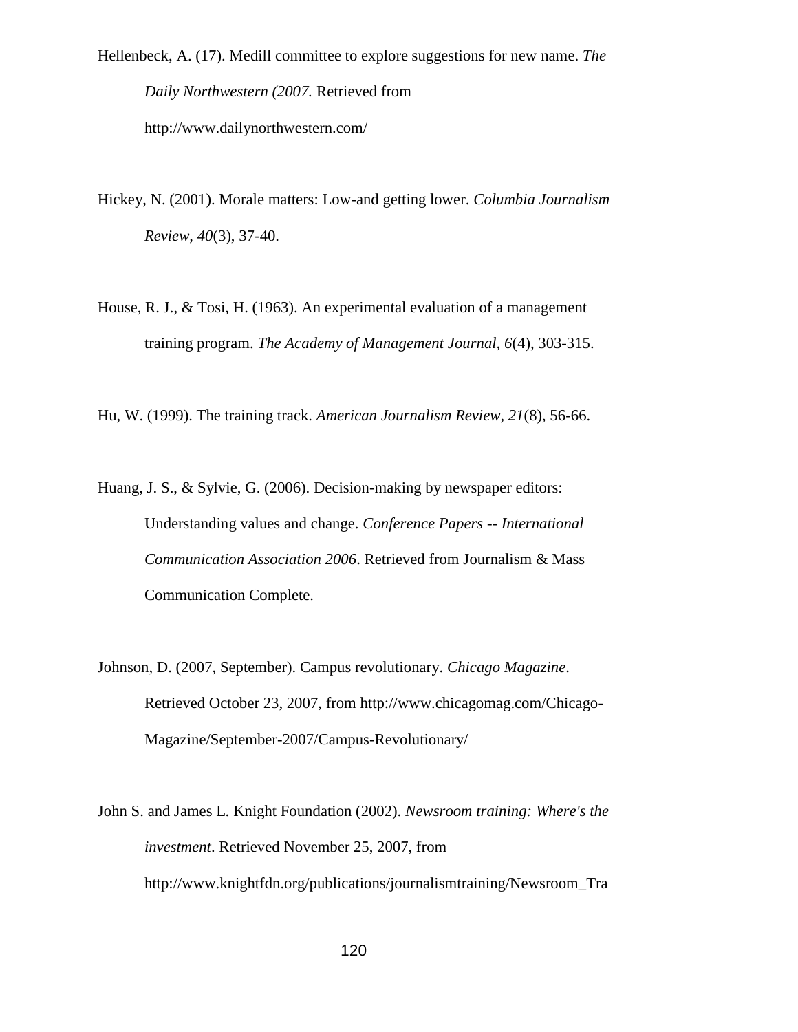Hellenbeck, A. (17). Medill committee to explore suggestions for new name. *The Daily Northwestern (2007.* Retrieved from http://www.dailynorthwestern.com/

Hickey, N. (2001). Morale matters: Low-and getting lower. *Columbia Journalism Review, 40*(3), 37-40.

House, R. J., & Tosi, H. (1963). An experimental evaluation of a management training program. *The Academy of Management Journal, 6*(4), 303-315.

Hu, W. (1999). The training track. *American Journalism Review, 21*(8), 56-66.

Huang, J. S., & Sylvie, G. (2006). Decision-making by newspaper editors: Understanding values and change. *Conference Papers -- International Communication Association 2006*. Retrieved from Journalism & Mass Communication Complete.

Johnson, D. (2007, September). Campus revolutionary. *Chicago Magazine*. Retrieved October 23, 2007, from http://www.chicagomag.com/Chicago-Magazine/September-2007/Campus-Revolutionary/

John S. and James L. Knight Foundation (2002). *Newsroom training: Where's the investment*. Retrieved November 25, 2007, from http://www.knightfdn.org/publications/journalismtraining/Newsroom_Tra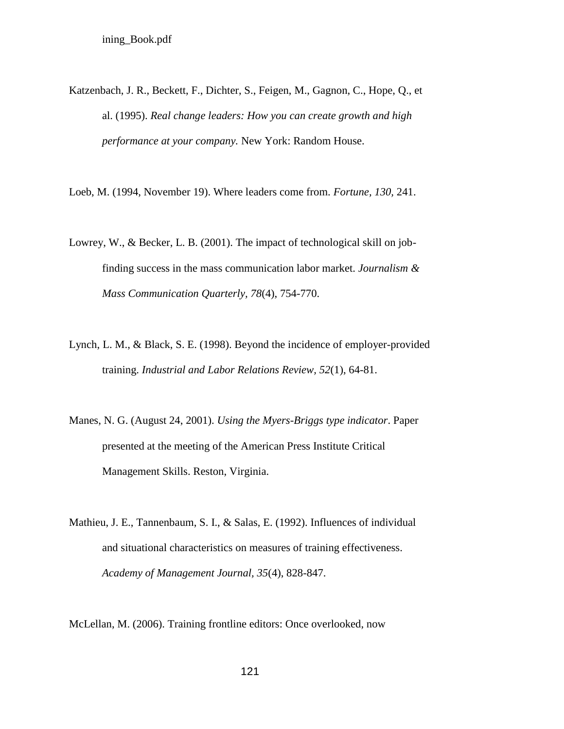ining_Book.pdf

Katzenbach, J. R., Beckett, F., Dichter, S., Feigen, M., Gagnon, C., Hope, Q., et al. (1995). *Real change leaders: How you can create growth and high performance at your company.* New York: Random House.

Loeb, M. (1994, November 19). Where leaders come from. *Fortune, 130,* 241.

Lowrey, W., & Becker, L. B. (2001). The impact of technological skill on job-finding success in the mass communication labor market. *Journalism & Mass Communication Quarterly, 78*(4), 754-770.

Lynch, L. M., & Black, S. E. (1998). Beyond the incidence of employer-provided training. *Industrial and Labor Relations Review, 52*(1), 64-81.

Manes, N. G. (August 24, 2001). *Using the Myers-Briggs type indicator*. Paper presented at the meeting of the American Press Institute Critical Management Skills. Reston, Virginia.

Mathieu, J. E., Tannenbaum, S. I., & Salas, E. (1992). Influences of individual and situational characteristics on measures of training effectiveness. *Academy of Management Journal, 35*(4), 828-847.

McLellan, M. (2006). Training frontline editors: Once overlooked, now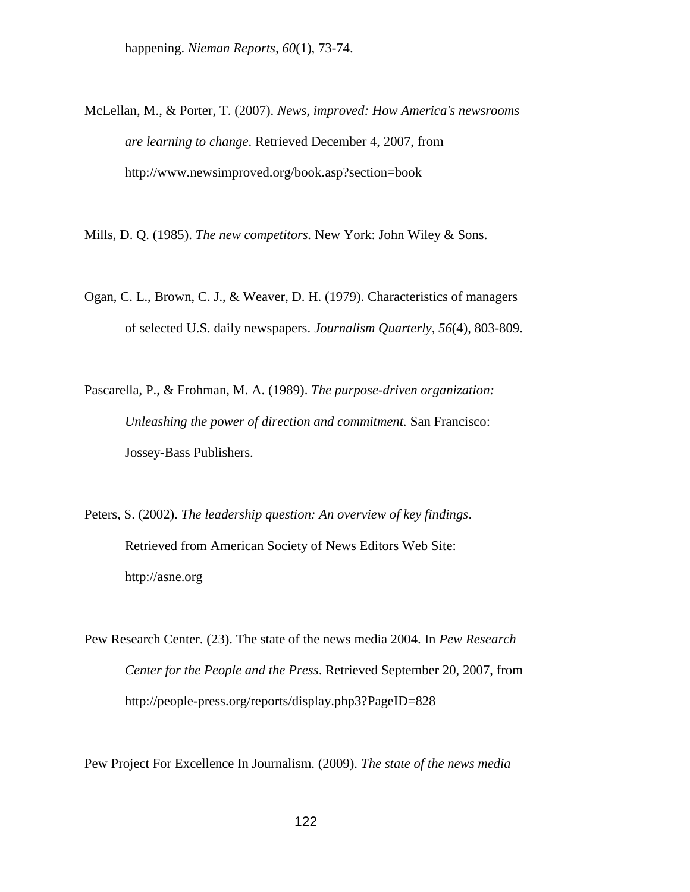happening. *Nieman Reports*, *60*(1), 73-74.

McLellan, M., & Porter, T. (2007). *News, improved: How America's newsrooms are learning to change*. Retrieved December 4, 2007, from http://www.newsimproved.org/book.asp?section=book

Mills, D. Q. (1985). *The new competitors.* New York: John Wiley & Sons.

Ogan, C. L., Brown, C. J., & Weaver, D. H. (1979). Characteristics of managers of selected U.S. daily newspapers. *Journalism Quarterly*, *56*(4), 803-809.

Pascarella, P., & Frohman, M. A. (1989). *The purpose-driven organization: Unleashing the power of direction and commitment.* San Francisco: Jossey-Bass Publishers.

Peters, S. (2002). *The leadership question: An overview of key findings*. Retrieved from American Society of News Editors Web Site: http://asne.org

Pew Research Center. (23). The state of the news media 2004. In *Pew Research Center for the People and the Press*. Retrieved September 20, 2007, from http://people-press.org/reports/display.php3?PageID=828

Pew Project For Excellence In Journalism. (2009). *The state of the news media*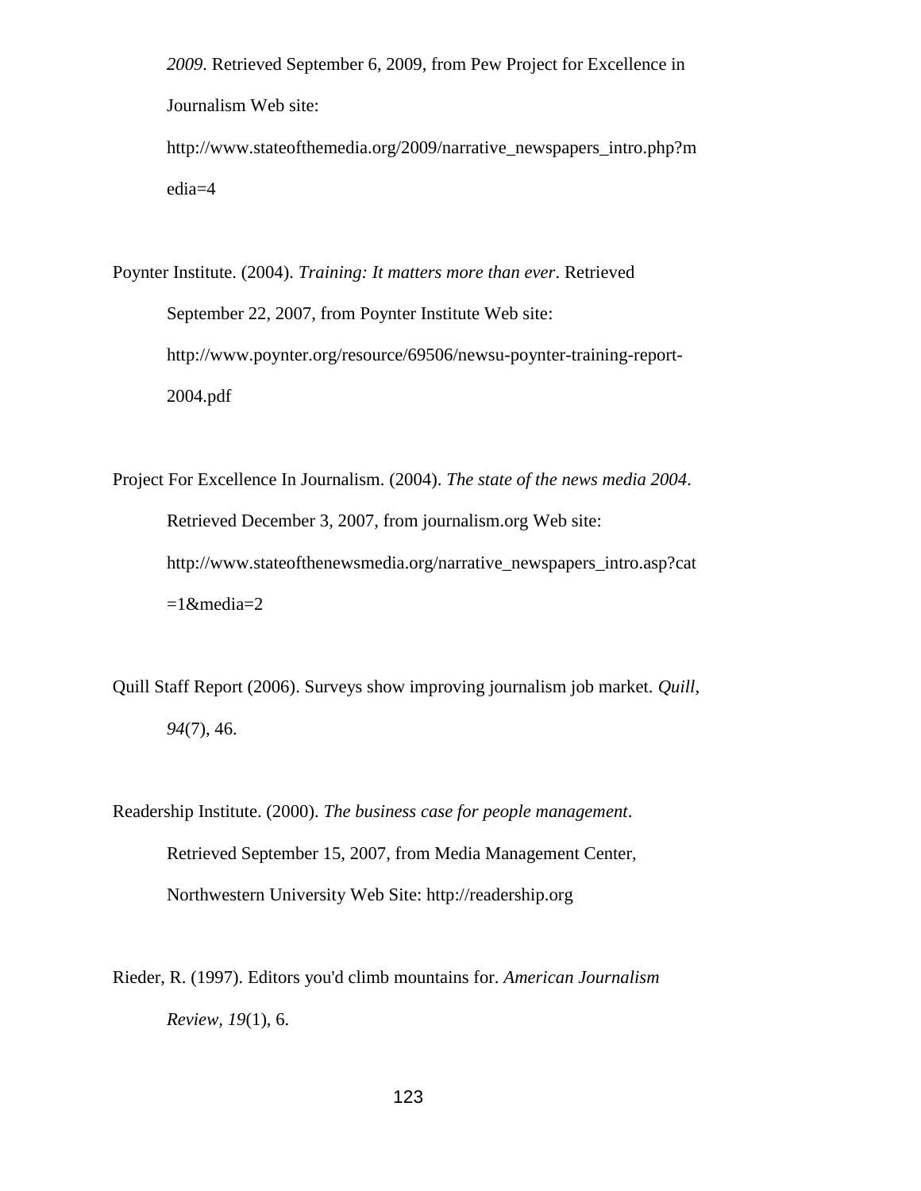*2009*. Retrieved September 6, 2009, from Pew Project for Excellence in Journalism Web site: http://www.stateofthemedia.org/2009/narrative_newspapers_intro.php?media=4

Poynter Institute. (2004). *Training: It matters more than ever*. Retrieved September 22, 2007, from Poynter Institute Web site: http://www.poynter.org/resource/69506/newsu-poynter-training-report-2004.pdf

Project For Excellence In Journalism. (2004). *The state of the news media 2004*. Retrieved December 3, 2007, from journalism.org Web site: http://www.stateofthenewsmedia.org/narrative_newspapers_intro.asp?cat=1&media=2

Quill Staff Report (2006). Surveys show improving journalism job market. *Quill, 94*(7), 46.

Readership Institute. (2000). *The business case for people management*. Retrieved September 15, 2007, from Media Management Center, Northwestern University Web Site: http://readership.org

Rieder, R. (1997). Editors you'd climb mountains for. *American Journalism Review, 19*(1), 6.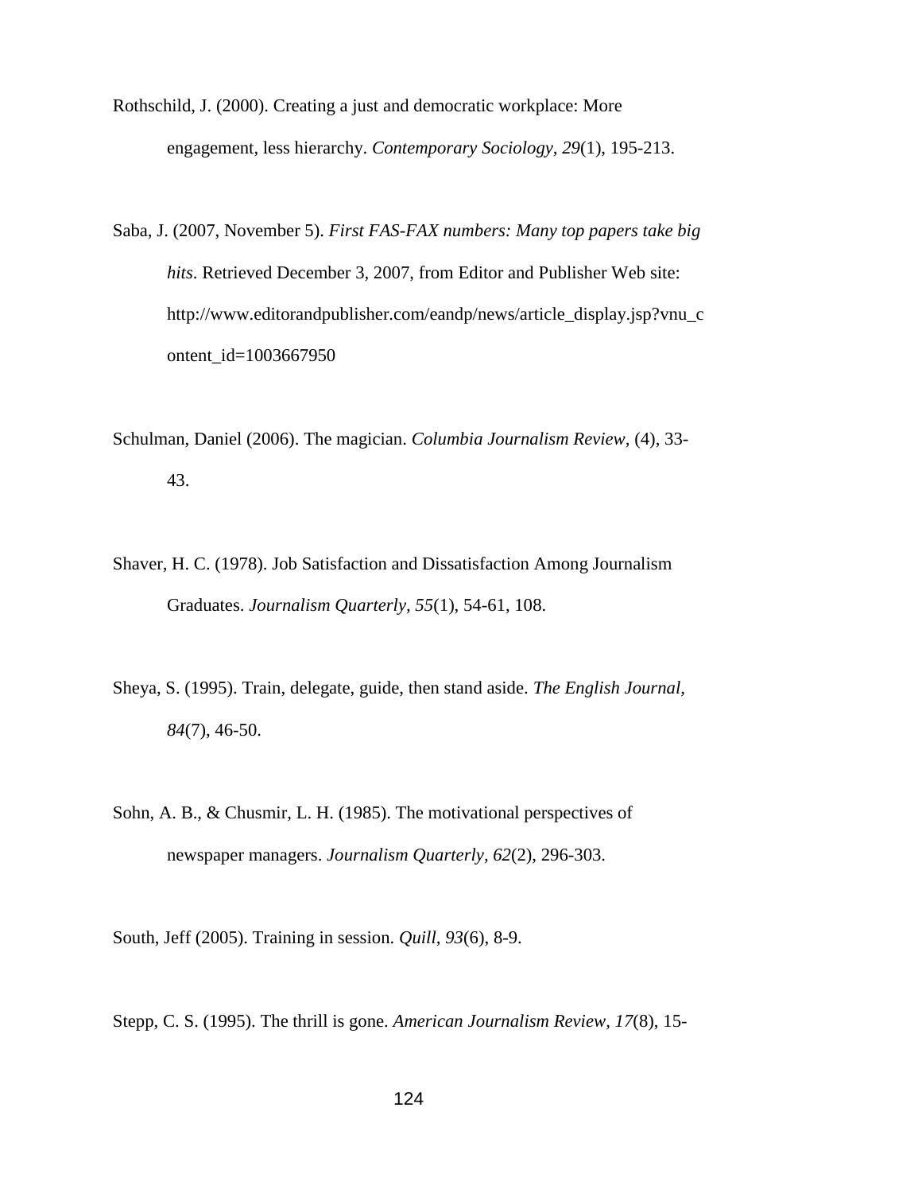Rothschild, J. (2000). Creating a just and democratic workplace: More engagement, less hierarchy. *Contemporary Sociology*, *29*(1), 195-213.

Saba, J. (2007, November 5). *First FAS-FAX numbers: Many top papers take big hits*. Retrieved December 3, 2007, from Editor and Publisher Web site: http://www.editorandpublisher.com/eandp/news/article_display.jsp?vnu_content_id=1003667950

Schulman, Daniel (2006). The magician. *Columbia Journalism Review*, (4), 33-43.

Shaver, H. C. (1978). Job Satisfaction and Dissatisfaction Among Journalism Graduates. *Journalism Quarterly, 55*(1), 54-61, 108.

Sheya, S. (1995). Train, delegate, guide, then stand aside. *The English Journal, 84*(7), 46-50.

Sohn, A. B., & Chusmir, L. H. (1985). The motivational perspectives of newspaper managers. *Journalism Quarterly, 62*(2), 296-303.

South, Jeff (2005). Training in session. *Quill, 93*(6), 8-9.

Stepp, C. S. (1995). The thrill is gone. *American Journalism Review, 17*(8), 15-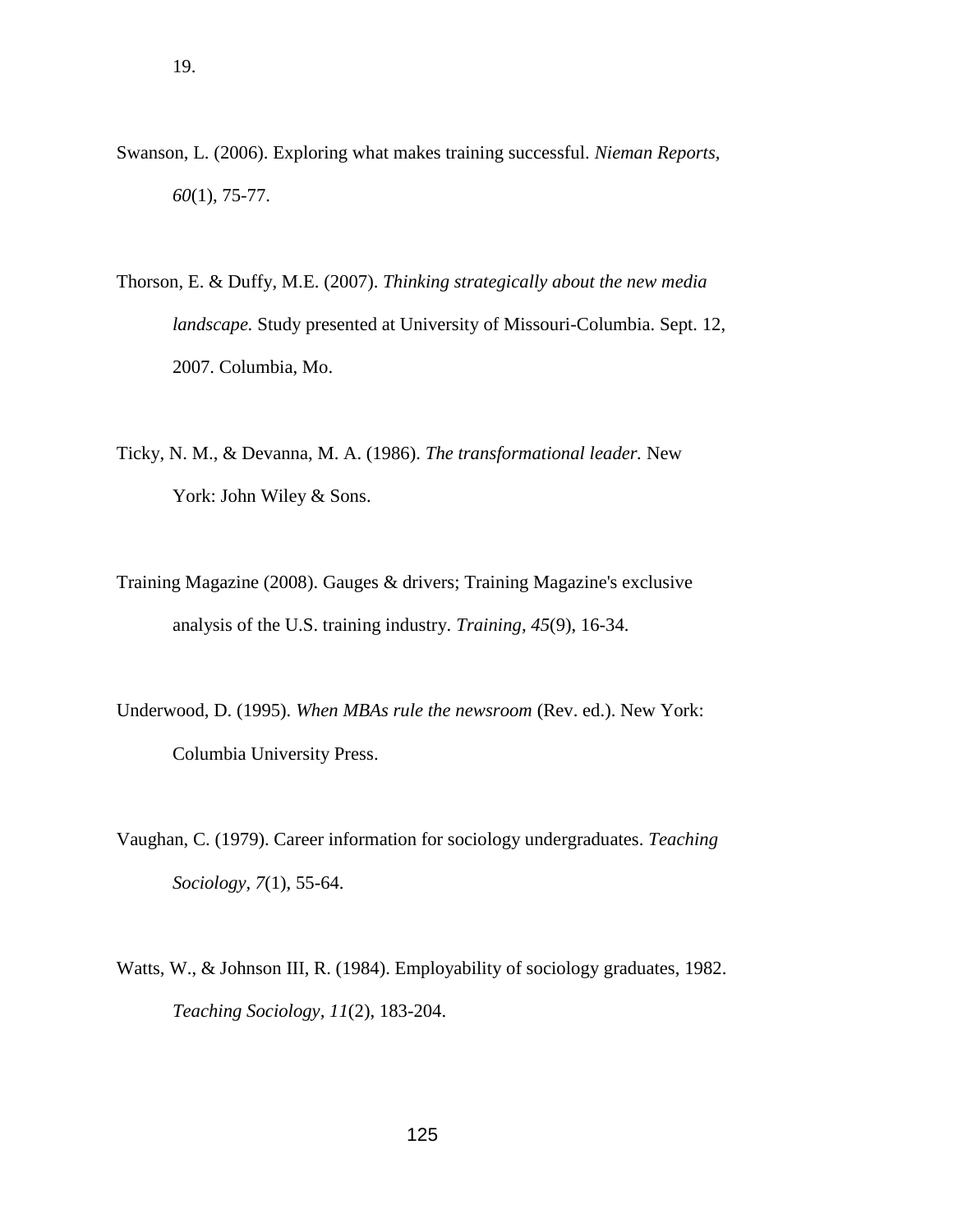19.

Swanson, L. (2006). Exploring what makes training successful. *Nieman Reports, 60*(1), 75-77.

Thorson, E. & Duffy, M.E. (2007). *Thinking strategically about the new media landscape.* Study presented at University of Missouri-Columbia. Sept. 12, 2007. Columbia, Mo.

Ticky, N. M., & Devanna, M. A. (1986). *The transformational leader.* New York: John Wiley & Sons.

Training Magazine (2008). Gauges & drivers; Training Magazine's exclusive analysis of the U.S. training industry. *Training, 45*(9), 16-34.

Underwood, D. (1995). *When MBAs rule the newsroom* (Rev. ed.). New York: Columbia University Press.

Vaughan, C. (1979). Career information for sociology undergraduates. *Teaching Sociology, 7*(1), 55-64.

Watts, W., & Johnson III, R. (1984). Employability of sociology graduates, 1982. *Teaching Sociology, 11*(2), 183-204.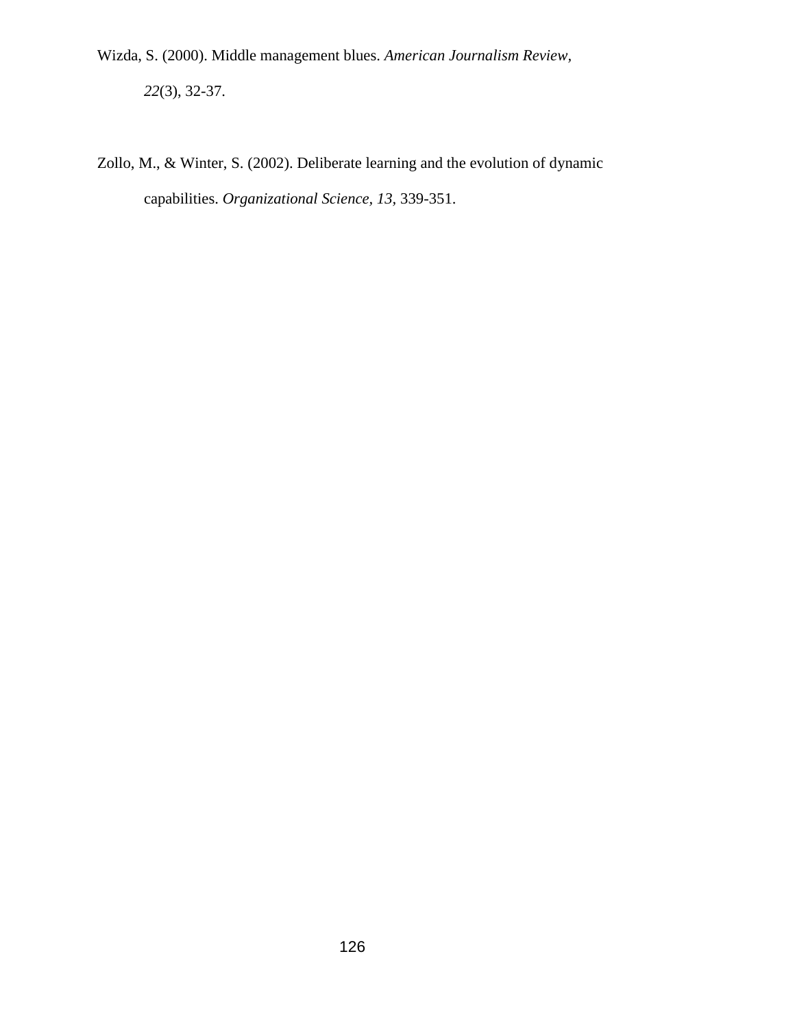Wizda, S. (2000). Middle management blues. *American Journalism Review, 22*(3), 32-37.

Zollo, M., & Winter, S. (2002). Deliberate learning and the evolution of dynamic capabilities. *Organizational Science, 13,* 339-351.